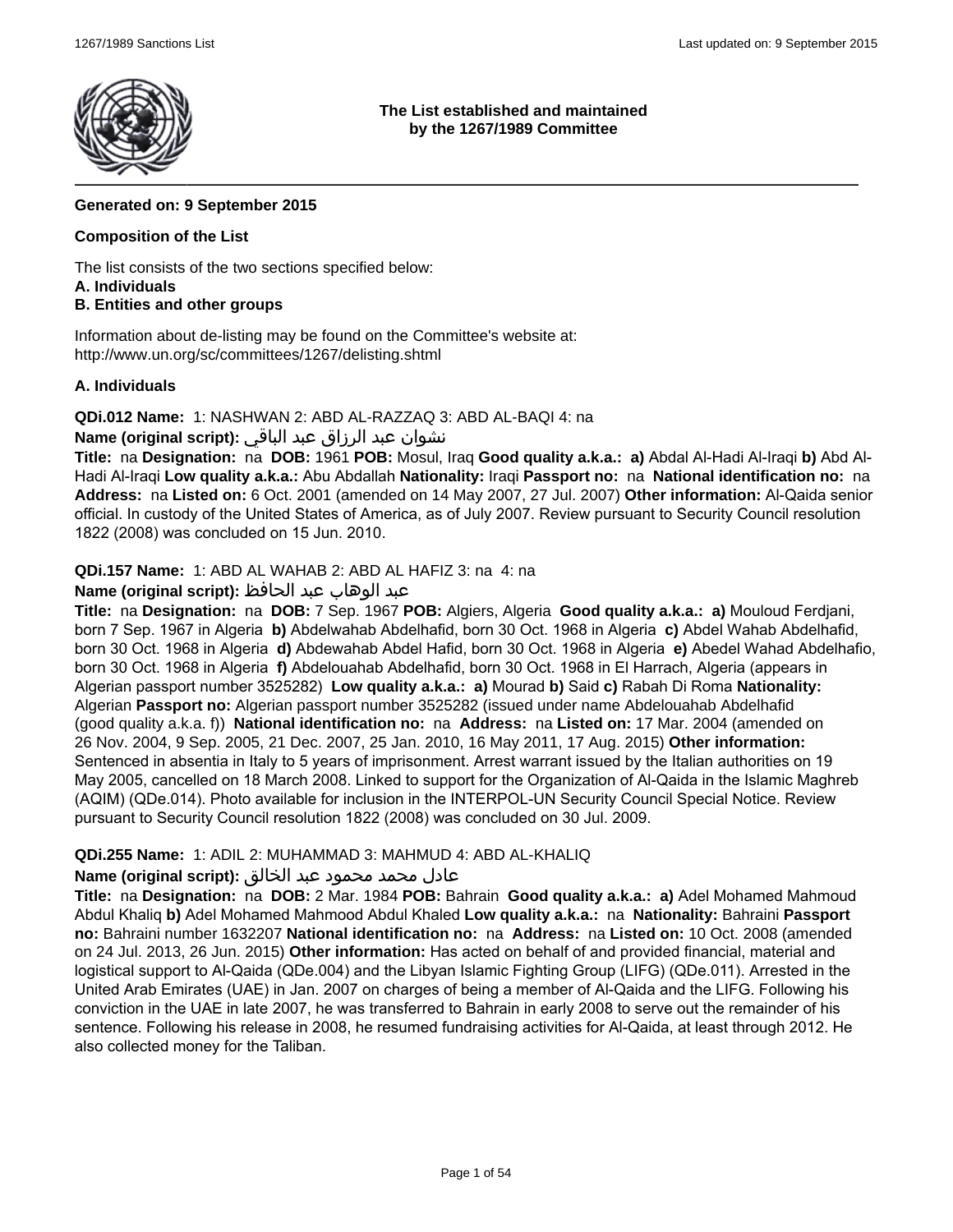**The List established and maintained by the 1267/1989 Committee**

**Generated on: 9 September 2015**

**Composition of the List**

The list consists of the two sections specified below:
**A. Individuals**
**B. Entities and other groups**

Information about de-listing may be found on the Committee's website at:
http://www.un.org/sc/committees/1267/delisting.shtml

**A. Individuals**

**QDi.012 Name:** 1: NASHWAN 2: ABD AL-RAZZAQ 3: ABD AL-BAQI 4: na
**Name (original script):** نشوان عبد الرزاق عبد الباقي
**Title:** na **Designation:** na **DOB:** 1961 **POB:** Mosul, Iraq **Good quality a.k.a.:** **a)** Abdal Al-Hadi Al-Iraqi **b)** Abd Al-Hadi Al-Iraqi **Low quality a.k.a.:** Abu Abdallah **Nationality:** Iraqi **Passport no:** na **National identification no:** na **Address:** na **Listed on:** 6 Oct. 2001 (amended on 14 May 2007, 27 Jul. 2007) **Other information:** Al-Qaida senior official. In custody of the United States of America, as of July 2007. Review pursuant to Security Council resolution 1822 (2008) was concluded on 15 Jun. 2010.

**QDi.157 Name:** 1: ABD AL WAHAB 2: ABD AL HAFIZ 3: na 4: na
**Name (original script):** عبد الوهاب عبد الحافظ
**Title:** na **Designation:** na **DOB:** 7 Sep. 1967 **POB:** Algiers, Algeria **Good quality a.k.a.:** **a)** Mouloud Ferdjani, born 7 Sep. 1967 in Algeria **b)** Abdelwahab Abdelhafid, born 30 Oct. 1968 in Algeria **c)** Abdel Wahab Abdelhafid, born 30 Oct. 1968 in Algeria **d)** Abdewahab Abdel Hafid, born 30 Oct. 1968 in Algeria **e)** Abedel Wahad Abdelhafio, born 30 Oct. 1968 in Algeria **f)** Abdelouahab Abdelhafid, born 30 Oct. 1968 in El Harrach, Algeria (appears in Algerian passport number 3525282) **Low quality a.k.a.:** **a)** Mourad **b)** Said **c)** Rabah Di Roma **Nationality:** Algerian **Passport no:** Algerian passport number 3525282 (issued under name Abdelouahab Abdelhafid (good quality a.k.a. f)) **National identification no:** na **Address:** na **Listed on:** 17 Mar. 2004 (amended on 26 Nov. 2004, 9 Sep. 2005, 21 Dec. 2007, 25 Jan. 2010, 16 May 2011, 17 Aug. 2015) **Other information:** Sentenced in absentia in Italy to 5 years of imprisonment. Arrest warrant issued by the Italian authorities on 19 May 2005, cancelled on 18 March 2008. Linked to support for the Organization of Al-Qaida in the Islamic Maghreb (AQIM) (QDe.014). Photo available for inclusion in the INTERPOL-UN Security Council Special Notice. Review pursuant to Security Council resolution 1822 (2008) was concluded on 30 Jul. 2009.

**QDi.255 Name:** 1: ADIL 2: MUHAMMAD 3: MAHMUD 4: ABD AL-KHALIQ
**Name (original script):** عادل محمد محمود عبد الخالق
**Title:** na **Designation:** na **DOB:** 2 Mar. 1984 **POB:** Bahrain **Good quality a.k.a.:** **a)** Adel Mohamed Mahmoud Abdul Khaliq **b)** Adel Mohamed Mahmood Abdul Khaled **Low quality a.k.a.:** na **Nationality:** Bahraini **Passport no:** Bahraini number 1632207 **National identification no:** na **Address:** na **Listed on:** 10 Oct. 2008 (amended on 24 Jul. 2013, 26 Jun. 2015) **Other information:** Has acted on behalf of and provided financial, material and logistical support to Al-Qaida (QDe.004) and the Libyan Islamic Fighting Group (LIFG) (QDe.011). Arrested in the United Arab Emirates (UAE) in Jan. 2007 on charges of being a member of Al-Qaida and the LIFG. Following his conviction in the UAE in late 2007, he was transferred to Bahrain in early 2008 to serve out the remainder of his sentence. Following his release in 2008, he resumed fundraising activities for Al-Qaida, at least through 2012. He also collected money for the Taliban.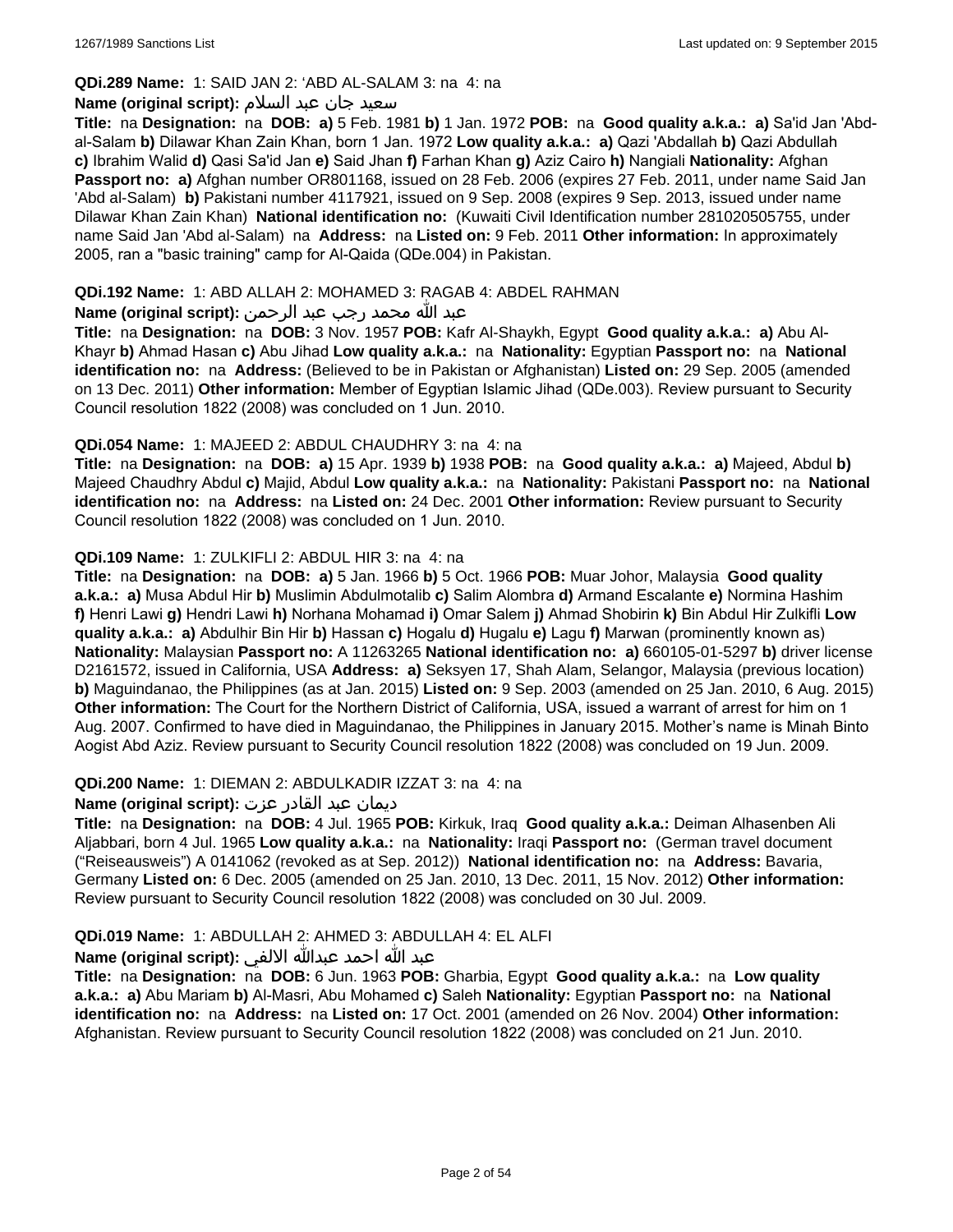**QDi.289 Name:** 1: SAID JAN 2: 'ABD AL-SALAM 3: na 4: na

**Name (original script):** سعيد جان عبد السلام

**Title:** na **Designation:** na **DOB:** **a)** 5 Feb. 1981 **b)** 1 Jan. 1972 **POB:** na **Good quality a.k.a.:** **a)** Sa'id Jan 'Abd-al-Salam **b)** Dilawar Khan Zain Khan, born 1 Jan. 1972 **Low quality a.k.a.:** **a)** Qazi 'Abdallah **b)** Qazi Abdullah **c)** Ibrahim Walid **d)** Qasi Sa'id Jan **e)** Said Jhan **f)** Farhan Khan **g)** Aziz Cairo **h)** Nangiali **Nationality:** Afghan **Passport no:** **a)** Afghan number OR801168, issued on 28 Feb. 2006 (expires 27 Feb. 2011, under name Said Jan 'Abd al-Salam) **b)** Pakistani number 4117921, issued on 9 Sep. 2008 (expires 9 Sep. 2013, issued under name Dilawar Khan Zain Khan) **National identification no:** (Kuwaiti Civil Identification number 281020505755, under name Said Jan 'Abd al-Salam) na **Address:** na **Listed on:** 9 Feb. 2011 **Other information:** In approximately 2005, ran a "basic training" camp for Al-Qaida (QDe.004) in Pakistan.

**QDi.192 Name:** 1: ABD ALLAH 2: MOHAMED 3: RAGAB 4: ABDEL RAHMAN

**Name (original script):** عبد الله محمد رجب عبد الرحمن

**Title:** na **Designation:** na **DOB:** 3 Nov. 1957 **POB:** Kafr Al-Shaykh, Egypt **Good quality a.k.a.:** **a)** Abu Al-Khayr **b)** Ahmad Hasan **c)** Abu Jihad **Low quality a.k.a.:** na **Nationality:** Egyptian **Passport no:** na **National identification no:** na **Address:** (Believed to be in Pakistan or Afghanistan) **Listed on:** 29 Sep. 2005 (amended on 13 Dec. 2011) **Other information:** Member of Egyptian Islamic Jihad (QDe.003). Review pursuant to Security Council resolution 1822 (2008) was concluded on 1 Jun. 2010.

**QDi.054 Name:** 1: MAJEED 2: ABDUL CHAUDHRY 3: na 4: na

**Title:** na **Designation:** na **DOB:** **a)** 15 Apr. 1939 **b)** 1938 **POB:** na **Good quality a.k.a.:** **a)** Majeed, Abdul **b)** Majeed Chaudhry Abdul **c)** Majid, Abdul **Low quality a.k.a.:** na **Nationality:** Pakistani **Passport no:** na **National identification no:** na **Address:** na **Listed on:** 24 Dec. 2001 **Other information:** Review pursuant to Security Council resolution 1822 (2008) was concluded on 1 Jun. 2010.

**QDi.109 Name:** 1: ZULKIFLI 2: ABDUL HIR 3: na 4: na

**Title:** na **Designation:** na **DOB:** **a)** 5 Jan. 1966 **b)** 5 Oct. 1966 **POB:** Muar Johor, Malaysia **Good quality a.k.a.:** **a)** Musa Abdul Hir **b)** Muslimin Abdulmotalib **c)** Salim Alombra **d)** Armand Escalante **e)** Normina Hashim **f)** Henri Lawi **g)** Hendri Lawi **h)** Norhana Mohamad **i)** Omar Salem **j)** Ahmad Shobirin **k)** Bin Abdul Hir Zulkifli **Low quality a.k.a.:** **a)** Abdulhir Bin Hir **b)** Hassan **c)** Hogalu **d)** Hugalu **e)** Lagu **f)** Marwan (prominently known as) **Nationality:** Malaysian **Passport no:** A 11263265 **National identification no:** **a)** 660105-01-5297 **b)** driver license D2161572, issued in California, USA **Address:** **a)** Seksyen 17, Shah Alam, Selangor, Malaysia (previous location) **b)** Maguindanao, the Philippines (as at Jan. 2015) **Listed on:** 9 Sep. 2003 (amended on 25 Jan. 2010, 6 Aug. 2015) **Other information:** The Court for the Northern District of California, USA, issued a warrant of arrest for him on 1 Aug. 2007. Confirmed to have died in Maguindanao, the Philippines in January 2015. Mother's name is Minah Binto Aogist Abd Aziz. Review pursuant to Security Council resolution 1822 (2008) was concluded on 19 Jun. 2009.

**QDi.200 Name:** 1: DIEMAN 2: ABDULKADIR IZZAT 3: na 4: na

**Name (original script):** ديمان عبد القادر عزت

**Title:** na **Designation:** na **DOB:** 4 Jul. 1965 **POB:** Kirkuk, Iraq **Good quality a.k.a.:** Deiman Alhasenben Ali Aljabbari, born 4 Jul. 1965 **Low quality a.k.a.:** na **Nationality:** Iraqi **Passport no:** (German travel document ("Reiseausweis") A 0141062 (revoked as at Sep. 2012)) **National identification no:** na **Address:** Bavaria, Germany **Listed on:** 6 Dec. 2005 (amended on 25 Jan. 2010, 13 Dec. 2011, 15 Nov. 2012) **Other information:** Review pursuant to Security Council resolution 1822 (2008) was concluded on 30 Jul. 2009.

**QDi.019 Name:** 1: ABDULLAH 2: AHMED 3: ABDULLAH 4: EL ALFI

**Name (original script):** عبد الله احمد عبدالله الالفي

**Title:** na **Designation:** na **DOB:** 6 Jun. 1963 **POB:** Gharbia, Egypt **Good quality a.k.a.:** na **Low quality a.k.a.:** **a)** Abu Mariam **b)** Al-Masri, Abu Mohamed **c)** Saleh **Nationality:** Egyptian **Passport no:** na **National identification no:** na **Address:** na **Listed on:** 17 Oct. 2001 (amended on 26 Nov. 2004) **Other information:** Afghanistan. Review pursuant to Security Council resolution 1822 (2008) was concluded on 21 Jun. 2010.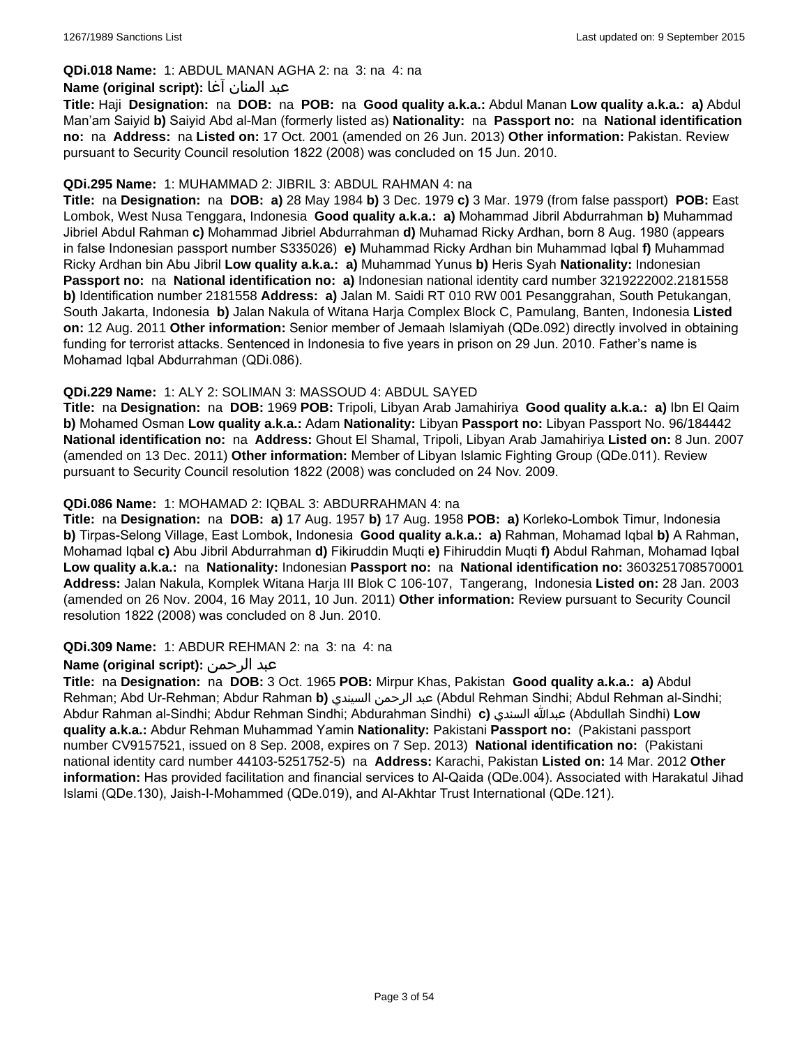**QDi.018 Name:** 1: ABDUL MANAN AGHA 2: na 3: na 4: na

**Name (original script):** عبد المنان آغا

**Title:** Haji **Designation:** na **DOB:** na **POB:** na **Good quality a.k.a.:** Abdul Manan **Low quality a.k.a.:** **a)** Abdul Man'am Saiyid **b)** Saiyid Abd al-Man (formerly listed as) **Nationality:** na **Passport no:** na **National identification no:** na **Address:** na **Listed on:** 17 Oct. 2001 (amended on 26 Jun. 2013) **Other information:** Pakistan. Review pursuant to Security Council resolution 1822 (2008) was concluded on 15 Jun. 2010.

**QDi.295 Name:** 1: MUHAMMAD 2: JIBRIL 3: ABDUL RAHMAN 4: na

**Title:** na **Designation:** na **DOB:** **a)** 28 May 1984 **b)** 3 Dec. 1979 **c)** 3 Mar. 1979 (from false passport) **POB:** East Lombok, West Nusa Tenggara, Indonesia **Good quality a.k.a.:** **a)** Mohammad Jibril Abdurrahman **b)** Muhammad Jibriel Abdul Rahman **c)** Mohammad Jibriel Abdurrahman **d)** Muhamad Ricky Ardhan, born 8 Aug. 1980 (appears in false Indonesian passport number S335026) **e)** Muhammad Ricky Ardhan bin Muhammad Iqbal **f)** Muhammad Ricky Ardhan bin Abu Jibril **Low quality a.k.a.:** **a)** Muhammad Yunus **b)** Heris Syah **Nationality:** Indonesian **Passport no:** na **National identification no:** **a)** Indonesian national identity card number 3219222002.2181558 **b)** Identification number 2181558 **Address:** **a)** Jalan M. Saidi RT 010 RW 001 Pesanggrahan, South Petukangan, South Jakarta, Indonesia **b)** Jalan Nakula of Witana Harja Complex Block C, Pamulang, Banten, Indonesia **Listed on:** 12 Aug. 2011 **Other information:** Senior member of Jemaah Islamiyah (QDe.092) directly involved in obtaining funding for terrorist attacks. Sentenced in Indonesia to five years in prison on 29 Jun. 2010. Father's name is Mohamad Iqbal Abdurrahman (QDi.086).

**QDi.229 Name:** 1: ALY 2: SOLIMAN 3: MASSOUD 4: ABDUL SAYED

**Title:** na **Designation:** na **DOB:** 1969 **POB:** Tripoli, Libyan Arab Jamahiriya **Good quality a.k.a.:** **a)** Ibn El Qaim **b)** Mohamed Osman **Low quality a.k.a.:** Adam **Nationality:** Libyan **Passport no:** Libyan Passport No. 96/184442 **National identification no:** na **Address:** Ghout El Shamal, Tripoli, Libyan Arab Jamahiriya **Listed on:** 8 Jun. 2007 (amended on 13 Dec. 2011) **Other information:** Member of Libyan Islamic Fighting Group (QDe.011). Review pursuant to Security Council resolution 1822 (2008) was concluded on 24 Nov. 2009.

**QDi.086 Name:** 1: MOHAMAD 2: IQBAL 3: ABDURRAHMAN 4: na

**Title:** na **Designation:** na **DOB:** **a)** 17 Aug. 1957 **b)** 17 Aug. 1958 **POB:** **a)** Korleko-Lombok Timur, Indonesia **b)** Tirpas-Selong Village, East Lombok, Indonesia **Good quality a.k.a.:** **a)** Rahman, Mohamad Iqbal **b)** A Rahman, Mohamad Iqbal **c)** Abu Jibril Abdurrahman **d)** Fikiruddin Muqti **e)** Fihiruddin Muqti **f)** Abdul Rahman, Mohamad Iqbal **Low quality a.k.a.:** na **Nationality:** Indonesian **Passport no:** na **National identification no:** 3603251708570001 **Address:** Jalan Nakula, Komplek Witana Harja III Blok C 106-107, Tangerang, Indonesia **Listed on:** 28 Jan. 2003 (amended on 26 Nov. 2004, 16 May 2011, 10 Jun. 2011) **Other information:** Review pursuant to Security Council resolution 1822 (2008) was concluded on 8 Jun. 2010.

**QDi.309 Name:** 1: ABDUR REHMAN 2: na 3: na 4: na

**Name (original script):** عبد الرحمن

**Title:** na **Designation:** na **DOB:** 3 Oct. 1965 **POB:** Mirpur Khas, Pakistan **Good quality a.k.a.:** **a)** Abdul Rehman; Abd Ur-Rehman; Abdur Rahman **b)** عبد الرحمن السيندي (Abdul Rehman Sindhi; Abdul Rehman al-Sindhi; Abdur Rahman al-Sindhi; Abdur Rehman Sindhi; Abdurahman Sindhi) **c)** عبدالله السندي (Abdullah Sindhi) **Low quality a.k.a.:** Abdur Rehman Muhammad Yamin **Nationality:** Pakistani **Passport no:** (Pakistani passport number CV9157521, issued on 8 Sep. 2008, expires on 7 Sep. 2013) **National identification no:** (Pakistani national identity card number 44103-5251752-5) na **Address:** Karachi, Pakistan **Listed on:** 14 Mar. 2012 **Other information:** Has provided facilitation and financial services to Al-Qaida (QDe.004). Associated with Harakatul Jihad Islami (QDe.130), Jaish-I-Mohammed (QDe.019), and Al-Akhtar Trust International (QDe.121).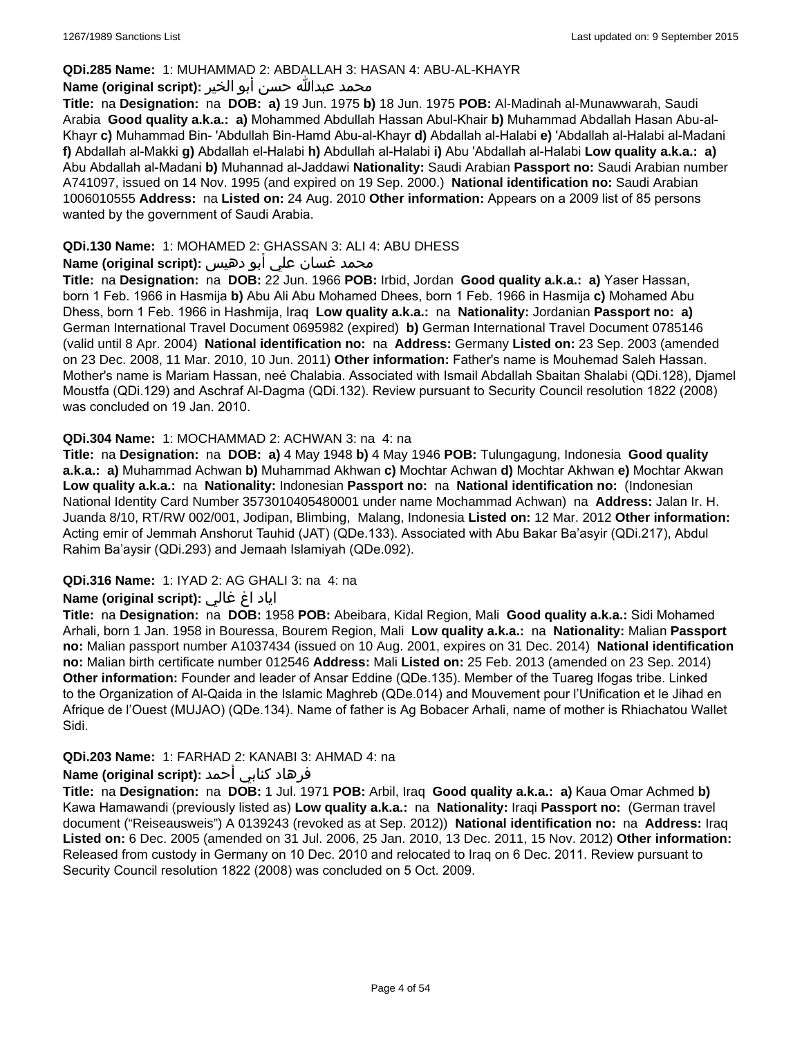**QDi.285 Name:** 1: MUHAMMAD 2: ABDALLAH 3: HASAN 4: ABU-AL-KHAYR

**Name (original script):** محمد عبدالله حسن أبو الخير

**Title:** na **Designation:** na **DOB:** **a)** 19 Jun. 1975 **b)** 18 Jun. 1975 **POB:** Al-Madinah al-Munawwarah, Saudi Arabia **Good quality a.k.a.:** **a)** Mohammed Abdullah Hassan Abul-Khair **b)** Muhammad Abdallah Hasan Abu-al-Khayr **c)** Muhammad Bin- 'Abdullah Bin-Hamd Abu-al-Khayr **d)** Abdallah al-Halabi **e)** 'Abdallah al-Halabi al-Madani **f)** Abdallah al-Makki **g)** Abdallah el-Halabi **h)** Abdullah al-Halabi **i)** Abu 'Abdallah al-Halabi **Low quality a.k.a.:** **a)** Abu Abdallah al-Madani **b)** Muhannad al-Jaddawi **Nationality:** Saudi Arabian **Passport no:** Saudi Arabian number A741097, issued on 14 Nov. 1995 (and expired on 19 Sep. 2000.) **National identification no:** Saudi Arabian 1006010555 **Address:** na **Listed on:** 24 Aug. 2010 **Other information:** Appears on a 2009 list of 85 persons wanted by the government of Saudi Arabia.

**QDi.130 Name:** 1: MOHAMED 2: GHASSAN 3: ALI 4: ABU DHESS

**Name (original script):** محمد غسان علي أبو دهيس

**Title:** na **Designation:** na **DOB:** 22 Jun. 1966 **POB:** Irbid, Jordan **Good quality a.k.a.:** **a)** Yaser Hassan, born 1 Feb. 1966 in Hasmija **b)** Abu Ali Abu Mohamed Dhees, born 1 Feb. 1966 in Hasmija **c)** Mohamed Abu Dhess, born 1 Feb. 1966 in Hashmija, Iraq **Low quality a.k.a.:** na **Nationality:** Jordanian **Passport no:** **a)** German International Travel Document 0695982 (expired) **b)** German International Travel Document 0785146 (valid until 8 Apr. 2004) **National identification no:** na **Address:** Germany **Listed on:** 23 Sep. 2003 (amended on 23 Dec. 2008, 11 Mar. 2010, 10 Jun. 2011) **Other information:** Father's name is Mouhemad Saleh Hassan. Mother's name is Mariam Hassan, neé Chalabia. Associated with Ismail Abdallah Sbaitan Shalabi (QDi.128), Djamel Moustfa (QDi.129) and Aschraf Al-Dagma (QDi.132). Review pursuant to Security Council resolution 1822 (2008) was concluded on 19 Jan. 2010.

**QDi.304 Name:** 1: MOCHAMMAD 2: ACHWAN 3: na 4: na

**Title:** na **Designation:** na **DOB:** **a)** 4 May 1948 **b)** 4 May 1946 **POB:** Tulungagung, Indonesia **Good quality a.k.a.:** **a)** Muhammad Achwan **b)** Muhammad Akhwan **c)** Mochtar Achwan **d)** Mochtar Akhwan **e)** Mochtar Akwan **Low quality a.k.a.:** na **Nationality:** Indonesian **Passport no:** na **National identification no:** (Indonesian National Identity Card Number 3573010405480001 under name Mochammad Achwan) na **Address:** Jalan Ir. H. Juanda 8/10, RT/RW 002/001, Jodipan, Blimbing, Malang, Indonesia **Listed on:** 12 Mar. 2012 **Other information:** Acting emir of Jemmah Anshorut Tauhid (JAT) (QDe.133). Associated with Abu Bakar Ba'asyir (QDi.217), Abdul Rahim Ba'aysir (QDi.293) and Jemaah Islamiyah (QDe.092).

**QDi.316 Name:** 1: IYAD 2: AG GHALI 3: na 4: na

**Name (original script):** اياد اغ غالي

**Title:** na **Designation:** na **DOB:** 1958 **POB:** Abeibara, Kidal Region, Mali **Good quality a.k.a.:** Sidi Mohamed Arhali, born 1 Jan. 1958 in Bouressa, Bourem Region, Mali **Low quality a.k.a.:** na **Nationality:** Malian **Passport no:** Malian passport number A1037434 (issued on 10 Aug. 2001, expires on 31 Dec. 2014) **National identification no:** Malian birth certificate number 012546 **Address:** Mali **Listed on:** 25 Feb. 2013 (amended on 23 Sep. 2014) **Other information:** Founder and leader of Ansar Eddine (QDe.135). Member of the Tuareg Ifogas tribe. Linked to the Organization of Al-Qaida in the Islamic Maghreb (QDe.014) and Mouvement pour l'Unification et le Jihad en Afrique de l'Ouest (MUJAO) (QDe.134). Name of father is Ag Bobacer Arhali, name of mother is Rhiachatou Wallet Sidi.

**QDi.203 Name:** 1: FARHAD 2: KANABI 3: AHMAD 4: na

**Name (original script):** فرهاد كنابي أحمد

**Title:** na **Designation:** na **DOB:** 1 Jul. 1971 **POB:** Arbil, Iraq **Good quality a.k.a.:** **a)** Kaua Omar Achmed **b)** Kawa Hamawandi (previously listed as) **Low quality a.k.a.:** na **Nationality:** Iraqi **Passport no:** (German travel document ("Reiseausweis") A 0139243 (revoked as at Sep. 2012)) **National identification no:** na **Address:** Iraq **Listed on:** 6 Dec. 2005 (amended on 31 Jul. 2006, 25 Jan. 2010, 13 Dec. 2011, 15 Nov. 2012) **Other information:** Released from custody in Germany on 10 Dec. 2010 and relocated to Iraq on 6 Dec. 2011. Review pursuant to Security Council resolution 1822 (2008) was concluded on 5 Oct. 2009.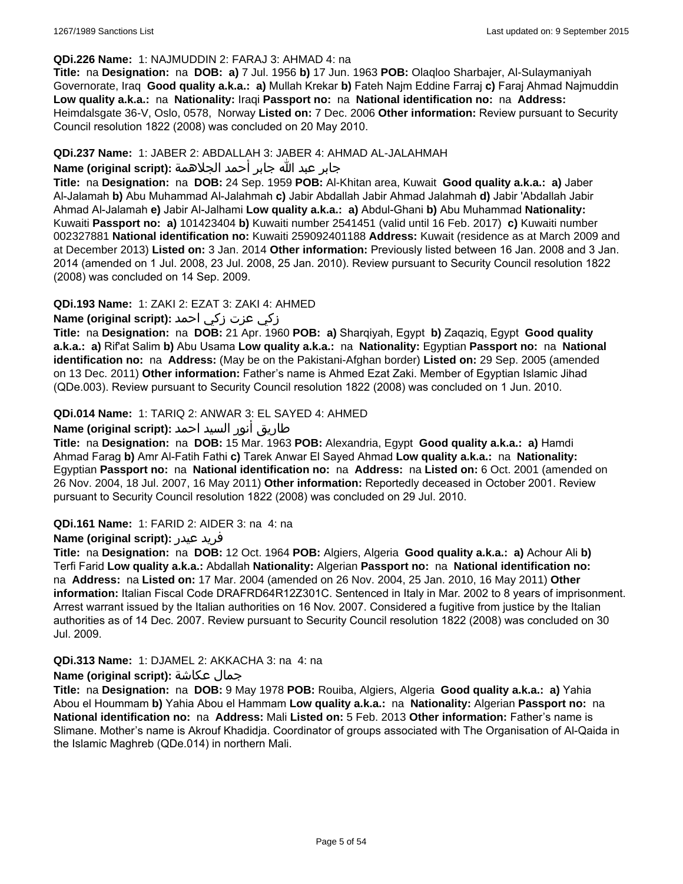**QDi.226 Name:** 1: NAJMUDDIN 2: FARAJ 3: AHMAD 4: na

**Title:** na **Designation:** na **DOB:** **a)** 7 Jul. 1956 **b)** 17 Jun. 1963 **POB:** Olaqloo Sharbajer, Al-Sulaymaniyah Governorate, Iraq **Good quality a.k.a.:** **a)** Mullah Krekar **b)** Fateh Najm Eddine Farraj **c)** Faraj Ahmad Najmuddin **Low quality a.k.a.:** na **Nationality:** Iraqi **Passport no:** na **National identification no:** na **Address:** Heimdalsgate 36-V, Oslo, 0578, Norway **Listed on:** 7 Dec. 2006 **Other information:** Review pursuant to Security Council resolution 1822 (2008) was concluded on 20 May 2010.

**QDi.237 Name:** 1: JABER 2: ABDALLAH 3: JABER 4: AHMAD AL-JALAHMAH

**Name (original script):** جابر عبد الله جابر أحمد الجلاهمة

**Title:** na **Designation:** na **DOB:** 24 Sep. 1959 **POB:** Al-Khitan area, Kuwait **Good quality a.k.a.:** **a)** Jaber Al-Jalamah **b)** Abu Muhammad Al-Jalahmah **c)** Jabir Abdallah Jabir Ahmad Jalahmah **d)** Jabir 'Abdallah Jabir Ahmad Al-Jalamah **e)** Jabir Al-Jalhami **Low quality a.k.a.:** **a)** Abdul-Ghani **b)** Abu Muhammad **Nationality:** Kuwaiti **Passport no:** **a)** 101423404 **b)** Kuwaiti number 2541451 (valid until 16 Feb. 2017) **c)** Kuwaiti number 002327881 **National identification no:** Kuwaiti 259092401188 **Address:** Kuwait (residence as at March 2009 and at December 2013) **Listed on:** 3 Jan. 2014 **Other information:** Previously listed between 16 Jan. 2008 and 3 Jan. 2014 (amended on 1 Jul. 2008, 23 Jul. 2008, 25 Jan. 2010). Review pursuant to Security Council resolution 1822 (2008) was concluded on 14 Sep. 2009.

**QDi.193 Name:** 1: ZAKI 2: EZAT 3: ZAKI 4: AHMED

**Name (original script):** زكي عزت زكي احمد

**Title:** na **Designation:** na **DOB:** 21 Apr. 1960 **POB:** **a)** Sharqiyah, Egypt **b)** Zaqaziq, Egypt **Good quality a.k.a.:** **a)** Rif'at Salim **b)** Abu Usama **Low quality a.k.a.:** na **Nationality:** Egyptian **Passport no:** na **National identification no:** na **Address:** (May be on the Pakistani-Afghan border) **Listed on:** 29 Sep. 2005 (amended on 13 Dec. 2011) **Other information:** Father's name is Ahmed Ezat Zaki. Member of Egyptian Islamic Jihad (QDe.003). Review pursuant to Security Council resolution 1822 (2008) was concluded on 1 Jun. 2010.

**QDi.014 Name:** 1: TARIQ 2: ANWAR 3: EL SAYED 4: AHMED

**Name (original script):** طارق أنور السيد احمد

**Title:** na **Designation:** na **DOB:** 15 Mar. 1963 **POB:** Alexandria, Egypt **Good quality a.k.a.:** **a)** Hamdi Ahmad Farag **b)** Amr Al-Fatih Fathi **c)** Tarek Anwar El Sayed Ahmad **Low quality a.k.a.:** na **Nationality:** Egyptian **Passport no:** na **National identification no:** na **Address:** na **Listed on:** 6 Oct. 2001 (amended on 26 Nov. 2004, 18 Jul. 2007, 16 May 2011) **Other information:** Reportedly deceased in October 2001. Review pursuant to Security Council resolution 1822 (2008) was concluded on 29 Jul. 2010.

**QDi.161 Name:** 1: FARID 2: AIDER 3: na 4: na

**Name (original script):** فريد عيدر

**Title:** na **Designation:** na **DOB:** 12 Oct. 1964 **POB:** Algiers, Algeria **Good quality a.k.a.:** **a)** Achour Ali **b)** Terfi Farid **Low quality a.k.a.:** Abdallah **Nationality:** Algerian **Passport no:** na **National identification no:** na **Address:** na **Listed on:** 17 Mar. 2004 (amended on 26 Nov. 2004, 25 Jan. 2010, 16 May 2011) **Other information:** Italian Fiscal Code DRAFRD64R12Z301C. Sentenced in Italy in Mar. 2002 to 8 years of imprisonment. Arrest warrant issued by the Italian authorities on 16 Nov. 2007. Considered a fugitive from justice by the Italian authorities as of 14 Dec. 2007. Review pursuant to Security Council resolution 1822 (2008) was concluded on 30 Jul. 2009.

**QDi.313 Name:** 1: DJAMEL 2: AKKACHA 3: na 4: na

**Name (original script):** جمال عكاشة

**Title:** na **Designation:** na **DOB:** 9 May 1978 **POB:** Rouiba, Algiers, Algeria **Good quality a.k.a.:** **a)** Yahia Abou el Hoummam **b)** Yahia Abou el Hammam **Low quality a.k.a.:** na **Nationality:** Algerian **Passport no:** na **National identification no:** na **Address:** Mali **Listed on:** 5 Feb. 2013 **Other information:** Father's name is Slimane. Mother's name is Akrouf Khadidja. Coordinator of groups associated with The Organisation of Al-Qaida in the Islamic Maghreb (QDe.014) in northern Mali.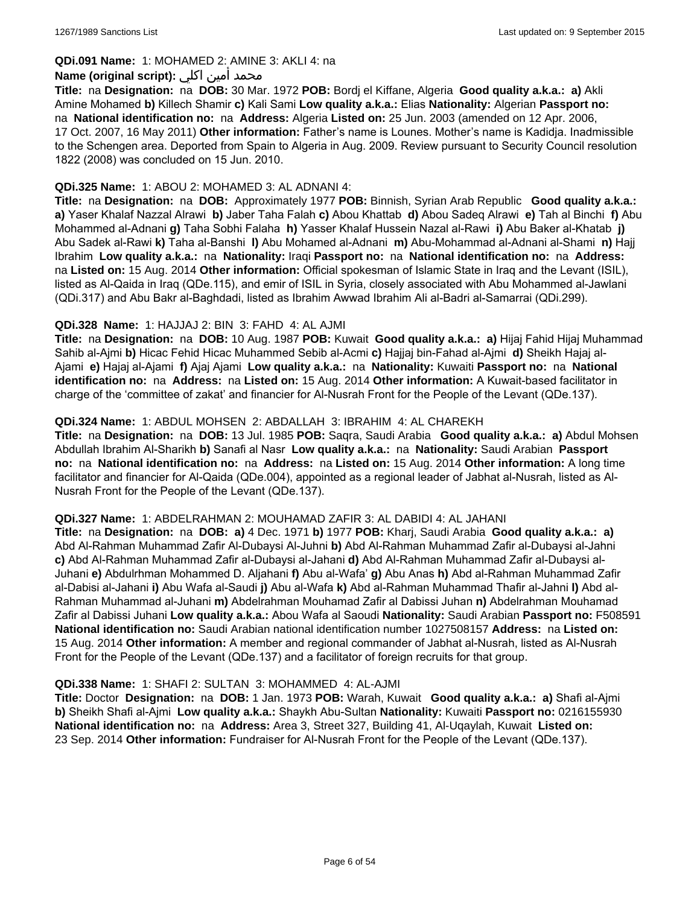**QDi.091 Name:** 1: MOHAMED 2: AMINE 3: AKLI 4: na

**Name (original script):** محمد أمين اكلي

**Title:** na **Designation:** na **DOB:** 30 Mar. 1972 **POB:** Bordj el Kiffane, Algeria **Good quality a.k.a.: a)** Akli Amine Mohamed **b)** Killech Shamir **c)** Kali Sami **Low quality a.k.a.:** Elias **Nationality:** Algerian **Passport no:** na **National identification no:** na **Address:** Algeria **Listed on:** 25 Jun. 2003 (amended on 12 Apr. 2006, 17 Oct. 2007, 16 May 2011) **Other information:** Father's name is Lounes. Mother's name is Kadidja. Inadmissible to the Schengen area. Deported from Spain to Algeria in Aug. 2009. Review pursuant to Security Council resolution 1822 (2008) was concluded on 15 Jun. 2010.

**QDi.325 Name:** 1: ABOU 2: MOHAMED 3: AL ADNANI 4:

**Title:** na **Designation:** na **DOB:** Approximately 1977 **POB:** Binnish, Syrian Arab Republic **Good quality a.k.a.: a)** Yaser Khalaf Nazzal Alrawi **b)** Jaber Taha Falah **c)** Abou Khattab **d)** Abou Sadeq Alrawi **e)** Tah al Binchi **f)** Abu Mohammed al-Adnani **g)** Taha Sobhi Falaha **h)** Yasser Khalaf Hussein Nazal al-Rawi **i)** Abu Baker al-Khatab **j)** Abu Sadek al-Rawi **k)** Taha al-Banshi **l)** Abu Mohamed al-Adnani **m)** Abu-Mohammad al-Adnani al-Shami **n)** Hajj Ibrahim **Low quality a.k.a.:** na **Nationality:** Iraqi **Passport no:** na **National identification no:** na **Address:** na **Listed on:** 15 Aug. 2014 **Other information:** Official spokesman of Islamic State in Iraq and the Levant (ISIL), listed as Al-Qaida in Iraq (QDe.115), and emir of ISIL in Syria, closely associated with Abu Mohammed al-Jawlani (QDi.317) and Abu Bakr al-Baghdadi, listed as Ibrahim Awwad Ibrahim Ali al-Badri al-Samarrai (QDi.299).

**QDi.328 Name:** 1: HAJJAJ 2: BIN 3: FAHD 4: AL AJMI

**Title:** na **Designation:** na **DOB:** 10 Aug. 1987 **POB:** Kuwait **Good quality a.k.a.: a)** Hijaj Fahid Hijaj Muhammad Sahib al-Ajmi **b)** Hicac Fehid Hicac Muhammed Sebib al-Acmi **c)** Hajjaj bin-Fahad al-Ajmi **d)** Sheikh Hajaj al-Ajami **e)** Hajaj al-Ajami **f)** Ajaj Ajami **Low quality a.k.a.:** na **Nationality:** Kuwaiti **Passport no:** na **National identification no:** na **Address:** na **Listed on:** 15 Aug. 2014 **Other information:** A Kuwait-based facilitator in charge of the 'committee of zakat' and financier for Al-Nusrah Front for the People of the Levant (QDe.137).

**QDi.324 Name:** 1: ABDUL MOHSEN 2: ABDALLAH 3: IBRAHIM 4: AL CHAREKH

**Title:** na **Designation:** na **DOB:** 13 Jul. 1985 **POB:** Saqra, Saudi Arabia **Good quality a.k.a.: a)** Abdul Mohsen Abdullah Ibrahim Al-Sharikh **b)** Sanafi al Nasr **Low quality a.k.a.:** na **Nationality:** Saudi Arabian **Passport no:** na **National identification no:** na **Address:** na **Listed on:** 15 Aug. 2014 **Other information:** A long time facilitator and financier for Al-Qaida (QDe.004), appointed as a regional leader of Jabhat al-Nusrah, listed as Al-Nusrah Front for the People of the Levant (QDe.137).

**QDi.327 Name:** 1: ABDELRAHMAN 2: MOUHAMAD ZAFIR 3: AL DABIDI 4: AL JAHANI

**Title:** na **Designation:** na **DOB: a)** 4 Dec. 1971 **b)** 1977 **POB:** Kharj, Saudi Arabia **Good quality a.k.a.: a)** Abd Al-Rahman Muhammad Zafir Al-Dubaysi Al-Juhni **b)** Abd Al-Rahman Muhammad Zafir al-Dubaysi al-Jahni **c)** Abd Al-Rahman Muhammad Zafir al-Dubaysi al-Jahani **d)** Abd Al-Rahman Muhammad Zafir al-Dubaysi al-Juhani **e)** Abdulrhman Mohammed D. Aljahani **f)** Abu al-Wafa' **g)** Abu Anas **h)** Abd al-Rahman Muhammad Zafir al-Dabisi al-Jahani **i)** Abu Wafa al-Saudi **j)** Abu al-Wafa **k)** Abd al-Rahman Muhammad Thafir al-Jahni **l)** Abd al-Rahman Muhammad al-Juhani **m)** Abdelrahman Mouhamad Zafir al Dabissi Juhan **n)** Abdelrahman Mouhamad Zafir al Dabissi Juhani **Low quality a.k.a.:** Abou Wafa al Saoudi **Nationality:** Saudi Arabian **Passport no:** F508591 **National identification no:** Saudi Arabian national identification number 1027508157 **Address:** na **Listed on:** 15 Aug. 2014 **Other information:** A member and regional commander of Jabhat al-Nusrah, listed as Al-Nusrah Front for the People of the Levant (QDe.137) and a facilitator of foreign recruits for that group.

**QDi.338 Name:** 1: SHAFI 2: SULTAN 3: MOHAMMED 4: AL-AJMI

**Title:** Doctor **Designation:** na **DOB:** 1 Jan. 1973 **POB:** Warah, Kuwait **Good quality a.k.a.: a)** Shafi al-Ajmi **b)** Sheikh Shafi al-Ajmi **Low quality a.k.a.:** Shaykh Abu-Sultan **Nationality:** Kuwaiti **Passport no:** 0216155930 **National identification no:** na **Address:** Area 3, Street 327, Building 41, Al-Uqaylah, Kuwait **Listed on:** 23 Sep. 2014 **Other information:** Fundraiser for Al-Nusrah Front for the People of the Levant (QDe.137).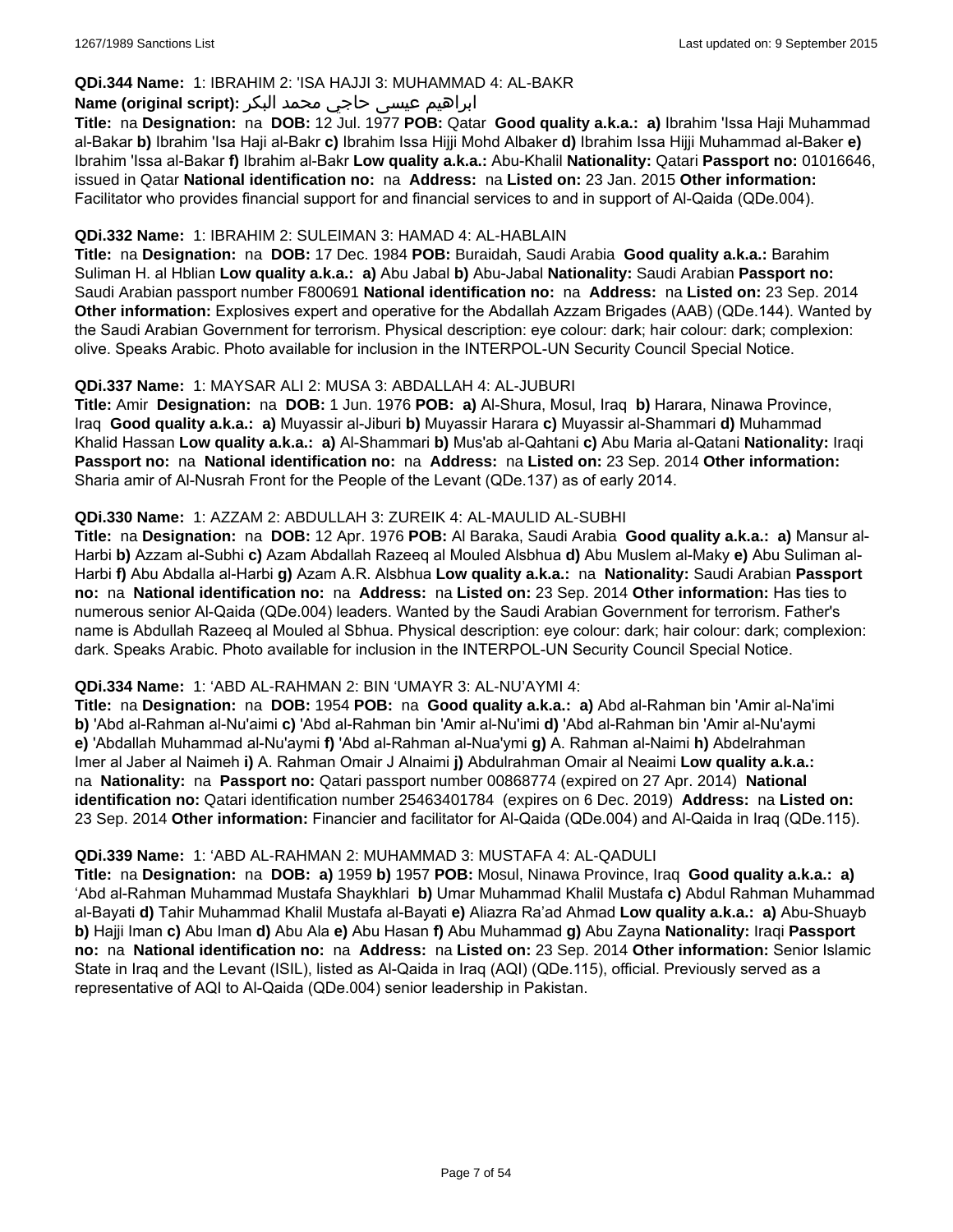**QDi.344 Name:** 1: IBRAHIM 2: 'ISA HAJJI 3: MUHAMMAD 4: AL-BAKR

**Name (original script):** ابراهيم عيسى حاجي محمد البكر

**Title:** na **Designation:** na **DOB:** 12 Jul. 1977 **POB:** Qatar **Good quality a.k.a.: a)** Ibrahim 'Issa Haji Muhammad al-Bakar **b)** Ibrahim 'Isa Haji al-Bakr **c)** Ibrahim Issa Hijji Mohd Albaker **d)** Ibrahim Issa Hijji Muhammad al-Baker **e)** Ibrahim 'Issa al-Bakar **f)** Ibrahim al-Bakr **Low quality a.k.a.:** Abu-Khalil **Nationality:** Qatari **Passport no:** 01016646, issued in Qatar **National identification no:** na **Address:** na **Listed on:** 23 Jan. 2015 **Other information:** Facilitator who provides financial support for and financial services to and in support of Al-Qaida (QDe.004).

**QDi.332 Name:** 1: IBRAHIM 2: SULEIMAN 3: HAMAD 4: AL-HABLAIN

**Title:** na **Designation:** na **DOB:** 17 Dec. 1984 **POB:** Buraidah, Saudi Arabia **Good quality a.k.a.:** Barahim Suliman H. al Hblian **Low quality a.k.a.: a)** Abu Jabal **b)** Abu-Jabal **Nationality:** Saudi Arabian **Passport no:** Saudi Arabian passport number F800691 **National identification no:** na **Address:** na **Listed on:** 23 Sep. 2014 **Other information:** Explosives expert and operative for the Abdallah Azzam Brigades (AAB) (QDe.144). Wanted by the Saudi Arabian Government for terrorism. Physical description: eye colour: dark; hair colour: dark; complexion: olive. Speaks Arabic. Photo available for inclusion in the INTERPOL-UN Security Council Special Notice.

**QDi.337 Name:** 1: MAYSAR ALI 2: MUSA 3: ABDALLAH 4: AL-JUBURI

**Title:** Amir **Designation:** na **DOB:** 1 Jun. 1976 **POB: a)** Al-Shura, Mosul, Iraq **b)** Harara, Ninawa Province, Iraq **Good quality a.k.a.: a)** Muyassir al-Jiburi **b)** Muyassir Harara **c)** Muyassir al-Shammari **d)** Muhammad Khalid Hassan **Low quality a.k.a.: a)** Al-Shammari **b)** Mus'ab al-Qahtani **c)** Abu Maria al-Qatani **Nationality:** Iraqi **Passport no:** na **National identification no:** na **Address:** na **Listed on:** 23 Sep. 2014 **Other information:** Sharia amir of Al-Nusrah Front for the People of the Levant (QDe.137) as of early 2014.

**QDi.330 Name:** 1: AZZAM 2: ABDULLAH 3: ZUREIK 4: AL-MAULID AL-SUBHI

**Title:** na **Designation:** na **DOB:** 12 Apr. 1976 **POB:** Al Baraka, Saudi Arabia **Good quality a.k.a.: a)** Mansur al-Harbi **b)** Azzam al-Subhi **c)** Azam Abdallah Razeeq al Mouled Alsbhua **d)** Abu Muslem al-Maky **e)** Abu Suliman al-Harbi **f)** Abu Abdalla al-Harbi **g)** Azam A.R. Alsbhua **Low quality a.k.a.:** na **Nationality:** Saudi Arabian **Passport no:** na **National identification no:** na **Address:** na **Listed on:** 23 Sep. 2014 **Other information:** Has ties to numerous senior Al-Qaida (QDe.004) leaders. Wanted by the Saudi Arabian Government for terrorism. Father's name is Abdullah Razeeq al Mouled al Sbhua. Physical description: eye colour: dark; hair colour: dark; complexion: dark. Speaks Arabic. Photo available for inclusion in the INTERPOL-UN Security Council Special Notice.

**QDi.334 Name:** 1: 'ABD AL-RAHMAN 2: BIN 'UMAYR 3: AL-NU'AYMI 4:

**Title:** na **Designation:** na **DOB:** 1954 **POB:** na **Good quality a.k.a.: a)** Abd al-Rahman bin 'Amir al-Na'imi **b)** 'Abd al-Rahman al-Nu'aimi **c)** 'Abd al-Rahman bin 'Amir al-Nu'imi **d)** 'Abd al-Rahman bin 'Amir al-Nu'aymi **e)** 'Abdallah Muhammad al-Nu'aymi **f)** 'Abd al-Rahman al-Nua'ymi **g)** A. Rahman al-Naimi **h)** Abdelrahman Imer al Jaber al Naimeh **i)** A. Rahman Omair J Alnaimi **j)** Abdulrahman Omair al Neaimi **Low quality a.k.a.:** na **Nationality:** na **Passport no:** Qatari passport number 00868774 (expired on 27 Apr. 2014) **National identification no:** Qatari identification number 25463401784 (expires on 6 Dec. 2019) **Address:** na **Listed on:** 23 Sep. 2014 **Other information:** Financier and facilitator for Al-Qaida (QDe.004) and Al-Qaida in Iraq (QDe.115).

**QDi.339 Name:** 1: 'ABD AL-RAHMAN 2: MUHAMMAD 3: MUSTAFA 4: AL-QADULI

**Title:** na **Designation:** na **DOB: a)** 1959 **b)** 1957 **POB:** Mosul, Ninawa Province, Iraq **Good quality a.k.a.: a)** 'Abd al-Rahman Muhammad Mustafa Shaykhlari **b)** Umar Muhammad Khalil Mustafa **c)** Abdul Rahman Muhammad al-Bayati **d)** Tahir Muhammad Khalil Mustafa al-Bayati **e)** Aliazra Ra'ad Ahmad **Low quality a.k.a.: a)** Abu-Shuayb **b)** Hajji Iman **c)** Abu Iman **d)** Abu Ala **e)** Abu Hasan **f)** Abu Muhammad **g)** Abu Zayna **Nationality:** Iraqi **Passport no:** na **National identification no:** na **Address:** na **Listed on:** 23 Sep. 2014 **Other information:** Senior Islamic State in Iraq and the Levant (ISIL), listed as Al-Qaida in Iraq (AQI) (QDe.115), official. Previously served as a representative of AQI to Al-Qaida (QDe.004) senior leadership in Pakistan.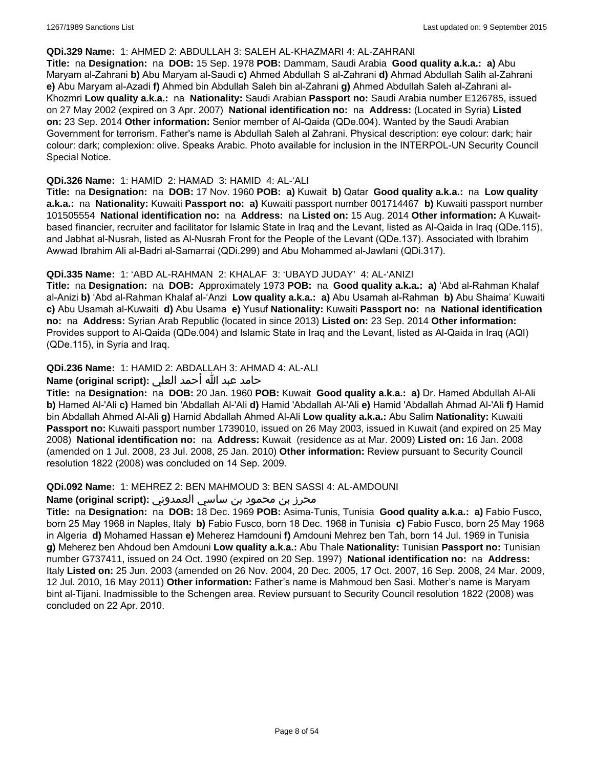**QDi.329 Name:** 1: AHMED 2: ABDULLAH 3: SALEH AL-KHAZMARI 4: AL-ZAHRANI

**Title:** na **Designation:** na **DOB:** 15 Sep. 1978 **POB:** Dammam, Saudi Arabia **Good quality a.k.a.:** **a)** Abu Maryam al-Zahrani **b)** Abu Maryam al-Saudi **c)** Ahmed Abdullah S al-Zahrani **d)** Ahmad Abdullah Salih al-Zahrani **e)** Abu Maryam al-Azadi **f)** Ahmed bin Abdullah Saleh bin al-Zahrani **g)** Ahmed Abdullah Saleh al-Zahrani al-Khozmri **Low quality a.k.a.:** na **Nationality:** Saudi Arabian **Passport no:** Saudi Arabia number E126785, issued on 27 May 2002 (expired on 3 Apr. 2007) **National identification no:** na **Address:** (Located in Syria) **Listed on:** 23 Sep. 2014 **Other information:** Senior member of Al-Qaida (QDe.004). Wanted by the Saudi Arabian Government for terrorism. Father's name is Abdullah Saleh al Zahrani. Physical description: eye colour: dark; hair colour: dark; complexion: olive. Speaks Arabic. Photo available for inclusion in the INTERPOL-UN Security Council Special Notice.

**QDi.326 Name:** 1: HAMID 2: HAMAD 3: HAMID 4: AL-'ALI

**Title:** na **Designation:** na **DOB:** 17 Nov. 1960 **POB:** **a)** Kuwait **b)** Qatar **Good quality a.k.a.:** na **Low quality a.k.a.:** na **Nationality:** Kuwaiti **Passport no:** **a)** Kuwaiti passport number 001714467 **b)** Kuwaiti passport number 101505554 **National identification no:** na **Address:** na **Listed on:** 15 Aug. 2014 **Other information:** A Kuwait-based financier, recruiter and facilitator for Islamic State in Iraq and the Levant, listed as Al-Qaida in Iraq (QDe.115), and Jabhat al-Nusrah, listed as Al-Nusrah Front for the People of the Levant (QDe.137). Associated with Ibrahim Awwad Ibrahim Ali al-Badri al-Samarrai (QDi.299) and Abu Mohammed al-Jawlani (QDi.317).

**QDi.335 Name:** 1: 'ABD AL-RAHMAN 2: KHALAF 3: 'UBAYD JUDAY' 4: AL-'ANIZI

**Title:** na **Designation:** na **DOB:** Approximately 1973 **POB:** na **Good quality a.k.a.:** **a)** 'Abd al-Rahman Khalaf al-Anizi **b)** 'Abd al-Rahman Khalaf al-'Anzi **Low quality a.k.a.:** **a)** Abu Usamah al-Rahman **b)** Abu Shaima' Kuwaiti **c)** Abu Usamah al-Kuwaiti **d)** Abu Usama **e)** Yusuf **Nationality:** Kuwaiti **Passport no:** na **National identification no:** na **Address:** Syrian Arab Republic (located in since 2013) **Listed on:** 23 Sep. 2014 **Other information:** Provides support to Al-Qaida (QDe.004) and Islamic State in Iraq and the Levant, listed as Al-Qaida in Iraq (AQI) (QDe.115), in Syria and Iraq.

**QDi.236 Name:** 1: HAMID 2: ABDALLAH 3: AHMAD 4: AL-ALI

**Name (original script):** حامد عبد الله أحمد العلي

**Title:** na **Designation:** na **DOB:** 20 Jan. 1960 **POB:** Kuwait **Good quality a.k.a.:** **a)** Dr. Hamed Abdullah Al-Ali **b)** Hamed Al-'Ali **c)** Hamed bin 'Abdallah Al-'Ali **d)** Hamid 'Abdallah Al-'Ali **e)** Hamid 'Abdallah Ahmad Al-'Ali **f)** Hamid bin Abdallah Ahmed Al-Ali **g)** Hamid Abdallah Ahmed Al-Ali **Low quality a.k.a.:** Abu Salim **Nationality:** Kuwaiti **Passport no:** Kuwaiti passport number 1739010, issued on 26 May 2003, issued in Kuwait (and expired on 25 May 2008) **National identification no:** na **Address:** Kuwait (residence as at Mar. 2009) **Listed on:** 16 Jan. 2008 (amended on 1 Jul. 2008, 23 Jul. 2008, 25 Jan. 2010) **Other information:** Review pursuant to Security Council resolution 1822 (2008) was concluded on 14 Sep. 2009.

**QDi.092 Name:** 1: MEHREZ 2: BEN MAHMOUD 3: BEN SASSI 4: AL-AMDOUNI

**Name (original script):** محرز بن محمود بن ساسي العمدوني

**Title:** na **Designation:** na **DOB:** 18 Dec. 1969 **POB:** Asima-Tunis, Tunisia **Good quality a.k.a.:** **a)** Fabio Fusco, born 25 May 1968 in Naples, Italy **b)** Fabio Fusco, born 18 Dec. 1968 in Tunisia **c)** Fabio Fusco, born 25 May 1968 in Algeria **d)** Mohamed Hassan **e)** Meherez Hamdouni **f)** Amdouni Mehrez ben Tah, born 14 Jul. 1969 in Tunisia **g)** Meherez ben Ahdoud ben Amdouni **Low quality a.k.a.:** Abu Thale **Nationality:** Tunisian **Passport no:** Tunisian number G737411, issued on 24 Oct. 1990 (expired on 20 Sep. 1997) **National identification no:** na **Address:** Italy **Listed on:** 25 Jun. 2003 (amended on 26 Nov. 2004, 20 Dec. 2005, 17 Oct. 2007, 16 Sep. 2008, 24 Mar. 2009, 12 Jul. 2010, 16 May 2011) **Other information:** Father's name is Mahmoud ben Sasi. Mother's name is Maryam bint al-Tijani. Inadmissible to the Schengen area. Review pursuant to Security Council resolution 1822 (2008) was concluded on 22 Apr. 2010.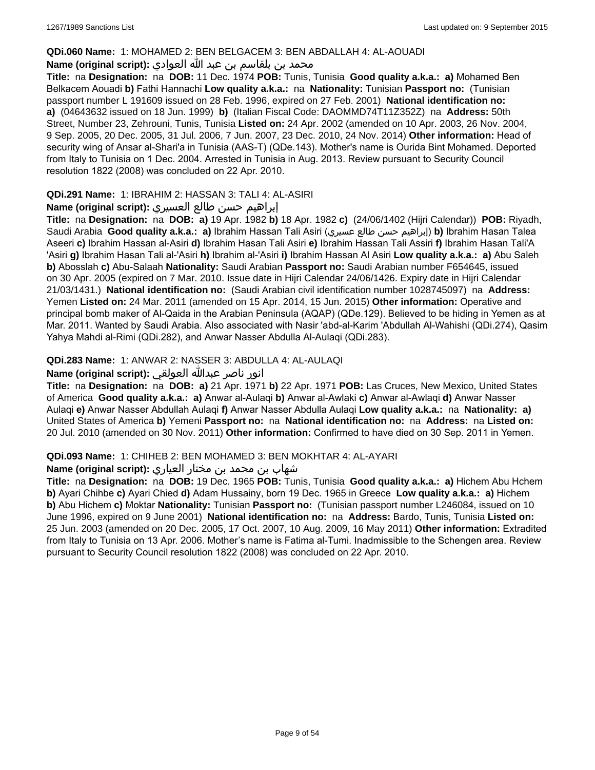**QDi.060 Name:** 1: MOHAMED 2: BEN BELGACEM 3: BEN ABDALLAH 4: AL-AOUADI

**Name (original script):** محمد بن بلقاسم بن عبد الله العوادي

**Title:** na **Designation:** na **DOB:** 11 Dec. 1974 **POB:** Tunis, Tunisia **Good quality a.k.a.:** **a)** Mohamed Ben Belkacem Aouadi **b)** Fathi Hannachi **Low quality a.k.a.:** na **Nationality:** Tunisian **Passport no:** (Tunisian passport number L 191609 issued on 28 Feb. 1996, expired on 27 Feb. 2001) **National identification no:** **a)** (04643632 issued on 18 Jun. 1999) **b)** (Italian Fiscal Code: DAOMMD74T11Z352Z) na **Address:** 50th Street, Number 23, Zehrouni, Tunis, Tunisia **Listed on:** 24 Apr. 2002 (amended on 10 Apr. 2003, 26 Nov. 2004, 9 Sep. 2005, 20 Dec. 2005, 31 Jul. 2006, 7 Jun. 2007, 23 Dec. 2010, 24 Nov. 2014) **Other information:** Head of security wing of Ansar al-Shari'a in Tunisia (AAS-T) (QDe.143). Mother's name is Ourida Bint Mohamed. Deported from Italy to Tunisia on 1 Dec. 2004. Arrested in Tunisia in Aug. 2013. Review pursuant to Security Council resolution 1822 (2008) was concluded on 22 Apr. 2010.

**QDi.291 Name:** 1: IBRAHIM 2: HASSAN 3: TALI 4: AL-ASIRI

**Name (original script):** إبراهيم حسن طالع العسيري

**Title:** na **Designation:** na **DOB:** **a)** 19 Apr. 1982 **b)** 18 Apr. 1982 **c)** (24/06/1402 (Hijri Calendar)) **POB:** Riyadh, Saudi Arabia **Good quality a.k.a.:** **a)** Ibrahim Hassan Tali Asiri (إبراهيم حسن طالع عسيري) **b)** Ibrahim Hasan Talea Aseeri **c)** Ibrahim Hassan al-Asiri **d)** Ibrahim Hasan Tali Asiri **e)** Ibrahim Hassan Tali Assiri **f)** Ibrahim Hasan Tali'A 'Asiri **g)** Ibrahim Hasan Tali al-'Asiri **h)** Ibrahim al-'Asiri **i)** Ibrahim Hassan Al Asiri **Low quality a.k.a.:** **a)** Abu Saleh **b)** Abosslah **c)** Abu-Salaah **Nationality:** Saudi Arabian **Passport no:** Saudi Arabian number F654645, issued on 30 Apr. 2005 (expired on 7 Mar. 2010. Issue date in Hijri Calendar 24/06/1426. Expiry date in Hijri Calendar 21/03/1431.) **National identification no:** (Saudi Arabian civil identification number 1028745097) na **Address:** Yemen **Listed on:** 24 Mar. 2011 (amended on 15 Apr. 2014, 15 Jun. 2015) **Other information:** Operative and principal bomb maker of Al-Qaida in the Arabian Peninsula (AQAP) (QDe.129). Believed to be hiding in Yemen as at Mar. 2011. Wanted by Saudi Arabia. Also associated with Nasir 'abd-al-Karim 'Abdullah Al-Wahishi (QDi.274), Qasim Yahya Mahdi al-Rimi (QDi.282), and Anwar Nasser Abdulla Al-Aulaqi (QDi.283).

**QDi.283 Name:** 1: ANWAR 2: NASSER 3: ABDULLA 4: AL-AULAQI

**Name (original script):** انور ناصر عبدالله العولقي

**Title:** na **Designation:** na **DOB:** **a)** 21 Apr. 1971 **b)** 22 Apr. 1971 **POB:** Las Cruces, New Mexico, United States of America **Good quality a.k.a.:** **a)** Anwar al-Aulaqi **b)** Anwar al-Awlaki **c)** Anwar al-Awlaqi **d)** Anwar Nasser Aulaqi **e)** Anwar Nasser Abdullah Aulaqi **f)** Anwar Nasser Abdulla Aulaqi **Low quality a.k.a.:** na **Nationality:** **a)** United States of America **b)** Yemeni **Passport no:** na **National identification no:** na **Address:** na **Listed on:** 20 Jul. 2010 (amended on 30 Nov. 2011) **Other information:** Confirmed to have died on 30 Sep. 2011 in Yemen.

**QDi.093 Name:** 1: CHIHEB 2: BEN MOHAMED 3: BEN MOKHTAR 4: AL-AYARI

**Name (original script):** شهاب بن محمد بن مختار العياري

**Title:** na **Designation:** na **DOB:** 19 Dec. 1965 **POB:** Tunis, Tunisia **Good quality a.k.a.:** **a)** Hichem Abu Hchem **b)** Ayari Chihbe **c)** Ayari Chied **d)** Adam Hussainy, born 19 Dec. 1965 in Greece **Low quality a.k.a.:** **a)** Hichem **b)** Abu Hichem **c)** Moktar **Nationality:** Tunisian **Passport no:** (Tunisian passport number L246084, issued on 10 June 1996, expired on 9 June 2001) **National identification no:** na **Address:** Bardo, Tunis, Tunisia **Listed on:** 25 Jun. 2003 (amended on 20 Dec. 2005, 17 Oct. 2007, 10 Aug. 2009, 16 May 2011) **Other information:** Extradited from Italy to Tunisia on 13 Apr. 2006. Mother's name is Fatima al-Tumi. Inadmissible to the Schengen area. Review pursuant to Security Council resolution 1822 (2008) was concluded on 22 Apr. 2010.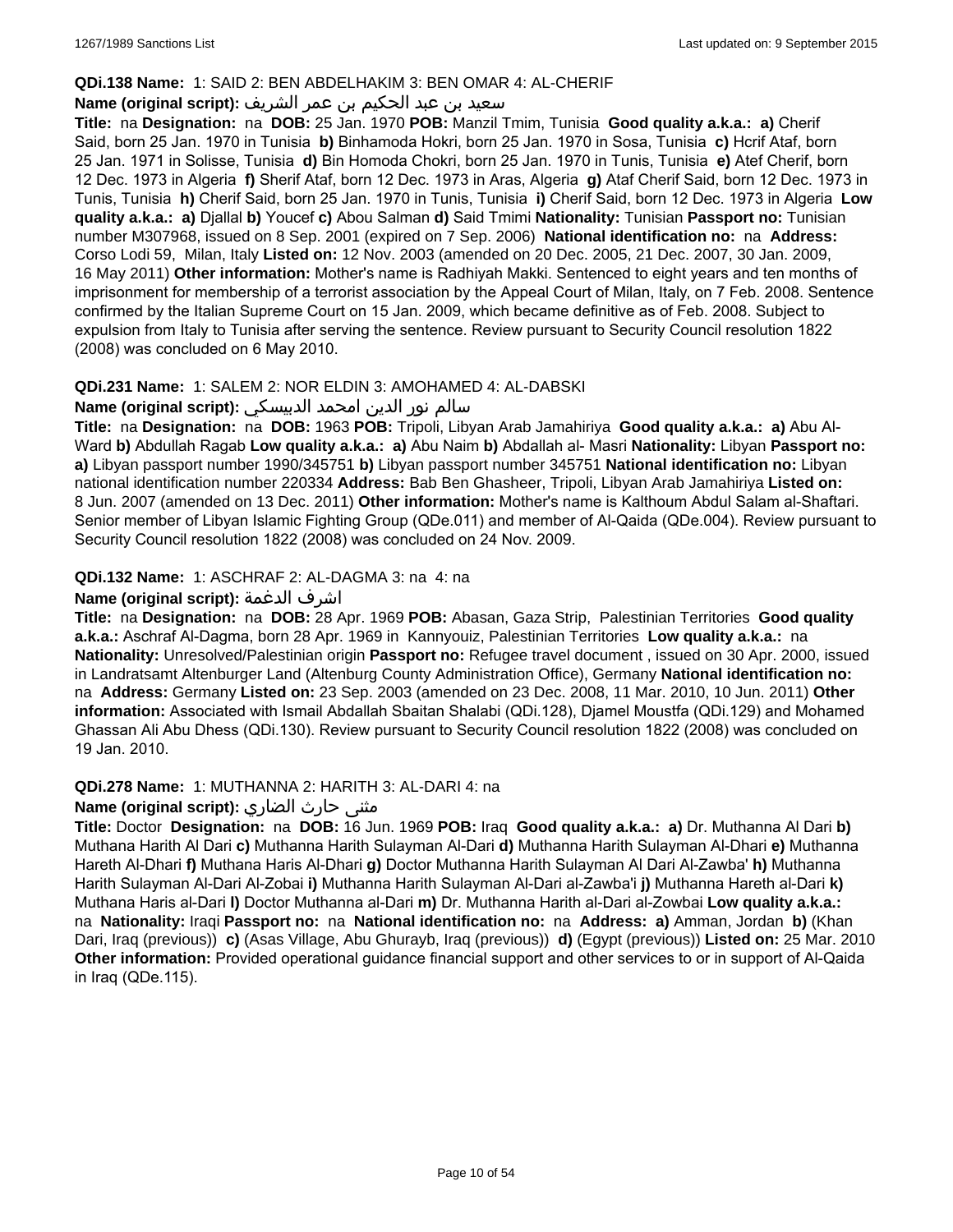**QDi.138 Name:** 1: SAID 2: BEN ABDELHAKIM 3: BEN OMAR 4: AL-CHERIF

**Name (original script):** سعيد بن عبد الحكيم بن عمر الشريف

**Title:** na **Designation:** na **DOB:** 25 Jan. 1970 **POB:** Manzil Tmim, Tunisia **Good quality a.k.a.: a)** Cherif Said, born 25 Jan. 1970 in Tunisia **b)** Binhamoda Hokri, born 25 Jan. 1970 in Sosa, Tunisia **c)** Hcrif Ataf, born 25 Jan. 1971 in Solisse, Tunisia **d)** Bin Homoda Chokri, born 25 Jan. 1970 in Tunis, Tunisia **e)** Atef Cherif, born 12 Dec. 1973 in Algeria **f)** Sherif Ataf, born 12 Dec. 1973 in Aras, Algeria **g)** Ataf Cherif Said, born 12 Dec. 1973 in Tunis, Tunisia **h)** Cherif Said, born 25 Jan. 1970 in Tunis, Tunisia **i)** Cherif Said, born 12 Dec. 1973 in Algeria **Low quality a.k.a.: a)** Djallal **b)** Youcef **c)** Abou Salman **d)** Said Tmimi **Nationality:** Tunisian **Passport no:** Tunisian number M307968, issued on 8 Sep. 2001 (expired on 7 Sep. 2006) **National identification no:** na **Address:** Corso Lodi 59, Milan, Italy **Listed on:** 12 Nov. 2003 (amended on 20 Dec. 2005, 21 Dec. 2007, 30 Jan. 2009, 16 May 2011) **Other information:** Mother's name is Radhiyah Makki. Sentenced to eight years and ten months of imprisonment for membership of a terrorist association by the Appeal Court of Milan, Italy, on 7 Feb. 2008. Sentence confirmed by the Italian Supreme Court on 15 Jan. 2009, which became definitive as of Feb. 2008. Subject to expulsion from Italy to Tunisia after serving the sentence. Review pursuant to Security Council resolution 1822 (2008) was concluded on 6 May 2010.

**QDi.231 Name:** 1: SALEM 2: NOR ELDIN 3: AMOHAMED 4: AL-DABSKI

**Name (original script):** سالم نور الدين امحمد الدبيسكي

**Title:** na **Designation:** na **DOB:** 1963 **POB:** Tripoli, Libyan Arab Jamahiriya **Good quality a.k.a.: a)** Abu Al-Ward **b)** Abdullah Ragab **Low quality a.k.a.: a)** Abu Naim **b)** Abdallah al- Masri **Nationality:** Libyan **Passport no: a)** Libyan passport number 1990/345751 **b)** Libyan passport number 345751 **National identification no:** Libyan national identification number 220334 **Address:** Bab Ben Ghasheer, Tripoli, Libyan Arab Jamahiriya **Listed on:** 8 Jun. 2007 (amended on 13 Dec. 2011) **Other information:** Mother's name is Kalthoum Abdul Salam al-Shaftari. Senior member of Libyan Islamic Fighting Group (QDe.011) and member of Al-Qaida (QDe.004). Review pursuant to Security Council resolution 1822 (2008) was concluded on 24 Nov. 2009.

**QDi.132 Name:** 1: ASCHRAF 2: AL-DAGMA 3: na 4: na

**Name (original script):** اشرف الدغمة

**Title:** na **Designation:** na **DOB:** 28 Apr. 1969 **POB:** Abasan, Gaza Strip, Palestinian Territories **Good quality a.k.a.:** Aschraf Al-Dagma, born 28 Apr. 1969 in Kannyouiz, Palestinian Territories **Low quality a.k.a.:** na **Nationality:** Unresolved/Palestinian origin **Passport no:** Refugee travel document , issued on 30 Apr. 2000, issued in Landratsamt Altenburger Land (Altenburg County Administration Office), Germany **National identification no:** na **Address:** Germany **Listed on:** 23 Sep. 2003 (amended on 23 Dec. 2008, 11 Mar. 2010, 10 Jun. 2011) **Other information:** Associated with Ismail Abdallah Sbaitan Shalabi (QDi.128), Djamel Moustfa (QDi.129) and Mohamed Ghassan Ali Abu Dhess (QDi.130). Review pursuant to Security Council resolution 1822 (2008) was concluded on 19 Jan. 2010.

**QDi.278 Name:** 1: MUTHANNA 2: HARITH 3: AL-DARI 4: na

**Name (original script):** مثنى حارث الضاري

**Title:** Doctor **Designation:** na **DOB:** 16 Jun. 1969 **POB:** Iraq **Good quality a.k.a.: a)** Dr. Muthanna Al Dari **b)** Muthana Harith Al Dari **c)** Muthanna Harith Sulayman Al-Dari **d)** Muthanna Harith Sulayman Al-Dhari **e)** Muthanna Hareth Al-Dhari **f)** Muthana Haris Al-Dhari **g)** Doctor Muthanna Harith Sulayman Al Dari Al-Zawba' **h)** Muthanna Harith Sulayman Al-Dari Al-Zobai **i)** Muthanna Harith Sulayman Al-Dari al-Zawba'i **j)** Muthanna Hareth al-Dari **k)** Muthana Haris al-Dari **l)** Doctor Muthanna al-Dari **m)** Dr. Muthanna Harith al-Dari al-Zowbai **Low quality a.k.a.:** na **Nationality:** Iraqi **Passport no:** na **National identification no:** na **Address: a)** Amman, Jordan **b)** (Khan Dari, Iraq (previous)) **c)** (Asas Village, Abu Ghurayb, Iraq (previous)) **d)** (Egypt (previous)) **Listed on:** 25 Mar. 2010 **Other information:** Provided operational guidance financial support and other services to or in support of Al-Qaida in Iraq (QDe.115).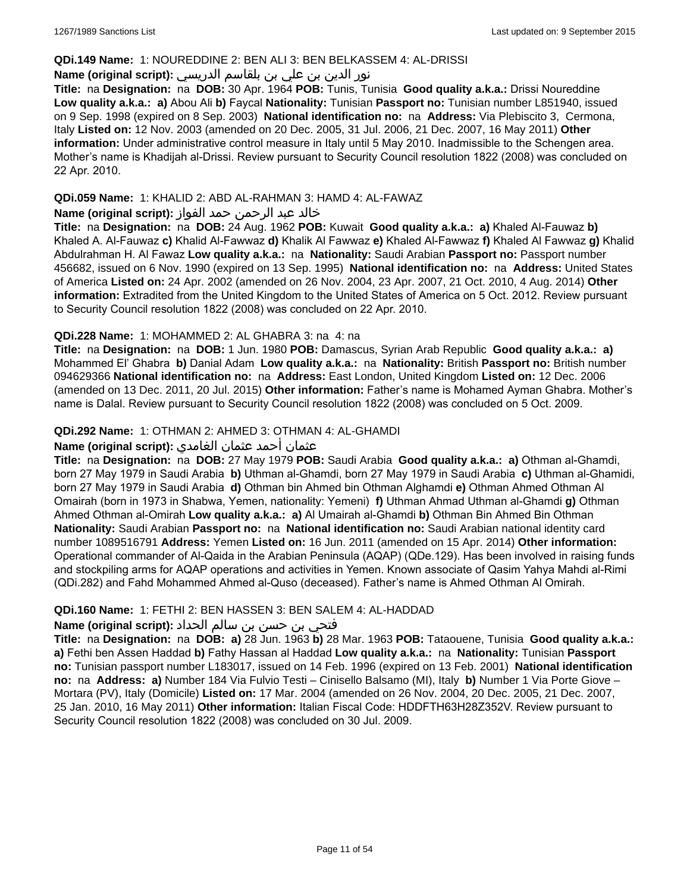**QDi.149 Name:** 1: NOUREDDINE 2: BEN ALI 3: BEN BELKASSEM 4: AL-DRISSI

**Name (original script):** نور الدين بن علي بن بلقاسم الدريسي

**Title:** na **Designation:** na **DOB:** 30 Apr. 1964 **POB:** Tunis, Tunisia **Good quality a.k.a.:** Drissi Noureddine **Low quality a.k.a.:** **a)** Abou Ali **b)** Faycal **Nationality:** Tunisian **Passport no:** Tunisian number L851940, issued on 9 Sep. 1998 (expired on 8 Sep. 2003) **National identification no:** na **Address:** Via Plebiscito 3, Cermona, Italy **Listed on:** 12 Nov. 2003 (amended on 20 Dec. 2005, 31 Jul. 2006, 21 Dec. 2007, 16 May 2011) **Other information:** Under administrative control measure in Italy until 5 May 2010. Inadmissible to the Schengen area. Mother's name is Khadijah al-Drissi. Review pursuant to Security Council resolution 1822 (2008) was concluded on 22 Apr. 2010.

**QDi.059 Name:** 1: KHALID 2: ABD AL-RAHMAN 3: HAMD 4: AL-FAWAZ

**Name (original script):** خالد عبد الرحمن حمد الفواز

**Title:** na **Designation:** na **DOB:** 24 Aug. 1962 **POB:** Kuwait **Good quality a.k.a.:** **a)** Khaled Al-Fauwaz **b)** Khaled A. Al-Fauwaz **c)** Khalid Al-Fawwaz **d)** Khalik Al Fawwaz **e)** Khaled Al-Fawwaz **f)** Khaled Al Fawwaz **g)** Khalid Abdulrahman H. Al Fawaz **Low quality a.k.a.:** na **Nationality:** Saudi Arabian **Passport no:** Passport number 456682, issued on 6 Nov. 1990 (expired on 13 Sep. 1995) **National identification no:** na **Address:** United States of America **Listed on:** 24 Apr. 2002 (amended on 26 Nov. 2004, 23 Apr. 2007, 21 Oct. 2010, 4 Aug. 2014) **Other information:** Extradited from the United Kingdom to the United States of America on 5 Oct. 2012. Review pursuant to Security Council resolution 1822 (2008) was concluded on 22 Apr. 2010.

**QDi.228 Name:** 1: MOHAMMED 2: AL GHABRA 3: na 4: na

**Title:** na **Designation:** na **DOB:** 1 Jun. 1980 **POB:** Damascus, Syrian Arab Republic **Good quality a.k.a.:** **a)** Mohammed El' Ghabra **b)** Danial Adam **Low quality a.k.a.:** na **Nationality:** British **Passport no:** British number 094629366 **National identification no:** na **Address:** East London, United Kingdom **Listed on:** 12 Dec. 2006 (amended on 13 Dec. 2011, 20 Jul. 2015) **Other information:** Father's name is Mohamed Ayman Ghabra. Mother's name is Dalal. Review pursuant to Security Council resolution 1822 (2008) was concluded on 5 Oct. 2009.

**QDi.292 Name:** 1: OTHMAN 2: AHMED 3: OTHMAN 4: AL-GHAMDI

**Name (original script):** عثمان أحمد عثمان الغامدي

**Title:** na **Designation:** na **DOB:** 27 May 1979 **POB:** Saudi Arabia **Good quality a.k.a.:** **a)** Othman al-Ghamdi, born 27 May 1979 in Saudi Arabia **b)** Uthman al-Ghamdi, born 27 May 1979 in Saudi Arabia **c)** Uthman al-Ghamidi, born 27 May 1979 in Saudi Arabia **d)** Othman bin Ahmed bin Othman Alghamdi **e)** Othman Ahmed Othman Al Omairah (born in 1973 in Shabwa, Yemen, nationality: Yemeni) **f)** Uthman Ahmad Uthman al-Ghamdi **g)** Othman Ahmed Othman al-Omirah **Low quality a.k.a.:** **a)** Al Umairah al-Ghamdi **b)** Othman Bin Ahmed Bin Othman **Nationality:** Saudi Arabian **Passport no:** na **National identification no:** Saudi Arabian national identity card number 1089516791 **Address:** Yemen **Listed on:** 16 Jun. 2011 (amended on 15 Apr. 2014) **Other information:** Operational commander of Al-Qaida in the Arabian Peninsula (AQAP) (QDe.129). Has been involved in raising funds and stockpiling arms for AQAP operations and activities in Yemen. Known associate of Qasim Yahya Mahdi al-Rimi (QDi.282) and Fahd Mohammed Ahmed al-Quso (deceased). Father's name is Ahmed Othman Al Omirah.

**QDi.160 Name:** 1: FETHI 2: BEN HASSEN 3: BEN SALEM 4: AL-HADDAD

**Name (original script):** فتحي بن حسن بن سالم الحداد

**Title:** na **Designation:** na **DOB:** **a)** 28 Jun. 1963 **b)** 28 Mar. 1963 **POB:** Tataouene, Tunisia **Good quality a.k.a.:** **a)** Fethi ben Assen Haddad **b)** Fathy Hassan al Haddad **Low quality a.k.a.:** na **Nationality:** Tunisian **Passport no:** Tunisian passport number L183017, issued on 14 Feb. 1996 (expired on 13 Feb. 2001) **National identification no:** na **Address:** **a)** Number 184 Via Fulvio Testi – Cinisello Balsamo (MI), Italy **b)** Number 1 Via Porte Giove – Mortara (PV), Italy (Domicile) **Listed on:** 17 Mar. 2004 (amended on 26 Nov. 2004, 20 Dec. 2005, 21 Dec. 2007, 25 Jan. 2010, 16 May 2011) **Other information:** Italian Fiscal Code: HDDFTH63H28Z352V. Review pursuant to Security Council resolution 1822 (2008) was concluded on 30 Jul. 2009.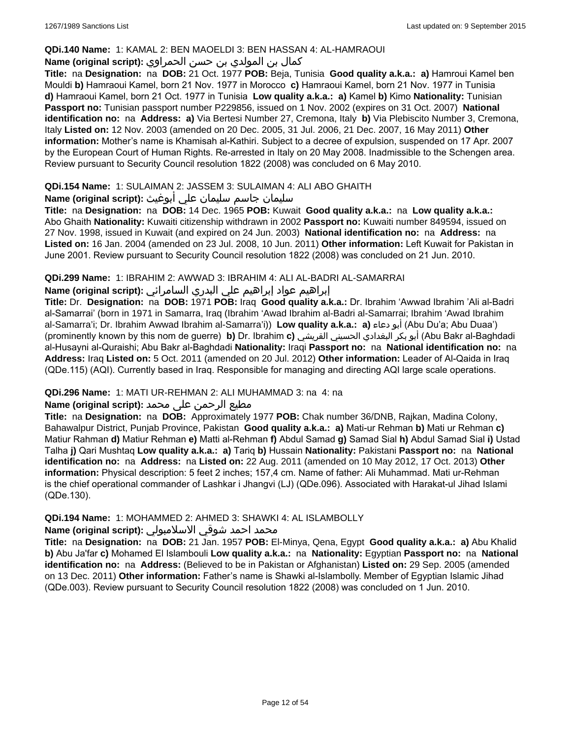**QDi.140 Name:** 1: KAMAL 2: BEN MAOELDI 3: BEN HASSAN 4: AL-HAMRAOUI

**Name (original script):** كمال بن المولدي بن حسن الحمراوي

**Title:** na **Designation:** na **DOB:** 21 Oct. 1977 **POB:** Beja, Tunisia **Good quality a.k.a.:** **a)** Hamroui Kamel ben Mouldi **b)** Hamraoui Kamel, born 21 Nov. 1977 in Morocco **c)** Hamraoui Kamel, born 21 Nov. 1977 in Tunisia **d)** Hamraoui Kamel, born 21 Oct. 1977 in Tunisia **Low quality a.k.a.:** **a)** Kamel **b)** Kimo **Nationality:** Tunisian **Passport no:** Tunisian passport number P229856, issued on 1 Nov. 2002 (expires on 31 Oct. 2007) **National identification no:** na **Address:** **a)** Via Bertesi Number 27, Cremona, Italy **b)** Via Plebiscito Number 3, Cremona, Italy **Listed on:** 12 Nov. 2003 (amended on 20 Dec. 2005, 31 Jul. 2006, 21 Dec. 2007, 16 May 2011) **Other information:** Mother's name is Khamisah al-Kathiri. Subject to a decree of expulsion, suspended on 17 Apr. 2007 by the European Court of Human Rights. Re-arrested in Italy on 20 May 2008. Inadmissible to the Schengen area. Review pursuant to Security Council resolution 1822 (2008) was concluded on 6 May 2010.

**QDi.154 Name:** 1: SULAIMAN 2: JASSEM 3: SULAIMAN 4: ALI ABO GHAITH

**Name (original script):** سليمان جاسم سليمان علي أبوغيث

**Title:** na **Designation:** na **DOB:** 14 Dec. 1965 **POB:** Kuwait **Good quality a.k.a.:** na **Low quality a.k.a.:** Abo Ghaith **Nationality:** Kuwaiti citizenship withdrawn in 2002 **Passport no:** Kuwaiti number 849594, issued on 27 Nov. 1998, issued in Kuwait (and expired on 24 Jun. 2003) **National identification no:** na **Address:** na **Listed on:** 16 Jan. 2004 (amended on 23 Jul. 2008, 10 Jun. 2011) **Other information:** Left Kuwait for Pakistan in June 2001. Review pursuant to Security Council resolution 1822 (2008) was concluded on 21 Jun. 2010.

**QDi.299 Name:** 1: IBRAHIM 2: AWWAD 3: IBRAHIM 4: ALI AL-BADRI AL-SAMARRAI

**Name (original script):** إبراهيم عواد إبراهيم علي البدري السامرائي

**Title:** Dr. **Designation:** na **DOB:** 1971 **POB:** Iraq **Good quality a.k.a.:** Dr. Ibrahim 'Awwad Ibrahim 'Ali al-Badri al-Samarrai' (born in 1971 in Samarra, Iraq (Ibrahim 'Awad Ibrahim al-Badri al-Samarrai; Ibrahim 'Awad Ibrahim al-Samarra'i; Dr. Ibrahim Awwad Ibrahim al-Samarra'i)) **Low quality a.k.a.:** **a)** أبو دعاء (Abu Du'a; Abu Duaa') (prominently known by this nom de guerre) **b)** Dr. Ibrahim **c)** أبو بكر البغدادي الحسيني القريشي (Abu Bakr al-Baghdadi al-Husayni al-Quraishi; Abu Bakr al-Baghdadi **Nationality:** Iraqi **Passport no:** na **National identification no:** na **Address:** Iraq **Listed on:** 5 Oct. 2011 (amended on 20 Jul. 2012) **Other information:** Leader of Al-Qaida in Iraq (QDe.115) (AQI). Currently based in Iraq. Responsible for managing and directing AQI large scale operations.

**QDi.296 Name:** 1: MATI UR-REHMAN 2: ALI MUHAMMAD 3: na 4: na

**Name (original script):** مطيع الرحمن علی محمد

**Title:** na **Designation:** na **DOB:** Approximately 1977 **POB:** Chak number 36/DNB, Rajkan, Madina Colony, Bahawalpur District, Punjab Province, Pakistan **Good quality a.k.a.:** **a)** Mati-ur Rehman **b)** Mati ur Rehman **c)** Matiur Rahman **d)** Matiur Rehman **e)** Matti al-Rehman **f)** Abdul Samad **g)** Samad Sial **h)** Abdul Samad Sial **i)** Ustad Talha **j)** Qari Mushtaq **Low quality a.k.a.:** **a)** Tariq **b)** Hussain **Nationality:** Pakistani **Passport no:** na **National identification no:** na **Address:** na **Listed on:** 22 Aug. 2011 (amended on 10 May 2012, 17 Oct. 2013) **Other information:** Physical description: 5 feet 2 inches; 157,4 cm. Name of father: Ali Muhammad. Mati ur-Rehman is the chief operational commander of Lashkar i Jhangvi (LJ) (QDe.096). Associated with Harakat-ul Jihad Islami (QDe.130).

**QDi.194 Name:** 1: MOHAMMED 2: AHMED 3: SHAWKI 4: AL ISLAMBOLLY

**Name (original script):** محمد احمد شوقي الاسلامبولي

**Title:** na **Designation:** na **DOB:** 21 Jan. 1957 **POB:** El-Minya, Qena, Egypt **Good quality a.k.a.:** **a)** Abu Khalid **b)** Abu Ja'far **c)** Mohamed El Islambouli **Low quality a.k.a.:** na **Nationality:** Egyptian **Passport no:** na **National identification no:** na **Address:** (Believed to be in Pakistan or Afghanistan) **Listed on:** 29 Sep. 2005 (amended on 13 Dec. 2011) **Other information:** Father's name is Shawki al-Islambolly. Member of Egyptian Islamic Jihad (QDe.003). Review pursuant to Security Council resolution 1822 (2008) was concluded on 1 Jun. 2010.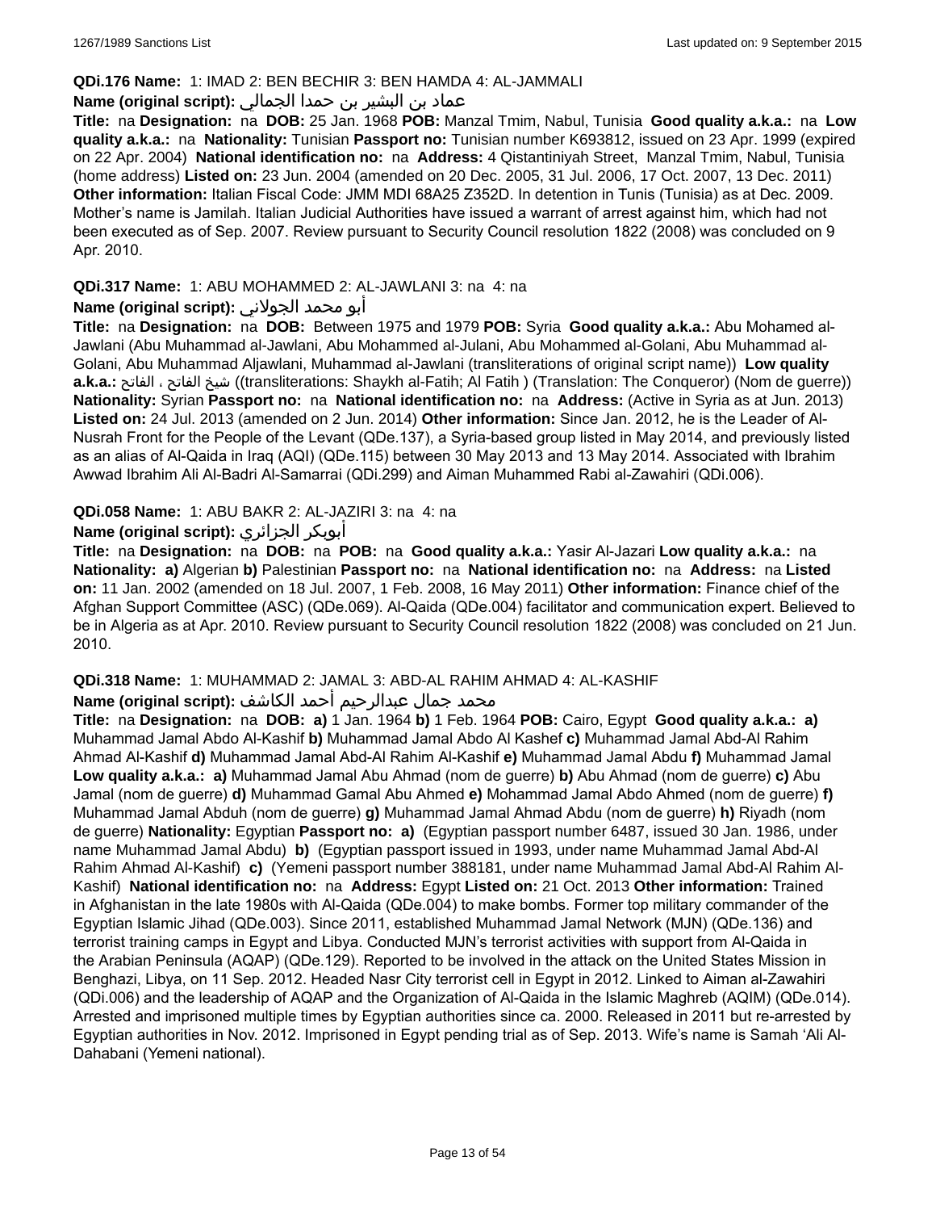**QDi.176 Name:** 1: IMAD 2: BEN BECHIR 3: BEN HAMDA 4: AL-JAMMALI

**Name (original script):** عماد بن البشير بن حمدا الجمالي

**Title:** na **Designation:** na **DOB:** 25 Jan. 1968 **POB:** Manzal Tmim, Nabul, Tunisia **Good quality a.k.a.:** na **Low quality a.k.a.:** na **Nationality:** Tunisian **Passport no:** Tunisian number K693812, issued on 23 Apr. 1999 (expired on 22 Apr. 2004) **National identification no:** na **Address:** 4 Qistantiniyah Street, Manzal Tmim, Nabul, Tunisia (home address) **Listed on:** 23 Jun. 2004 (amended on 20 Dec. 2005, 31 Jul. 2006, 17 Oct. 2007, 13 Dec. 2011) **Other information:** Italian Fiscal Code: JMM MDI 68A25 Z352D. In detention in Tunis (Tunisia) as at Dec. 2009. Mother's name is Jamilah. Italian Judicial Authorities have issued a warrant of arrest against him, which had not been executed as of Sep. 2007. Review pursuant to Security Council resolution 1822 (2008) was concluded on 9 Apr. 2010.

**QDi.317 Name:** 1: ABU MOHAMMED 2: AL-JAWLANI 3: na 4: na

**Name (original script):** أبو محمد الجولاني

**Title:** na **Designation:** na **DOB:** Between 1975 and 1979 **POB:** Syria **Good quality a.k.a.:** Abu Mohamed al-Jawlani (Abu Muhammad al-Jawlani, Abu Mohammed al-Julani, Abu Mohammed al-Golani, Abu Muhammad al-Golani, Abu Muhammad Aljawlani, Muhammad al-Jawlani (transliterations of original script name)) **Low quality a.k.a.:** شيخ الفاتح ، الفاتح ((transliterations: Shaykh al-Fatih; Al Fatih ) (Translation: The Conqueror) (Nom de guerre)) **Nationality:** Syrian **Passport no:** na **National identification no:** na **Address:** (Active in Syria as at Jun. 2013) **Listed on:** 24 Jul. 2013 (amended on 2 Jun. 2014) **Other information:** Since Jan. 2012, he is the Leader of Al-Nusrah Front for the People of the Levant (QDe.137), a Syria-based group listed in May 2014, and previously listed as an alias of Al-Qaida in Iraq (AQI) (QDe.115) between 30 May 2013 and 13 May 2014. Associated with Ibrahim Awwad Ibrahim Ali Al-Badri Al-Samarrai (QDi.299) and Aiman Muhammed Rabi al-Zawahiri (QDi.006).

**QDi.058 Name:** 1: ABU BAKR 2: AL-JAZIRI 3: na 4: na

**Name (original script):** أبوبكر الجزائري

**Title:** na **Designation:** na **DOB:** na **POB:** na **Good quality a.k.a.:** Yasir Al-Jazari **Low quality a.k.a.:** na **Nationality:** **a)** Algerian **b)** Palestinian **Passport no:** na **National identification no:** na **Address:** na **Listed on:** 11 Jan. 2002 (amended on 18 Jul. 2007, 1 Feb. 2008, 16 May 2011) **Other information:** Finance chief of the Afghan Support Committee (ASC) (QDe.069). Al-Qaida (QDe.004) facilitator and communication expert. Believed to be in Algeria as at Apr. 2010. Review pursuant to Security Council resolution 1822 (2008) was concluded on 21 Jun. 2010.

**QDi.318 Name:** 1: MUHAMMAD 2: JAMAL 3: ABD-AL RAHIM AHMAD 4: AL-KASHIF

**Name (original script):** محمد جمال عبدالرحيم أحمد الكاشف

**Title:** na **Designation:** na **DOB:** **a)** 1 Jan. 1964 **b)** 1 Feb. 1964 **POB:** Cairo, Egypt **Good quality a.k.a.:** **a)** Muhammad Jamal Abdo Al-Kashif **b)** Muhammad Jamal Abdo Al Kashef **c)** Muhammad Jamal Abd-Al Rahim Ahmad Al-Kashif **d)** Muhammad Jamal Abd-Al Rahim Al-Kashif **e)** Muhammad Jamal Abdu **f)** Muhammad Jamal **Low quality a.k.a.:** **a)** Muhammad Jamal Abu Ahmad (nom de guerre) **b)** Abu Ahmad (nom de guerre) **c)** Abu Jamal (nom de guerre) **d)** Muhammad Gamal Abu Ahmed **e)** Mohammad Jamal Abdo Ahmed (nom de guerre) **f)** Muhammad Jamal Abduh (nom de guerre) **g)** Muhammad Jamal Ahmad Abdu (nom de guerre) **h)** Riyadh (nom de guerre) **Nationality:** Egyptian **Passport no:** **a)** (Egyptian passport number 6487, issued 30 Jan. 1986, under name Muhammad Jamal Abdu) **b)** (Egyptian passport issued in 1993, under name Muhammad Jamal Abd-Al Rahim Ahmad Al-Kashif) **c)** (Yemeni passport number 388181, under name Muhammad Jamal Abd-Al Rahim Al-Kashif) **National identification no:** na **Address:** Egypt **Listed on:** 21 Oct. 2013 **Other information:** Trained in Afghanistan in the late 1980s with Al-Qaida (QDe.004) to make bombs. Former top military commander of the Egyptian Islamic Jihad (QDe.003). Since 2011, established Muhammad Jamal Network (MJN) (QDe.136) and terrorist training camps in Egypt and Libya. Conducted MJN's terrorist activities with support from Al-Qaida in the Arabian Peninsula (AQAP) (QDe.129). Reported to be involved in the attack on the United States Mission in Benghazi, Libya, on 11 Sep. 2012. Headed Nasr City terrorist cell in Egypt in 2012. Linked to Aiman al-Zawahiri (QDi.006) and the leadership of AQAP and the Organization of Al-Qaida in the Islamic Maghreb (AQIM) (QDe.014). Arrested and imprisoned multiple times by Egyptian authorities since ca. 2000. Released in 2011 but re-arrested by Egyptian authorities in Nov. 2012. Imprisoned in Egypt pending trial as of Sep. 2013. Wife's name is Samah 'Ali Al-Dahabani (Yemeni national).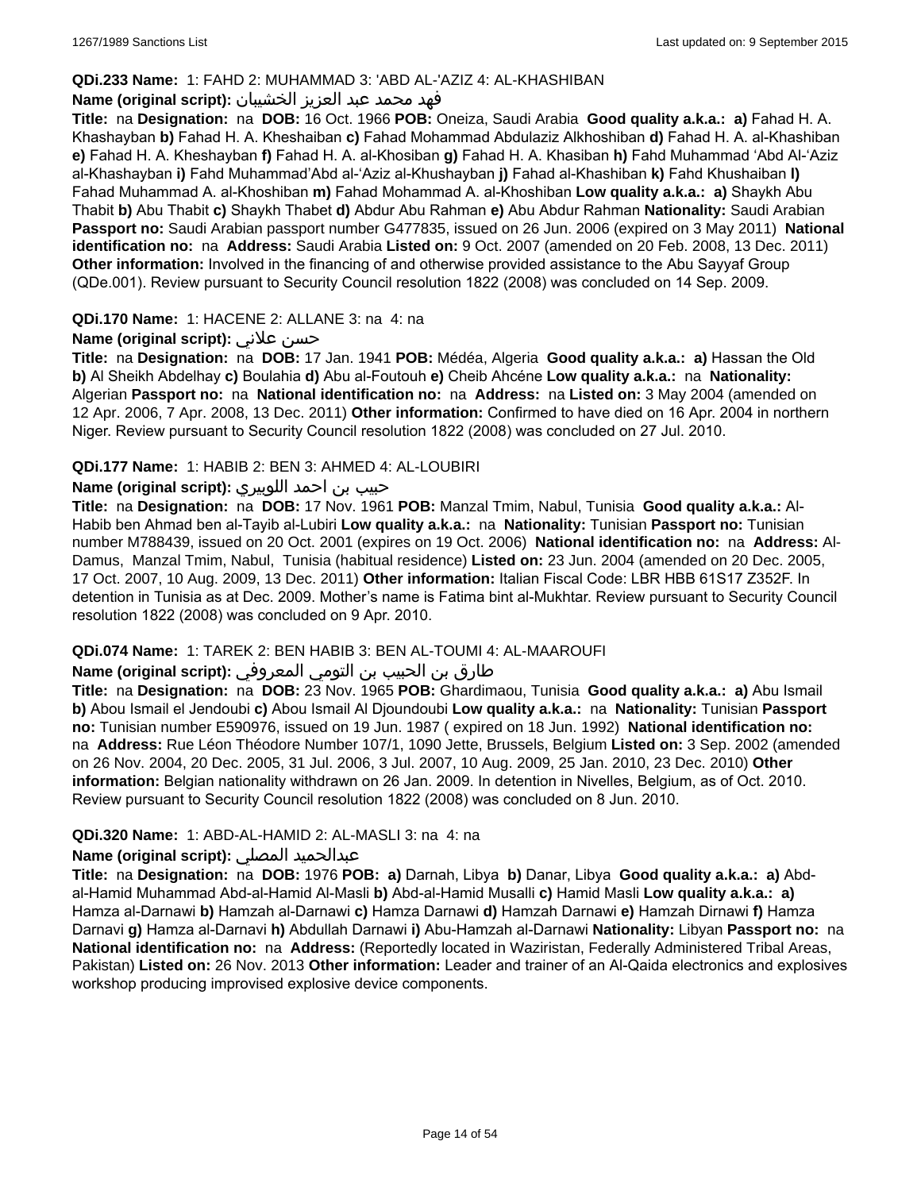**QDi.233 Name:** 1: FAHD 2: MUHAMMAD 3: 'ABD AL-'AZIZ 4: AL-KHASHIBAN

**Name (original script):** فهد محمد عبد العزيز الخشيبان

**Title:** na **Designation:** na **DOB:** 16 Oct. 1966 **POB:** Oneiza, Saudi Arabia **Good quality a.k.a.:** **a)** Fahad H. A. Khashayban **b)** Fahad H. A. Kheshaiban **c)** Fahad Mohammad Abdulaziz Alkhoshiban **d)** Fahad H. A. al-Khashiban **e)** Fahad H. A. Kheshayban **f)** Fahad H. A. al-Khosiban **g)** Fahad H. A. Khasiban **h)** Fahd Muhammad 'Abd Al-'Aziz al-Khashayban **i)** Fahd Muhammad'Abd al-'Aziz al-Khushayban **j)** Fahad al-Khashiban **k)** Fahd Khushaiban **l)** Fahad Muhammad A. al-Khoshiban **m)** Fahad Mohammad A. al-Khoshiban **Low quality a.k.a.:** **a)** Shaykh Abu Thabit **b)** Abu Thabit **c)** Shaykh Thabet **d)** Abdur Abu Rahman **e)** Abu Abdur Rahman **Nationality:** Saudi Arabian **Passport no:** Saudi Arabian passport number G477835, issued on 26 Jun. 2006 (expired on 3 May 2011) **National identification no:** na **Address:** Saudi Arabia **Listed on:** 9 Oct. 2007 (amended on 20 Feb. 2008, 13 Dec. 2011) **Other information:** Involved in the financing of and otherwise provided assistance to the Abu Sayyaf Group (QDe.001). Review pursuant to Security Council resolution 1822 (2008) was concluded on 14 Sep. 2009.

**QDi.170 Name:** 1: HACENE 2: ALLANE 3: na 4: na

**Name (original script):** حسن علاني

**Title:** na **Designation:** na **DOB:** 17 Jan. 1941 **POB:** Médéa, Algeria **Good quality a.k.a.:** **a)** Hassan the Old **b)** Al Sheikh Abdelhay **c)** Boulahia **d)** Abu al-Foutouh **e)** Cheib Ahcéne **Low quality a.k.a.:** na **Nationality:** Algerian **Passport no:** na **National identification no:** na **Address:** na **Listed on:** 3 May 2004 (amended on 12 Apr. 2006, 7 Apr. 2008, 13 Dec. 2011) **Other information:** Confirmed to have died on 16 Apr. 2004 in northern Niger. Review pursuant to Security Council resolution 1822 (2008) was concluded on 27 Jul. 2010.

**QDi.177 Name:** 1: HABIB 2: BEN 3: AHMED 4: AL-LOUBIRI

**Name (original script):** حبيب بن احمد اللوبيري

**Title:** na **Designation:** na **DOB:** 17 Nov. 1961 **POB:** Manzal Tmim, Nabul, Tunisia **Good quality a.k.a.:** Al-Habib ben Ahmad ben al-Tayib al-Lubiri **Low quality a.k.a.:** na **Nationality:** Tunisian **Passport no:** Tunisian number M788439, issued on 20 Oct. 2001 (expires on 19 Oct. 2006) **National identification no:** na **Address:** Al-Damus, Manzal Tmim, Nabul, Tunisia (habitual residence) **Listed on:** 23 Jun. 2004 (amended on 20 Dec. 2005, 17 Oct. 2007, 10 Aug. 2009, 13 Dec. 2011) **Other information:** Italian Fiscal Code: LBR HBB 61S17 Z352F. In detention in Tunisia as at Dec. 2009. Mother's name is Fatima bint al-Mukhtar. Review pursuant to Security Council resolution 1822 (2008) was concluded on 9 Apr. 2010.

**QDi.074 Name:** 1: TAREK 2: BEN HABIB 3: BEN AL-TOUMI 4: AL-MAAROUFI

**Name (original script):** طارق بن الحبيب بن التومي المعروفي

**Title:** na **Designation:** na **DOB:** 23 Nov. 1965 **POB:** Ghardimaou, Tunisia **Good quality a.k.a.:** **a)** Abu Ismail **b)** Abou Ismail el Jendoubi **c)** Abou Ismail Al Djoundoubi **Low quality a.k.a.:** na **Nationality:** Tunisian **Passport no:** Tunisian number E590976, issued on 19 Jun. 1987 ( expired on 18 Jun. 1992) **National identification no:** na **Address:** Rue Léon Théodore Number 107/1, 1090 Jette, Brussels, Belgium **Listed on:** 3 Sep. 2002 (amended on 26 Nov. 2004, 20 Dec. 2005, 31 Jul. 2006, 3 Jul. 2007, 10 Aug. 2009, 25 Jan. 2010, 23 Dec. 2010) **Other information:** Belgian nationality withdrawn on 26 Jan. 2009. In detention in Nivelles, Belgium, as of Oct. 2010. Review pursuant to Security Council resolution 1822 (2008) was concluded on 8 Jun. 2010.

**QDi.320 Name:** 1: ABD-AL-HAMID 2: AL-MASLI 3: na 4: na

**Name (original script):** عبدالحميد المصلي

**Title:** na **Designation:** na **DOB:** 1976 **POB:** **a)** Darnah, Libya **b)** Danar, Libya **Good quality a.k.a.:** **a)** Abd-al-Hamid Muhammad Abd-al-Hamid Al-Masli **b)** Abd-al-Hamid Musalli **c)** Hamid Masli **Low quality a.k.a.:** **a)** Hamza al-Darnawi **b)** Hamzah al-Darnawi **c)** Hamza Darnawi **d)** Hamzah Darnawi **e)** Hamzah Dirnawi **f)** Hamza Darnavi **g)** Hamza al-Darnavi **h)** Abdullah Darnawi **i)** Abu-Hamzah al-Darnawi **Nationality:** Libyan **Passport no:** na **National identification no:** na **Address:** (Reportedly located in Waziristan, Federally Administered Tribal Areas, Pakistan) **Listed on:** 26 Nov. 2013 **Other information:** Leader and trainer of an Al-Qaida electronics and explosives workshop producing improvised explosive device components.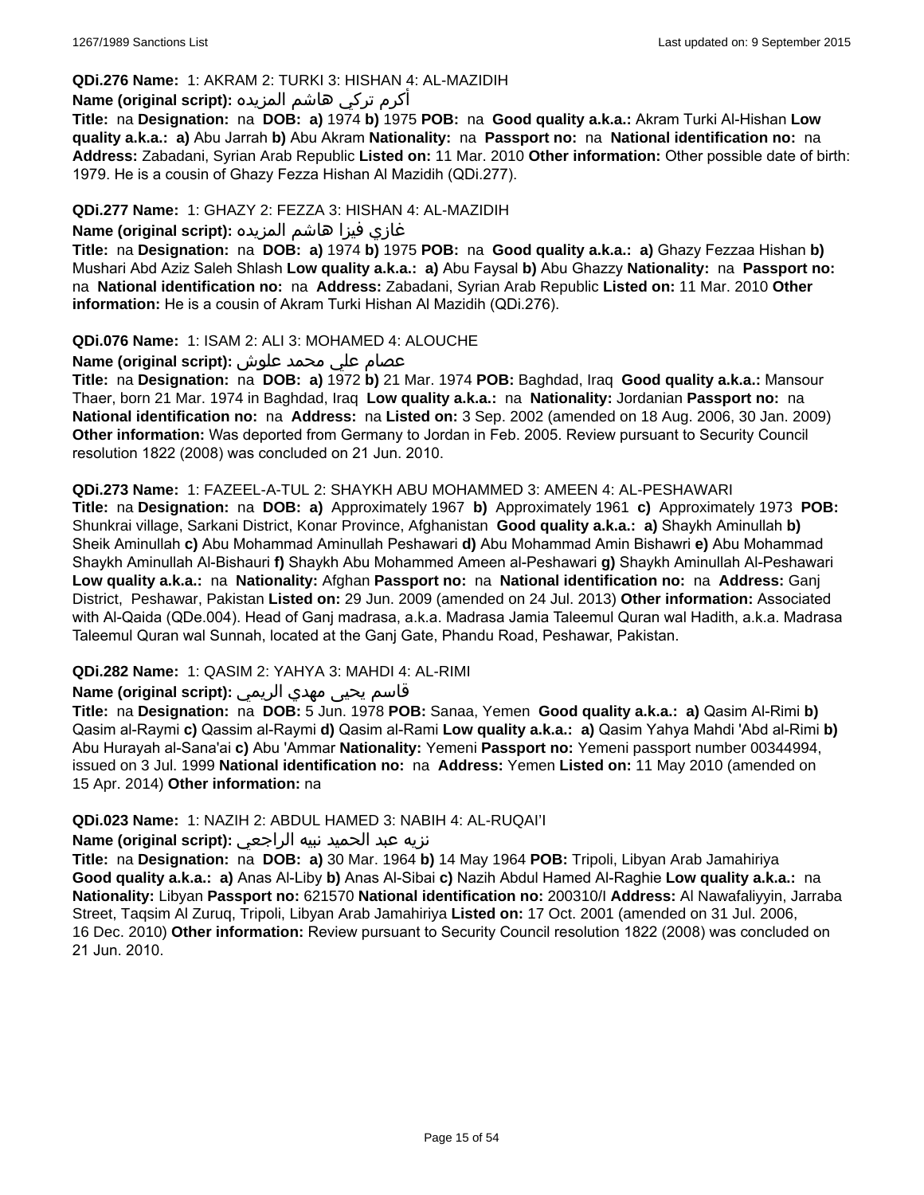**QDi.276 Name:** 1: AKRAM 2: TURKI 3: HISHAN 4: AL-MAZIDIH

**Name (original script):** أكرم تركي هاشم المزيده

**Title:** na **Designation:** na **DOB:** **a)** 1974 **b)** 1975 **POB:** na **Good quality a.k.a.:** Akram Turki Al-Hishan **Low quality a.k.a.:** **a)** Abu Jarrah **b)** Abu Akram **Nationality:** na **Passport no:** na **National identification no:** na **Address:** Zabadani, Syrian Arab Republic **Listed on:** 11 Mar. 2010 **Other information:** Other possible date of birth: 1979. He is a cousin of Ghazy Fezza Hishan Al Mazidih (QDi.277).

**QDi.277 Name:** 1: GHAZY 2: FEZZA 3: HISHAN 4: AL-MAZIDIH

**Name (original script):** غازي فيزا هاشم المزيده

**Title:** na **Designation:** na **DOB:** **a)** 1974 **b)** 1975 **POB:** na **Good quality a.k.a.:** **a)** Ghazy Fezzaa Hishan **b)** Mushari Abd Aziz Saleh Shlash **Low quality a.k.a.:** **a)** Abu Faysal **b)** Abu Ghazzy **Nationality:** na **Passport no:** na **National identification no:** na **Address:** Zabadani, Syrian Arab Republic **Listed on:** 11 Mar. 2010 **Other information:** He is a cousin of Akram Turki Hishan Al Mazidih (QDi.276).

**QDi.076 Name:** 1: ISAM 2: ALI 3: MOHAMED 4: ALOUCHE

**Name (original script):** عصام علي محمد علوش

**Title:** na **Designation:** na **DOB:** **a)** 1972 **b)** 21 Mar. 1974 **POB:** Baghdad, Iraq **Good quality a.k.a.:** Mansour Thaer, born 21 Mar. 1974 in Baghdad, Iraq **Low quality a.k.a.:** na **Nationality:** Jordanian **Passport no:** na **National identification no:** na **Address:** na **Listed on:** 3 Sep. 2002 (amended on 18 Aug. 2006, 30 Jan. 2009) **Other information:** Was deported from Germany to Jordan in Feb. 2005. Review pursuant to Security Council resolution 1822 (2008) was concluded on 21 Jun. 2010.

**QDi.273 Name:** 1: FAZEEL-A-TUL 2: SHAYKH ABU MOHAMMED 3: AMEEN 4: AL-PESHAWARI

**Title:** na **Designation:** na **DOB:** **a)** Approximately 1967 **b)** Approximately 1961 **c)** Approximately 1973 **POB:** Shunkrai village, Sarkani District, Konar Province, Afghanistan **Good quality a.k.a.:** **a)** Shaykh Aminullah **b)** Sheik Aminullah **c)** Abu Mohammad Aminullah Peshawari **d)** Abu Mohammad Amin Bishawri **e)** Abu Mohammad Shaykh Aminullah Al-Bishauri **f)** Shaykh Abu Mohammed Ameen al-Peshawari **g)** Shaykh Aminullah Al-Peshawari **Low quality a.k.a.:** na **Nationality:** Afghan **Passport no:** na **National identification no:** na **Address:** Ganj District, Peshawar, Pakistan **Listed on:** 29 Jun. 2009 (amended on 24 Jul. 2013) **Other information:** Associated with Al-Qaida (QDe.004). Head of Ganj madrasa, a.k.a. Madrasa Jamia Taleemul Quran wal Hadith, a.k.a. Madrasa Taleemul Quran wal Sunnah, located at the Ganj Gate, Phandu Road, Peshawar, Pakistan.

**QDi.282 Name:** 1: QASIM 2: YAHYA 3: MAHDI 4: AL-RIMI

**Name (original script):** قاسم يحيى مهدي الريمي

**Title:** na **Designation:** na **DOB:** 5 Jun. 1978 **POB:** Sanaa, Yemen **Good quality a.k.a.:** **a)** Qasim Al-Rimi **b)** Qasim al-Raymi **c)** Qassim al-Raymi **d)** Qasim al-Rami **Low quality a.k.a.:** **a)** Qasim Yahya Mahdi 'Abd al-Rimi **b)** Abu Hurayah al-Sana'ai **c)** Abu 'Ammar **Nationality:** Yemeni **Passport no:** Yemeni passport number 00344994, issued on 3 Jul. 1999 **National identification no:** na **Address:** Yemen **Listed on:** 11 May 2010 (amended on 15 Apr. 2014) **Other information:** na

**QDi.023 Name:** 1: NAZIH 2: ABDUL HAMED 3: NABIH 4: AL-RUQAI'I

**Name (original script):** نزيه عبد الحميد نبيه الراجعي

**Title:** na **Designation:** na **DOB:** **a)** 30 Mar. 1964 **b)** 14 May 1964 **POB:** Tripoli, Libyan Arab Jamahiriya **Good quality a.k.a.:** **a)** Anas Al-Liby **b)** Anas Al-Sibai **c)** Nazih Abdul Hamed Al-Raghie **Low quality a.k.a.:** na **Nationality:** Libyan **Passport no:** 621570 **National identification no:** 200310/I **Address:** Al Nawafaliyyin, Jarraba Street, Taqsim Al Zuruq, Tripoli, Libyan Arab Jamahiriya **Listed on:** 17 Oct. 2001 (amended on 31 Jul. 2006, 16 Dec. 2010) **Other information:** Review pursuant to Security Council resolution 1822 (2008) was concluded on 21 Jun. 2010.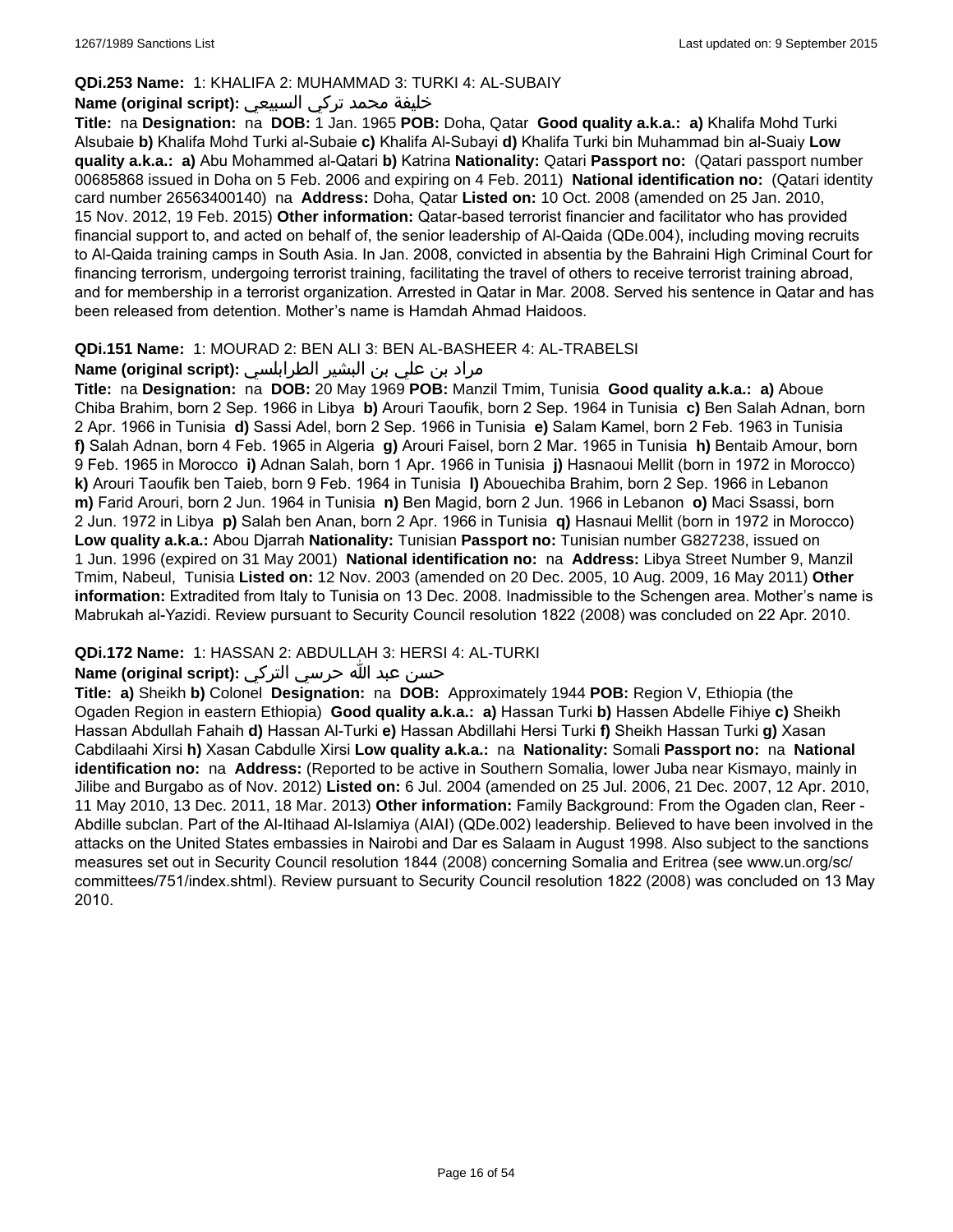**QDi.253 Name:** 1: KHALIFA 2: MUHAMMAD 3: TURKI 4: AL-SUBAIY

**Name (original script):** خليفة محمد تركي السبيعي

**Title:** na **Designation:** na **DOB:** 1 Jan. 1965 **POB:** Doha, Qatar **Good quality a.k.a.:** **a)** Khalifa Mohd Turki Alsubaie **b)** Khalifa Mohd Turki al-Subaie **c)** Khalifa Al-Subayi **d)** Khalifa Turki bin Muhammad bin al-Suaiy **Low quality a.k.a.:** **a)** Abu Mohammed al-Qatari **b)** Katrina **Nationality:** Qatari **Passport no:** (Qatari passport number 00685868 issued in Doha on 5 Feb. 2006 and expiring on 4 Feb. 2011) **National identification no:** (Qatari identity card number 26563400140) na **Address:** Doha, Qatar **Listed on:** 10 Oct. 2008 (amended on 25 Jan. 2010, 15 Nov. 2012, 19 Feb. 2015) **Other information:** Qatar-based terrorist financier and facilitator who has provided financial support to, and acted on behalf of, the senior leadership of Al-Qaida (QDe.004), including moving recruits to Al-Qaida training camps in South Asia. In Jan. 2008, convicted in absentia by the Bahraini High Criminal Court for financing terrorism, undergoing terrorist training, facilitating the travel of others to receive terrorist training abroad, and for membership in a terrorist organization. Arrested in Qatar in Mar. 2008. Served his sentence in Qatar and has been released from detention. Mother's name is Hamdah Ahmad Haidoos.

**QDi.151 Name:** 1: MOURAD 2: BEN ALI 3: BEN AL-BASHEER 4: AL-TRABELSI

**Name (original script):** مراد بن علي بن البشير الطرابلسي

**Title:** na **Designation:** na **DOB:** 20 May 1969 **POB:** Manzil Tmim, Tunisia **Good quality a.k.a.:** **a)** Aboue Chiba Brahim, born 2 Sep. 1966 in Libya **b)** Arouri Taoufik, born 2 Sep. 1964 in Tunisia **c)** Ben Salah Adnan, born 2 Apr. 1966 in Tunisia **d)** Sassi Adel, born 2 Sep. 1966 in Tunisia **e)** Salam Kamel, born 2 Feb. 1963 in Tunisia **f)** Salah Adnan, born 4 Feb. 1965 in Algeria **g)** Arouri Faisel, born 2 Mar. 1965 in Tunisia **h)** Bentaib Amour, born 9 Feb. 1965 in Morocco **i)** Adnan Salah, born 1 Apr. 1966 in Tunisia **j)** Hasnaoui Mellit (born in 1972 in Morocco) **k)** Arouri Taoufik ben Taieb, born 9 Feb. 1964 in Tunisia **l)** Abouechiba Brahim, born 2 Sep. 1966 in Lebanon **m)** Farid Arouri, born 2 Jun. 1964 in Tunisia **n)** Ben Magid, born 2 Jun. 1966 in Lebanon **o)** Maci Ssassi, born 2 Jun. 1972 in Libya **p)** Salah ben Anan, born 2 Apr. 1966 in Tunisia **q)** Hasnaui Mellit (born in 1972 in Morocco) **Low quality a.k.a.:** Abou Djarrah **Nationality:** Tunisian **Passport no:** Tunisian number G827238, issued on 1 Jun. 1996 (expired on 31 May 2001) **National identification no:** na **Address:** Libya Street Number 9, Manzil Tmim, Nabeul, Tunisia **Listed on:** 12 Nov. 2003 (amended on 20 Dec. 2005, 10 Aug. 2009, 16 May 2011) **Other information:** Extradited from Italy to Tunisia on 13 Dec. 2008. Inadmissible to the Schengen area. Mother's name is Mabrukah al-Yazidi. Review pursuant to Security Council resolution 1822 (2008) was concluded on 22 Apr. 2010.

**QDi.172 Name:** 1: HASSAN 2: ABDULLAH 3: HERSI 4: AL-TURKI

**Name (original script):** حسن عبد الله حرسي التركي

**Title:** **a)** Sheikh **b)** Colonel **Designation:** na **DOB:** Approximately 1944 **POB:** Region V, Ethiopia (the Ogaden Region in eastern Ethiopia) **Good quality a.k.a.:** **a)** Hassan Turki **b)** Hassen Abdelle Fihiye **c)** Sheikh Hassan Abdullah Fahaih **d)** Hassan Al-Turki **e)** Hassan Abdillahi Hersi Turki **f)** Sheikh Hassan Turki **g)** Xasan Cabdilaahi Xirsi **h)** Xasan Cabdulle Xirsi **Low quality a.k.a.:** na **Nationality:** Somali **Passport no:** na **National identification no:** na **Address:** (Reported to be active in Southern Somalia, lower Juba near Kismayo, mainly in Jilibe and Burgabo as of Nov. 2012) **Listed on:** 6 Jul. 2004 (amended on 25 Jul. 2006, 21 Dec. 2007, 12 Apr. 2010, 11 May 2010, 13 Dec. 2011, 18 Mar. 2013) **Other information:** Family Background: From the Ogaden clan, Reer - Abdille subclan. Part of the Al-Itihaad Al-Islamiya (AIAI) (QDe.002) leadership. Believed to have been involved in the attacks on the United States embassies in Nairobi and Dar es Salaam in August 1998. Also subject to the sanctions measures set out in Security Council resolution 1844 (2008) concerning Somalia and Eritrea (see www.un.org/sc/committees/751/index.shtml). Review pursuant to Security Council resolution 1822 (2008) was concluded on 13 May 2010.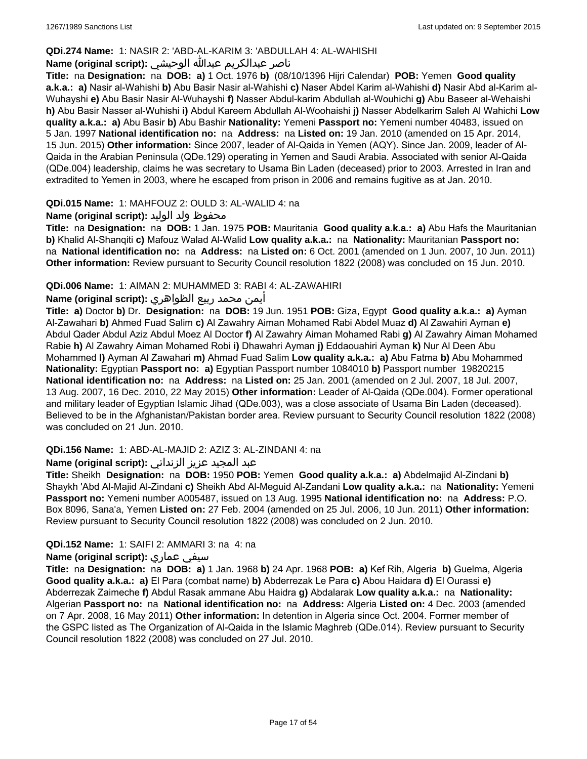**QDi.274 Name:** 1: NASIR 2: 'ABD-AL-KARIM 3: 'ABDULLAH 4: AL-WAHISHI

**Name (original script):** ناصر عبدالكريم عبدالله الوحيشي

**Title:** na **Designation:** na **DOB:** **a)** 1 Oct. 1976 **b)** (08/10/1396 Hijri Calendar) **POB:** Yemen **Good quality a.k.a.:** **a)** Nasir al-Wahishi **b)** Abu Basir Nasir al-Wahishi **c)** Naser Abdel Karim al-Wahishi **d)** Nasir Abd al-Karim al-Wuhayshi **e)** Abu Basir Nasir Al-Wuhayshi **f)** Nasser Abdul-karim Abdullah al-Wouhichi **g)** Abu Baseer al-Wehaishi **h)** Abu Basir Nasser al-Wuhishi **i)** Abdul Kareem Abdullah Al-Woohaishi **j)** Nasser Abdelkarim Saleh Al Wahichi **Low quality a.k.a.:** **a)** Abu Basir **b)** Abu Bashir **Nationality:** Yemeni **Passport no:** Yemeni number 40483, issued on 5 Jan. 1997 **National identification no:** na **Address:** na **Listed on:** 19 Jan. 2010 (amended on 15 Apr. 2014, 15 Jun. 2015) **Other information:** Since 2007, leader of Al-Qaida in Yemen (AQY). Since Jan. 2009, leader of Al-Qaida in the Arabian Peninsula (QDe.129) operating in Yemen and Saudi Arabia. Associated with senior Al-Qaida (QDe.004) leadership, claims he was secretary to Usama Bin Laden (deceased) prior to 2003. Arrested in Iran and extradited to Yemen in 2003, where he escaped from prison in 2006 and remains fugitive as at Jan. 2010.

**QDi.015 Name:** 1: MAHFOUZ 2: OULD 3: AL-WALID 4: na

**Name (original script):** محفوظ ولد الوليد

**Title:** na **Designation:** na **DOB:** 1 Jan. 1975 **POB:** Mauritania **Good quality a.k.a.:** **a)** Abu Hafs the Mauritanian **b)** Khalid Al-Shanqiti **c)** Mafouz Walad Al-Walid **Low quality a.k.a.:** na **Nationality:** Mauritanian **Passport no:** na **National identification no:** na **Address:** na **Listed on:** 6 Oct. 2001 (amended on 1 Jun. 2007, 10 Jun. 2011) **Other information:** Review pursuant to Security Council resolution 1822 (2008) was concluded on 15 Jun. 2010.

**QDi.006 Name:** 1: AIMAN 2: MUHAMMED 3: RABI 4: AL-ZAWAHIRI

**Name (original script):** أيمن محمد ربيع الظواهري

**Title:** **a)** Doctor **b)** Dr. **Designation:** na **DOB:** 19 Jun. 1951 **POB:** Giza, Egypt **Good quality a.k.a.:** **a)** Ayman Al-Zawahari **b)** Ahmed Fuad Salim **c)** Al Zawahry Aiman Mohamed Rabi Abdel Muaz **d)** Al Zawahiri Ayman **e)** Abdul Qader Abdul Aziz Abdul Moez Al Doctor **f)** Al Zawahry Aiman Mohamed Rabi **g)** Al Zawahry Aiman Mohamed Rabie **h)** Al Zawahry Aiman Mohamed Robi **i)** Dhawahri Ayman **j)** Eddaouahiri Ayman **k)** Nur Al Deen Abu Mohammed **l)** Ayman Al Zawahari **m)** Ahmad Fuad Salim **Low quality a.k.a.:** **a)** Abu Fatma **b)** Abu Mohammed **Nationality:** Egyptian **Passport no:** **a)** Egyptian Passport number 1084010 **b)** Passport number 19820215 **National identification no:** na **Address:** na **Listed on:** 25 Jan. 2001 (amended on 2 Jul. 2007, 18 Jul. 2007, 13 Aug. 2007, 16 Dec. 2010, 22 May 2015) **Other information:** Leader of Al-Qaida (QDe.004). Former operational and military leader of Egyptian Islamic Jihad (QDe.003), was a close associate of Usama Bin Laden (deceased). Believed to be in the Afghanistan/Pakistan border area. Review pursuant to Security Council resolution 1822 (2008) was concluded on 21 Jun. 2010.

**QDi.156 Name:** 1: ABD-AL-MAJID 2: AZIZ 3: AL-ZINDANI 4: na

**Name (original script):** عبد المجيد عزيز الزنداني

**Title:** Sheikh **Designation:** na **DOB:** 1950 **POB:** Yemen **Good quality a.k.a.:** **a)** Abdelmajid Al-Zindani **b)** Shaykh 'Abd Al-Majid Al-Zindani **c)** Sheikh Abd Al-Meguid Al-Zandani **Low quality a.k.a.:** na **Nationality:** Yemeni **Passport no:** Yemeni number A005487, issued on 13 Aug. 1995 **National identification no:** na **Address:** P.O. Box 8096, Sana'a, Yemen **Listed on:** 27 Feb. 2004 (amended on 25 Jul. 2006, 10 Jun. 2011) **Other information:** Review pursuant to Security Council resolution 1822 (2008) was concluded on 2 Jun. 2010.

**QDi.152 Name:** 1: SAIFI 2: AMMARI 3: na 4: na

**Name (original script):** سيفي عماري

**Title:** na **Designation:** na **DOB:** **a)** 1 Jan. 1968 **b)** 24 Apr. 1968 **POB:** **a)** Kef Rih, Algeria **b)** Guelma, Algeria **Good quality a.k.a.:** **a)** El Para (combat name) **b)** Abderrezak Le Para **c)** Abou Haidara **d)** El Ourassi **e)** Abderrezak Zaimeche **f)** Abdul Rasak ammane Abu Haidra **g)** Abdalarak **Low quality a.k.a.:** na **Nationality:** Algerian **Passport no:** na **National identification no:** na **Address:** Algeria **Listed on:** 4 Dec. 2003 (amended on 7 Apr. 2008, 16 May 2011) **Other information:** In detention in Algeria since Oct. 2004. Former member of the GSPC listed as The Organization of Al-Qaida in the Islamic Maghreb (QDe.014). Review pursuant to Security Council resolution 1822 (2008) was concluded on 27 Jul. 2010.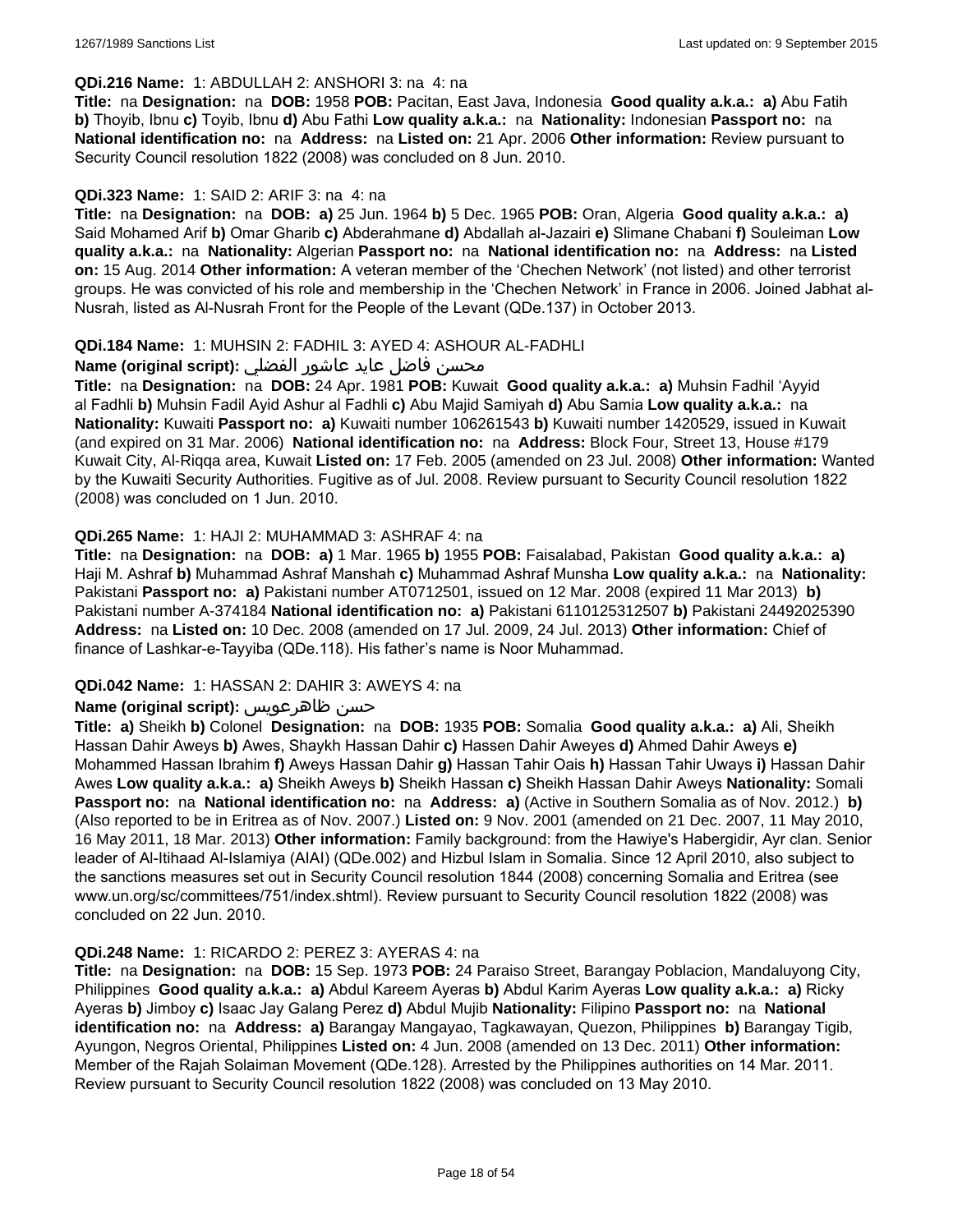**QDi.216 Name:** 1: ABDULLAH 2: ANSHORI 3: na 4: na

**Title:** na **Designation:** na **DOB:** 1958 **POB:** Pacitan, East Java, Indonesia **Good quality a.k.a.: a)** Abu Fatih **b)** Thoyib, Ibnu **c)** Toyib, Ibnu **d)** Abu Fathi **Low quality a.k.a.:** na **Nationality:** Indonesian **Passport no:** na **National identification no:** na **Address:** na **Listed on:** 21 Apr. 2006 **Other information:** Review pursuant to Security Council resolution 1822 (2008) was concluded on 8 Jun. 2010.

**QDi.323 Name:** 1: SAID 2: ARIF 3: na 4: na

**Title:** na **Designation:** na **DOB: a)** 25 Jun. 1964 **b)** 5 Dec. 1965 **POB:** Oran, Algeria **Good quality a.k.a.: a)** Said Mohamed Arif **b)** Omar Gharib **c)** Abderahmane **d)** Abdallah al-Jazairi **e)** Slimane Chabani **f)** Souleiman **Low quality a.k.a.:** na **Nationality:** Algerian **Passport no:** na **National identification no:** na **Address:** na **Listed on:** 15 Aug. 2014 **Other information:** A veteran member of the 'Chechen Network' (not listed) and other terrorist groups. He was convicted of his role and membership in the 'Chechen Network' in France in 2006. Joined Jabhat al-Nusrah, listed as Al-Nusrah Front for the People of the Levant (QDe.137) in October 2013.

**QDi.184 Name:** 1: MUHSIN 2: FADHIL 3: AYED 4: ASHOUR AL-FADHLI

**Name (original script):** محسن فاضل عايد عاشور الفضلي

**Title:** na **Designation:** na **DOB:** 24 Apr. 1981 **POB:** Kuwait **Good quality a.k.a.: a)** Muhsin Fadhil 'Ayyid al Fadhli **b)** Muhsin Fadil Ayid Ashur al Fadhli **c)** Abu Majid Samiyah **d)** Abu Samia **Low quality a.k.a.:** na **Nationality:** Kuwaiti **Passport no: a)** Kuwaiti number 106261543 **b)** Kuwaiti number 1420529, issued in Kuwait (and expired on 31 Mar. 2006) **National identification no:** na **Address:** Block Four, Street 13, House #179 Kuwait City, Al-Riqqa area, Kuwait **Listed on:** 17 Feb. 2005 (amended on 23 Jul. 2008) **Other information:** Wanted by the Kuwaiti Security Authorities. Fugitive as of Jul. 2008. Review pursuant to Security Council resolution 1822 (2008) was concluded on 1 Jun. 2010.

**QDi.265 Name:** 1: HAJI 2: MUHAMMAD 3: ASHRAF 4: na

**Title:** na **Designation:** na **DOB: a)** 1 Mar. 1965 **b)** 1955 **POB:** Faisalabad, Pakistan **Good quality a.k.a.: a)** Haji M. Ashraf **b)** Muhammad Ashraf Manshah **c)** Muhammad Ashraf Munsha **Low quality a.k.a.:** na **Nationality:** Pakistani **Passport no: a)** Pakistani number AT0712501, issued on 12 Mar. 2008 (expired 11 Mar 2013) **b)** Pakistani number A-374184 **National identification no: a)** Pakistani 6110125312507 **b)** Pakistani 24492025390 **Address:** na **Listed on:** 10 Dec. 2008 (amended on 17 Jul. 2009, 24 Jul. 2013) **Other information:** Chief of finance of Lashkar-e-Tayyiba (QDe.118). His father's name is Noor Muhammad.

**QDi.042 Name:** 1: HASSAN 2: DAHIR 3: AWEYS 4: na

**Name (original script):** حسن ظاهرعويس

**Title: a)** Sheikh **b)** Colonel **Designation:** na **DOB:** 1935 **POB:** Somalia **Good quality a.k.a.: a)** Ali, Sheikh Hassan Dahir Aweys **b)** Awes, Shaykh Hassan Dahir **c)** Hassen Dahir Aweyes **d)** Ahmed Dahir Aweys **e)** Mohammed Hassan Ibrahim **f)** Aweys Hassan Dahir **g)** Hassan Tahir Oais **h)** Hassan Tahir Uways **i)** Hassan Dahir Awes **Low quality a.k.a.: a)** Sheikh Aweys **b)** Sheikh Hassan **c)** Sheikh Hassan Dahir Aweys **Nationality:** Somali **Passport no:** na **National identification no:** na **Address: a)** (Active in Southern Somalia as of Nov. 2012.) **b)** (Also reported to be in Eritrea as of Nov. 2007.) **Listed on:** 9 Nov. 2001 (amended on 21 Dec. 2007, 11 May 2010, 16 May 2011, 18 Mar. 2013) **Other information:** Family background: from the Hawiye's Habergidir, Ayr clan. Senior leader of Al-Itihaad Al-Islamiya (AIAI) (QDe.002) and Hizbul Islam in Somalia. Since 12 April 2010, also subject to the sanctions measures set out in Security Council resolution 1844 (2008) concerning Somalia and Eritrea (see www.un.org/sc/committees/751/index.shtml). Review pursuant to Security Council resolution 1822 (2008) was concluded on 22 Jun. 2010.

**QDi.248 Name:** 1: RICARDO 2: PEREZ 3: AYERAS 4: na

**Title:** na **Designation:** na **DOB:** 15 Sep. 1973 **POB:** 24 Paraiso Street, Barangay Poblacion, Mandaluyong City, Philippines **Good quality a.k.a.: a)** Abdul Kareem Ayeras **b)** Abdul Karim Ayeras **Low quality a.k.a.: a)** Ricky Ayeras **b)** Jimboy **c)** Isaac Jay Galang Perez **d)** Abdul Mujib **Nationality:** Filipino **Passport no:** na **National identification no:** na **Address: a)** Barangay Mangayao, Tagkawayan, Quezon, Philippines **b)** Barangay Tigib, Ayungon, Negros Oriental, Philippines **Listed on:** 4 Jun. 2008 (amended on 13 Dec. 2011) **Other information:** Member of the Rajah Solaiman Movement (QDe.128). Arrested by the Philippines authorities on 14 Mar. 2011. Review pursuant to Security Council resolution 1822 (2008) was concluded on 13 May 2010.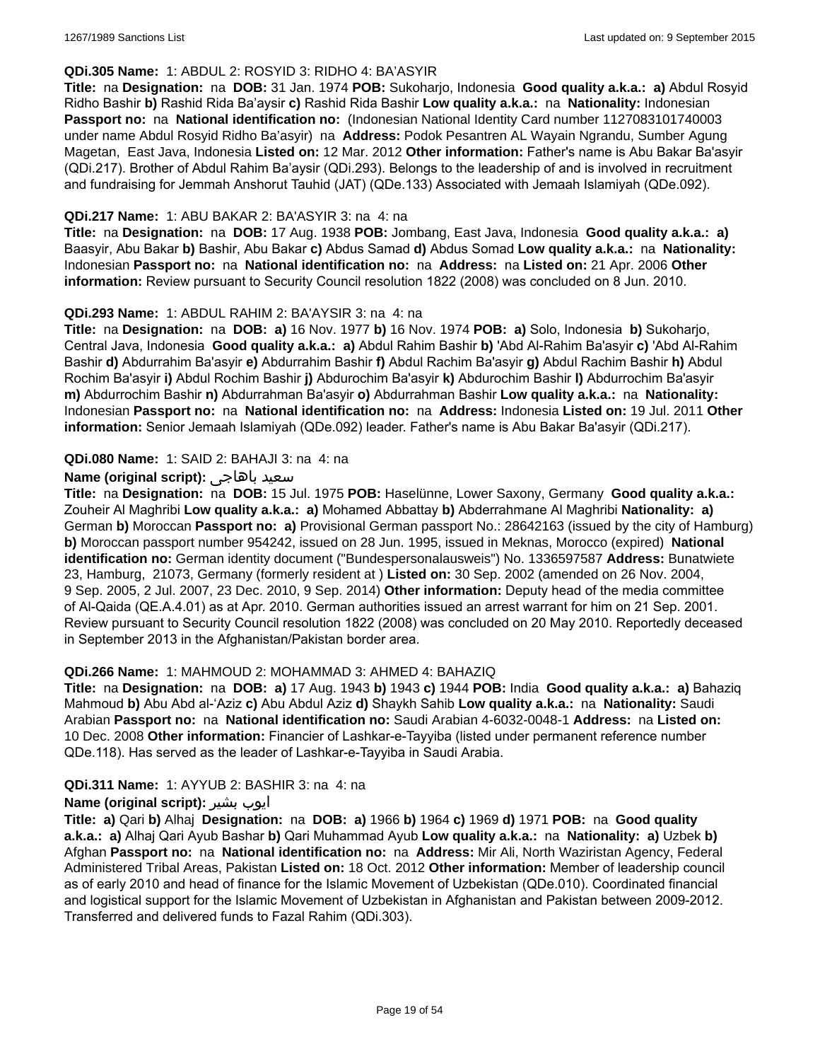**QDi.305 Name:** 1: ABDUL 2: ROSYID 3: RIDHO 4: BA'ASYIR

**Title:** na **Designation:** na **DOB:** 31 Jan. 1974 **POB:** Sukoharjo, Indonesia **Good quality a.k.a.: a)** Abdul Rosyid Ridho Bashir **b)** Rashid Rida Ba'aysir **c)** Rashid Rida Bashir **Low quality a.k.a.:** na **Nationality:** Indonesian **Passport no:** na **National identification no:** (Indonesian National Identity Card number 1127083101740003 under name Abdul Rosyid Ridho Ba'asyir) na **Address:** Podok Pesantren AL Wayain Ngrandu, Sumber Agung Magetan, East Java, Indonesia **Listed on:** 12 Mar. 2012 **Other information:** Father's name is Abu Bakar Ba'asyir (QDi.217). Brother of Abdul Rahim Ba'aysir (QDi.293). Belongs to the leadership of and is involved in recruitment and fundraising for Jemmah Anshorut Tauhid (JAT) (QDe.133) Associated with Jemaah Islamiyah (QDe.092).

**QDi.217 Name:** 1: ABU BAKAR 2: BA'ASYIR 3: na 4: na

**Title:** na **Designation:** na **DOB:** 17 Aug. 1938 **POB:** Jombang, East Java, Indonesia **Good quality a.k.a.: a)** Baasyir, Abu Bakar **b)** Bashir, Abu Bakar **c)** Abdus Samad **d)** Abdus Somad **Low quality a.k.a.:** na **Nationality:** Indonesian **Passport no:** na **National identification no:** na **Address:** na **Listed on:** 21 Apr. 2006 **Other information:** Review pursuant to Security Council resolution 1822 (2008) was concluded on 8 Jun. 2010.

**QDi.293 Name:** 1: ABDUL RAHIM 2: BA'AYSIR 3: na 4: na

**Title:** na **Designation:** na **DOB: a)** 16 Nov. 1977 **b)** 16 Nov. 1974 **POB: a)** Solo, Indonesia **b)** Sukoharjo, Central Java, Indonesia **Good quality a.k.a.: a)** Abdul Rahim Bashir **b)** 'Abd Al-Rahim Ba'asyir **c)** 'Abd Al-Rahim Bashir **d)** Abdurrahim Ba'asyir **e)** Abdurrahim Bashir **f)** Abdul Rachim Ba'asyir **g)** Abdul Rachim Bashir **h)** Abdul Rochim Ba'asyir **i)** Abdul Rochim Bashir **j)** Abdurochim Ba'asyir **k)** Abdurochim Bashir **l)** Abdurrochim Ba'asyir **m)** Abdurrochim Bashir **n)** Abdurrahman Ba'asyir **o)** Abdurrahman Bashir **Low quality a.k.a.:** na **Nationality:** Indonesian **Passport no:** na **National identification no:** na **Address:** Indonesia **Listed on:** 19 Jul. 2011 **Other information:** Senior Jemaah Islamiyah (QDe.092) leader. Father's name is Abu Bakar Ba'asyir (QDi.217).

**QDi.080 Name:** 1: SAID 2: BAHAJI 3: na 4: na

**Name (original script):** سعيد باهاجى

**Title:** na **Designation:** na **DOB:** 15 Jul. 1975 **POB:** Haselünne, Lower Saxony, Germany **Good quality a.k.a.:** Zouheir Al Maghribi **Low quality a.k.a.: a)** Mohamed Abbattay **b)** Abderrahmane Al Maghribi **Nationality: a)** German **b)** Moroccan **Passport no: a)** Provisional German passport No.: 28642163 (issued by the city of Hamburg) **b)** Moroccan passport number 954242, issued on 28 Jun. 1995, issued in Meknas, Morocco (expired) **National identification no:** German identity document ("Bundespersonalausweis") No. 1336597587 **Address:** Bunatwiete 23, Hamburg, 21073, Germany (formerly resident at ) **Listed on:** 30 Sep. 2002 (amended on 26 Nov. 2004, 9 Sep. 2005, 2 Jul. 2007, 23 Dec. 2010, 9 Sep. 2014) **Other information:** Deputy head of the media committee of Al-Qaida (QE.A.4.01) as at Apr. 2010. German authorities issued an arrest warrant for him on 21 Sep. 2001. Review pursuant to Security Council resolution 1822 (2008) was concluded on 20 May 2010. Reportedly deceased in September 2013 in the Afghanistan/Pakistan border area.

**QDi.266 Name:** 1: MAHMOUD 2: MOHAMMAD 3: AHMED 4: BAHAZIQ

**Title:** na **Designation:** na **DOB: a)** 17 Aug. 1943 **b)** 1943 **c)** 1944 **POB:** India **Good quality a.k.a.: a)** Bahaziq Mahmoud **b)** Abu Abd al-'Aziz **c)** Abu Abdul Aziz **d)** Shaykh Sahib **Low quality a.k.a.:** na **Nationality:** Saudi Arabian **Passport no:** na **National identification no:** Saudi Arabian 4-6032-0048-1 **Address:** na **Listed on:** 10 Dec. 2008 **Other information:** Financier of Lashkar-e-Tayyiba (listed under permanent reference number QDe.118). Has served as the leader of Lashkar-e-Tayyiba in Saudi Arabia.

**QDi.311 Name:** 1: AYYUB 2: BASHIR 3: na 4: na

**Name (original script):** ايوب بشير

**Title: a)** Qari **b)** Alhaj **Designation:** na **DOB: a)** 1966 **b)** 1964 **c)** 1969 **d)** 1971 **POB:** na **Good quality a.k.a.: a)** Alhaj Qari Ayub Bashar **b)** Qari Muhammad Ayub **Low quality a.k.a.:** na **Nationality: a)** Uzbek **b)** Afghan **Passport no:** na **National identification no:** na **Address:** Mir Ali, North Waziristan Agency, Federal Administered Tribal Areas, Pakistan **Listed on:** 18 Oct. 2012 **Other information:** Member of leadership council as of early 2010 and head of finance for the Islamic Movement of Uzbekistan (QDe.010). Coordinated financial and logistical support for the Islamic Movement of Uzbekistan in Afghanistan and Pakistan between 2009-2012. Transferred and delivered funds to Fazal Rahim (QDi.303).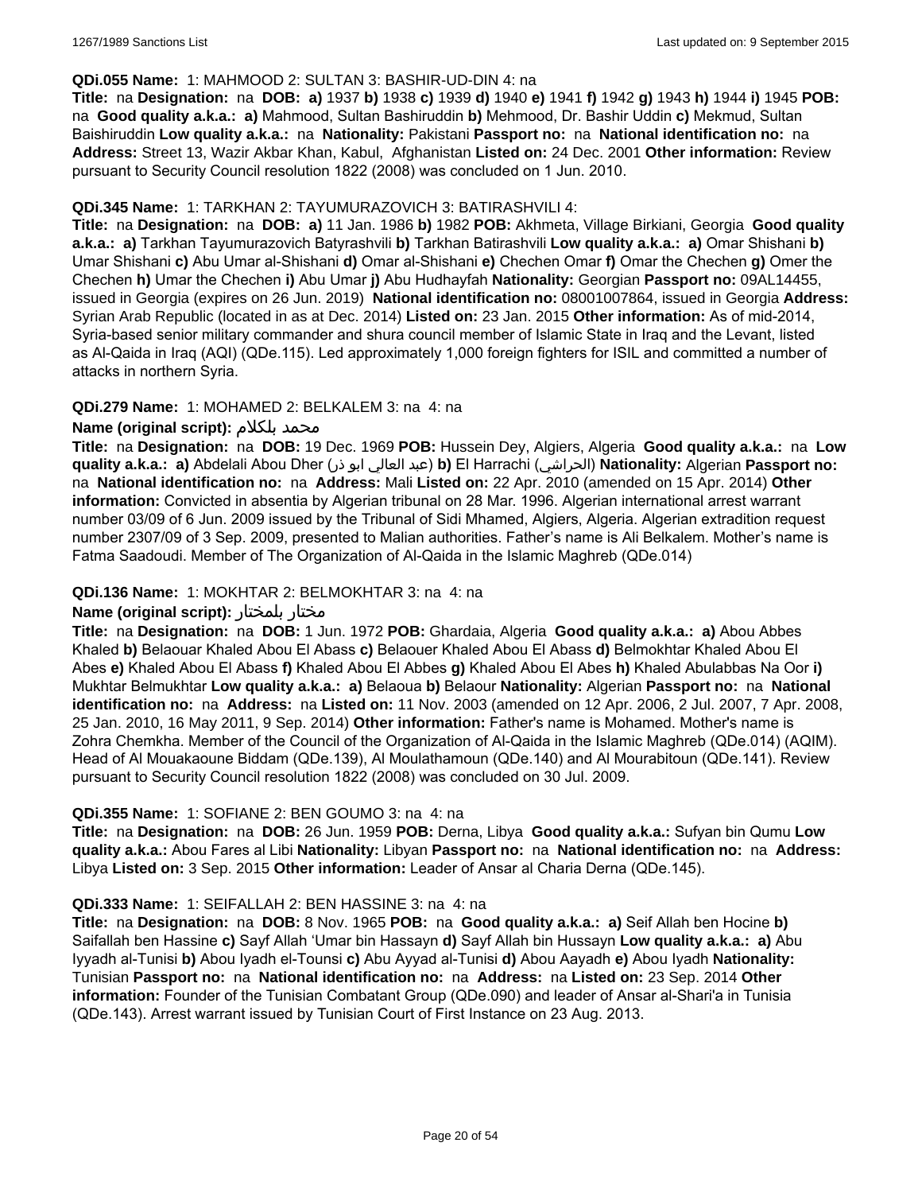**QDi.055 Name:** 1: MAHMOOD 2: SULTAN 3: BASHIR-UD-DIN 4: na

**Title:** na **Designation:** na **DOB:** **a)** 1937 **b)** 1938 **c)** 1939 **d)** 1940 **e)** 1941 **f)** 1942 **g)** 1943 **h)** 1944 **i)** 1945 **POB:** na **Good quality a.k.a.:** **a)** Mahmood, Sultan Bashiruddin **b)** Mehmood, Dr. Bashir Uddin **c)** Mekmud, Sultan Baishiruddin **Low quality a.k.a.:** na **Nationality:** Pakistani **Passport no:** na **National identification no:** na **Address:** Street 13, Wazir Akbar Khan, Kabul, Afghanistan **Listed on:** 24 Dec. 2001 **Other information:** Review pursuant to Security Council resolution 1822 (2008) was concluded on 1 Jun. 2010.

**QDi.345 Name:** 1: TARKHAN 2: TAYUMURAZOVICH 3: BATIRASHVILI 4:

**Title:** na **Designation:** na **DOB:** **a)** 11 Jan. 1986 **b)** 1982 **POB:** Akhmeta, Village Birkiani, Georgia **Good quality a.k.a.:** **a)** Tarkhan Tayumurazovich Batyrashvili **b)** Tarkhan Batirashvili **Low quality a.k.a.:** **a)** Omar Shishani **b)** Umar Shishani **c)** Abu Umar al-Shishani **d)** Omar al-Shishani **e)** Chechen Omar **f)** Omar the Chechen **g)** Omer the Chechen **h)** Umar the Chechen **i)** Abu Umar **j)** Abu Hudhayfah **Nationality:** Georgian **Passport no:** 09AL14455, issued in Georgia (expires on 26 Jun. 2019) **National identification no:** 08001007864, issued in Georgia **Address:** Syrian Arab Republic (located in as at Dec. 2014) **Listed on:** 23 Jan. 2015 **Other information:** As of mid-2014, Syria-based senior military commander and shura council member of Islamic State in Iraq and the Levant, listed as Al-Qaida in Iraq (AQI) (QDe.115). Led approximately 1,000 foreign fighters for ISIL and committed a number of attacks in northern Syria.

**QDi.279 Name:** 1: MOHAMED 2: BELKALEM 3: na 4: na

**Name (original script):** محمد بلكلام

**Title:** na **Designation:** na **DOB:** 19 Dec. 1969 **POB:** Hussein Dey, Algiers, Algeria **Good quality a.k.a.:** na **Low quality a.k.a.:** **a)** Abdelali Abou Dher (عبد العالي ابو ذر) **b)** El Harrachi (الحراشي) **Nationality:** Algerian **Passport no:** na **National identification no:** na **Address:** Mali **Listed on:** 22 Apr. 2010 (amended on 15 Apr. 2014) **Other information:** Convicted in absentia by Algerian tribunal on 28 Mar. 1996. Algerian international arrest warrant number 03/09 of 6 Jun. 2009 issued by the Tribunal of Sidi Mhamed, Algiers, Algeria. Algerian extradition request number 2307/09 of 3 Sep. 2009, presented to Malian authorities. Father's name is Ali Belkalem. Mother's name is Fatma Saadoudi. Member of The Organization of Al-Qaida in the Islamic Maghreb (QDe.014)

**QDi.136 Name:** 1: MOKHTAR 2: BELMOKHTAR 3: na 4: na

**Name (original script):** مختار بلمختار

**Title:** na **Designation:** na **DOB:** 1 Jun. 1972 **POB:** Ghardaia, Algeria **Good quality a.k.a.:** **a)** Abou Abbes Khaled **b)** Belaouar Khaled Abou El Abass **c)** Belaouer Khaled Abou El Abass **d)** Belmokhtar Khaled Abou El Abes **e)** Khaled Abou El Abass **f)** Khaled Abou El Abbes **g)** Khaled Abou El Abes **h)** Khaled Abulabbas Na Oor **i)** Mukhtar Belmukhtar **Low quality a.k.a.:** **a)** Belaoua **b)** Belaour **Nationality:** Algerian **Passport no:** na **National identification no:** na **Address:** na **Listed on:** 11 Nov. 2003 (amended on 12 Apr. 2006, 2 Jul. 2007, 7 Apr. 2008, 25 Jan. 2010, 16 May 2011, 9 Sep. 2014) **Other information:** Father's name is Mohamed. Mother's name is Zohra Chemkha. Member of the Council of the Organization of Al-Qaida in the Islamic Maghreb (QDe.014) (AQIM). Head of Al Mouakaoune Biddam (QDe.139), Al Moulathamoun (QDe.140) and Al Mourabitoun (QDe.141). Review pursuant to Security Council resolution 1822 (2008) was concluded on 30 Jul. 2009.

**QDi.355 Name:** 1: SOFIANE 2: BEN GOUMO 3: na 4: na

**Title:** na **Designation:** na **DOB:** 26 Jun. 1959 **POB:** Derna, Libya **Good quality a.k.a.:** Sufyan bin Qumu **Low quality a.k.a.:** Abou Fares al Libi **Nationality:** Libyan **Passport no:** na **National identification no:** na **Address:** Libya **Listed on:** 3 Sep. 2015 **Other information:** Leader of Ansar al Charia Derna (QDe.145).

**QDi.333 Name:** 1: SEIFALLAH 2: BEN HASSINE 3: na 4: na

**Title:** na **Designation:** na **DOB:** 8 Nov. 1965 **POB:** na **Good quality a.k.a.:** **a)** Seif Allah ben Hocine **b)** Saifallah ben Hassine **c)** Sayf Allah 'Umar bin Hassayn **d)** Sayf Allah bin Hussayn **Low quality a.k.a.:** **a)** Abu Iyyadh al-Tunisi **b)** Abou Iyadh el-Tounsi **c)** Abu Ayyad al-Tunisi **d)** Abou Aayadh **e)** Abou Iyadh **Nationality:** Tunisian **Passport no:** na **National identification no:** na **Address:** na **Listed on:** 23 Sep. 2014 **Other information:** Founder of the Tunisian Combatant Group (QDe.090) and leader of Ansar al-Shari'a in Tunisia (QDe.143). Arrest warrant issued by Tunisian Court of First Instance on 23 Aug. 2013.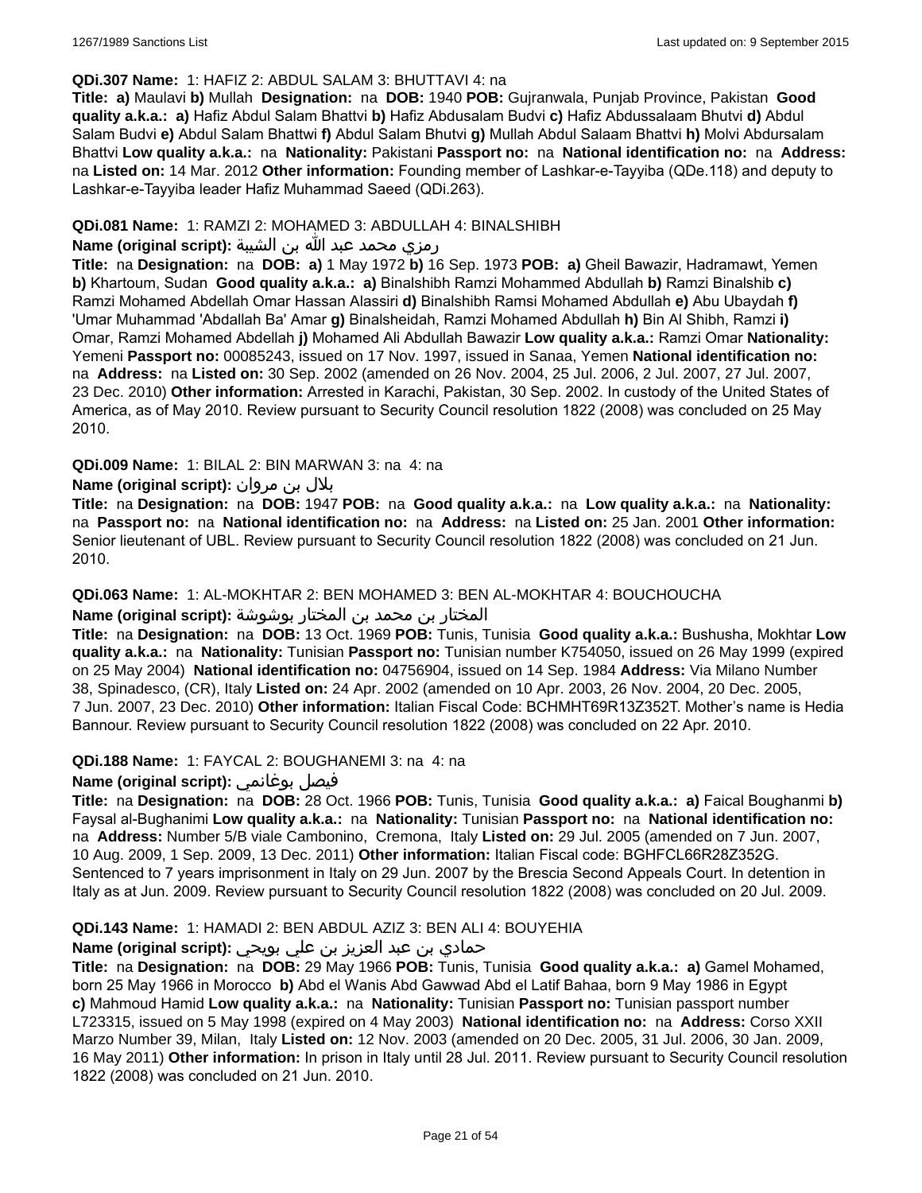**QDi.307 Name:** 1: HAFIZ 2: ABDUL SALAM 3: BHUTTAVI 4: na

**Title:** **a)** Maulavi **b)** Mullah **Designation:** na **DOB:** 1940 **POB:** Gujranwala, Punjab Province, Pakistan **Good quality a.k.a.:** **a)** Hafiz Abdul Salam Bhattvi **b)** Hafiz Abdusalam Budvi **c)** Hafiz Abdussalaam Bhutvi **d)** Abdul Salam Budvi **e)** Abdul Salam Bhattwi **f)** Abdul Salam Bhutvi **g)** Mullah Abdul Salaam Bhattvi **h)** Molvi Abdursalam Bhattvi **Low quality a.k.a.:** na **Nationality:** Pakistani **Passport no:** na **National identification no:** na **Address:** na **Listed on:** 14 Mar. 2012 **Other information:** Founding member of Lashkar-e-Tayyiba (QDe.118) and deputy to Lashkar-e-Tayyiba leader Hafiz Muhammad Saeed (QDi.263).

**QDi.081 Name:** 1: RAMZI 2: MOHAMED 3: ABDULLAH 4: BINALSHIBH

**Name (original script):** رمزي محمد عبد الله بن الشيبة

**Title:** na **Designation:** na **DOB:** **a)** 1 May 1972 **b)** 16 Sep. 1973 **POB:** **a)** Gheil Bawazir, Hadramawt, Yemen **b)** Khartoum, Sudan **Good quality a.k.a.:** **a)** Binalshibh Ramzi Mohammed Abdullah **b)** Ramzi Binalshib **c)** Ramzi Mohamed Abdellah Omar Hassan Alassiri **d)** Binalshibh Ramsi Mohamed Abdullah **e)** Abu Ubaydah **f)** 'Umar Muhammad 'Abdallah Ba' Amar **g)** Binalsheidah, Ramzi Mohamed Abdullah **h)** Bin Al Shibh, Ramzi **i)** Omar, Ramzi Mohamed Abdellah **j)** Mohamed Ali Abdullah Bawazir **Low quality a.k.a.:** Ramzi Omar **Nationality:** Yemeni **Passport no:** 00085243, issued on 17 Nov. 1997, issued in Sanaa, Yemen **National identification no:** na **Address:** na **Listed on:** 30 Sep. 2002 (amended on 26 Nov. 2004, 25 Jul. 2006, 2 Jul. 2007, 27 Jul. 2007, 23 Dec. 2010) **Other information:** Arrested in Karachi, Pakistan, 30 Sep. 2002. In custody of the United States of America, as of May 2010. Review pursuant to Security Council resolution 1822 (2008) was concluded on 25 May 2010.

**QDi.009 Name:** 1: BILAL 2: BIN MARWAN 3: na 4: na

**Name (original script):** بلال بن مروان

**Title:** na **Designation:** na **DOB:** 1947 **POB:** na **Good quality a.k.a.:** na **Low quality a.k.a.:** na **Nationality:** na **Passport no:** na **National identification no:** na **Address:** na **Listed on:** 25 Jan. 2001 **Other information:** Senior lieutenant of UBL. Review pursuant to Security Council resolution 1822 (2008) was concluded on 21 Jun. 2010.

**QDi.063 Name:** 1: AL-MOKHTAR 2: BEN MOHAMED 3: BEN AL-MOKHTAR 4: BOUCHOUCHA

**Name (original script):** المختار بن محمد بن المختار بوشوشة

**Title:** na **Designation:** na **DOB:** 13 Oct. 1969 **POB:** Tunis, Tunisia **Good quality a.k.a.:** Bushusha, Mokhtar **Low quality a.k.a.:** na **Nationality:** Tunisian **Passport no:** Tunisian number K754050, issued on 26 May 1999 (expired on 25 May 2004) **National identification no:** 04756904, issued on 14 Sep. 1984 **Address:** Via Milano Number 38, Spinadesco, (CR), Italy **Listed on:** 24 Apr. 2002 (amended on 10 Apr. 2003, 26 Nov. 2004, 20 Dec. 2005, 7 Jun. 2007, 23 Dec. 2010) **Other information:** Italian Fiscal Code: BCHMHT69R13Z352T. Mother's name is Hedia Bannour. Review pursuant to Security Council resolution 1822 (2008) was concluded on 22 Apr. 2010.

**QDi.188 Name:** 1: FAYCAL 2: BOUGHANEMI 3: na 4: na

**Name (original script):** فيصل بوغانمي

**Title:** na **Designation:** na **DOB:** 28 Oct. 1966 **POB:** Tunis, Tunisia **Good quality a.k.a.:** **a)** Faical Boughanmi **b)** Faysal al-Bughanimi **Low quality a.k.a.:** na **Nationality:** Tunisian **Passport no:** na **National identification no:** na **Address:** Number 5/B viale Cambonino, Cremona, Italy **Listed on:** 29 Jul. 2005 (amended on 7 Jun. 2007, 10 Aug. 2009, 1 Sep. 2009, 13 Dec. 2011) **Other information:** Italian Fiscal code: BGHFCL66R28Z352G. Sentenced to 7 years imprisonment in Italy on 29 Jun. 2007 by the Brescia Second Appeals Court. In detention in Italy as at Jun. 2009. Review pursuant to Security Council resolution 1822 (2008) was concluded on 20 Jul. 2009.

**QDi.143 Name:** 1: HAMADI 2: BEN ABDUL AZIZ 3: BEN ALI 4: BOUYEHIA

**Name (original script):** حمادي بن عبد العزيز بن علي بويحي

**Title:** na **Designation:** na **DOB:** 29 May 1966 **POB:** Tunis, Tunisia **Good quality a.k.a.:** **a)** Gamel Mohamed, born 25 May 1966 in Morocco **b)** Abd el Wanis Abd Gawwad Abd el Latif Bahaa, born 9 May 1986 in Egypt **c)** Mahmoud Hamid **Low quality a.k.a.:** na **Nationality:** Tunisian **Passport no:** Tunisian passport number L723315, issued on 5 May 1998 (expired on 4 May 2003) **National identification no:** na **Address:** Corso XXII Marzo Number 39, Milan, Italy **Listed on:** 12 Nov. 2003 (amended on 20 Dec. 2005, 31 Jul. 2006, 30 Jan. 2009, 16 May 2011) **Other information:** In prison in Italy until 28 Jul. 2011. Review pursuant to Security Council resolution 1822 (2008) was concluded on 21 Jun. 2010.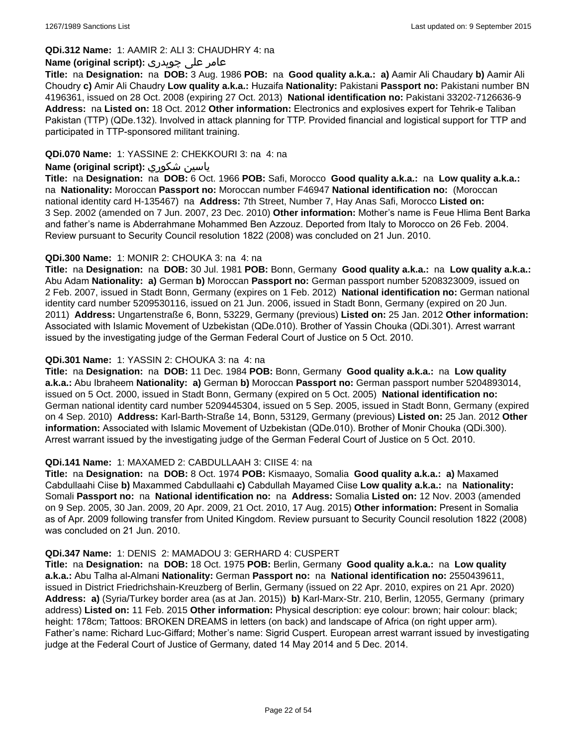**QDi.312 Name:** 1: AAMIR 2: ALI 3: CHAUDHRY 4: na

**Name (original script):** عامر علی چوہدری

**Title:** na **Designation:** na **DOB:** 3 Aug. 1986 **POB:** na **Good quality a.k.a.:** **a)** Aamir Ali Chaudary **b)** Aamir Ali Choudry **c)** Amir Ali Chaudry **Low quality a.k.a.:** Huzaifa **Nationality:** Pakistani **Passport no:** Pakistani number BN 4196361, issued on 28 Oct. 2008 (expiring 27 Oct. 2013) **National identification no:** Pakistani 33202-7126636-9 **Address:** na **Listed on:** 18 Oct. 2012 **Other information:** Electronics and explosives expert for Tehrik-e Taliban Pakistan (TTP) (QDe.132). Involved in attack planning for TTP. Provided financial and logistical support for TTP and participated in TTP-sponsored militant training.

**QDi.070 Name:** 1: YASSINE 2: CHEKKOURI 3: na 4: na

**Name (original script):** ياسين شكوري

**Title:** na **Designation:** na **DOB:** 6 Oct. 1966 **POB:** Safi, Morocco **Good quality a.k.a.:** na **Low quality a.k.a.:** na **Nationality:** Moroccan **Passport no:** Moroccan number F46947 **National identification no:** (Moroccan national identity card H-135467) na **Address:** 7th Street, Number 7, Hay Anas Safi, Morocco **Listed on:** 3 Sep. 2002 (amended on 7 Jun. 2007, 23 Dec. 2010) **Other information:** Mother's name is Feue Hlima Bent Barka and father's name is Abderrahmane Mohammed Ben Azzouz. Deported from Italy to Morocco on 26 Feb. 2004. Review pursuant to Security Council resolution 1822 (2008) was concluded on 21 Jun. 2010.

**QDi.300 Name:** 1: MONIR 2: CHOUKA 3: na 4: na

**Title:** na **Designation:** na **DOB:** 30 Jul. 1981 **POB:** Bonn, Germany **Good quality a.k.a.:** na **Low quality a.k.a.:** Abu Adam **Nationality:** **a)** German **b)** Moroccan **Passport no:** German passport number 5208323009, issued on 2 Feb. 2007, issued in Stadt Bonn, Germany (expires on 1 Feb. 2012) **National identification no:** German national identity card number 5209530116, issued on 21 Jun. 2006, issued in Stadt Bonn, Germany (expired on 20 Jun. 2011) **Address:** Ungartenstraße 6, Bonn, 53229, Germany (previous) **Listed on:** 25 Jan. 2012 **Other information:** Associated with Islamic Movement of Uzbekistan (QDe.010). Brother of Yassin Chouka (QDi.301). Arrest warrant issued by the investigating judge of the German Federal Court of Justice on 5 Oct. 2010.

**QDi.301 Name:** 1: YASSIN 2: CHOUKA 3: na 4: na

**Title:** na **Designation:** na **DOB:** 11 Dec. 1984 **POB:** Bonn, Germany **Good quality a.k.a.:** na **Low quality a.k.a.:** Abu Ibraheem **Nationality:** **a)** German **b)** Moroccan **Passport no:** German passport number 5204893014, issued on 5 Oct. 2000, issued in Stadt Bonn, Germany (expired on 5 Oct. 2005) **National identification no:** German national identity card number 5209445304, issued on 5 Sep. 2005, issued in Stadt Bonn, Germany (expired on 4 Sep. 2010) **Address:** Karl-Barth-Straße 14, Bonn, 53129, Germany (previous) **Listed on:** 25 Jan. 2012 **Other information:** Associated with Islamic Movement of Uzbekistan (QDe.010). Brother of Monir Chouka (QDi.300). Arrest warrant issued by the investigating judge of the German Federal Court of Justice on 5 Oct. 2010.

**QDi.141 Name:** 1: MAXAMED 2: CABDULLAAH 3: CIISE 4: na

**Title:** na **Designation:** na **DOB:** 8 Oct. 1974 **POB:** Kismaayo, Somalia **Good quality a.k.a.:** **a)** Maxamed Cabdullaahi Ciise **b)** Maxammed Cabdullaahi **c)** Cabdullah Mayamed Ciise **Low quality a.k.a.:** na **Nationality:** Somali **Passport no:** na **National identification no:** na **Address:** Somalia **Listed on:** 12 Nov. 2003 (amended on 9 Sep. 2005, 30 Jan. 2009, 20 Apr. 2009, 21 Oct. 2010, 17 Aug. 2015) **Other information:** Present in Somalia as of Apr. 2009 following transfer from United Kingdom. Review pursuant to Security Council resolution 1822 (2008) was concluded on 21 Jun. 2010.

**QDi.347 Name:** 1: DENIS 2: MAMADOU 3: GERHARD 4: CUSPERT

**Title:** na **Designation:** na **DOB:** 18 Oct. 1975 **POB:** Berlin, Germany **Good quality a.k.a.:** na **Low quality a.k.a.:** Abu Talha al-Almani **Nationality:** German **Passport no:** na **National identification no:** 2550439611, issued in District Friedrichshain-Kreuzberg of Berlin, Germany (issued on 22 Apr. 2010, expires on 21 Apr. 2020) **Address:** **a)** (Syria/Turkey border area (as at Jan. 2015)) **b)** Karl-Marx-Str. 210, Berlin, 12055, Germany (primary address) **Listed on:** 11 Feb. 2015 **Other information:** Physical description: eye colour: brown; hair colour: black; height: 178cm; Tattoos: BROKEN DREAMS in letters (on back) and landscape of Africa (on right upper arm). Father's name: Richard Luc-Giffard; Mother's name: Sigrid Cuspert. European arrest warrant issued by investigating judge at the Federal Court of Justice of Germany, dated 14 May 2014 and 5 Dec. 2014.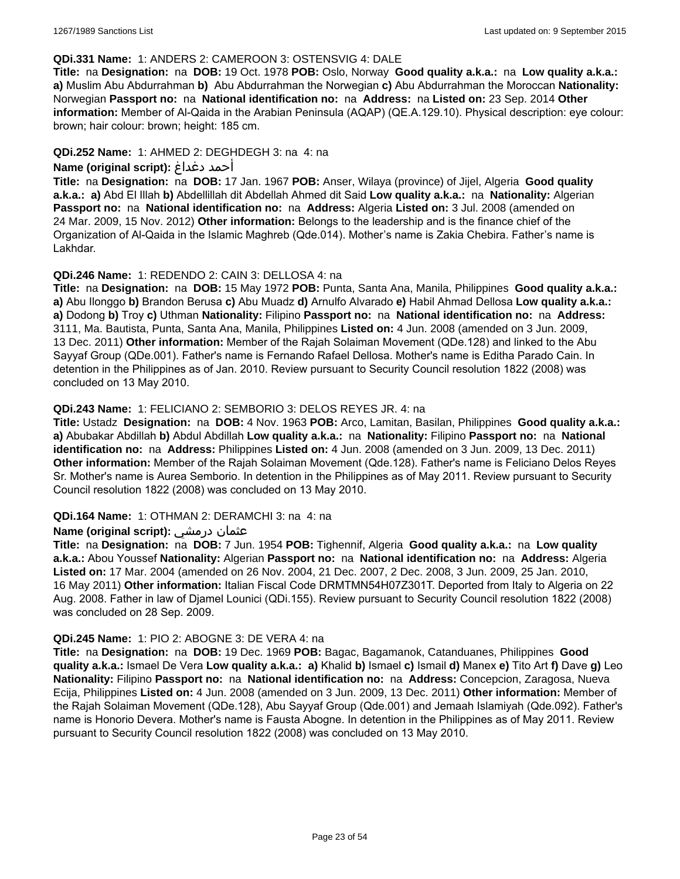**QDi.331 Name:** 1: ANDERS 2: CAMEROON 3: OSTENSVIG 4: DALE

**Title:** na **Designation:** na **DOB:** 19 Oct. 1978 **POB:** Oslo, Norway **Good quality a.k.a.:** na **Low quality a.k.a.:** **a)** Muslim Abu Abdurrahman **b)** Abu Abdurrahman the Norwegian **c)** Abu Abdurrahman the Moroccan **Nationality:** Norwegian **Passport no:** na **National identification no:** na **Address:** na **Listed on:** 23 Sep. 2014 **Other information:** Member of Al-Qaida in the Arabian Peninsula (AQAP) (QE.A.129.10). Physical description: eye colour: brown; hair colour: brown; height: 185 cm.

**QDi.252 Name:** 1: AHMED 2: DEGHDEGH 3: na 4: na

**Name (original script):** أحمد دغداغ

**Title:** na **Designation:** na **DOB:** 17 Jan. 1967 **POB:** Anser, Wilaya (province) of Jijel, Algeria **Good quality a.k.a.:** **a)** Abd El Illah **b)** Abdellillah dit Abdellah Ahmed dit Said **Low quality a.k.a.:** na **Nationality:** Algerian **Passport no:** na **National identification no:** na **Address:** Algeria **Listed on:** 3 Jul. 2008 (amended on 24 Mar. 2009, 15 Nov. 2012) **Other information:** Belongs to the leadership and is the finance chief of the Organization of Al-Qaida in the Islamic Maghreb (Qde.014). Mother's name is Zakia Chebira. Father's name is Lakhdar.

**QDi.246 Name:** 1: REDENDO 2: CAIN 3: DELLOSA 4: na

**Title:** na **Designation:** na **DOB:** 15 May 1972 **POB:** Punta, Santa Ana, Manila, Philippines **Good quality a.k.a.:** **a)** Abu Ilonggo **b)** Brandon Berusa **c)** Abu Muadz **d)** Arnulfo Alvarado **e)** Habil Ahmad Dellosa **Low quality a.k.a.:** **a)** Dodong **b)** Troy **c)** Uthman **Nationality:** Filipino **Passport no:** na **National identification no:** na **Address:** 3111, Ma. Bautista, Punta, Santa Ana, Manila, Philippines **Listed on:** 4 Jun. 2008 (amended on 3 Jun. 2009, 13 Dec. 2011) **Other information:** Member of the Rajah Solaiman Movement (QDe.128) and linked to the Abu Sayyaf Group (QDe.001). Father's name is Fernando Rafael Dellosa. Mother's name is Editha Parado Cain. In detention in the Philippines as of Jan. 2010. Review pursuant to Security Council resolution 1822 (2008) was concluded on 13 May 2010.

**QDi.243 Name:** 1: FELICIANO 2: SEMBORIO 3: DELOS REYES JR. 4: na

**Title:** Ustadz **Designation:** na **DOB:** 4 Nov. 1963 **POB:** Arco, Lamitan, Basilan, Philippines **Good quality a.k.a.:** **a)** Abubakar Abdillah **b)** Abdul Abdillah **Low quality a.k.a.:** na **Nationality:** Filipino **Passport no:** na **National identification no:** na **Address:** Philippines **Listed on:** 4 Jun. 2008 (amended on 3 Jun. 2009, 13 Dec. 2011) **Other information:** Member of the Rajah Solaiman Movement (Qde.128). Father's name is Feliciano Delos Reyes Sr. Mother's name is Aurea Semborio. In detention in the Philippines as of May 2011. Review pursuant to Security Council resolution 1822 (2008) was concluded on 13 May 2010.

**QDi.164 Name:** 1: OTHMAN 2: DERAMCHI 3: na 4: na

**Name (original script):** عثمان درمشي

**Title:** na **Designation:** na **DOB:** 7 Jun. 1954 **POB:** Tighennif, Algeria **Good quality a.k.a.:** na **Low quality a.k.a.:** Abou Youssef **Nationality:** Algerian **Passport no:** na **National identification no:** na **Address:** Algeria **Listed on:** 17 Mar. 2004 (amended on 26 Nov. 2004, 21 Dec. 2007, 2 Dec. 2008, 3 Jun. 2009, 25 Jan. 2010, 16 May 2011) **Other information:** Italian Fiscal Code DRMTMN54H07Z301T. Deported from Italy to Algeria on 22 Aug. 2008. Father in law of Djamel Lounici (QDi.155). Review pursuant to Security Council resolution 1822 (2008) was concluded on 28 Sep. 2009.

**QDi.245 Name:** 1: PIO 2: ABOGNE 3: DE VERA 4: na

**Title:** na **Designation:** na **DOB:** 19 Dec. 1969 **POB:** Bagac, Bagamanok, Catanduanes, Philippines **Good quality a.k.a.:** Ismael De Vera **Low quality a.k.a.:** **a)** Khalid **b)** Ismael **c)** Ismail **d)** Manex **e)** Tito Art **f)** Dave **g)** Leo **Nationality:** Filipino **Passport no:** na **National identification no:** na **Address:** Concepcion, Zaragosa, Nueva Ecija, Philippines **Listed on:** 4 Jun. 2008 (amended on 3 Jun. 2009, 13 Dec. 2011) **Other information:** Member of the Rajah Solaiman Movement (QDe.128), Abu Sayyaf Group (Qde.001) and Jemaah Islamiyah (Qde.092). Father's name is Honorio Devera. Mother's name is Fausta Abogne. In detention in the Philippines as of May 2011. Review pursuant to Security Council resolution 1822 (2008) was concluded on 13 May 2010.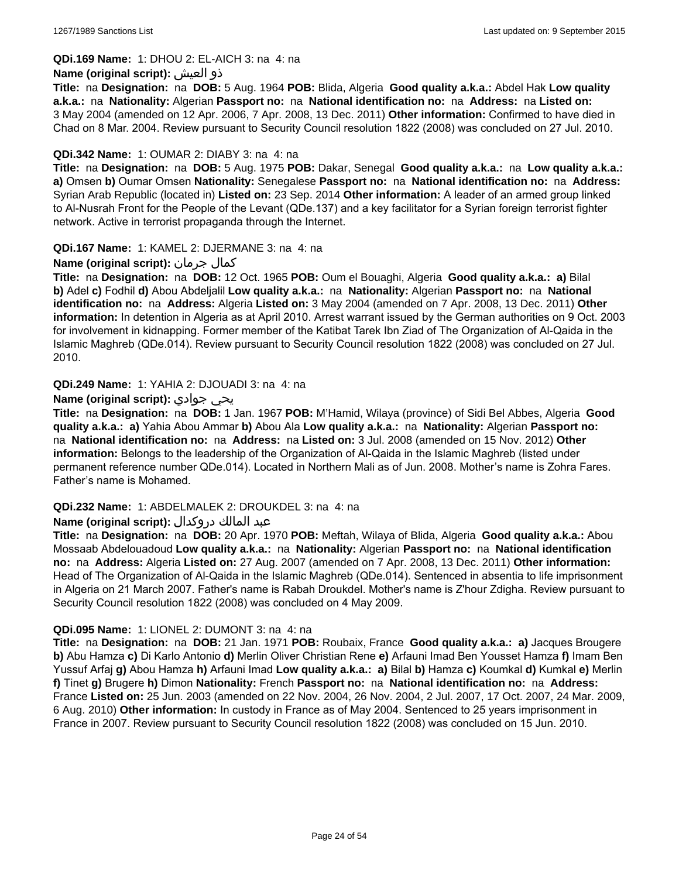**QDi.169 Name:** 1: DHOU 2: EL-AICH 3: na 4: na

**Name (original script):** ذو العيش

**Title:** na **Designation:** na **DOB:** 5 Aug. 1964 **POB:** Blida, Algeria **Good quality a.k.a.:** Abdel Hak **Low quality a.k.a.:** na **Nationality:** Algerian **Passport no:** na **National identification no:** na **Address:** na **Listed on:** 3 May 2004 (amended on 12 Apr. 2006, 7 Apr. 2008, 13 Dec. 2011) **Other information:** Confirmed to have died in Chad on 8 Mar. 2004. Review pursuant to Security Council resolution 1822 (2008) was concluded on 27 Jul. 2010.

**QDi.342 Name:** 1: OUMAR 2: DIABY 3: na 4: na

**Title:** na **Designation:** na **DOB:** 5 Aug. 1975 **POB:** Dakar, Senegal **Good quality a.k.a.:** na **Low quality a.k.a.:** **a)** Omsen **b)** Oumar Omsen **Nationality:** Senegalese **Passport no:** na **National identification no:** na **Address:** Syrian Arab Republic (located in) **Listed on:** 23 Sep. 2014 **Other information:** A leader of an armed group linked to Al-Nusrah Front for the People of the Levant (QDe.137) and a key facilitator for a Syrian foreign terrorist fighter network. Active in terrorist propaganda through the Internet.

**QDi.167 Name:** 1: KAMEL 2: DJERMANE 3: na 4: na

**Name (original script):** كمال جرمان

**Title:** na **Designation:** na **DOB:** 12 Oct. 1965 **POB:** Oum el Bouaghi, Algeria **Good quality a.k.a.:** **a)** Bilal **b)** Adel **c)** Fodhil **d)** Abou Abdeljalil **Low quality a.k.a.:** na **Nationality:** Algerian **Passport no:** na **National identification no:** na **Address:** Algeria **Listed on:** 3 May 2004 (amended on 7 Apr. 2008, 13 Dec. 2011) **Other information:** In detention in Algeria as at April 2010. Arrest warrant issued by the German authorities on 9 Oct. 2003 for involvement in kidnapping. Former member of the Katibat Tarek Ibn Ziad of The Organization of Al-Qaida in the Islamic Maghreb (QDe.014). Review pursuant to Security Council resolution 1822 (2008) was concluded on 27 Jul. 2010.

**QDi.249 Name:** 1: YAHIA 2: DJOUADI 3: na 4: na

**Name (original script):** يحي جوادي

**Title:** na **Designation:** na **DOB:** 1 Jan. 1967 **POB:** M'Hamid, Wilaya (province) of Sidi Bel Abbes, Algeria **Good quality a.k.a.:** **a)** Yahia Abou Ammar **b)** Abou Ala **Low quality a.k.a.:** na **Nationality:** Algerian **Passport no:** na **National identification no:** na **Address:** na **Listed on:** 3 Jul. 2008 (amended on 15 Nov. 2012) **Other information:** Belongs to the leadership of the Organization of Al-Qaida in the Islamic Maghreb (listed under permanent reference number QDe.014). Located in Northern Mali as of Jun. 2008. Mother's name is Zohra Fares. Father's name is Mohamed.

**QDi.232 Name:** 1: ABDELMALEK 2: DROUKDEL 3: na 4: na

**Name (original script):** عبد المالك دروكدال

**Title:** na **Designation:** na **DOB:** 20 Apr. 1970 **POB:** Meftah, Wilaya of Blida, Algeria **Good quality a.k.a.:** Abou Mossaab Abdelouadoud **Low quality a.k.a.:** na **Nationality:** Algerian **Passport no:** na **National identification no:** na **Address:** Algeria **Listed on:** 27 Aug. 2007 (amended on 7 Apr. 2008, 13 Dec. 2011) **Other information:** Head of The Organization of Al-Qaida in the Islamic Maghreb (QDe.014). Sentenced in absentia to life imprisonment in Algeria on 21 March 2007. Father's name is Rabah Droukdel. Mother's name is Z'hour Zdigha. Review pursuant to Security Council resolution 1822 (2008) was concluded on 4 May 2009.

**QDi.095 Name:** 1: LIONEL 2: DUMONT 3: na 4: na

**Title:** na **Designation:** na **DOB:** 21 Jan. 1971 **POB:** Roubaix, France **Good quality a.k.a.:** **a)** Jacques Brougere **b)** Abu Hamza **c)** Di Karlo Antonio **d)** Merlin Oliver Christian Rene **e)** Arfauni Imad Ben Yousset Hamza **f)** Imam Ben Yussuf Arfaj **g)** Abou Hamza **h)** Arfauni Imad **Low quality a.k.a.:** **a)** Bilal **b)** Hamza **c)** Koumkal **d)** Kumkal **e)** Merlin **f)** Tinet **g)** Brugere **h)** Dimon **Nationality:** French **Passport no:** na **National identification no:** na **Address:** France **Listed on:** 25 Jun. 2003 (amended on 22 Nov. 2004, 26 Nov. 2004, 2 Jul. 2007, 17 Oct. 2007, 24 Mar. 2009, 6 Aug. 2010) **Other information:** In custody in France as of May 2004. Sentenced to 25 years imprisonment in France in 2007. Review pursuant to Security Council resolution 1822 (2008) was concluded on 15 Jun. 2010.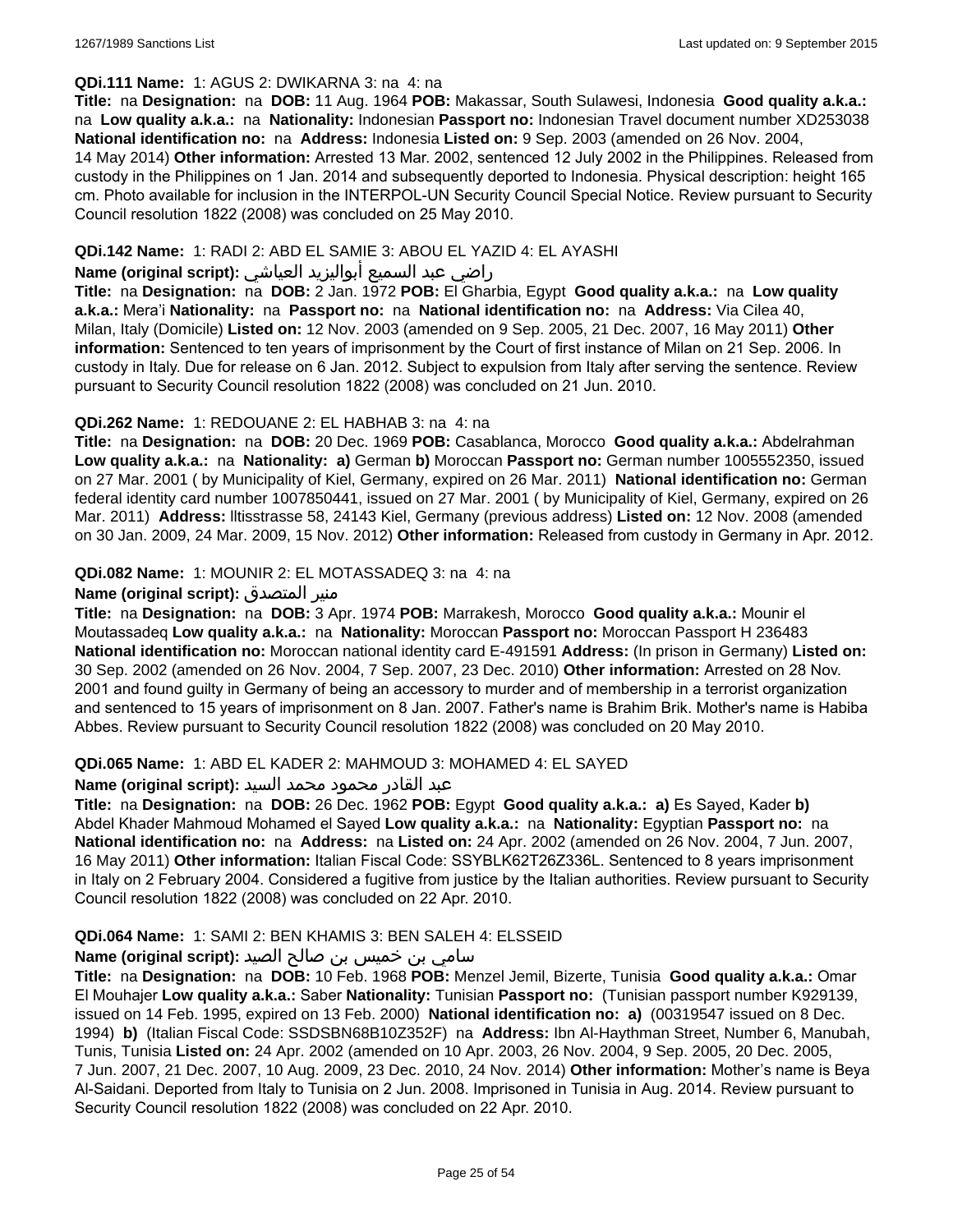**QDi.111 Name:** 1: AGUS 2: DWIKARNA 3: na 4: na

**Title:** na **Designation:** na **DOB:** 11 Aug. 1964 **POB:** Makassar, South Sulawesi, Indonesia **Good quality a.k.a.:** na **Low quality a.k.a.:** na **Nationality:** Indonesian **Passport no:** Indonesian Travel document number XD253038 **National identification no:** na **Address:** Indonesia **Listed on:** 9 Sep. 2003 (amended on 26 Nov. 2004, 14 May 2014) **Other information:** Arrested 13 Mar. 2002, sentenced 12 July 2002 in the Philippines. Released from custody in the Philippines on 1 Jan. 2014 and subsequently deported to Indonesia. Physical description: height 165 cm. Photo available for inclusion in the INTERPOL-UN Security Council Special Notice. Review pursuant to Security Council resolution 1822 (2008) was concluded on 25 May 2010.

**QDi.142 Name:** 1: RADI 2: ABD EL SAMIE 3: ABOU EL YAZID 4: EL AYASHI

**Name (original script):** راضي عبد السميع أبواليزيد العياشي

**Title:** na **Designation:** na **DOB:** 2 Jan. 1972 **POB:** El Gharbia, Egypt **Good quality a.k.a.:** na **Low quality a.k.a.:** Mera'i **Nationality:** na **Passport no:** na **National identification no:** na **Address:** Via Cilea 40, Milan, Italy (Domicile) **Listed on:** 12 Nov. 2003 (amended on 9 Sep. 2005, 21 Dec. 2007, 16 May 2011) **Other information:** Sentenced to ten years of imprisonment by the Court of first instance of Milan on 21 Sep. 2006. In custody in Italy. Due for release on 6 Jan. 2012. Subject to expulsion from Italy after serving the sentence. Review pursuant to Security Council resolution 1822 (2008) was concluded on 21 Jun. 2010.

**QDi.262 Name:** 1: REDOUANE 2: EL HABHAB 3: na 4: na

**Title:** na **Designation:** na **DOB:** 20 Dec. 1969 **POB:** Casablanca, Morocco **Good quality a.k.a.:** Abdelrahman **Low quality a.k.a.:** na **Nationality:** **a)** German **b)** Moroccan **Passport no:** German number 1005552350, issued on 27 Mar. 2001 ( by Municipality of Kiel, Germany, expired on 26 Mar. 2011) **National identification no:** German federal identity card number 1007850441, issued on 27 Mar. 2001 ( by Municipality of Kiel, Germany, expired on 26 Mar. 2011) **Address:** lltisstrasse 58, 24143 Kiel, Germany (previous address) **Listed on:** 12 Nov. 2008 (amended on 30 Jan. 2009, 24 Mar. 2009, 15 Nov. 2012) **Other information:** Released from custody in Germany in Apr. 2012.

**QDi.082 Name:** 1: MOUNIR 2: EL MOTASSADEQ 3: na 4: na

**Name (original script):** منير المتصدق

**Title:** na **Designation:** na **DOB:** 3 Apr. 1974 **POB:** Marrakesh, Morocco **Good quality a.k.a.:** Mounir el Moutassadeq **Low quality a.k.a.:** na **Nationality:** Moroccan **Passport no:** Moroccan Passport H 236483 **National identification no:** Moroccan national identity card E-491591 **Address:** (In prison in Germany) **Listed on:** 30 Sep. 2002 (amended on 26 Nov. 2004, 7 Sep. 2007, 23 Dec. 2010) **Other information:** Arrested on 28 Nov. 2001 and found guilty in Germany of being an accessory to murder and of membership in a terrorist organization and sentenced to 15 years of imprisonment on 8 Jan. 2007. Father's name is Brahim Brik. Mother's name is Habiba Abbes. Review pursuant to Security Council resolution 1822 (2008) was concluded on 20 May 2010.

**QDi.065 Name:** 1: ABD EL KADER 2: MAHMOUD 3: MOHAMED 4: EL SAYED

**Name (original script):** عبد القادر محمود محمد السيد

**Title:** na **Designation:** na **DOB:** 26 Dec. 1962 **POB:** Egypt **Good quality a.k.a.:** **a)** Es Sayed, Kader **b)** Abdel Khader Mahmoud Mohamed el Sayed **Low quality a.k.a.:** na **Nationality:** Egyptian **Passport no:** na **National identification no:** na **Address:** na **Listed on:** 24 Apr. 2002 (amended on 26 Nov. 2004, 7 Jun. 2007, 16 May 2011) **Other information:** Italian Fiscal Code: SSYBLK62T26Z336L. Sentenced to 8 years imprisonment in Italy on 2 February 2004. Considered a fugitive from justice by the Italian authorities. Review pursuant to Security Council resolution 1822 (2008) was concluded on 22 Apr. 2010.

**QDi.064 Name:** 1: SAMI 2: BEN KHAMIS 3: BEN SALEH 4: ELSSEID

**Name (original script):** سامي بن خميس بن صالح الصيد

**Title:** na **Designation:** na **DOB:** 10 Feb. 1968 **POB:** Menzel Jemil, Bizerte, Tunisia **Good quality a.k.a.:** Omar El Mouhajer **Low quality a.k.a.:** Saber **Nationality:** Tunisian **Passport no:** (Tunisian passport number K929139, issued on 14 Feb. 1995, expired on 13 Feb. 2000) **National identification no:** **a)** (00319547 issued on 8 Dec. 1994) **b)** (Italian Fiscal Code: SSDSBN68B10Z352F) na **Address:** Ibn Al-Haythman Street, Number 6, Manubah, Tunis, Tunisia **Listed on:** 24 Apr. 2002 (amended on 10 Apr. 2003, 26 Nov. 2004, 9 Sep. 2005, 20 Dec. 2005, 7 Jun. 2007, 21 Dec. 2007, 10 Aug. 2009, 23 Dec. 2010, 24 Nov. 2014) **Other information:** Mother's name is Beya Al-Saidani. Deported from Italy to Tunisia on 2 Jun. 2008. Imprisoned in Tunisia in Aug. 2014. Review pursuant to Security Council resolution 1822 (2008) was concluded on 22 Apr. 2010.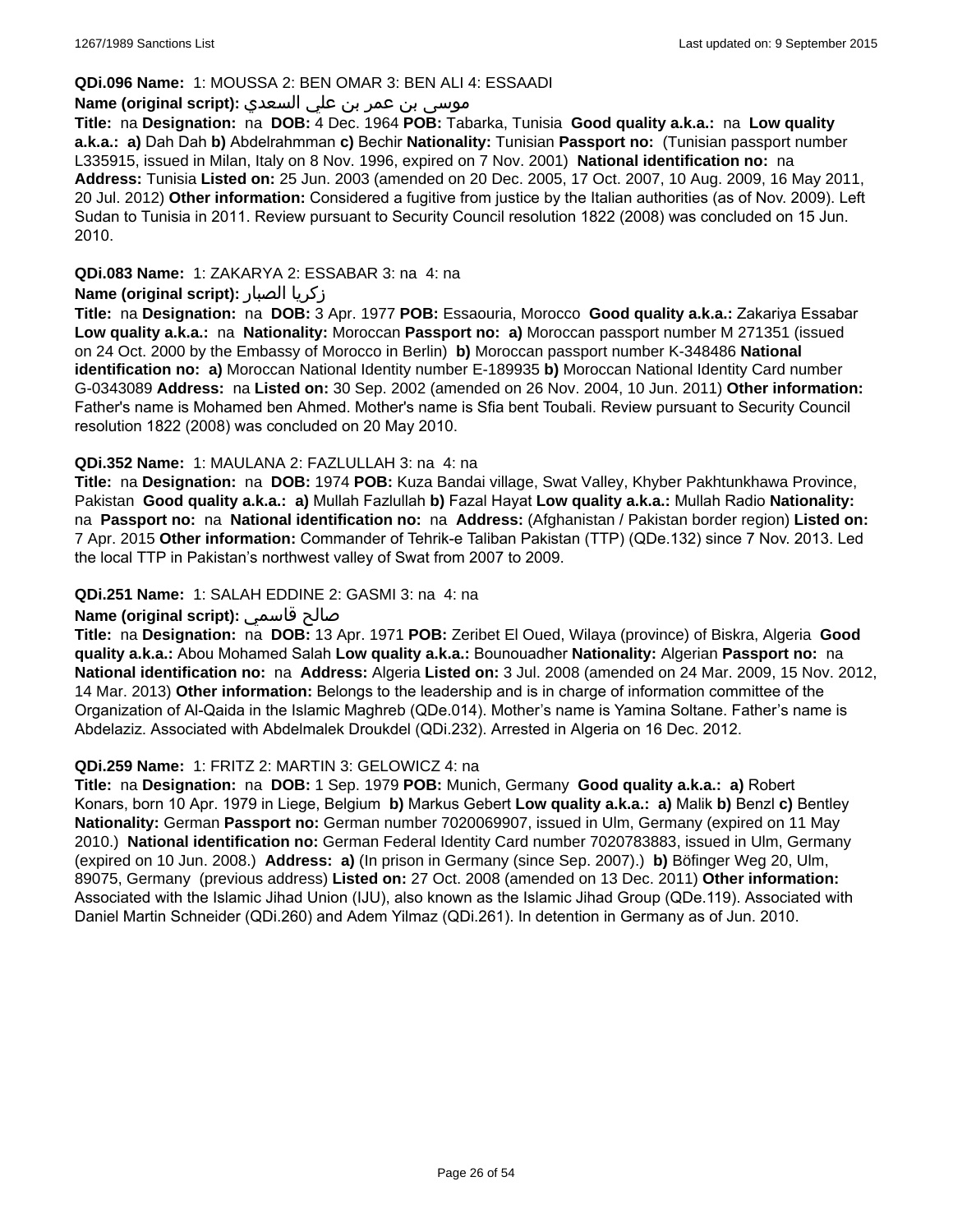**QDi.096 Name:** 1: MOUSSA 2: BEN OMAR 3: BEN ALI 4: ESSAADI

**Name (original script):** موسى بن عمر بن علي السعدي

**Title:** na **Designation:** na **DOB:** 4 Dec. 1964 **POB:** Tabarka, Tunisia **Good quality a.k.a.:** na **Low quality a.k.a.:** **a)** Dah Dah **b)** Abdelrahmman **c)** Bechir **Nationality:** Tunisian **Passport no:** (Tunisian passport number L335915, issued in Milan, Italy on 8 Nov. 1996, expired on 7 Nov. 2001) **National identification no:** na **Address:** Tunisia **Listed on:** 25 Jun. 2003 (amended on 20 Dec. 2005, 17 Oct. 2007, 10 Aug. 2009, 16 May 2011, 20 Jul. 2012) **Other information:** Considered a fugitive from justice by the Italian authorities (as of Nov. 2009). Left Sudan to Tunisia in 2011. Review pursuant to Security Council resolution 1822 (2008) was concluded on 15 Jun. 2010.

**QDi.083 Name:** 1: ZAKARYA 2: ESSABAR 3: na 4: na

**Name (original script):** زكريا الصبار

**Title:** na **Designation:** na **DOB:** 3 Apr. 1977 **POB:** Essaouria, Morocco **Good quality a.k.a.:** Zakariya Essabar **Low quality a.k.a.:** na **Nationality:** Moroccan **Passport no:** **a)** Moroccan passport number M 271351 (issued on 24 Oct. 2000 by the Embassy of Morocco in Berlin) **b)** Moroccan passport number K-348486 **National identification no:** **a)** Moroccan National Identity number E-189935 **b)** Moroccan National Identity Card number G-0343089 **Address:** na **Listed on:** 30 Sep. 2002 (amended on 26 Nov. 2004, 10 Jun. 2011) **Other information:** Father's name is Mohamed ben Ahmed. Mother's name is Sfia bent Toubali. Review pursuant to Security Council resolution 1822 (2008) was concluded on 20 May 2010.

**QDi.352 Name:** 1: MAULANA 2: FAZLULLAH 3: na 4: na

**Title:** na **Designation:** na **DOB:** 1974 **POB:** Kuza Bandai village, Swat Valley, Khyber Pakhtunkhawa Province, Pakistan **Good quality a.k.a.:** **a)** Mullah Fazlullah **b)** Fazal Hayat **Low quality a.k.a.:** Mullah Radio **Nationality:** na **Passport no:** na **National identification no:** na **Address:** (Afghanistan / Pakistan border region) **Listed on:** 7 Apr. 2015 **Other information:** Commander of Tehrik-e Taliban Pakistan (TTP) (QDe.132) since 7 Nov. 2013. Led the local TTP in Pakistan's northwest valley of Swat from 2007 to 2009.

**QDi.251 Name:** 1: SALAH EDDINE 2: GASMI 3: na 4: na

**Name (original script):** صالح قاسمي

**Title:** na **Designation:** na **DOB:** 13 Apr. 1971 **POB:** Zeribet El Oued, Wilaya (province) of Biskra, Algeria **Good quality a.k.a.:** Abou Mohamed Salah **Low quality a.k.a.:** Bounouadher **Nationality:** Algerian **Passport no:** na **National identification no:** na **Address:** Algeria **Listed on:** 3 Jul. 2008 (amended on 24 Mar. 2009, 15 Nov. 2012, 14 Mar. 2013) **Other information:** Belongs to the leadership and is in charge of information committee of the Organization of Al-Qaida in the Islamic Maghreb (QDe.014). Mother's name is Yamina Soltane. Father's name is Abdelaziz. Associated with Abdelmalek Droukdel (QDi.232). Arrested in Algeria on 16 Dec. 2012.

**QDi.259 Name:** 1: FRITZ 2: MARTIN 3: GELOWICZ 4: na

**Title:** na **Designation:** na **DOB:** 1 Sep. 1979 **POB:** Munich, Germany **Good quality a.k.a.:** **a)** Robert Konars, born 10 Apr. 1979 in Liege, Belgium **b)** Markus Gebert **Low quality a.k.a.:** **a)** Malik **b)** Benzl **c)** Bentley **Nationality:** German **Passport no:** German number 7020069907, issued in Ulm, Germany (expired on 11 May 2010.) **National identification no:** German Federal Identity Card number 7020783883, issued in Ulm, Germany (expired on 10 Jun. 2008.) **Address:** **a)** (In prison in Germany (since Sep. 2007).) **b)** Böfinger Weg 20, Ulm, 89075, Germany (previous address) **Listed on:** 27 Oct. 2008 (amended on 13 Dec. 2011) **Other information:** Associated with the Islamic Jihad Union (IJU), also known as the Islamic Jihad Group (QDe.119). Associated with Daniel Martin Schneider (QDi.260) and Adem Yilmaz (QDi.261). In detention in Germany as of Jun. 2010.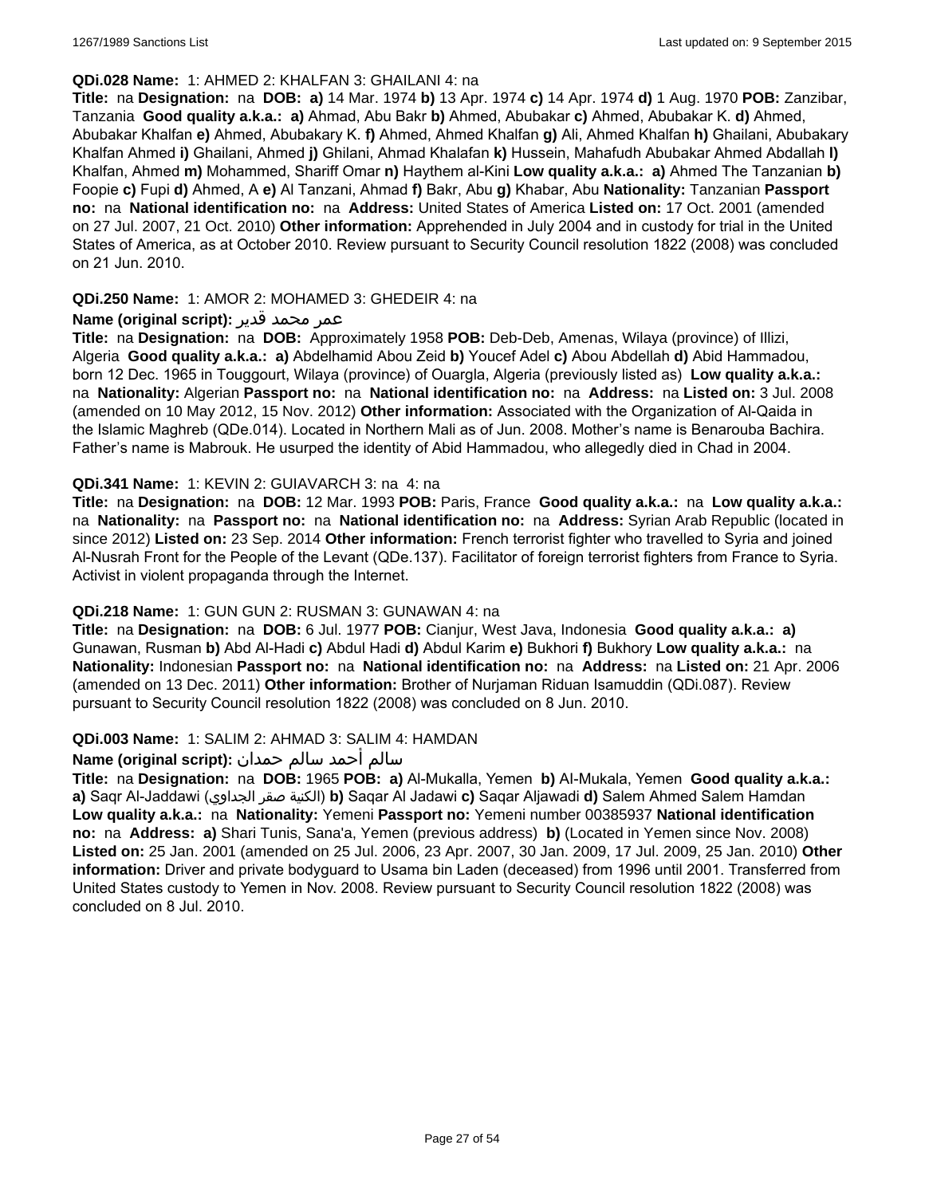**QDi.028 Name:** 1: AHMED 2: KHALFAN 3: GHAILANI 4: na

**Title:** na **Designation:** na **DOB:** **a)** 14 Mar. 1974 **b)** 13 Apr. 1974 **c)** 14 Apr. 1974 **d)** 1 Aug. 1970 **POB:** Zanzibar, Tanzania **Good quality a.k.a.:** **a)** Ahmad, Abu Bakr **b)** Ahmed, Abubakar **c)** Ahmed, Abubakar K. **d)** Ahmed, Abubakar Khalfan **e)** Ahmed, Abubakary K. **f)** Ahmed, Ahmed Khalfan **g)** Ali, Ahmed Khalfan **h)** Ghailani, Abubakary Khalfan Ahmed **i)** Ghailani, Ahmed **j)** Ghilani, Ahmad Khalafan **k)** Hussein, Mahafudh Abubakar Ahmed Abdallah **l)** Khalfan, Ahmed **m)** Mohammed, Shariff Omar **n)** Haythem al-Kini **Low quality a.k.a.:** **a)** Ahmed The Tanzanian **b)** Foopie **c)** Fupi **d)** Ahmed, A **e)** Al Tanzani, Ahmad **f)** Bakr, Abu **g)** Khabar, Abu **Nationality:** Tanzanian **Passport no:** na **National identification no:** na **Address:** United States of America **Listed on:** 17 Oct. 2001 (amended on 27 Jul. 2007, 21 Oct. 2010) **Other information:** Apprehended in July 2004 and in custody for trial in the United States of America, as at October 2010. Review pursuant to Security Council resolution 1822 (2008) was concluded on 21 Jun. 2010.

**QDi.250 Name:** 1: AMOR 2: MOHAMED 3: GHEDEIR 4: na

**Name (original script):** عمر محمد قدير

**Title:** na **Designation:** na **DOB:** Approximately 1958 **POB:** Deb-Deb, Amenas, Wilaya (province) of Illizi, Algeria **Good quality a.k.a.:** **a)** Abdelhamid Abou Zeid **b)** Youcef Adel **c)** Abou Abdellah **d)** Abid Hammadou, born 12 Dec. 1965 in Touggourt, Wilaya (province) of Ouargla, Algeria (previously listed as) **Low quality a.k.a.:** na **Nationality:** Algerian **Passport no:** na **National identification no:** na **Address:** na **Listed on:** 3 Jul. 2008 (amended on 10 May 2012, 15 Nov. 2012) **Other information:** Associated with the Organization of Al-Qaida in the Islamic Maghreb (QDe.014). Located in Northern Mali as of Jun. 2008. Mother's name is Benarouba Bachira. Father's name is Mabrouk. He usurped the identity of Abid Hammadou, who allegedly died in Chad in 2004.

**QDi.341 Name:** 1: KEVIN 2: GUIAVARCH 3: na 4: na

**Title:** na **Designation:** na **DOB:** 12 Mar. 1993 **POB:** Paris, France **Good quality a.k.a.:** na **Low quality a.k.a.:** na **Nationality:** na **Passport no:** na **National identification no:** na **Address:** Syrian Arab Republic (located in since 2012) **Listed on:** 23 Sep. 2014 **Other information:** French terrorist fighter who travelled to Syria and joined Al-Nusrah Front for the People of the Levant (QDe.137). Facilitator of foreign terrorist fighters from France to Syria. Activist in violent propaganda through the Internet.

**QDi.218 Name:** 1: GUN GUN 2: RUSMAN 3: GUNAWAN 4: na

**Title:** na **Designation:** na **DOB:** 6 Jul. 1977 **POB:** Cianjur, West Java, Indonesia **Good quality a.k.a.:** **a)** Gunawan, Rusman **b)** Abd Al-Hadi **c)** Abdul Hadi **d)** Abdul Karim **e)** Bukhori **f)** Bukhory **Low quality a.k.a.:** na **Nationality:** Indonesian **Passport no:** na **National identification no:** na **Address:** na **Listed on:** 21 Apr. 2006 (amended on 13 Dec. 2011) **Other information:** Brother of Nurjaman Riduan Isamuddin (QDi.087). Review pursuant to Security Council resolution 1822 (2008) was concluded on 8 Jun. 2010.

**QDi.003 Name:** 1: SALIM 2: AHMAD 3: SALIM 4: HAMDAN

**Name (original script):** سالم أحمد سالم حمدان

**Title:** na **Designation:** na **DOB:** 1965 **POB:** **a)** Al-Mukalla, Yemen **b)** Al-Mukala, Yemen **Good quality a.k.a.:** **a)** Saqr Al-Jaddawi (الكنية صقر الجداوي) **b)** Saqar Al Jadawi **c)** Saqar Aljawadi **d)** Salem Ahmed Salem Hamdan **Low quality a.k.a.:** na **Nationality:** Yemeni **Passport no:** Yemeni number 00385937 **National identification no:** na **Address:** **a)** Shari Tunis, Sana'a, Yemen (previous address) **b)** (Located in Yemen since Nov. 2008) **Listed on:** 25 Jan. 2001 (amended on 25 Jul. 2006, 23 Apr. 2007, 30 Jan. 2009, 17 Jul. 2009, 25 Jan. 2010) **Other information:** Driver and private bodyguard to Usama bin Laden (deceased) from 1996 until 2001. Transferred from United States custody to Yemen in Nov. 2008. Review pursuant to Security Council resolution 1822 (2008) was concluded on 8 Jul. 2010.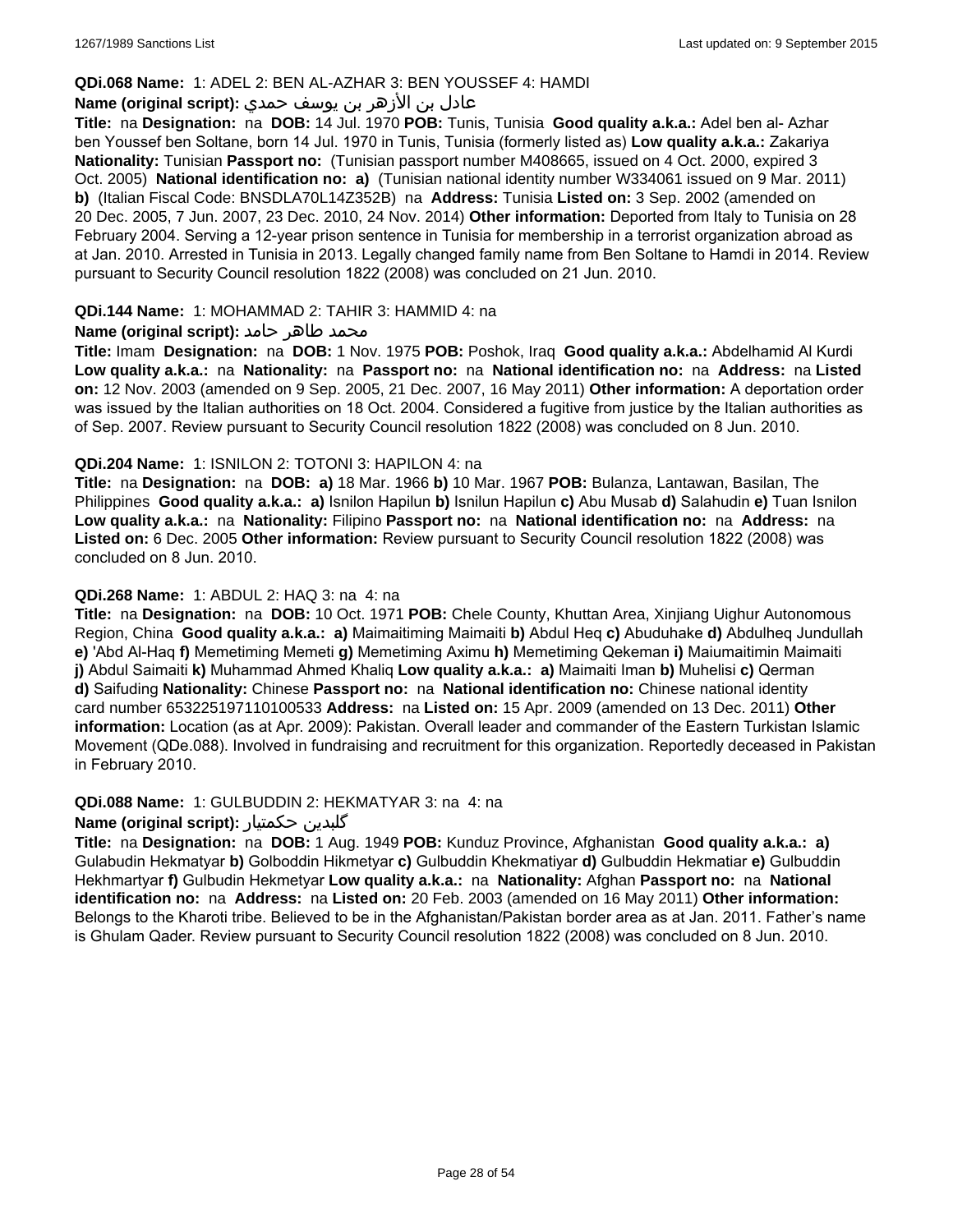**QDi.068 Name:** 1: ADEL 2: BEN AL-AZHAR 3: BEN YOUSSEF 4: HAMDI

**Name (original script):** عادل بن الأزهر بن يوسف حمدي

**Title:** na **Designation:** na **DOB:** 14 Jul. 1970 **POB:** Tunis, Tunisia **Good quality a.k.a.:** Adel ben al- Azhar ben Youssef ben Soltane, born 14 Jul. 1970 in Tunis, Tunisia (formerly listed as) **Low quality a.k.a.:** Zakariya **Nationality:** Tunisian **Passport no:** (Tunisian passport number M408665, issued on 4 Oct. 2000, expired 3 Oct. 2005) **National identification no:** **a)** (Tunisian national identity number W334061 issued on 9 Mar. 2011) **b)** (Italian Fiscal Code: BNSDLA70L14Z352B) na **Address:** Tunisia **Listed on:** 3 Sep. 2002 (amended on 20 Dec. 2005, 7 Jun. 2007, 23 Dec. 2010, 24 Nov. 2014) **Other information:** Deported from Italy to Tunisia on 28 February 2004. Serving a 12-year prison sentence in Tunisia for membership in a terrorist organization abroad as at Jan. 2010. Arrested in Tunisia in 2013. Legally changed family name from Ben Soltane to Hamdi in 2014. Review pursuant to Security Council resolution 1822 (2008) was concluded on 21 Jun. 2010.

**QDi.144 Name:** 1: MOHAMMAD 2: TAHIR 3: HAMMID 4: na

**Name (original script):** محمد طاهر حامد

**Title:** Imam **Designation:** na **DOB:** 1 Nov. 1975 **POB:** Poshok, Iraq **Good quality a.k.a.:** Abdelhamid Al Kurdi **Low quality a.k.a.:** na **Nationality:** na **Passport no:** na **National identification no:** na **Address:** na **Listed on:** 12 Nov. 2003 (amended on 9 Sep. 2005, 21 Dec. 2007, 16 May 2011) **Other information:** A deportation order was issued by the Italian authorities on 18 Oct. 2004. Considered a fugitive from justice by the Italian authorities as of Sep. 2007. Review pursuant to Security Council resolution 1822 (2008) was concluded on 8 Jun. 2010.

**QDi.204 Name:** 1: ISNILON 2: TOTONI 3: HAPILON 4: na

**Title:** na **Designation:** na **DOB:** **a)** 18 Mar. 1966 **b)** 10 Mar. 1967 **POB:** Bulanza, Lantawan, Basilan, The Philippines **Good quality a.k.a.:** **a)** Isnilon Hapilun **b)** Isnilun Hapilun **c)** Abu Musab **d)** Salahudin **e)** Tuan Isnilon **Low quality a.k.a.:** na **Nationality:** Filipino **Passport no:** na **National identification no:** na **Address:** na **Listed on:** 6 Dec. 2005 **Other information:** Review pursuant to Security Council resolution 1822 (2008) was concluded on 8 Jun. 2010.

**QDi.268 Name:** 1: ABDUL 2: HAQ 3: na 4: na

**Title:** na **Designation:** na **DOB:** 10 Oct. 1971 **POB:** Chele County, Khuttan Area, Xinjiang Uighur Autonomous Region, China **Good quality a.k.a.:** **a)** Maimaitiming Maimaiti **b)** Abdul Heq **c)** Abuduhake **d)** Abdulheq Jundullah **e)** 'Abd Al-Haq **f)** Memetiming Memeti **g)** Memetiming Aximu **h)** Memetiming Qekeman **i)** Maiumaitimin Maimaiti **j)** Abdul Saimaiti **k)** Muhammad Ahmed Khaliq **Low quality a.k.a.:** **a)** Maimaiti Iman **b)** Muhelisi **c)** Qerman **d)** Saifuding **Nationality:** Chinese **Passport no:** na **National identification no:** Chinese national identity card number 653225197110100533 **Address:** na **Listed on:** 15 Apr. 2009 (amended on 13 Dec. 2011) **Other information:** Location (as at Apr. 2009): Pakistan. Overall leader and commander of the Eastern Turkistan Islamic Movement (QDe.088). Involved in fundraising and recruitment for this organization. Reportedly deceased in Pakistan in February 2010.

**QDi.088 Name:** 1: GULBUDDIN 2: HEKMATYAR 3: na 4: na

**Name (original script):** گلبدین حکمتیار

**Title:** na **Designation:** na **DOB:** 1 Aug. 1949 **POB:** Kunduz Province, Afghanistan **Good quality a.k.a.:** **a)** Gulabudin Hekmatyar **b)** Golboddin Hikmetyar **c)** Gulbuddin Khekmatiyar **d)** Gulbuddin Hekmatiar **e)** Gulbuddin Hekhmartyar **f)** Gulbudin Hekmetyar **Low quality a.k.a.:** na **Nationality:** Afghan **Passport no:** na **National identification no:** na **Address:** na **Listed on:** 20 Feb. 2003 (amended on 16 May 2011) **Other information:** Belongs to the Kharoti tribe. Believed to be in the Afghanistan/Pakistan border area as at Jan. 2011. Father's name is Ghulam Qader. Review pursuant to Security Council resolution 1822 (2008) was concluded on 8 Jun. 2010.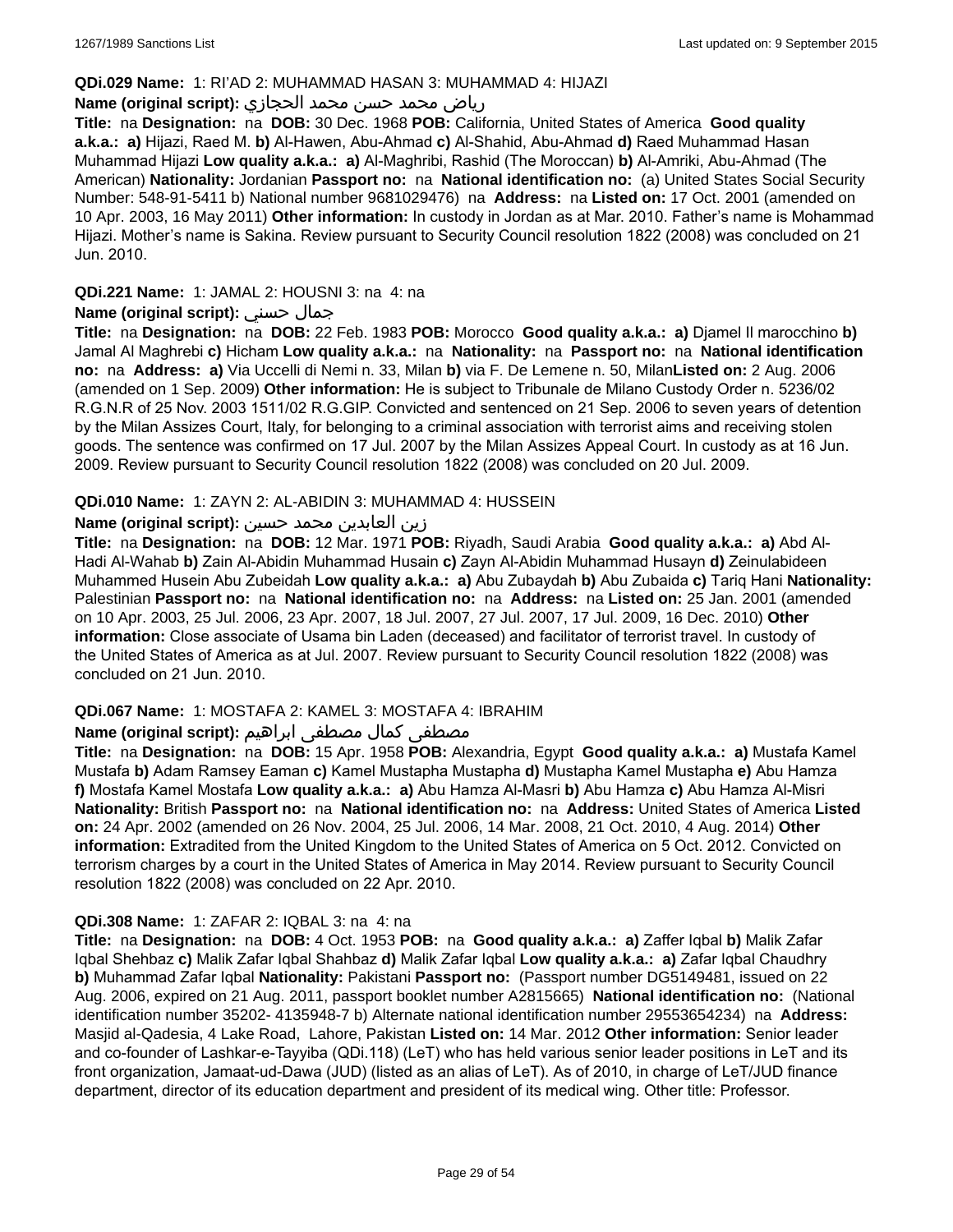**QDi.029 Name:** 1: RI'AD 2: MUHAMMAD HASAN 3: MUHAMMAD 4: HIJAZI

**Name (original script):** رياض محمد حسن محمد الحجازي

**Title:** na **Designation:** na **DOB:** 30 Dec. 1968 **POB:** California, United States of America **Good quality a.k.a.: a)** Hijazi, Raed M. **b)** Al-Hawen, Abu-Ahmad **c)** Al-Shahid, Abu-Ahmad **d)** Raed Muhammad Hasan Muhammad Hijazi **Low quality a.k.a.: a)** Al-Maghribi, Rashid (The Moroccan) **b)** Al-Amriki, Abu-Ahmad (The American) **Nationality:** Jordanian **Passport no:** na **National identification no:** (a) United States Social Security Number: 548-91-5411 b) National number 9681029476) na **Address:** na **Listed on:** 17 Oct. 2001 (amended on 10 Apr. 2003, 16 May 2011) **Other information:** In custody in Jordan as at Mar. 2010. Father's name is Mohammad Hijazi. Mother's name is Sakina. Review pursuant to Security Council resolution 1822 (2008) was concluded on 21 Jun. 2010.

**QDi.221 Name:** 1: JAMAL 2: HOUSNI 3: na 4: na

**Name (original script):** جمال حسني

**Title:** na **Designation:** na **DOB:** 22 Feb. 1983 **POB:** Morocco **Good quality a.k.a.: a)** Djamel Il marocchino **b)** Jamal Al Maghrebi **c)** Hicham **Low quality a.k.a.:** na **Nationality:** na **Passport no:** na **National identification no:** na **Address: a)** Via Uccelli di Nemi n. 33, Milan **b)** via F. De Lemene n. 50, Milan**Listed on:** 2 Aug. 2006 (amended on 1 Sep. 2009) **Other information:** He is subject to Tribunale de Milano Custody Order n. 5236/02 R.G.N.R of 25 Nov. 2003 1511/02 R.G.GIP. Convicted and sentenced on 21 Sep. 2006 to seven years of detention by the Milan Assizes Court, Italy, for belonging to a criminal association with terrorist aims and receiving stolen goods. The sentence was confirmed on 17 Jul. 2007 by the Milan Assizes Appeal Court. In custody as at 16 Jun. 2009. Review pursuant to Security Council resolution 1822 (2008) was concluded on 20 Jul. 2009.

**QDi.010 Name:** 1: ZAYN 2: AL-ABIDIN 3: MUHAMMAD 4: HUSSEIN

**Name (original script):** زين العابدين محمد حسين

**Title:** na **Designation:** na **DOB:** 12 Mar. 1971 **POB:** Riyadh, Saudi Arabia **Good quality a.k.a.: a)** Abd Al-Hadi Al-Wahab **b)** Zain Al-Abidin Muhammad Husain **c)** Zayn Al-Abidin Muhammad Husayn **d)** Zeinulabideen Muhammed Husein Abu Zubeidah **Low quality a.k.a.: a)** Abu Zubaydah **b)** Abu Zubaida **c)** Tariq Hani **Nationality:** Palestinian **Passport no:** na **National identification no:** na **Address:** na **Listed on:** 25 Jan. 2001 (amended on 10 Apr. 2003, 25 Jul. 2006, 23 Apr. 2007, 18 Jul. 2007, 27 Jul. 2007, 17 Jul. 2009, 16 Dec. 2010) **Other information:** Close associate of Usama bin Laden (deceased) and facilitator of terrorist travel. In custody of the United States of America as at Jul. 2007. Review pursuant to Security Council resolution 1822 (2008) was concluded on 21 Jun. 2010.

**QDi.067 Name:** 1: MOSTAFA 2: KAMEL 3: MOSTAFA 4: IBRAHIM

**Name (original script):** مصطفى كمال مصطفى ابراهيم

**Title:** na **Designation:** na **DOB:** 15 Apr. 1958 **POB:** Alexandria, Egypt **Good quality a.k.a.: a)** Mustafa Kamel Mustafa **b)** Adam Ramsey Eaman **c)** Kamel Mustapha Mustapha **d)** Mustapha Kamel Mustapha **e)** Abu Hamza **f)** Mostafa Kamel Mostafa **Low quality a.k.a.: a)** Abu Hamza Al-Masri **b)** Abu Hamza **c)** Abu Hamza Al-Misri **Nationality:** British **Passport no:** na **National identification no:** na **Address:** United States of America **Listed on:** 24 Apr. 2002 (amended on 26 Nov. 2004, 25 Jul. 2006, 14 Mar. 2008, 21 Oct. 2010, 4 Aug. 2014) **Other information:** Extradited from the United Kingdom to the United States of America on 5 Oct. 2012. Convicted on terrorism charges by a court in the United States of America in May 2014. Review pursuant to Security Council resolution 1822 (2008) was concluded on 22 Apr. 2010.

**QDi.308 Name:** 1: ZAFAR 2: IQBAL 3: na 4: na

**Title:** na **Designation:** na **DOB:** 4 Oct. 1953 **POB:** na **Good quality a.k.a.: a)** Zaffer Iqbal **b)** Malik Zafar Iqbal Shehbaz **c)** Malik Zafar Iqbal Shahbaz **d)** Malik Zafar Iqbal **Low quality a.k.a.: a)** Zafar Iqbal Chaudhry **b)** Muhammad Zafar Iqbal **Nationality:** Pakistani **Passport no:** (Passport number DG5149481, issued on 22 Aug. 2006, expired on 21 Aug. 2011, passport booklet number A2815665) **National identification no:** (National identification number 35202- 4135948-7 b) Alternate national identification number 29553654234) na **Address:** Masjid al-Qadesia, 4 Lake Road, Lahore, Pakistan **Listed on:** 14 Mar. 2012 **Other information:** Senior leader and co-founder of Lashkar-e-Tayyiba (QDi.118) (LeT) who has held various senior leader positions in LeT and its front organization, Jamaat-ud-Dawa (JUD) (listed as an alias of LeT). As of 2010, in charge of LeT/JUD finance department, director of its education department and president of its medical wing. Other title: Professor.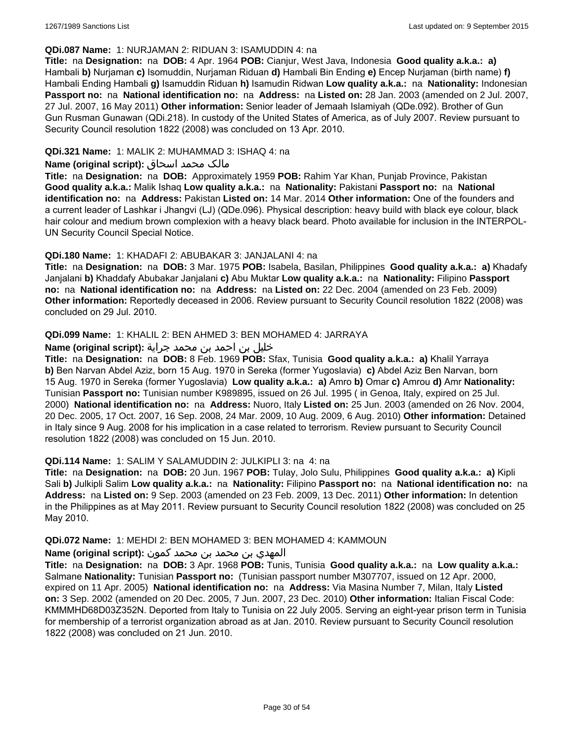**QDi.087 Name:** 1: NURJAMAN 2: RIDUAN 3: ISAMUDDIN 4: na

**Title:** na **Designation:** na **DOB:** 4 Apr. 1964 **POB:** Cianjur, West Java, Indonesia **Good quality a.k.a.: a)** Hambali **b)** Nurjaman **c)** Isomuddin, Nurjaman Riduan **d)** Hambali Bin Ending **e)** Encep Nurjaman (birth name) **f)** Hambali Ending Hambali **g)** Isamuddin Riduan **h)** Isamudin Ridwan **Low quality a.k.a.:** na **Nationality:** Indonesian **Passport no:** na **National identification no:** na **Address:** na **Listed on:** 28 Jan. 2003 (amended on 2 Jul. 2007, 27 Jul. 2007, 16 May 2011) **Other information:** Senior leader of Jemaah Islamiyah (QDe.092). Brother of Gun Gun Rusman Gunawan (QDi.218). In custody of the United States of America, as of July 2007. Review pursuant to Security Council resolution 1822 (2008) was concluded on 13 Apr. 2010.

**QDi.321 Name:** 1: MALIK 2: MUHAMMAD 3: ISHAQ 4: na

**Name (original script):** مالک محمد اسحاق

**Title:** na **Designation:** na **DOB:** Approximately 1959 **POB:** Rahim Yar Khan, Punjab Province, Pakistan **Good quality a.k.a.:** Malik Ishaq **Low quality a.k.a.:** na **Nationality:** Pakistani **Passport no:** na **National identification no:** na **Address:** Pakistan **Listed on:** 14 Mar. 2014 **Other information:** One of the founders and a current leader of Lashkar i Jhangvi (LJ) (QDe.096). Physical description: heavy build with black eye colour, black hair colour and medium brown complexion with a heavy black beard. Photo available for inclusion in the INTERPOL-UN Security Council Special Notice.

**QDi.180 Name:** 1: KHADAFI 2: ABUBAKAR 3: JANJALANI 4: na

**Title:** na **Designation:** na **DOB:** 3 Mar. 1975 **POB:** Isabela, Basilan, Philippines **Good quality a.k.a.: a)** Khadafy Janjalani **b)** Khaddafy Abubakar Janjalani **c)** Abu Muktar **Low quality a.k.a.:** na **Nationality:** Filipino **Passport no:** na **National identification no:** na **Address:** na **Listed on:** 22 Dec. 2004 (amended on 23 Feb. 2009) **Other information:** Reportedly deceased in 2006. Review pursuant to Security Council resolution 1822 (2008) was concluded on 29 Jul. 2010.

**QDi.099 Name:** 1: KHALIL 2: BEN AHMED 3: BEN MOHAMED 4: JARRAYA

**Name (original script):** خليل بن احمد بن محمد جراية

**Title:** na **Designation:** na **DOB:** 8 Feb. 1969 **POB:** Sfax, Tunisia **Good quality a.k.a.: a)** Khalil Yarraya **b)** Ben Narvan Abdel Aziz, born 15 Aug. 1970 in Sereka (former Yugoslavia) **c)** Abdel Aziz Ben Narvan, born 15 Aug. 1970 in Sereka (former Yugoslavia) **Low quality a.k.a.: a)** Amro **b)** Omar **c)** Amrou **d)** Amr **Nationality:** Tunisian **Passport no:** Tunisian number K989895, issued on 26 Jul. 1995 ( in Genoa, Italy, expired on 25 Jul. 2000) **National identification no:** na **Address:** Nuoro, Italy **Listed on:** 25 Jun. 2003 (amended on 26 Nov. 2004, 20 Dec. 2005, 17 Oct. 2007, 16 Sep. 2008, 24 Mar. 2009, 10 Aug. 2009, 6 Aug. 2010) **Other information:** Detained in Italy since 9 Aug. 2008 for his implication in a case related to terrorism. Review pursuant to Security Council resolution 1822 (2008) was concluded on 15 Jun. 2010.

**QDi.114 Name:** 1: SALIM Y SALAMUDDIN 2: JULKIPLI 3: na 4: na

**Title:** na **Designation:** na **DOB:** 20 Jun. 1967 **POB:** Tulay, Jolo Sulu, Philippines **Good quality a.k.a.: a)** Kipli Sali **b)** Julkipli Salim **Low quality a.k.a.:** na **Nationality:** Filipino **Passport no:** na **National identification no:** na **Address:** na **Listed on:** 9 Sep. 2003 (amended on 23 Feb. 2009, 13 Dec. 2011) **Other information:** In detention in the Philippines as at May 2011. Review pursuant to Security Council resolution 1822 (2008) was concluded on 25 May 2010.

**QDi.072 Name:** 1: MEHDI 2: BEN MOHAMED 3: BEN MOHAMED 4: KAMMOUN

**Name (original script):** المهدي بن محمد بن محمد كمون

**Title:** na **Designation:** na **DOB:** 3 Apr. 1968 **POB:** Tunis, Tunisia **Good quality a.k.a.:** na **Low quality a.k.a.:** Salmane **Nationality:** Tunisian **Passport no:** (Tunisian passport number M307707, issued on 12 Apr. 2000, expired on 11 Apr. 2005) **National identification no:** na **Address:** Via Masina Number 7, Milan, Italy **Listed on:** 3 Sep. 2002 (amended on 20 Dec. 2005, 7 Jun. 2007, 23 Dec. 2010) **Other information:** Italian Fiscal Code: KMMMHD68D03Z352N. Deported from Italy to Tunisia on 22 July 2005. Serving an eight-year prison term in Tunisia for membership of a terrorist organization abroad as at Jan. 2010. Review pursuant to Security Council resolution 1822 (2008) was concluded on 21 Jun. 2010.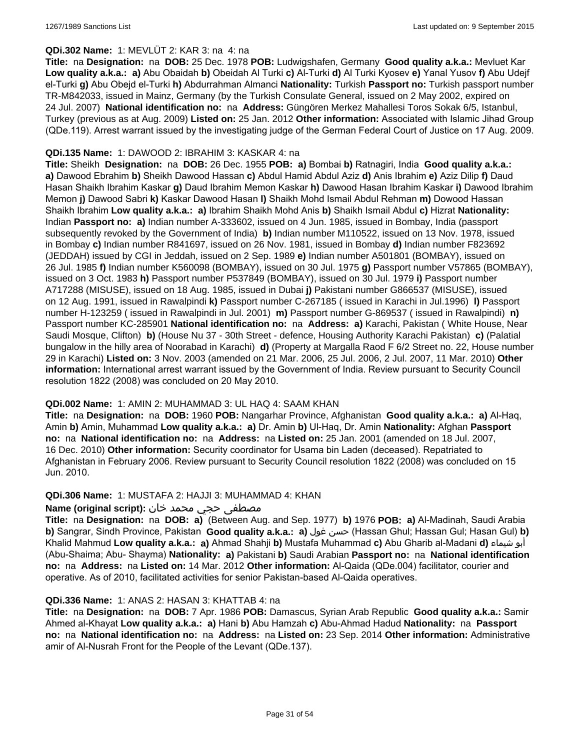**QDi.302 Name:** 1: MEVLÜT 2: KAR 3: na 4: na

**Title:** na **Designation:** na **DOB:** 25 Dec. 1978 **POB:** Ludwigshafen, Germany **Good quality a.k.a.:** Mevluet Kar **Low quality a.k.a.:** **a)** Abu Obaidah **b)** Obeidah Al Turki **c)** Al-Turki **d)** Al Turki Kyosev **e)** Yanal Yusov **f)** Abu Udejf el-Turki **g)** Abu Obejd el-Turki **h)** Abdurrahman Almanci **Nationality:** Turkish **Passport no:** Turkish passport number TR-M842033, issued in Mainz, Germany (by the Turkish Consulate General, issued on 2 May 2002, expired on 24 Jul. 2007) **National identification no:** na **Address:** Güngören Merkez Mahallesi Toros Sokak 6/5, Istanbul, Turkey (previous as at Aug. 2009) **Listed on:** 25 Jan. 2012 **Other information:** Associated with Islamic Jihad Group (QDe.119). Arrest warrant issued by the investigating judge of the German Federal Court of Justice on 17 Aug. 2009.

**QDi.135 Name:** 1: DAWOOD 2: IBRAHIM 3: KASKAR 4: na

**Title:** Sheikh **Designation:** na **DOB:** 26 Dec. 1955 **POB:** **a)** Bombai **b)** Ratnagiri, India **Good quality a.k.a.:** **a)** Dawood Ebrahim **b)** Sheikh Dawood Hassan **c)** Abdul Hamid Abdul Aziz **d)** Anis Ibrahim **e)** Aziz Dilip **f)** Daud Hasan Shaikh Ibrahim Kaskar **g)** Daud Ibrahim Memon Kaskar **h)** Dawood Hasan Ibrahim Kaskar **i)** Dawood Ibrahim Memon **j)** Dawood Sabri **k)** Kaskar Dawood Hasan **l)** Shaikh Mohd Ismail Abdul Rehman **m)** Dowood Hassan Shaikh Ibrahim **Low quality a.k.a.:** **a)** Ibrahim Shaikh Mohd Anis **b)** Shaikh Ismail Abdul **c)** Hizrat **Nationality:** Indian **Passport no:** **a)** Indian number A-333602, issued on 4 Jun. 1985, issued in Bombay, India (passport subsequently revoked by the Government of India) **b)** Indian number M110522, issued on 13 Nov. 1978, issued in Bombay **c)** Indian number R841697, issued on 26 Nov. 1981, issued in Bombay **d)** Indian number F823692 (JEDDAH) issued by CGI in Jeddah, issued on 2 Sep. 1989 **e)** Indian number A501801 (BOMBAY), issued on 26 Jul. 1985 **f)** Indian number K560098 (BOMBAY), issued on 30 Jul. 1975 **g)** Passport number V57865 (BOMBAY), issued on 3 Oct. 1983 **h)** Passport number P537849 (BOMBAY), issued on 30 Jul. 1979 **i)** Passport number A717288 (MISUSE), issued on 18 Aug. 1985, issued in Dubai **j)** Pakistani number G866537 (MISUSE), issued on 12 Aug. 1991, issued in Rawalpindi **k)** Passport number C-267185 ( issued in Karachi in Jul.1996) **l)** Passport number H-123259 ( issued in Rawalpindi in Jul. 2001) **m)** Passport number G-869537 ( issued in Rawalpindi) **n)** Passport number KC-285901 **National identification no:** na **Address:** **a)** Karachi, Pakistan ( White House, Near Saudi Mosque, Clifton) **b)** (House Nu 37 - 30th Street - defence, Housing Authority Karachi Pakistan) **c)** (Palatial bungalow in the hilly area of Noorabad in Karachi) **d)** (Property at Margalla Raod F 6/2 Street no. 22, House number 29 in Karachi) **Listed on:** 3 Nov. 2003 (amended on 21 Mar. 2006, 25 Jul. 2006, 2 Jul. 2007, 11 Mar. 2010) **Other information:** International arrest warrant issued by the Government of India. Review pursuant to Security Council resolution 1822 (2008) was concluded on 20 May 2010.

**QDi.002 Name:** 1: AMIN 2: MUHAMMAD 3: UL HAQ 4: SAAM KHAN

**Title:** na **Designation:** na **DOB:** 1960 **POB:** Nangarhar Province, Afghanistan **Good quality a.k.a.:** **a)** Al-Haq, Amin **b)** Amin, Muhammad **Low quality a.k.a.:** **a)** Dr. Amin **b)** Ul-Haq, Dr. Amin **Nationality:** Afghan **Passport no:** na **National identification no:** na **Address:** na **Listed on:** 25 Jan. 2001 (amended on 18 Jul. 2007, 16 Dec. 2010) **Other information:** Security coordinator for Usama bin Laden (deceased). Repatriated to Afghanistan in February 2006. Review pursuant to Security Council resolution 1822 (2008) was concluded on 15 Jun. 2010.

**QDi.306 Name:** 1: MUSTAFA 2: HAJJI 3: MUHAMMAD 4: KHAN

**Name (original script):** مصطفى حجي محمد خان

**Title:** na **Designation:** na **DOB:** **a)** (Between Aug. and Sep. 1977) **b)** 1976 **POB:** **a)** Al-Madinah, Saudi Arabia **b)** Sangrar, Sindh Province, Pakistan **Good quality a.k.a.:** **a)** حسن غول (Hassan Ghul; Hassan Gul; Hasan Gul) **b)** Khalid Mahmud **Low quality a.k.a.:** **a)** Ahmad Shahji **b)** Mustafa Muhammad **c)** Abu Gharib al-Madani **d)** أبو شيماء (Abu-Shaima; Abu- Shayma) **Nationality:** **a)** Pakistani **b)** Saudi Arabian **Passport no:** na **National identification no:** na **Address:** na **Listed on:** 14 Mar. 2012 **Other information:** Al-Qaida (QDe.004) facilitator, courier and operative. As of 2010, facilitated activities for senior Pakistan-based Al-Qaida operatives.

**QDi.336 Name:** 1: ANAS 2: HASAN 3: KHATTAB 4: na

**Title:** na **Designation:** na **DOB:** 7 Apr. 1986 **POB:** Damascus, Syrian Arab Republic **Good quality a.k.a.:** Samir Ahmed al-Khayat **Low quality a.k.a.:** **a)** Hani **b)** Abu Hamzah **c)** Abu-Ahmad Hadud **Nationality:** na **Passport no:** na **National identification no:** na **Address:** na **Listed on:** 23 Sep. 2014 **Other information:** Administrative amir of Al-Nusrah Front for the People of the Levant (QDe.137).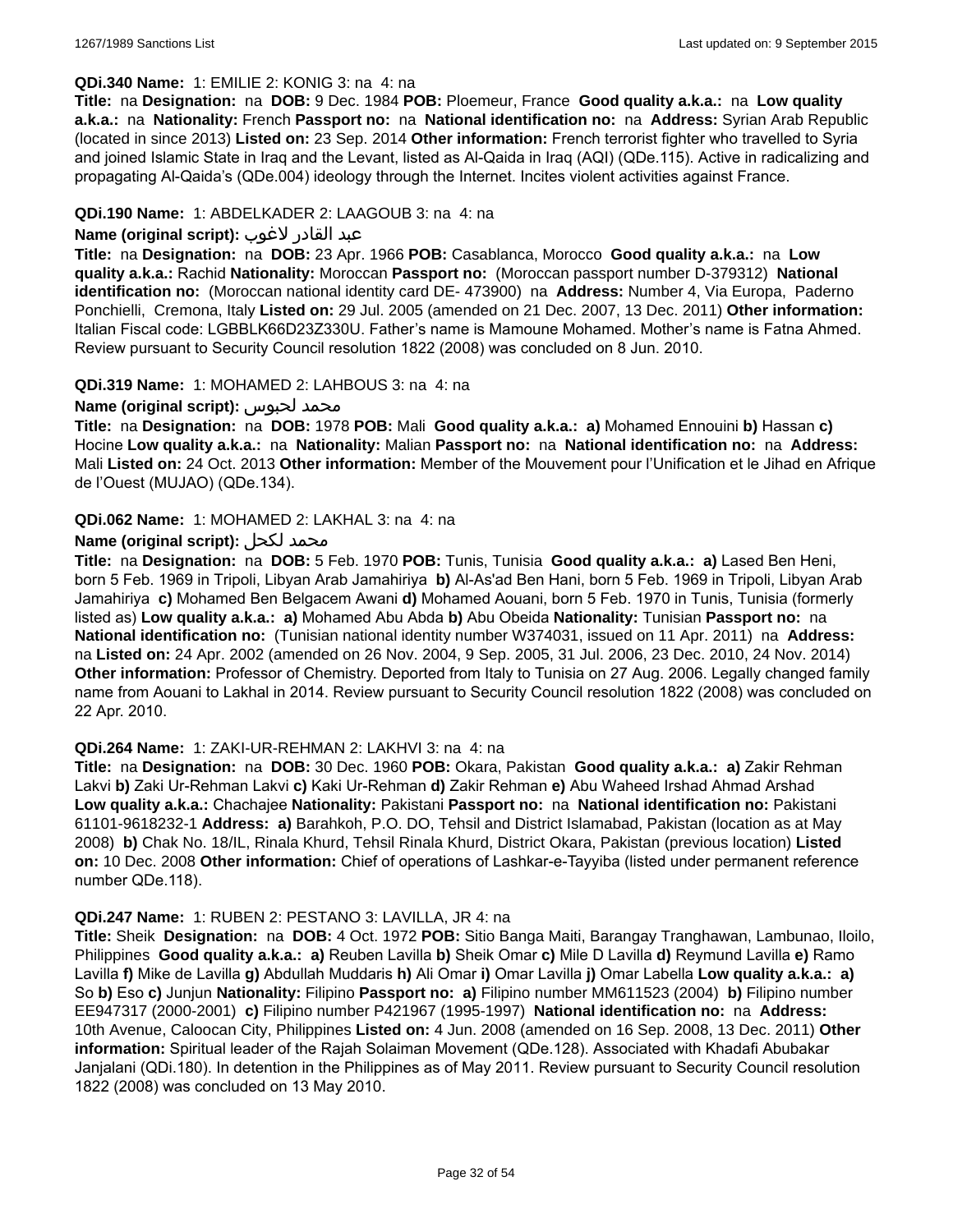**QDi.340 Name:** 1: EMILIE 2: KONIG 3: na 4: na

**Title:** na **Designation:** na **DOB:** 9 Dec. 1984 **POB:** Ploemeur, France **Good quality a.k.a.:** na **Low quality a.k.a.:** na **Nationality:** French **Passport no:** na **National identification no:** na **Address:** Syrian Arab Republic (located in since 2013) **Listed on:** 23 Sep. 2014 **Other information:** French terrorist fighter who travelled to Syria and joined Islamic State in Iraq and the Levant, listed as Al-Qaida in Iraq (AQI) (QDe.115). Active in radicalizing and propagating Al-Qaida's (QDe.004) ideology through the Internet. Incites violent activities against France.

**QDi.190 Name:** 1: ABDELKADER 2: LAAGOUB 3: na 4: na

**Name (original script):** عبد القادر لاغوب

**Title:** na **Designation:** na **DOB:** 23 Apr. 1966 **POB:** Casablanca, Morocco **Good quality a.k.a.:** na **Low quality a.k.a.:** Rachid **Nationality:** Moroccan **Passport no:** (Moroccan passport number D-379312) **National identification no:** (Moroccan national identity card DE- 473900) na **Address:** Number 4, Via Europa, Paderno Ponchielli, Cremona, Italy **Listed on:** 29 Jul. 2005 (amended on 21 Dec. 2007, 13 Dec. 2011) **Other information:** Italian Fiscal code: LGBBLK66D23Z330U. Father's name is Mamoune Mohamed. Mother's name is Fatna Ahmed. Review pursuant to Security Council resolution 1822 (2008) was concluded on 8 Jun. 2010.

**QDi.319 Name:** 1: MOHAMED 2: LAHBOUS 3: na 4: na

**Name (original script):** محمد لحبوس

**Title:** na **Designation:** na **DOB:** 1978 **POB:** Mali **Good quality a.k.a.:** **a)** Mohamed Ennouini **b)** Hassan **c)** Hocine **Low quality a.k.a.:** na **Nationality:** Malian **Passport no:** na **National identification no:** na **Address:** Mali **Listed on:** 24 Oct. 2013 **Other information:** Member of the Mouvement pour l'Unification et le Jihad en Afrique de l'Ouest (MUJAO) (QDe.134).

**QDi.062 Name:** 1: MOHAMED 2: LAKHAL 3: na 4: na

**Name (original script):** محمد لكحل

**Title:** na **Designation:** na **DOB:** 5 Feb. 1970 **POB:** Tunis, Tunisia **Good quality a.k.a.:** **a)** Lased Ben Heni, born 5 Feb. 1969 in Tripoli, Libyan Arab Jamahiriya **b)** Al-As'ad Ben Hani, born 5 Feb. 1969 in Tripoli, Libyan Arab Jamahiriya **c)** Mohamed Ben Belgacem Awani **d)** Mohamed Aouani, born 5 Feb. 1970 in Tunis, Tunisia (formerly listed as) **Low quality a.k.a.:** **a)** Mohamed Abu Abda **b)** Abu Obeida **Nationality:** Tunisian **Passport no:** na **National identification no:** (Tunisian national identity number W374031, issued on 11 Apr. 2011) na **Address:** na **Listed on:** 24 Apr. 2002 (amended on 26 Nov. 2004, 9 Sep. 2005, 31 Jul. 2006, 23 Dec. 2010, 24 Nov. 2014) **Other information:** Professor of Chemistry. Deported from Italy to Tunisia on 27 Aug. 2006. Legally changed family name from Aouani to Lakhal in 2014. Review pursuant to Security Council resolution 1822 (2008) was concluded on 22 Apr. 2010.

**QDi.264 Name:** 1: ZAKI-UR-REHMAN 2: LAKHVI 3: na 4: na

**Title:** na **Designation:** na **DOB:** 30 Dec. 1960 **POB:** Okara, Pakistan **Good quality a.k.a.:** **a)** Zakir Rehman Lakvi **b)** Zaki Ur-Rehman Lakvi **c)** Kaki Ur-Rehman **d)** Zakir Rehman **e)** Abu Waheed Irshad Ahmad Arshad **Low quality a.k.a.:** Chachajee **Nationality:** Pakistani **Passport no:** na **National identification no:** Pakistani 61101-9618232-1 **Address:** **a)** Barahkoh, P.O. DO, Tehsil and District Islamabad, Pakistan (location as at May 2008) **b)** Chak No. 18/IL, Rinala Khurd, Tehsil Rinala Khurd, District Okara, Pakistan (previous location) **Listed on:** 10 Dec. 2008 **Other information:** Chief of operations of Lashkar-e-Tayyiba (listed under permanent reference number QDe.118).

**QDi.247 Name:** 1: RUBEN 2: PESTANO 3: LAVILLA, JR 4: na

**Title:** Sheik **Designation:** na **DOB:** 4 Oct. 1972 **POB:** Sitio Banga Maiti, Barangay Tranghawan, Lambunao, Iloilo, Philippines **Good quality a.k.a.:** **a)** Reuben Lavilla **b)** Sheik Omar **c)** Mile D Lavilla **d)** Reymund Lavilla **e)** Ramo Lavilla **f)** Mike de Lavilla **g)** Abdullah Muddaris **h)** Ali Omar **i)** Omar Lavilla **j)** Omar Labella **Low quality a.k.a.:** **a)** So **b)** Eso **c)** Junjun **Nationality:** Filipino **Passport no:** **a)** Filipino number MM611523 (2004) **b)** Filipino number EE947317 (2000-2001) **c)** Filipino number P421967 (1995-1997) **National identification no:** na **Address:** 10th Avenue, Caloocan City, Philippines **Listed on:** 4 Jun. 2008 (amended on 16 Sep. 2008, 13 Dec. 2011) **Other information:** Spiritual leader of the Rajah Solaiman Movement (QDe.128). Associated with Khadafi Abubakar Janjalani (QDi.180). In detention in the Philippines as of May 2011. Review pursuant to Security Council resolution 1822 (2008) was concluded on 13 May 2010.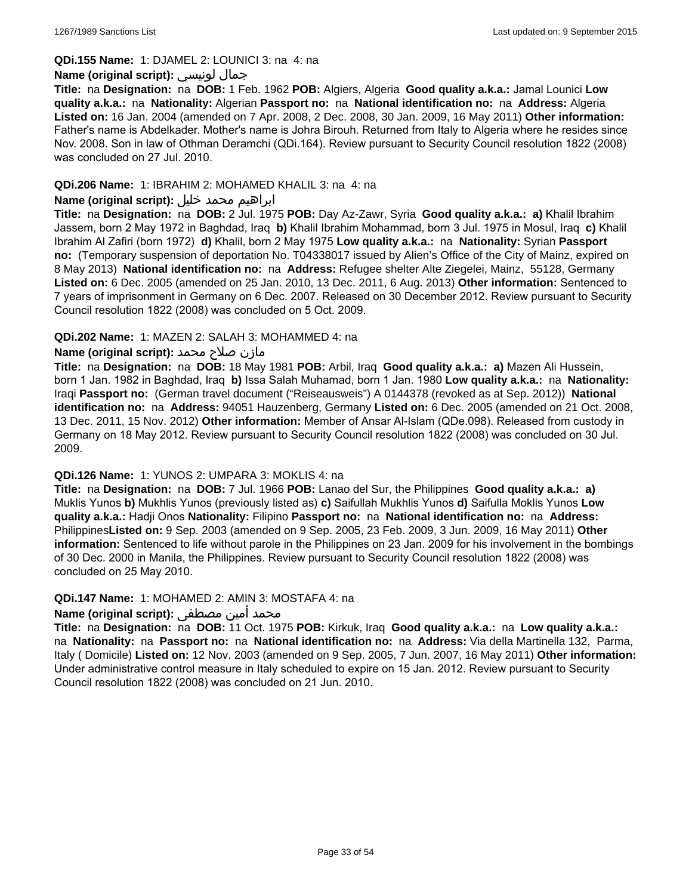**QDi.155 Name:** 1: DJAMEL 2: LOUNICI 3: na 4: na

**Name (original script):** جمال لونيسي

**Title:** na **Designation:** na **DOB:** 1 Feb. 1962 **POB:** Algiers, Algeria **Good quality a.k.a.:** Jamal Lounici **Low quality a.k.a.:** na **Nationality:** Algerian **Passport no:** na **National identification no:** na **Address:** Algeria **Listed on:** 16 Jan. 2004 (amended on 7 Apr. 2008, 2 Dec. 2008, 30 Jan. 2009, 16 May 2011) **Other information:** Father's name is Abdelkader. Mother's name is Johra Birouh. Returned from Italy to Algeria where he resides since Nov. 2008. Son in law of Othman Deramchi (QDi.164). Review pursuant to Security Council resolution 1822 (2008) was concluded on 27 Jul. 2010.

**QDi.206 Name:** 1: IBRAHIM 2: MOHAMED KHALIL 3: na 4: na

**Name (original script):** ابراهيم محمد خليل

**Title:** na **Designation:** na **DOB:** 2 Jul. 1975 **POB:** Day Az-Zawr, Syria **Good quality a.k.a.:** **a)** Khalil Ibrahim Jassem, born 2 May 1972 in Baghdad, Iraq **b)** Khalil Ibrahim Mohammad, born 3 Jul. 1975 in Mosul, Iraq **c)** Khalil Ibrahim Al Zafiri (born 1972) **d)** Khalil, born 2 May 1975 **Low quality a.k.a.:** na **Nationality:** Syrian **Passport no:** (Temporary suspension of deportation No. T04338017 issued by Alien's Office of the City of Mainz, expired on 8 May 2013) **National identification no:** na **Address:** Refugee shelter Alte Ziegelei, Mainz, 55128, Germany **Listed on:** 6 Dec. 2005 (amended on 25 Jan. 2010, 13 Dec. 2011, 6 Aug. 2013) **Other information:** Sentenced to 7 years of imprisonment in Germany on 6 Dec. 2007. Released on 30 December 2012. Review pursuant to Security Council resolution 1822 (2008) was concluded on 5 Oct. 2009.

**QDi.202 Name:** 1: MAZEN 2: SALAH 3: MOHAMMED 4: na

**Name (original script):** مازن صلاح محمد

**Title:** na **Designation:** na **DOB:** 18 May 1981 **POB:** Arbil, Iraq **Good quality a.k.a.:** **a)** Mazen Ali Hussein, born 1 Jan. 1982 in Baghdad, Iraq **b)** Issa Salah Muhamad, born 1 Jan. 1980 **Low quality a.k.a.:** na **Nationality:** Iraqi **Passport no:** (German travel document ("Reiseausweis") A 0144378 (revoked as at Sep. 2012)) **National identification no:** na **Address:** 94051 Hauzenberg, Germany **Listed on:** 6 Dec. 2005 (amended on 21 Oct. 2008, 13 Dec. 2011, 15 Nov. 2012) **Other information:** Member of Ansar Al-Islam (QDe.098). Released from custody in Germany on 18 May 2012. Review pursuant to Security Council resolution 1822 (2008) was concluded on 30 Jul. 2009.

**QDi.126 Name:** 1: YUNOS 2: UMPARA 3: MOKLIS 4: na

**Title:** na **Designation:** na **DOB:** 7 Jul. 1966 **POB:** Lanao del Sur, the Philippines **Good quality a.k.a.:** **a)** Muklis Yunos **b)** Mukhlis Yunos (previously listed as) **c)** Saifullah Mukhlis Yunos **d)** Saifulla Moklis Yunos **Low quality a.k.a.:** Hadji Onos **Nationality:** Filipino **Passport no:** na **National identification no:** na **Address:** Philippines**Listed on:** 9 Sep. 2003 (amended on 9 Sep. 2005, 23 Feb. 2009, 3 Jun. 2009, 16 May 2011) **Other information:** Sentenced to life without parole in the Philippines on 23 Jan. 2009 for his involvement in the bombings of 30 Dec. 2000 in Manila, the Philippines. Review pursuant to Security Council resolution 1822 (2008) was concluded on 25 May 2010.

**QDi.147 Name:** 1: MOHAMED 2: AMIN 3: MOSTAFA 4: na

**Name (original script):** محمد أمين مصطفى

**Title:** na **Designation:** na **DOB:** 11 Oct. 1975 **POB:** Kirkuk, Iraq **Good quality a.k.a.:** na **Low quality a.k.a.:** na **Nationality:** na **Passport no:** na **National identification no:** na **Address:** Via della Martinella 132, Parma, Italy ( Domicile) **Listed on:** 12 Nov. 2003 (amended on 9 Sep. 2005, 7 Jun. 2007, 16 May 2011) **Other information:** Under administrative control measure in Italy scheduled to expire on 15 Jan. 2012. Review pursuant to Security Council resolution 1822 (2008) was concluded on 21 Jun. 2010.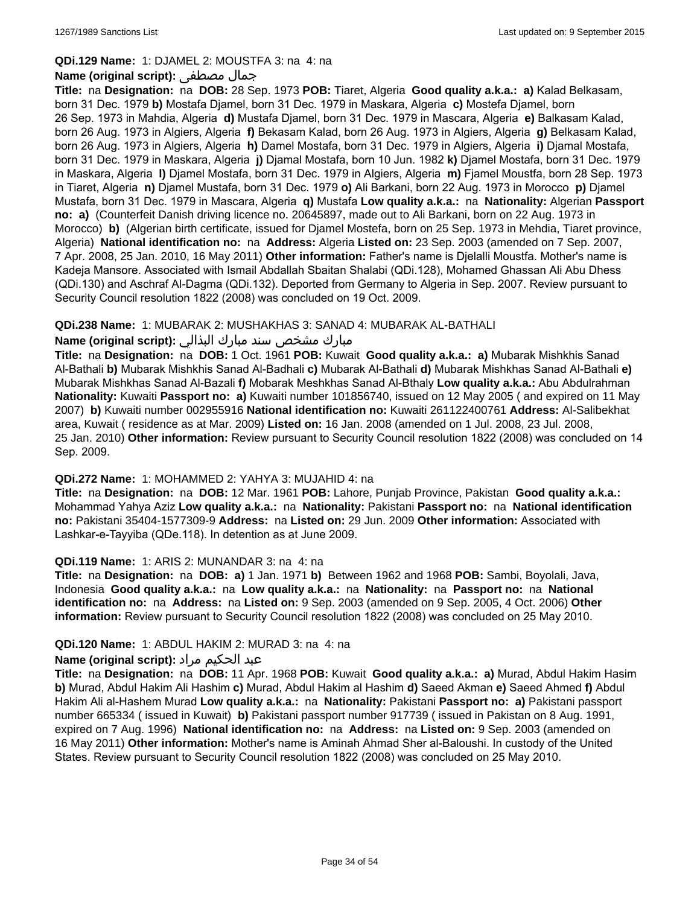**QDi.129 Name:** 1: DJAMEL 2: MOUSTFA 3: na 4: na

**Name (original script):** جمال مصطفى

**Title:** na **Designation:** na **DOB:** 28 Sep. 1973 **POB:** Tiaret, Algeria **Good quality a.k.a.:** **a)** Kalad Belkasam, born 31 Dec. 1979 **b)** Mostafa Djamel, born 31 Dec. 1979 in Maskara, Algeria **c)** Mostefa Djamel, born 26 Sep. 1973 in Mahdia, Algeria **d)** Mustafa Djamel, born 31 Dec. 1979 in Mascara, Algeria **e)** Balkasam Kalad, born 26 Aug. 1973 in Algiers, Algeria **f)** Bekasam Kalad, born 26 Aug. 1973 in Algiers, Algeria **g)** Belkasam Kalad, born 26 Aug. 1973 in Algiers, Algeria **h)** Damel Mostafa, born 31 Dec. 1979 in Algiers, Algeria **i)** Djamal Mostafa, born 31 Dec. 1979 in Maskara, Algeria **j)** Djamal Mostafa, born 10 Jun. 1982 **k)** Djamel Mostafa, born 31 Dec. 1979 in Maskara, Algeria **l)** Djamel Mostafa, born 31 Dec. 1979 in Algiers, Algeria **m)** Fjamel Moustfa, born 28 Sep. 1973 in Tiaret, Algeria **n)** Djamel Mustafa, born 31 Dec. 1979 **o)** Ali Barkani, born 22 Aug. 1973 in Morocco **p)** Djamel Mustafa, born 31 Dec. 1979 in Mascara, Algeria **q)** Mustafa **Low quality a.k.a.:** na **Nationality:** Algerian **Passport no:** **a)** (Counterfeit Danish driving licence no. 20645897, made out to Ali Barkani, born on 22 Aug. 1973 in Morocco) **b)** (Algerian birth certificate, issued for Djamel Mostefa, born on 25 Sep. 1973 in Mehdia, Tiaret province, Algeria) **National identification no:** na **Address:** Algeria **Listed on:** 23 Sep. 2003 (amended on 7 Sep. 2007, 7 Apr. 2008, 25 Jan. 2010, 16 May 2011) **Other information:** Father's name is Djelalli Moustfa. Mother's name is Kadeja Mansore. Associated with Ismail Abdallah Sbaitan Shalabi (QDi.128), Mohamed Ghassan Ali Abu Dhess (QDi.130) and Aschraf Al-Dagma (QDi.132). Deported from Germany to Algeria in Sep. 2007. Review pursuant to Security Council resolution 1822 (2008) was concluded on 19 Oct. 2009.

**QDi.238 Name:** 1: MUBARAK 2: MUSHAKHAS 3: SANAD 4: MUBARAK AL-BATHALI

**Name (original script):** مبارك مشخص سند مبارك البذالي

**Title:** na **Designation:** na **DOB:** 1 Oct. 1961 **POB:** Kuwait **Good quality a.k.a.:** **a)** Mubarak Mishkhis Sanad Al-Bathali **b)** Mubarak Mishkhis Sanad Al-Badhali **c)** Mubarak Al-Bathali **d)** Mubarak Mishkhas Sanad Al-Bathali **e)** Mubarak Mishkhas Sanad Al-Bazali **f)** Mobarak Meshkhas Sanad Al-Bthaly **Low quality a.k.a.:** Abu Abdulrahman **Nationality:** Kuwaiti **Passport no:** **a)** Kuwaiti number 101856740, issued on 12 May 2005 ( and expired on 11 May 2007) **b)** Kuwaiti number 002955916 **National identification no:** Kuwaiti 261122400761 **Address:** Al-Salibekhat area, Kuwait ( residence as at Mar. 2009) **Listed on:** 16 Jan. 2008 (amended on 1 Jul. 2008, 23 Jul. 2008, 25 Jan. 2010) **Other information:** Review pursuant to Security Council resolution 1822 (2008) was concluded on 14 Sep. 2009.

**QDi.272 Name:** 1: MOHAMMED 2: YAHYA 3: MUJAHID 4: na

**Title:** na **Designation:** na **DOB:** 12 Mar. 1961 **POB:** Lahore, Punjab Province, Pakistan **Good quality a.k.a.:** Mohammad Yahya Aziz **Low quality a.k.a.:** na **Nationality:** Pakistani **Passport no:** na **National identification no:** Pakistani 35404-1577309-9 **Address:** na **Listed on:** 29 Jun. 2009 **Other information:** Associated with Lashkar-e-Tayyiba (QDe.118). In detention as at June 2009.

**QDi.119 Name:** 1: ARIS 2: MUNANDAR 3: na 4: na

**Title:** na **Designation:** na **DOB:** **a)** 1 Jan. 1971 **b)** Between 1962 and 1968 **POB:** Sambi, Boyolali, Java, Indonesia **Good quality a.k.a.:** na **Low quality a.k.a.:** na **Nationality:** na **Passport no:** na **National identification no:** na **Address:** na **Listed on:** 9 Sep. 2003 (amended on 9 Sep. 2005, 4 Oct. 2006) **Other information:** Review pursuant to Security Council resolution 1822 (2008) was concluded on 25 May 2010.

**QDi.120 Name:** 1: ABDUL HAKIM 2: MURAD 3: na 4: na

**Name (original script):** عبد الحكيم مراد

**Title:** na **Designation:** na **DOB:** 11 Apr. 1968 **POB:** Kuwait **Good quality a.k.a.:** **a)** Murad, Abdul Hakim Hasim **b)** Murad, Abdul Hakim Ali Hashim **c)** Murad, Abdul Hakim al Hashim **d)** Saeed Akman **e)** Saeed Ahmed **f)** Abdul Hakim Ali al-Hashem Murad **Low quality a.k.a.:** na **Nationality:** Pakistani **Passport no:** **a)** Pakistani passport number 665334 ( issued in Kuwait) **b)** Pakistani passport number 917739 ( issued in Pakistan on 8 Aug. 1991, expired on 7 Aug. 1996) **National identification no:** na **Address:** na **Listed on:** 9 Sep. 2003 (amended on 16 May 2011) **Other information:** Mother's name is Aminah Ahmad Sher al-Baloushi. In custody of the United States. Review pursuant to Security Council resolution 1822 (2008) was concluded on 25 May 2010.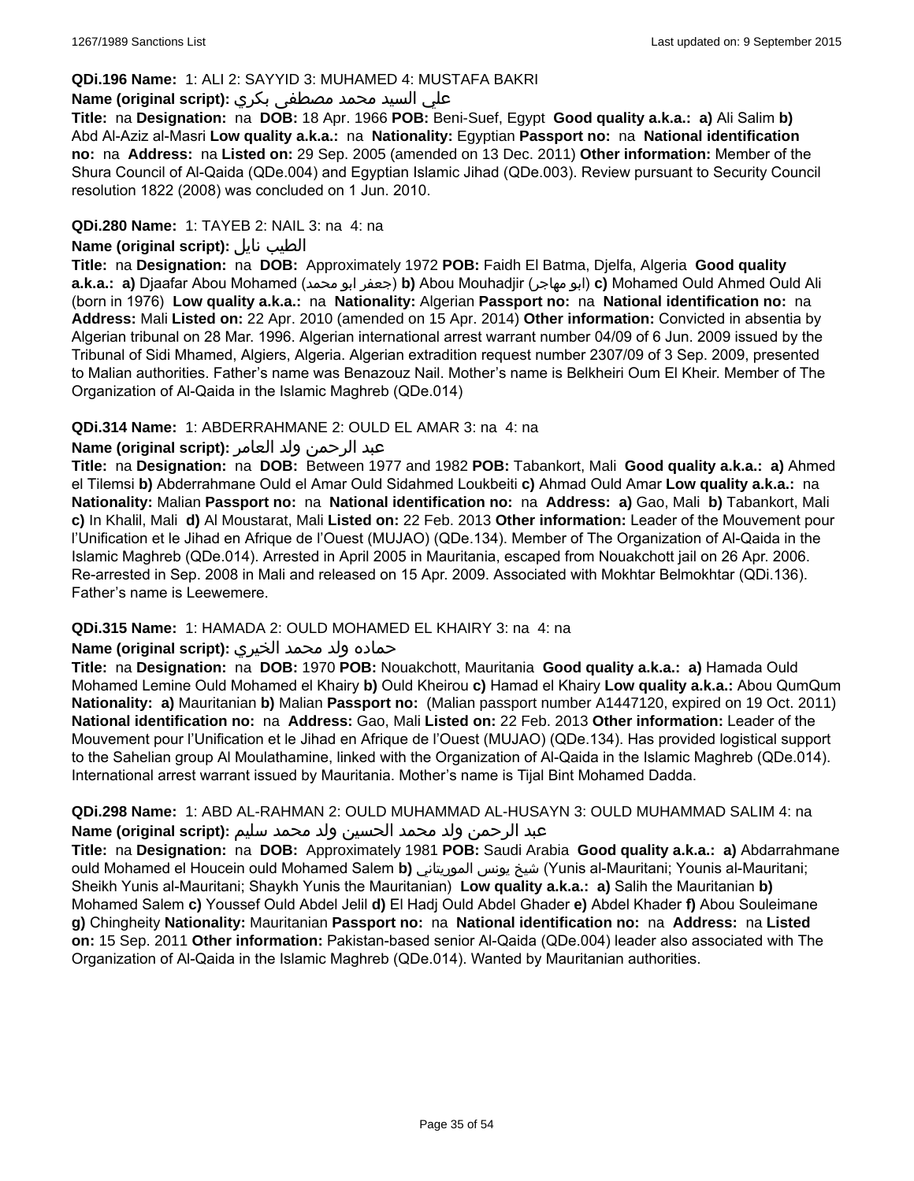**QDi.196 Name:** 1: ALI 2: SAYYID 3: MUHAMED 4: MUSTAFA BAKRI

**Name (original script):** علي السيد محمد مصطفى بكري

**Title:** na **Designation:** na **DOB:** 18 Apr. 1966 **POB:** Beni-Suef, Egypt **Good quality a.k.a.: a)** Ali Salim **b)** Abd Al-Aziz al-Masri **Low quality a.k.a.:** na **Nationality:** Egyptian **Passport no:** na **National identification no:** na **Address:** na **Listed on:** 29 Sep. 2005 (amended on 13 Dec. 2011) **Other information:** Member of the Shura Council of Al-Qaida (QDe.004) and Egyptian Islamic Jihad (QDe.003). Review pursuant to Security Council resolution 1822 (2008) was concluded on 1 Jun. 2010.

**QDi.280 Name:** 1: TAYEB 2: NAIL 3: na 4: na

**Name (original script):** الطيب نايل

**Title:** na **Designation:** na **DOB:** Approximately 1972 **POB:** Faidh El Batma, Djelfa, Algeria **Good quality a.k.a.: a)** Djaafar Abou Mohamed (جعفر ابو محمد) **b)** Abou Mouhadjir (ابو مهاجر) **c)** Mohamed Ould Ahmed Ould Ali (born in 1976) **Low quality a.k.a.:** na **Nationality:** Algerian **Passport no:** na **National identification no:** na **Address:** Mali **Listed on:** 22 Apr. 2010 (amended on 15 Apr. 2014) **Other information:** Convicted in absentia by Algerian tribunal on 28 Mar. 1996. Algerian international arrest warrant number 04/09 of 6 Jun. 2009 issued by the Tribunal of Sidi Mhamed, Algiers, Algeria. Algerian extradition request number 2307/09 of 3 Sep. 2009, presented to Malian authorities. Father's name was Benazouz Nail. Mother's name is Belkheiri Oum El Kheir. Member of The Organization of Al-Qaida in the Islamic Maghreb (QDe.014)

**QDi.314 Name:** 1: ABDERRAHMANE 2: OULD EL AMAR 3: na 4: na

**Name (original script):** عبد الرحمن ولد العامر

**Title:** na **Designation:** na **DOB:** Between 1977 and 1982 **POB:** Tabankort, Mali **Good quality a.k.a.: a)** Ahmed el Tilemsi **b)** Abderrahmane Ould el Amar Ould Sidahmed Loukbeiti **c)** Ahmad Ould Amar **Low quality a.k.a.:** na **Nationality:** Malian **Passport no:** na **National identification no:** na **Address: a)** Gao, Mali **b)** Tabankort, Mali **c)** In Khalil, Mali **d)** Al Moustarat, Mali **Listed on:** 22 Feb. 2013 **Other information:** Leader of the Mouvement pour l'Unification et le Jihad en Afrique de l'Ouest (MUJAO) (QDe.134). Member of The Organization of Al-Qaida in the Islamic Maghreb (QDe.014). Arrested in April 2005 in Mauritania, escaped from Nouakchott jail on 26 Apr. 2006. Re-arrested in Sep. 2008 in Mali and released on 15 Apr. 2009. Associated with Mokhtar Belmokhtar (QDi.136). Father's name is Leewemere.

**QDi.315 Name:** 1: HAMADA 2: OULD MOHAMED EL KHAIRY 3: na 4: na

**Name (original script):** حماده ولد محمد الخيري

**Title:** na **Designation:** na **DOB:** 1970 **POB:** Nouakchott, Mauritania **Good quality a.k.a.: a)** Hamada Ould Mohamed Lemine Ould Mohamed el Khairy **b)** Ould Kheirou **c)** Hamad el Khairy **Low quality a.k.a.:** Abou QumQum **Nationality: a)** Mauritanian **b)** Malian **Passport no:** (Malian passport number A1447120, expired on 19 Oct. 2011) **National identification no:** na **Address:** Gao, Mali **Listed on:** 22 Feb. 2013 **Other information:** Leader of the Mouvement pour l'Unification et le Jihad en Afrique de l'Ouest (MUJAO) (QDe.134). Has provided logistical support to the Sahelian group Al Moulathamine, linked with the Organization of Al-Qaida in the Islamic Maghreb (QDe.014). International arrest warrant issued by Mauritania. Mother's name is Tijal Bint Mohamed Dadda.

**QDi.298 Name:** 1: ABD AL-RAHMAN 2: OULD MUHAMMAD AL-HUSAYN 3: OULD MUHAMMAD SALIM 4: na

**Name (original script):** عبد الرحمن ولد محمد الحسين ولد محمد سليم

**Title:** na **Designation:** na **DOB:** Approximately 1981 **POB:** Saudi Arabia **Good quality a.k.a.: a)** Abdarrahmane ould Mohamed el Houcein ould Mohamed Salem **b)** شيخ يونس الموريتاني (Yunis al-Mauritani; Younis al-Mauritani; Sheikh Yunis al-Mauritani; Shaykh Yunis the Mauritanian) **Low quality a.k.a.: a)** Salih the Mauritanian **b)** Mohamed Salem **c)** Youssef Ould Abdel Jelil **d)** El Hadj Ould Abdel Ghader **e)** Abdel Khader **f)** Abou Souleimane **g)** Chingheity **Nationality:** Mauritanian **Passport no:** na **National identification no:** na **Address:** na **Listed on:** 15 Sep. 2011 **Other information:** Pakistan-based senior Al-Qaida (QDe.004) leader also associated with The Organization of Al-Qaida in the Islamic Maghreb (QDe.014). Wanted by Mauritanian authorities.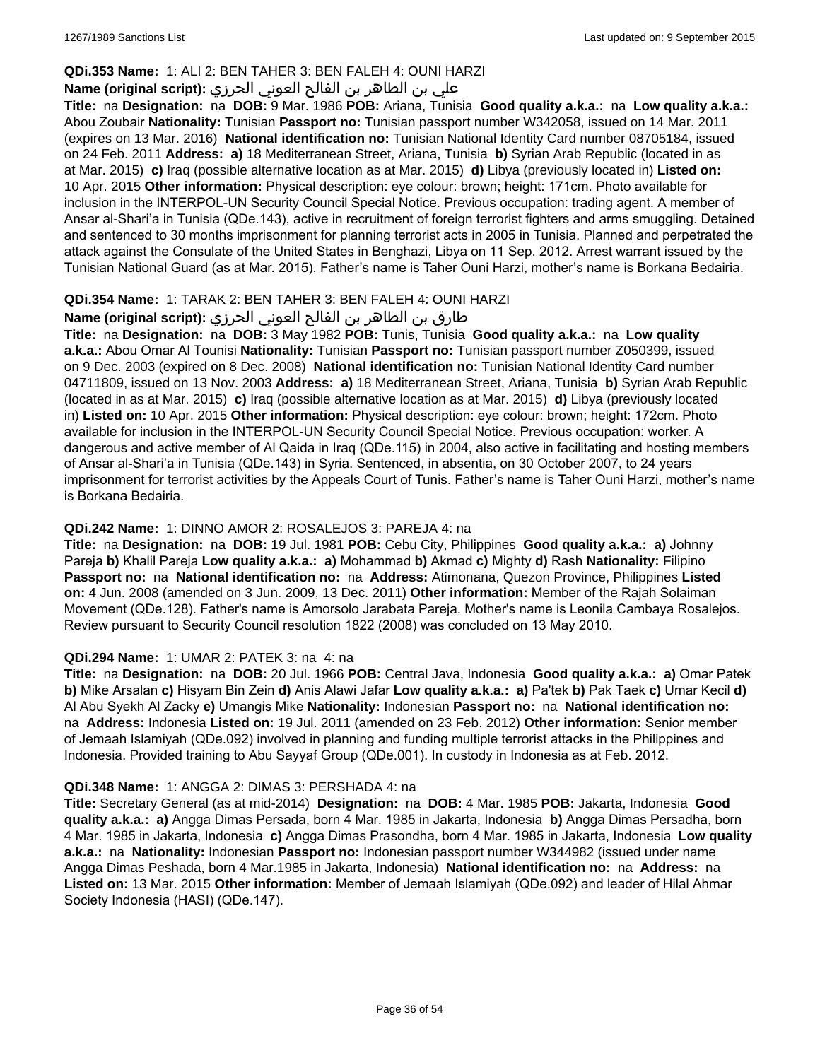**QDi.353 Name:** 1: ALI 2: BEN TAHER 3: BEN FALEH 4: OUNI HARZI

**Name (original script):** علي بن الطاهر بن الفالح العوني الحرزي

**Title:** na **Designation:** na **DOB:** 9 Mar. 1986 **POB:** Ariana, Tunisia **Good quality a.k.a.:** na **Low quality a.k.a.:** Abou Zoubair **Nationality:** Tunisian **Passport no:** Tunisian passport number W342058, issued on 14 Mar. 2011 (expires on 13 Mar. 2016) **National identification no:** Tunisian National Identity Card number 08705184, issued on 24 Feb. 2011 **Address:** **a)** 18 Mediterranean Street, Ariana, Tunisia **b)** Syrian Arab Republic (located in as at Mar. 2015) **c)** Iraq (possible alternative location as at Mar. 2015) **d)** Libya (previously located in) **Listed on:** 10 Apr. 2015 **Other information:** Physical description: eye colour: brown; height: 171cm. Photo available for inclusion in the INTERPOL-UN Security Council Special Notice. Previous occupation: trading agent. A member of Ansar al-Shari'a in Tunisia (QDe.143), active in recruitment of foreign terrorist fighters and arms smuggling. Detained and sentenced to 30 months imprisonment for planning terrorist acts in 2005 in Tunisia. Planned and perpetrated the attack against the Consulate of the United States in Benghazi, Libya on 11 Sep. 2012. Arrest warrant issued by the Tunisian National Guard (as at Mar. 2015). Father's name is Taher Ouni Harzi, mother's name is Borkana Bedairia.

**QDi.354 Name:** 1: TARAK 2: BEN TAHER 3: BEN FALEH 4: OUNI HARZI

**Name (original script):** طارق بن الطاهر بن الفالح العوني الحرزي

**Title:** na **Designation:** na **DOB:** 3 May 1982 **POB:** Tunis, Tunisia **Good quality a.k.a.:** na **Low quality a.k.a.:** Abou Omar Al Tounisi **Nationality:** Tunisian **Passport no:** Tunisian passport number Z050399, issued on 9 Dec. 2003 (expired on 8 Dec. 2008) **National identification no:** Tunisian National Identity Card number 04711809, issued on 13 Nov. 2003 **Address:** **a)** 18 Mediterranean Street, Ariana, Tunisia **b)** Syrian Arab Republic (located in as at Mar. 2015) **c)** Iraq (possible alternative location as at Mar. 2015) **d)** Libya (previously located in) **Listed on:** 10 Apr. 2015 **Other information:** Physical description: eye colour: brown; height: 172cm. Photo available for inclusion in the INTERPOL-UN Security Council Special Notice. Previous occupation: worker. A dangerous and active member of Al Qaida in Iraq (QDe.115) in 2004, also active in facilitating and hosting members of Ansar al-Shari'a in Tunisia (QDe.143) in Syria. Sentenced, in absentia, on 30 October 2007, to 24 years imprisonment for terrorist activities by the Appeals Court of Tunis. Father's name is Taher Ouni Harzi, mother's name is Borkana Bedairia.

**QDi.242 Name:** 1: DINNO AMOR 2: ROSALEJOS 3: PAREJA 4: na

**Title:** na **Designation:** na **DOB:** 19 Jul. 1981 **POB:** Cebu City, Philippines **Good quality a.k.a.:** **a)** Johnny Pareja **b)** Khalil Pareja **Low quality a.k.a.:** **a)** Mohammad **b)** Akmad **c)** Mighty **d)** Rash **Nationality:** Filipino **Passport no:** na **National identification no:** na **Address:** Atimonana, Quezon Province, Philippines **Listed on:** 4 Jun. 2008 (amended on 3 Jun. 2009, 13 Dec. 2011) **Other information:** Member of the Rajah Solaiman Movement (QDe.128). Father's name is Amorsolo Jarabata Pareja. Mother's name is Leonila Cambaya Rosalejos. Review pursuant to Security Council resolution 1822 (2008) was concluded on 13 May 2010.

**QDi.294 Name:** 1: UMAR 2: PATEK 3: na 4: na

**Title:** na **Designation:** na **DOB:** 20 Jul. 1966 **POB:** Central Java, Indonesia **Good quality a.k.a.:** **a)** Omar Patek **b)** Mike Arsalan **c)** Hisyam Bin Zein **d)** Anis Alawi Jafar **Low quality a.k.a.:** **a)** Pa'tek **b)** Pak Taek **c)** Umar Kecil **d)** Al Abu Syekh Al Zacky **e)** Umangis Mike **Nationality:** Indonesian **Passport no:** na **National identification no:** na **Address:** Indonesia **Listed on:** 19 Jul. 2011 (amended on 23 Feb. 2012) **Other information:** Senior member of Jemaah Islamiyah (QDe.092) involved in planning and funding multiple terrorist attacks in the Philippines and Indonesia. Provided training to Abu Sayyaf Group (QDe.001). In custody in Indonesia as at Feb. 2012.

**QDi.348 Name:** 1: ANGGA 2: DIMAS 3: PERSHADA 4: na

**Title:** Secretary General (as at mid-2014) **Designation:** na **DOB:** 4 Mar. 1985 **POB:** Jakarta, Indonesia **Good quality a.k.a.:** **a)** Angga Dimas Persada, born 4 Mar. 1985 in Jakarta, Indonesia **b)** Angga Dimas Persadha, born 4 Mar. 1985 in Jakarta, Indonesia **c)** Angga Dimas Prasondha, born 4 Mar. 1985 in Jakarta, Indonesia **Low quality a.k.a.:** na **Nationality:** Indonesian **Passport no:** Indonesian passport number W344982 (issued under name Angga Dimas Peshada, born 4 Mar.1985 in Jakarta, Indonesia) **National identification no:** na **Address:** na **Listed on:** 13 Mar. 2015 **Other information:** Member of Jemaah Islamiyah (QDe.092) and leader of Hilal Ahmar Society Indonesia (HASI) (QDe.147).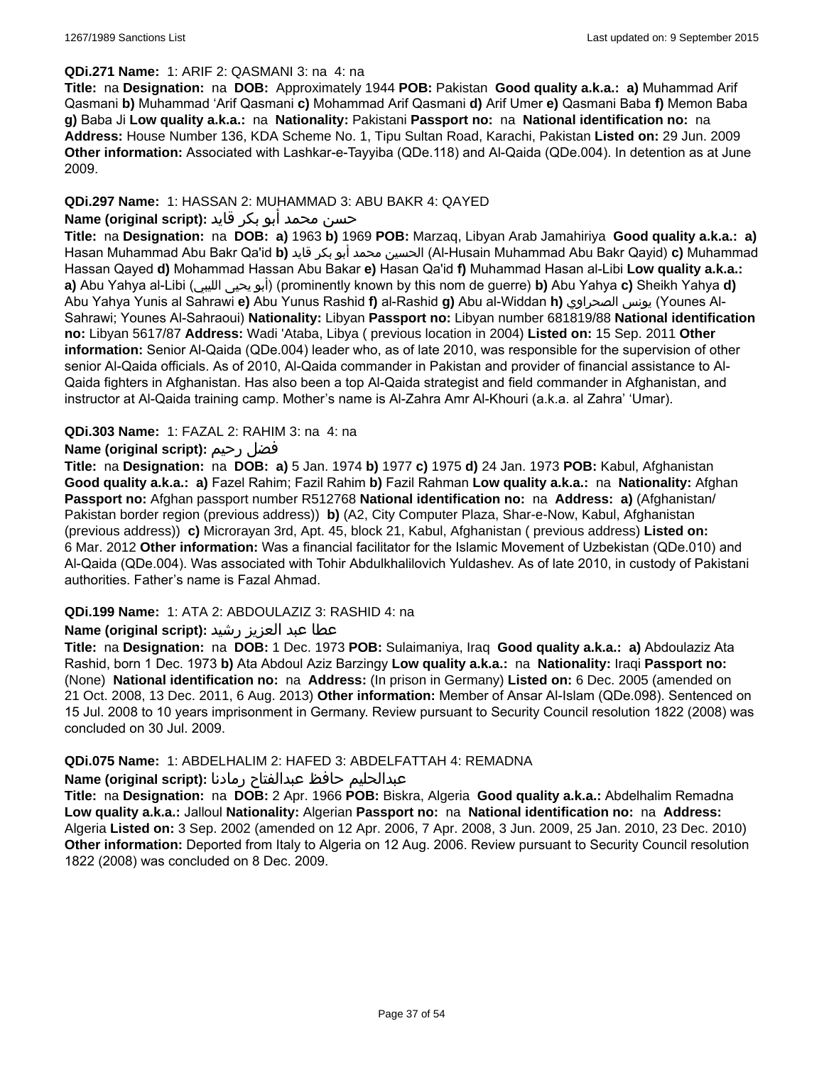**QDi.271 Name:** 1: ARIF 2: QASMANI 3: na 4: na

**Title:** na **Designation:** na **DOB:** Approximately 1944 **POB:** Pakistan **Good quality a.k.a.:** **a)** Muhammad Arif Qasmani **b)** Muhammad 'Arif Qasmani **c)** Mohammad Arif Qasmani **d)** Arif Umer **e)** Qasmani Baba **f)** Memon Baba **g)** Baba Ji **Low quality a.k.a.:** na **Nationality:** Pakistani **Passport no:** na **National identification no:** na **Address:** House Number 136, KDA Scheme No. 1, Tipu Sultan Road, Karachi, Pakistan **Listed on:** 29 Jun. 2009 **Other information:** Associated with Lashkar-e-Tayyiba (QDe.118) and Al-Qaida (QDe.004). In detention as at June 2009.

**QDi.297 Name:** 1: HASSAN 2: MUHAMMAD 3: ABU BAKR 4: QAYED

**Name (original script):** حسن محمد أبو بكر قايد

**Title:** na **Designation:** na **DOB:** **a)** 1963 **b)** 1969 **POB:** Marzaq, Libyan Arab Jamahiriya **Good quality a.k.a.:** **a)** Hasan Muhammad Abu Bakr Qa'id **b)** الحسين محمد أبو بكر قايد (Al-Husain Muhammad Abu Bakr Qayid) **c)** Muhammad Hassan Qayed **d)** Mohammad Hassan Abu Bakar **e)** Hasan Qa'id **f)** Muhammad Hasan al-Libi **Low quality a.k.a.:** **a)** Abu Yahya al-Libi (أبو يحيى الليبي) (prominently known by this nom de guerre) **b)** Abu Yahya **c)** Sheikh Yahya **d)** Abu Yahya Yunis al Sahrawi **e)** Abu Yunus Rashid **f)** al-Rashid **g)** Abu al-Widdan **h)** يونس الصحراوي (Younes Al-Sahrawi; Younes Al-Sahraoui) **Nationality:** Libyan **Passport no:** Libyan number 681819/88 **National identification no:** Libyan 5617/87 **Address:** Wadi 'Ataba, Libya ( previous location in 2004) **Listed on:** 15 Sep. 2011 **Other information:** Senior Al-Qaida (QDe.004) leader who, as of late 2010, was responsible for the supervision of other senior Al-Qaida officials. As of 2010, Al-Qaida commander in Pakistan and provider of financial assistance to Al-Qaida fighters in Afghanistan. Has also been a top Al-Qaida strategist and field commander in Afghanistan, and instructor at Al-Qaida training camp. Mother's name is Al-Zahra Amr Al-Khouri (a.k.a. al Zahra' 'Umar).

**QDi.303 Name:** 1: FAZAL 2: RAHIM 3: na 4: na

**Name (original script):** فضل رحيم

**Title:** na **Designation:** na **DOB:** **a)** 5 Jan. 1974 **b)** 1977 **c)** 1975 **d)** 24 Jan. 1973 **POB:** Kabul, Afghanistan **Good quality a.k.a.:** **a)** Fazel Rahim; Fazil Rahim **b)** Fazil Rahman **Low quality a.k.a.:** na **Nationality:** Afghan **Passport no:** Afghan passport number R512768 **National identification no:** na **Address:** **a)** (Afghanistan/ Pakistan border region (previous address)) **b)** (A2, City Computer Plaza, Shar-e-Now, Kabul, Afghanistan (previous address)) **c)** Microrayan 3rd, Apt. 45, block 21, Kabul, Afghanistan ( previous address) **Listed on:** 6 Mar. 2012 **Other information:** Was a financial facilitator for the Islamic Movement of Uzbekistan (QDe.010) and Al-Qaida (QDe.004). Was associated with Tohir Abdulkhalilovich Yuldashev. As of late 2010, in custody of Pakistani authorities. Father's name is Fazal Ahmad.

**QDi.199 Name:** 1: ATA 2: ABDOULAZIZ 3: RASHID 4: na

**Name (original script):** عطا عبد العزيز رشيد

**Title:** na **Designation:** na **DOB:** 1 Dec. 1973 **POB:** Sulaimaniya, Iraq **Good quality a.k.a.:** **a)** Abdoulaziz Ata Rashid, born 1 Dec. 1973 **b)** Ata Abdoul Aziz Barzingy **Low quality a.k.a.:** na **Nationality:** Iraqi **Passport no:** (None) **National identification no:** na **Address:** (In prison in Germany) **Listed on:** 6 Dec. 2005 (amended on 21 Oct. 2008, 13 Dec. 2011, 6 Aug. 2013) **Other information:** Member of Ansar Al-Islam (QDe.098). Sentenced on 15 Jul. 2008 to 10 years imprisonment in Germany. Review pursuant to Security Council resolution 1822 (2008) was concluded on 30 Jul. 2009.

**QDi.075 Name:** 1: ABDELHALIM 2: HAFED 3: ABDELFATTAH 4: REMADNA

**Name (original script):** عبدالحليم حافظ عبدالفتاح رمادنا

**Title:** na **Designation:** na **DOB:** 2 Apr. 1966 **POB:** Biskra, Algeria **Good quality a.k.a.:** Abdelhalim Remadna **Low quality a.k.a.:** Jalloul **Nationality:** Algerian **Passport no:** na **National identification no:** na **Address:** Algeria **Listed on:** 3 Sep. 2002 (amended on 12 Apr. 2006, 7 Apr. 2008, 3 Jun. 2009, 25 Jan. 2010, 23 Dec. 2010) **Other information:** Deported from Italy to Algeria on 12 Aug. 2006. Review pursuant to Security Council resolution 1822 (2008) was concluded on 8 Dec. 2009.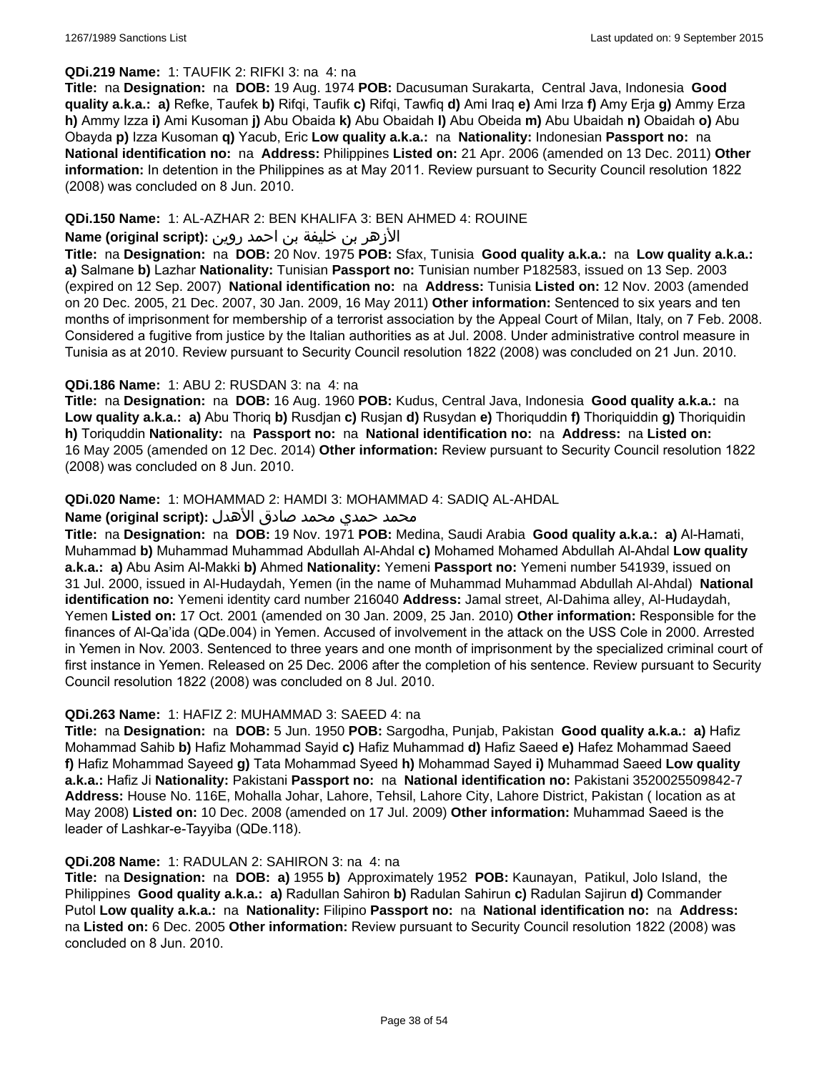**QDi.219 Name:** 1: TAUFIK 2: RIFKI 3: na 4: na

**Title:** na **Designation:** na **DOB:** 19 Aug. 1974 **POB:** Dacusuman Surakarta, Central Java, Indonesia **Good quality a.k.a.:** **a)** Refke, Taufek **b)** Rifqi, Taufik **c)** Rifqi, Tawfiq **d)** Ami Iraq **e)** Ami Irza **f)** Amy Erja **g)** Ammy Erza **h)** Ammy Izza **i)** Ami Kusoman **j)** Abu Obaida **k)** Abu Obaidah **l)** Abu Obeida **m)** Abu Ubaidah **n)** Obaidah **o)** Abu Obayda **p)** Izza Kusoman **q)** Yacub, Eric **Low quality a.k.a.:** na **Nationality:** Indonesian **Passport no:** na **National identification no:** na **Address:** Philippines **Listed on:** 21 Apr. 2006 (amended on 13 Dec. 2011) **Other information:** In detention in the Philippines as at May 2011. Review pursuant to Security Council resolution 1822 (2008) was concluded on 8 Jun. 2010.

**QDi.150 Name:** 1: AL-AZHAR 2: BEN KHALIFA 3: BEN AHMED 4: ROUINE

**Name (original script):** الأزهر بن خليفة بن احمد روين

**Title:** na **Designation:** na **DOB:** 20 Nov. 1975 **POB:** Sfax, Tunisia **Good quality a.k.a.:** na **Low quality a.k.a.:** **a)** Salmane **b)** Lazhar **Nationality:** Tunisian **Passport no:** Tunisian number P182583, issued on 13 Sep. 2003 (expired on 12 Sep. 2007) **National identification no:** na **Address:** Tunisia **Listed on:** 12 Nov. 2003 (amended on 20 Dec. 2005, 21 Dec. 2007, 30 Jan. 2009, 16 May 2011) **Other information:** Sentenced to six years and ten months of imprisonment for membership of a terrorist association by the Appeal Court of Milan, Italy, on 7 Feb. 2008. Considered a fugitive from justice by the Italian authorities as at Jul. 2008. Under administrative control measure in Tunisia as at 2010. Review pursuant to Security Council resolution 1822 (2008) was concluded on 21 Jun. 2010.

**QDi.186 Name:** 1: ABU 2: RUSDAN 3: na 4: na

**Title:** na **Designation:** na **DOB:** 16 Aug. 1960 **POB:** Kudus, Central Java, Indonesia **Good quality a.k.a.:** na **Low quality a.k.a.:** **a)** Abu Thoriq **b)** Rusdjan **c)** Rusjan **d)** Rusydan **e)** Thoriquddin **f)** Thoriquiddin **g)** Thoriquidin **h)** Toriquddin **Nationality:** na **Passport no:** na **National identification no:** na **Address:** na **Listed on:** 16 May 2005 (amended on 12 Dec. 2014) **Other information:** Review pursuant to Security Council resolution 1822 (2008) was concluded on 8 Jun. 2010.

**QDi.020 Name:** 1: MOHAMMAD 2: HAMDI 3: MOHAMMAD 4: SADIQ AL-AHDAL

**Name (original script):** محمد حمدي محمد صادق الأهدل

**Title:** na **Designation:** na **DOB:** 19 Nov. 1971 **POB:** Medina, Saudi Arabia **Good quality a.k.a.:** **a)** Al-Hamati, Muhammad **b)** Muhammad Muhammad Abdullah Al-Ahdal **c)** Mohamed Mohamed Abdullah Al-Ahdal **Low quality a.k.a.:** **a)** Abu Asim Al-Makki **b)** Ahmed **Nationality:** Yemeni **Passport no:** Yemeni number 541939, issued on 31 Jul. 2000, issued in Al-Hudaydah, Yemen (in the name of Muhammad Muhammad Abdullah Al-Ahdal) **National identification no:** Yemeni identity card number 216040 **Address:** Jamal street, Al-Dahima alley, Al-Hudaydah, Yemen **Listed on:** 17 Oct. 2001 (amended on 30 Jan. 2009, 25 Jan. 2010) **Other information:** Responsible for the finances of Al-Qa'ida (QDe.004) in Yemen. Accused of involvement in the attack on the USS Cole in 2000. Arrested in Yemen in Nov. 2003. Sentenced to three years and one month of imprisonment by the specialized criminal court of first instance in Yemen. Released on 25 Dec. 2006 after the completion of his sentence. Review pursuant to Security Council resolution 1822 (2008) was concluded on 8 Jul. 2010.

**QDi.263 Name:** 1: HAFIZ 2: MUHAMMAD 3: SAEED 4: na

**Title:** na **Designation:** na **DOB:** 5 Jun. 1950 **POB:** Sargodha, Punjab, Pakistan **Good quality a.k.a.:** **a)** Hafiz Mohammad Sahib **b)** Hafiz Mohammad Sayid **c)** Hafiz Muhammad **d)** Hafiz Saeed **e)** Hafez Mohammad Saeed **f)** Hafiz Mohammad Sayeed **g)** Tata Mohammad Syeed **h)** Mohammad Sayed **i)** Muhammad Saeed **Low quality a.k.a.:** Hafiz Ji **Nationality:** Pakistani **Passport no:** na **National identification no:** Pakistani 3520025509842-7 **Address:** House No. 116E, Mohalla Johar, Lahore, Tehsil, Lahore City, Lahore District, Pakistan ( location as at May 2008) **Listed on:** 10 Dec. 2008 (amended on 17 Jul. 2009) **Other information:** Muhammad Saeed is the leader of Lashkar-e-Tayyiba (QDe.118).

**QDi.208 Name:** 1: RADULAN 2: SAHIRON 3: na 4: na

**Title:** na **Designation:** na **DOB:** **a)** 1955 **b)** Approximately 1952 **POB:** Kaunayan, Patikul, Jolo Island, the Philippines **Good quality a.k.a.:** **a)** Radullan Sahiron **b)** Radulan Sahirun **c)** Radulan Sajirun **d)** Commander Putol **Low quality a.k.a.:** na **Nationality:** Filipino **Passport no:** na **National identification no:** na **Address:** na **Listed on:** 6 Dec. 2005 **Other information:** Review pursuant to Security Council resolution 1822 (2008) was concluded on 8 Jun. 2010.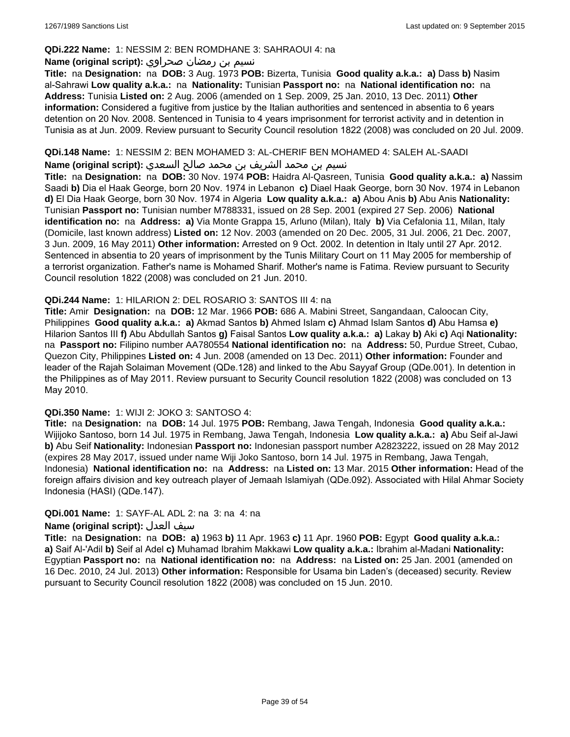**QDi.222 Name:** 1: NESSIM 2: BEN ROMDHANE 3: SAHRAOUI 4: na

**Name (original script):** نسيم بن رمضان صحراوي

**Title:** na **Designation:** na **DOB:** 3 Aug. 1973 **POB:** Bizerta, Tunisia **Good quality a.k.a.: a)** Dass **b)** Nasim al-Sahrawi **Low quality a.k.a.:** na **Nationality:** Tunisian **Passport no:** na **National identification no:** na **Address:** Tunisia **Listed on:** 2 Aug. 2006 (amended on 1 Sep. 2009, 25 Jan. 2010, 13 Dec. 2011) **Other information:** Considered a fugitive from justice by the Italian authorities and sentenced in absentia to 6 years detention on 20 Nov. 2008. Sentenced in Tunisia to 4 years imprisonment for terrorist activity and in detention in Tunisia as at Jun. 2009. Review pursuant to Security Council resolution 1822 (2008) was concluded on 20 Jul. 2009.

**QDi.148 Name:** 1: NESSIM 2: BEN MOHAMED 3: AL-CHERIF BEN MOHAMED 4: SALEH AL-SAADI

**Name (original script):** نسيم بن محمد الشريف بن محمد صالح السعدي

**Title:** na **Designation:** na **DOB:** 30 Nov. 1974 **POB:** Haidra Al-Qasreen, Tunisia **Good quality a.k.a.: a)** Nassim Saadi **b)** Dia el Haak George, born 20 Nov. 1974 in Lebanon **c)** Diael Haak George, born 30 Nov. 1974 in Lebanon **d)** El Dia Haak George, born 30 Nov. 1974 in Algeria **Low quality a.k.a.: a)** Abou Anis **b)** Abu Anis **Nationality:** Tunisian **Passport no:** Tunisian number M788331, issued on 28 Sep. 2001 (expired 27 Sep. 2006) **National identification no:** na **Address: a)** Via Monte Grappa 15, Arluno (Milan), Italy **b)** Via Cefalonia 11, Milan, Italy (Domicile, last known address) **Listed on:** 12 Nov. 2003 (amended on 20 Dec. 2005, 31 Jul. 2006, 21 Dec. 2007, 3 Jun. 2009, 16 May 2011) **Other information:** Arrested on 9 Oct. 2002. In detention in Italy until 27 Apr. 2012. Sentenced in absentia to 20 years of imprisonment by the Tunis Military Court on 11 May 2005 for membership of a terrorist organization. Father's name is Mohamed Sharif. Mother's name is Fatima. Review pursuant to Security Council resolution 1822 (2008) was concluded on 21 Jun. 2010.

**QDi.244 Name:** 1: HILARION 2: DEL ROSARIO 3: SANTOS III 4: na

**Title:** Amir **Designation:** na **DOB:** 12 Mar. 1966 **POB:** 686 A. Mabini Street, Sangandaan, Caloocan City, Philippines **Good quality a.k.a.: a)** Akmad Santos **b)** Ahmed Islam **c)** Ahmad Islam Santos **d)** Abu Hamsa **e)** Hilarion Santos III **f)** Abu Abdullah Santos **g)** Faisal Santos **Low quality a.k.a.: a)** Lakay **b)** Aki **c)** Aqi **Nationality:** na **Passport no:** Filipino number AA780554 **National identification no:** na **Address:** 50, Purdue Street, Cubao, Quezon City, Philippines **Listed on:** 4 Jun. 2008 (amended on 13 Dec. 2011) **Other information:** Founder and leader of the Rajah Solaiman Movement (QDe.128) and linked to the Abu Sayyaf Group (QDe.001). In detention in the Philippines as of May 2011. Review pursuant to Security Council resolution 1822 (2008) was concluded on 13 May 2010.

**QDi.350 Name:** 1: WIJI 2: JOKO 3: SANTOSO 4:

**Title:** na **Designation:** na **DOB:** 14 Jul. 1975 **POB:** Rembang, Jawa Tengah, Indonesia **Good quality a.k.a.:** Wijijoko Santoso, born 14 Jul. 1975 in Rembang, Jawa Tengah, Indonesia **Low quality a.k.a.: a)** Abu Seif al-Jawi **b)** Abu Seif **Nationality:** Indonesian **Passport no:** Indonesian passport number A2823222, issued on 28 May 2012 (expires 28 May 2017, issued under name Wiji Joko Santoso, born 14 Jul. 1975 in Rembang, Jawa Tengah, Indonesia) **National identification no:** na **Address:** na **Listed on:** 13 Mar. 2015 **Other information:** Head of the foreign affairs division and key outreach player of Jemaah Islamiyah (QDe.092). Associated with Hilal Ahmar Society Indonesia (HASI) (QDe.147).

**QDi.001 Name:** 1: SAYF-AL ADL 2: na 3: na 4: na

**Name (original script):** سيف العدل

**Title:** na **Designation:** na **DOB: a)** 1963 **b)** 11 Apr. 1963 **c)** 11 Apr. 1960 **POB:** Egypt **Good quality a.k.a.: a)** Saif Al-'Adil **b)** Seif al Adel **c)** Muhamad Ibrahim Makkawi **Low quality a.k.a.:** Ibrahim al-Madani **Nationality:** Egyptian **Passport no:** na **National identification no:** na **Address:** na **Listed on:** 25 Jan. 2001 (amended on 16 Dec. 2010, 24 Jul. 2013) **Other information:** Responsible for Usama bin Laden's (deceased) security. Review pursuant to Security Council resolution 1822 (2008) was concluded on 15 Jun. 2010.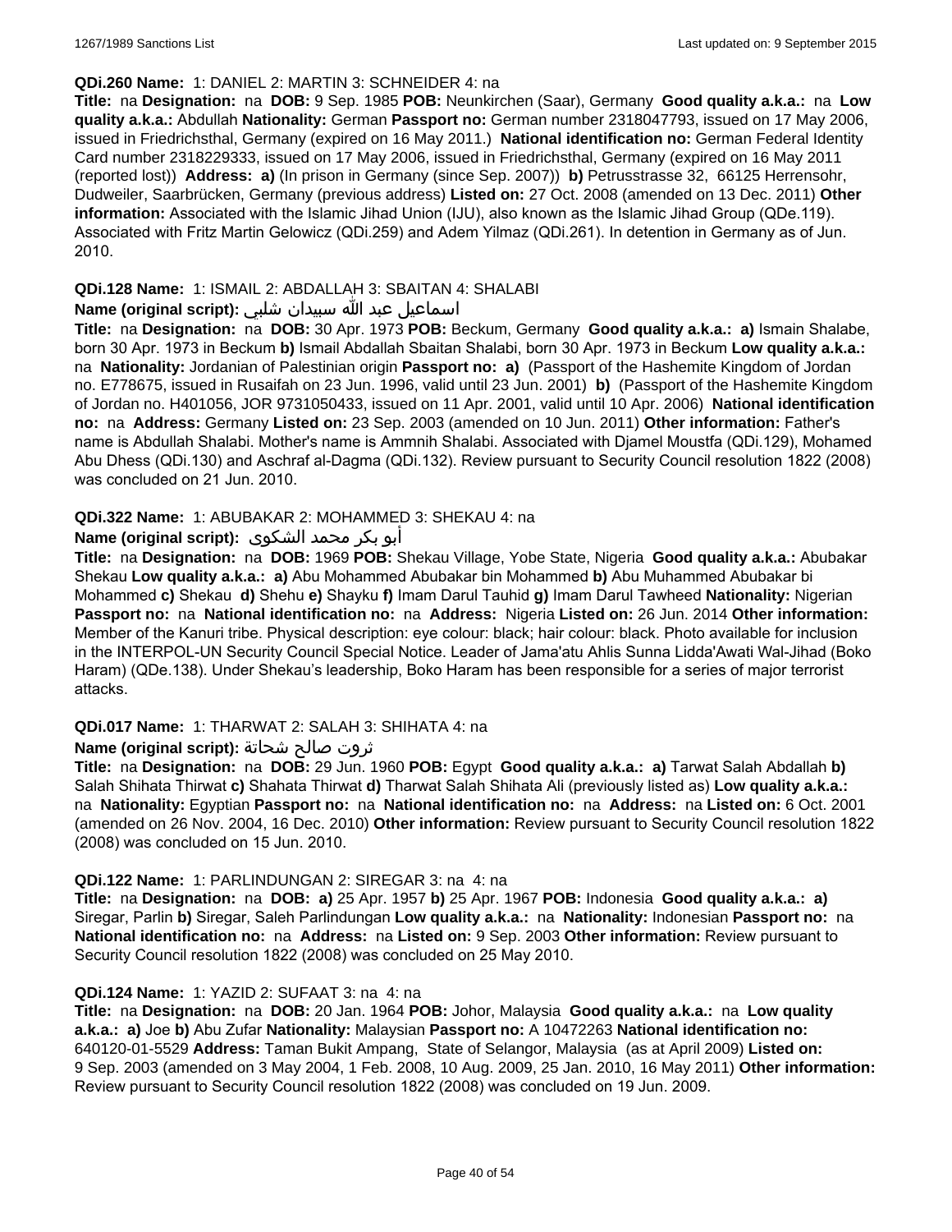**QDi.260 Name:** 1: DANIEL 2: MARTIN 3: SCHNEIDER 4: na

**Title:** na **Designation:** na **DOB:** 9 Sep. 1985 **POB:** Neunkirchen (Saar), Germany **Good quality a.k.a.:** na **Low quality a.k.a.:** Abdullah **Nationality:** German **Passport no:** German number 2318047793, issued on 17 May 2006, issued in Friedrichsthal, Germany (expired on 16 May 2011.) **National identification no:** German Federal Identity Card number 2318229333, issued on 17 May 2006, issued in Friedrichsthal, Germany (expired on 16 May 2011 (reported lost)) **Address:** **a)** (In prison in Germany (since Sep. 2007)) **b)** Petrusstrasse 32, 66125 Herrensohr, Dudweiler, Saarbrücken, Germany (previous address) **Listed on:** 27 Oct. 2008 (amended on 13 Dec. 2011) **Other information:** Associated with the Islamic Jihad Union (IJU), also known as the Islamic Jihad Group (QDe.119). Associated with Fritz Martin Gelowicz (QDi.259) and Adem Yilmaz (QDi.261). In detention in Germany as of Jun. 2010.

**QDi.128 Name:** 1: ISMAIL 2: ABDALLAH 3: SBAITAN 4: SHALABI

**Name (original script):** اسماعيل عبد الله سبيدان شلبي

**Title:** na **Designation:** na **DOB:** 30 Apr. 1973 **POB:** Beckum, Germany **Good quality a.k.a.:** **a)** Ismain Shalabe, born 30 Apr. 1973 in Beckum **b)** Ismail Abdallah Sbaitan Shalabi, born 30 Apr. 1973 in Beckum **Low quality a.k.a.:** na **Nationality:** Jordanian of Palestinian origin **Passport no:** **a)** (Passport of the Hashemite Kingdom of Jordan no. E778675, issued in Rusaifah on 23 Jun. 1996, valid until 23 Jun. 2001) **b)** (Passport of the Hashemite Kingdom of Jordan no. H401056, JOR 9731050433, issued on 11 Apr. 2001, valid until 10 Apr. 2006) **National identification no:** na **Address:** Germany **Listed on:** 23 Sep. 2003 (amended on 10 Jun. 2011) **Other information:** Father's name is Abdullah Shalabi. Mother's name is Ammnih Shalabi. Associated with Djamel Moustfa (QDi.129), Mohamed Abu Dhess (QDi.130) and Aschraf al-Dagma (QDi.132). Review pursuant to Security Council resolution 1822 (2008) was concluded on 21 Jun. 2010.

**QDi.322 Name:** 1: ABUBAKAR 2: MOHAMMED 3: SHEKAU 4: na

**Name (original script):** أبو بكر محمد الشكوى

**Title:** na **Designation:** na **DOB:** 1969 **POB:** Shekau Village, Yobe State, Nigeria **Good quality a.k.a.:** Abubakar Shekau **Low quality a.k.a.:** **a)** Abu Mohammed Abubakar bin Mohammed **b)** Abu Muhammed Abubakar bi Mohammed **c)** Shekau **d)** Shehu **e)** Shayku **f)** Imam Darul Tauhid **g)** Imam Darul Tawheed **Nationality:** Nigerian **Passport no:** na **National identification no:** na **Address:** Nigeria **Listed on:** 26 Jun. 2014 **Other information:** Member of the Kanuri tribe. Physical description: eye colour: black; hair colour: black. Photo available for inclusion in the INTERPOL-UN Security Council Special Notice. Leader of Jama'atu Ahlis Sunna Lidda'Awati Wal-Jihad (Boko Haram) (QDe.138). Under Shekau's leadership, Boko Haram has been responsible for a series of major terrorist attacks.

**QDi.017 Name:** 1: THARWAT 2: SALAH 3: SHIHATA 4: na

**Name (original script):** ثروت صالح شحاتة

**Title:** na **Designation:** na **DOB:** 29 Jun. 1960 **POB:** Egypt **Good quality a.k.a.:** **a)** Tarwat Salah Abdallah **b)** Salah Shihata Thirwat **c)** Shahata Thirwat **d)** Tharwat Salah Shihata Ali (previously listed as) **Low quality a.k.a.:** na **Nationality:** Egyptian **Passport no:** na **National identification no:** na **Address:** na **Listed on:** 6 Oct. 2001 (amended on 26 Nov. 2004, 16 Dec. 2010) **Other information:** Review pursuant to Security Council resolution 1822 (2008) was concluded on 15 Jun. 2010.

**QDi.122 Name:** 1: PARLINDUNGAN 2: SIREGAR 3: na 4: na

**Title:** na **Designation:** na **DOB:** **a)** 25 Apr. 1957 **b)** 25 Apr. 1967 **POB:** Indonesia **Good quality a.k.a.:** **a)** Siregar, Parlin **b)** Siregar, Saleh Parlindungan **Low quality a.k.a.:** na **Nationality:** Indonesian **Passport no:** na **National identification no:** na **Address:** na **Listed on:** 9 Sep. 2003 **Other information:** Review pursuant to Security Council resolution 1822 (2008) was concluded on 25 May 2010.

**QDi.124 Name:** 1: YAZID 2: SUFAAT 3: na 4: na

**Title:** na **Designation:** na **DOB:** 20 Jan. 1964 **POB:** Johor, Malaysia **Good quality a.k.a.:** na **Low quality a.k.a.:** **a)** Joe **b)** Abu Zufar **Nationality:** Malaysian **Passport no:** A 10472263 **National identification no:** 640120-01-5529 **Address:** Taman Bukit Ampang, State of Selangor, Malaysia (as at April 2009) **Listed on:** 9 Sep. 2003 (amended on 3 May 2004, 1 Feb. 2008, 10 Aug. 2009, 25 Jan. 2010, 16 May 2011) **Other information:** Review pursuant to Security Council resolution 1822 (2008) was concluded on 19 Jun. 2009.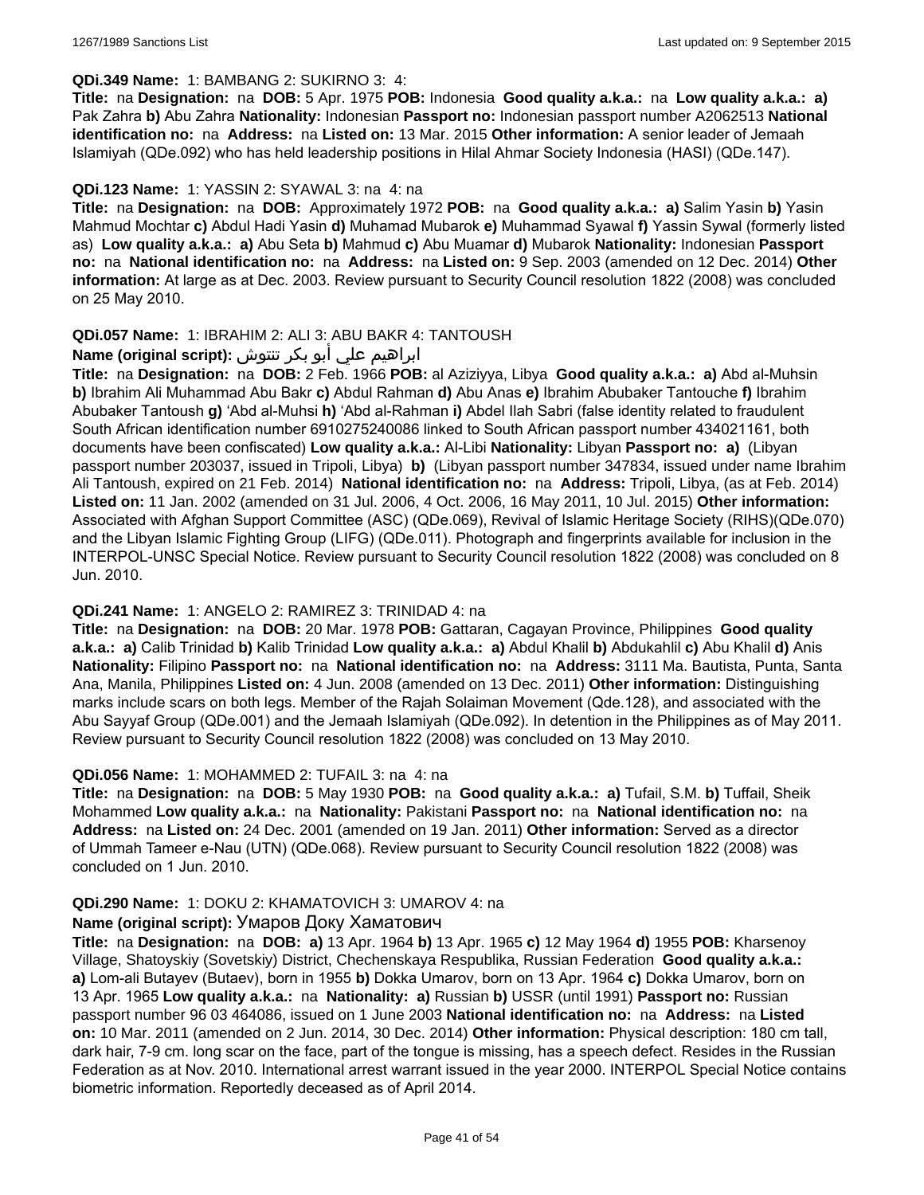**QDi.349 Name:** 1: BAMBANG 2: SUKIRNO 3: 4:

**Title:** na **Designation:** na **DOB:** 5 Apr. 1975 **POB:** Indonesia **Good quality a.k.a.:** na **Low quality a.k.a.: a)** Pak Zahra **b)** Abu Zahra **Nationality:** Indonesian **Passport no:** Indonesian passport number A2062513 **National identification no:** na **Address:** na **Listed on:** 13 Mar. 2015 **Other information:** A senior leader of Jemaah Islamiyah (QDe.092) who has held leadership positions in Hilal Ahmar Society Indonesia (HASI) (QDe.147).

**QDi.123 Name:** 1: YASSIN 2: SYAWAL 3: na 4: na

**Title:** na **Designation:** na **DOB:** Approximately 1972 **POB:** na **Good quality a.k.a.: a)** Salim Yasin **b)** Yasin Mahmud Mochtar **c)** Abdul Hadi Yasin **d)** Muhamad Mubarok **e)** Muhammad Syawal **f)** Yassin Sywal (formerly listed as) **Low quality a.k.a.: a)** Abu Seta **b)** Mahmud **c)** Abu Muamar **d)** Mubarok **Nationality:** Indonesian **Passport no:** na **National identification no:** na **Address:** na **Listed on:** 9 Sep. 2003 (amended on 12 Dec. 2014) **Other information:** At large as at Dec. 2003. Review pursuant to Security Council resolution 1822 (2008) was concluded on 25 May 2010.

**QDi.057 Name:** 1: IBRAHIM 2: ALI 3: ABU BAKR 4: TANTOUSH

**Name (original script):** ابراهيم علي أبو بكر تنتوش

**Title:** na **Designation:** na **DOB:** 2 Feb. 1966 **POB:** al Aziziyya, Libya **Good quality a.k.a.: a)** Abd al-Muhsin **b)** Ibrahim Ali Muhammad Abu Bakr **c)** Abdul Rahman **d)** Abu Anas **e)** Ibrahim Abubaker Tantouche **f)** Ibrahim Abubaker Tantoush **g)** 'Abd al-Muhsi **h)** 'Abd al-Rahman **i)** Abdel Ilah Sabri (false identity related to fraudulent South African identification number 6910275240086 linked to South African passport number 434021161, both documents have been confiscated) **Low quality a.k.a.:** Al-Libi **Nationality:** Libyan **Passport no: a)** (Libyan passport number 203037, issued in Tripoli, Libya) **b)** (Libyan passport number 347834, issued under name Ibrahim Ali Tantoush, expired on 21 Feb. 2014) **National identification no:** na **Address:** Tripoli, Libya, (as at Feb. 2014) **Listed on:** 11 Jan. 2002 (amended on 31 Jul. 2006, 4 Oct. 2006, 16 May 2011, 10 Jul. 2015) **Other information:** Associated with Afghan Support Committee (ASC) (QDe.069), Revival of Islamic Heritage Society (RIHS)(QDe.070) and the Libyan Islamic Fighting Group (LIFG) (QDe.011). Photograph and fingerprints available for inclusion in the INTERPOL-UNSC Special Notice. Review pursuant to Security Council resolution 1822 (2008) was concluded on 8 Jun. 2010.

**QDi.241 Name:** 1: ANGELO 2: RAMIREZ 3: TRINIDAD 4: na

**Title:** na **Designation:** na **DOB:** 20 Mar. 1978 **POB:** Gattaran, Cagayan Province, Philippines **Good quality a.k.a.: a)** Calib Trinidad **b)** Kalib Trinidad **Low quality a.k.a.: a)** Abdul Khalil **b)** Abdukahlil **c)** Abu Khalil **d)** Anis **Nationality:** Filipino **Passport no:** na **National identification no:** na **Address:** 3111 Ma. Bautista, Punta, Santa Ana, Manila, Philippines **Listed on:** 4 Jun. 2008 (amended on 13 Dec. 2011) **Other information:** Distinguishing marks include scars on both legs. Member of the Rajah Solaiman Movement (Qde.128), and associated with the Abu Sayyaf Group (QDe.001) and the Jemaah Islamiyah (QDe.092). In detention in the Philippines as of May 2011. Review pursuant to Security Council resolution 1822 (2008) was concluded on 13 May 2010.

**QDi.056 Name:** 1: MOHAMMED 2: TUFAIL 3: na 4: na

**Title:** na **Designation:** na **DOB:** 5 May 1930 **POB:** na **Good quality a.k.a.: a)** Tufail, S.M. **b)** Tuffail, Sheik Mohammed **Low quality a.k.a.:** na **Nationality:** Pakistani **Passport no:** na **National identification no:** na **Address:** na **Listed on:** 24 Dec. 2001 (amended on 19 Jan. 2011) **Other information:** Served as a director of Ummah Tameer e-Nau (UTN) (QDe.068). Review pursuant to Security Council resolution 1822 (2008) was concluded on 1 Jun. 2010.

**QDi.290 Name:** 1: DOKU 2: KHAMATOVICH 3: UMAROV 4: na

**Name (original script):** Умаров Доку Хаматович

**Title:** na **Designation:** na **DOB: a)** 13 Apr. 1964 **b)** 13 Apr. 1965 **c)** 12 May 1964 **d)** 1955 **POB:** Kharsenoy Village, Shatoyskiy (Sovetskiy) District, Chechenskaya Respublika, Russian Federation **Good quality a.k.a.: a)** Lom-ali Butayev (Butaev), born in 1955 **b)** Dokka Umarov, born on 13 Apr. 1964 **c)** Dokka Umarov, born on 13 Apr. 1965 **Low quality a.k.a.:** na **Nationality: a)** Russian **b)** USSR (until 1991) **Passport no:** Russian passport number 96 03 464086, issued on 1 June 2003 **National identification no:** na **Address:** na **Listed on:** 10 Mar. 2011 (amended on 2 Jun. 2014, 30 Dec. 2014) **Other information:** Physical description: 180 cm tall, dark hair, 7-9 cm. long scar on the face, part of the tongue is missing, has a speech defect. Resides in the Russian Federation as at Nov. 2010. International arrest warrant issued in the year 2000. INTERPOL Special Notice contains biometric information. Reportedly deceased as of April 2014.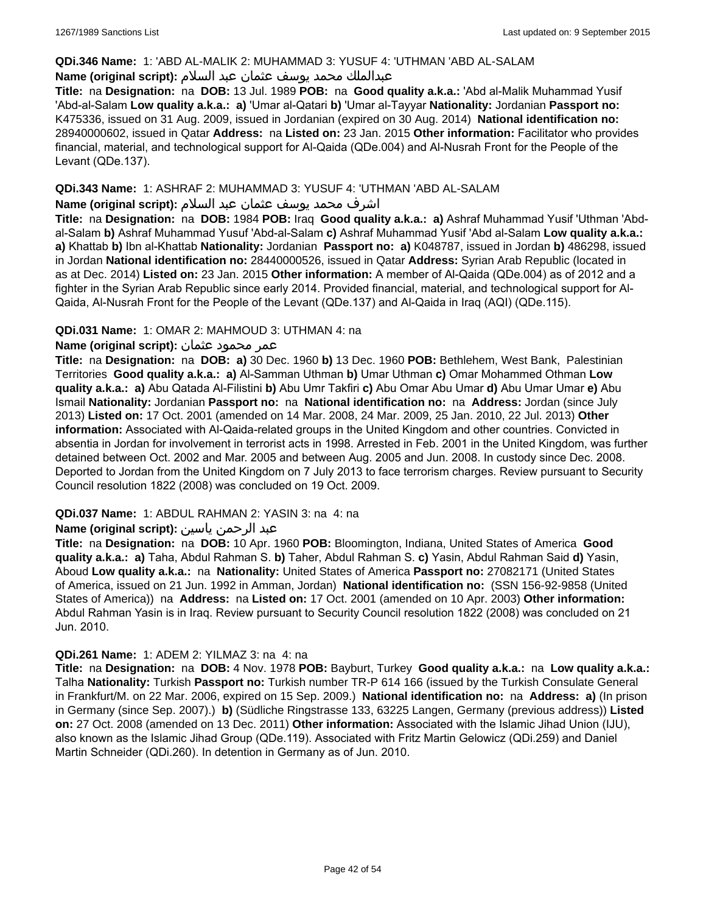**QDi.346 Name:** 1: 'ABD AL-MALIK 2: MUHAMMAD 3: YUSUF 4: 'UTHMAN 'ABD AL-SALAM

**Name (original script):** عبدالملك محمد يوسف عثمان عبد السلام

**Title:** na **Designation:** na **DOB:** 13 Jul. 1989 **POB:** na **Good quality a.k.a.:** 'Abd al-Malik Muhammad Yusif 'Abd-al-Salam **Low quality a.k.a.:** **a)** 'Umar al-Qatari **b)** 'Umar al-Tayyar **Nationality:** Jordanian **Passport no:** K475336, issued on 31 Aug. 2009, issued in Jordanian (expired on 30 Aug. 2014) **National identification no:** 28940000602, issued in Qatar **Address:** na **Listed on:** 23 Jan. 2015 **Other information:** Facilitator who provides financial, material, and technological support for Al-Qaida (QDe.004) and Al-Nusrah Front for the People of the Levant (QDe.137).

**QDi.343 Name:** 1: ASHRAF 2: MUHAMMAD 3: YUSUF 4: 'UTHMAN 'ABD AL-SALAM

**Name (original script):** اشرف محمد يوسف عثمان عبد السلام

**Title:** na **Designation:** na **DOB:** 1984 **POB:** Iraq **Good quality a.k.a.:** **a)** Ashraf Muhammad Yusif 'Uthman 'Abd-al-Salam **b)** Ashraf Muhammad Yusuf 'Abd-al-Salam **c)** Ashraf Muhammad Yusif 'Abd al-Salam **Low quality a.k.a.:** **a)** Khattab **b)** Ibn al-Khattab **Nationality:** Jordanian **Passport no:** **a)** K048787, issued in Jordan **b)** 486298, issued in Jordan **National identification no:** 28440000526, issued in Qatar **Address:** Syrian Arab Republic (located in as at Dec. 2014) **Listed on:** 23 Jan. 2015 **Other information:** A member of Al-Qaida (QDe.004) as of 2012 and a fighter in the Syrian Arab Republic since early 2014. Provided financial, material, and technological support for Al-Qaida, Al-Nusrah Front for the People of the Levant (QDe.137) and Al-Qaida in Iraq (AQI) (QDe.115).

**QDi.031 Name:** 1: OMAR 2: MAHMOUD 3: UTHMAN 4: na

**Name (original script):** عمر محمود عثمان

**Title:** na **Designation:** na **DOB:** **a)** 30 Dec. 1960 **b)** 13 Dec. 1960 **POB:** Bethlehem, West Bank, Palestinian Territories **Good quality a.k.a.:** **a)** Al-Samman Uthman **b)** Umar Uthman **c)** Omar Mohammed Othman **Low quality a.k.a.:** **a)** Abu Qatada Al-Filistini **b)** Abu Umr Takfiri **c)** Abu Omar Abu Umar **d)** Abu Umar Umar **e)** Abu Ismail **Nationality:** Jordanian **Passport no:** na **National identification no:** na **Address:** Jordan (since July 2013) **Listed on:** 17 Oct. 2001 (amended on 14 Mar. 2008, 24 Mar. 2009, 25 Jan. 2010, 22 Jul. 2013) **Other information:** Associated with Al-Qaida-related groups in the United Kingdom and other countries. Convicted in absentia in Jordan for involvement in terrorist acts in 1998. Arrested in Feb. 2001 in the United Kingdom, was further detained between Oct. 2002 and Mar. 2005 and between Aug. 2005 and Jun. 2008. In custody since Dec. 2008. Deported to Jordan from the United Kingdom on 7 July 2013 to face terrorism charges. Review pursuant to Security Council resolution 1822 (2008) was concluded on 19 Oct. 2009.

**QDi.037 Name:** 1: ABDUL RAHMAN 2: YASIN 3: na 4: na

**Name (original script):** عبد الرحمن ياسين

**Title:** na **Designation:** na **DOB:** 10 Apr. 1960 **POB:** Bloomington, Indiana, United States of America **Good quality a.k.a.:** **a)** Taha, Abdul Rahman S. **b)** Taher, Abdul Rahman S. **c)** Yasin, Abdul Rahman Said **d)** Yasin, Aboud **Low quality a.k.a.:** na **Nationality:** United States of America **Passport no:** 27082171 (United States of America, issued on 21 Jun. 1992 in Amman, Jordan) **National identification no:** (SSN 156-92-9858 (United States of America)) na **Address:** na **Listed on:** 17 Oct. 2001 (amended on 10 Apr. 2003) **Other information:** Abdul Rahman Yasin is in Iraq. Review pursuant to Security Council resolution 1822 (2008) was concluded on 21 Jun. 2010.

**QDi.261 Name:** 1: ADEM 2: YILMAZ 3: na 4: na

**Title:** na **Designation:** na **DOB:** 4 Nov. 1978 **POB:** Bayburt, Turkey **Good quality a.k.a.:** na **Low quality a.k.a.:** Talha **Nationality:** Turkish **Passport no:** Turkish number TR-P 614 166 (issued by the Turkish Consulate General in Frankfurt/M. on 22 Mar. 2006, expired on 15 Sep. 2009.) **National identification no:** na **Address:** **a)** (In prison in Germany (since Sep. 2007).) **b)** (Südliche Ringstrasse 133, 63225 Langen, Germany (previous address)) **Listed on:** 27 Oct. 2008 (amended on 13 Dec. 2011) **Other information:** Associated with the Islamic Jihad Union (IJU), also known as the Islamic Jihad Group (QDe.119). Associated with Fritz Martin Gelowicz (QDi.259) and Daniel Martin Schneider (QDi.260). In detention in Germany as of Jun. 2010.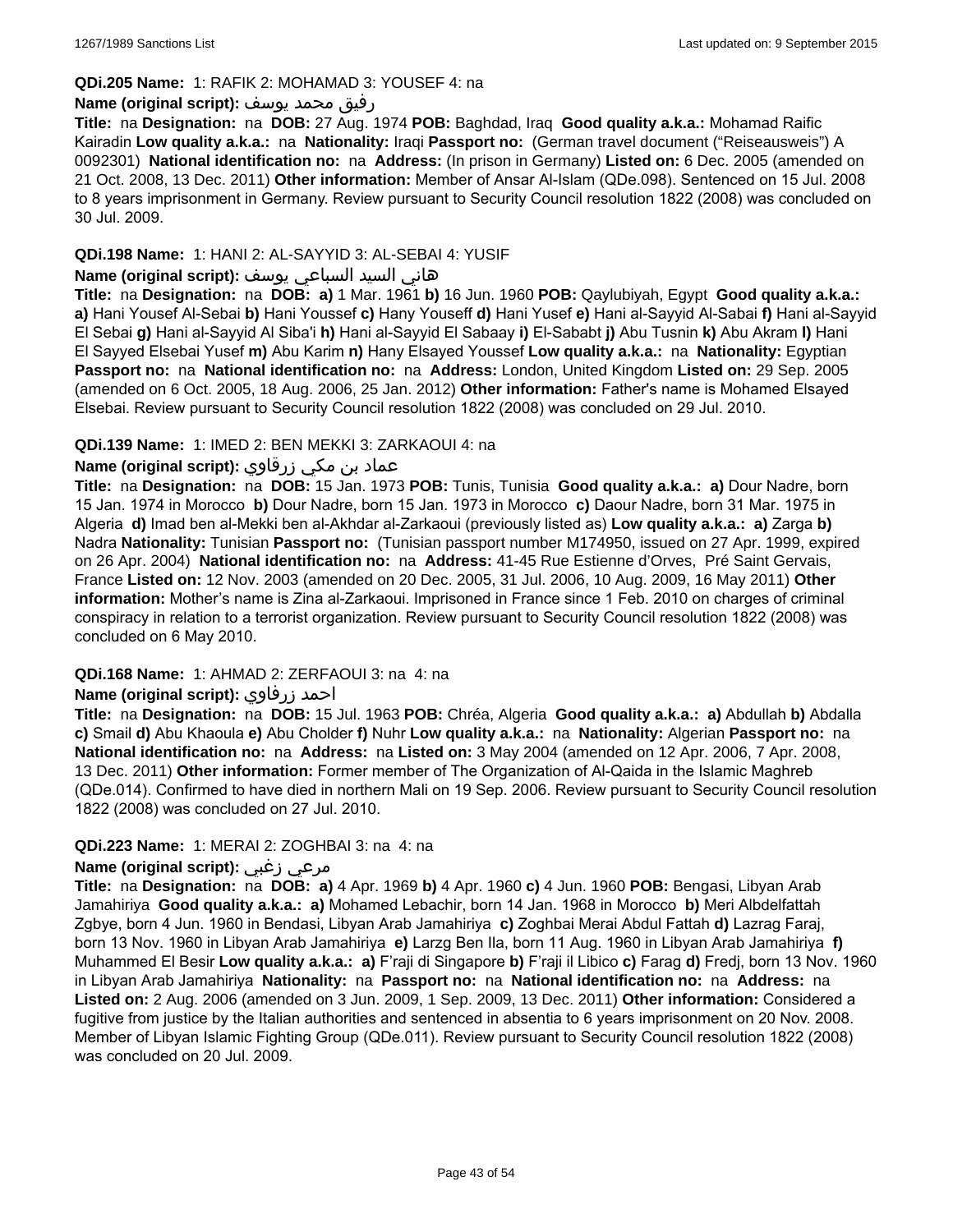**QDi.205 Name:** 1: RAFIK 2: MOHAMAD 3: YOUSEF 4: na

**Name (original script):** رفيق محمد يوسف

**Title:** na **Designation:** na **DOB:** 27 Aug. 1974 **POB:** Baghdad, Iraq **Good quality a.k.a.:** Mohamad Raific Kairadin **Low quality a.k.a.:** na **Nationality:** Iraqi **Passport no:** (German travel document (“Reiseausweis”) A 0092301) **National identification no:** na **Address:** (In prison in Germany) **Listed on:** 6 Dec. 2005 (amended on 21 Oct. 2008, 13 Dec. 2011) **Other information:** Member of Ansar Al-Islam (QDe.098). Sentenced on 15 Jul. 2008 to 8 years imprisonment in Germany. Review pursuant to Security Council resolution 1822 (2008) was concluded on 30 Jul. 2009.

**QDi.198 Name:** 1: HANI 2: AL-SAYYID 3: AL-SEBAI 4: YUSIF

**Name (original script):** هاني السيد السباعي يوسف

**Title:** na **Designation:** na **DOB:** **a)** 1 Mar. 1961 **b)** 16 Jun. 1960 **POB:** Qaylubiyah, Egypt **Good quality a.k.a.:** **a)** Hani Yousef Al-Sebai **b)** Hani Youssef **c)** Hany Youseff **d)** Hani Yusef **e)** Hani al-Sayyid Al-Sabai **f)** Hani al-Sayyid El Sebai **g)** Hani al-Sayyid Al Siba'i **h)** Hani al-Sayyid El Sabaay **i)** El-Sababt **j)** Abu Tusnin **k)** Abu Akram **l)** Hani El Sayyed Elsebai Yusef **m)** Abu Karim **n)** Hany Elsayed Youssef **Low quality a.k.a.:** na **Nationality:** Egyptian **Passport no:** na **National identification no:** na **Address:** London, United Kingdom **Listed on:** 29 Sep. 2005 (amended on 6 Oct. 2005, 18 Aug. 2006, 25 Jan. 2012) **Other information:** Father's name is Mohamed Elsayed Elsebai. Review pursuant to Security Council resolution 1822 (2008) was concluded on 29 Jul. 2010.

**QDi.139 Name:** 1: IMED 2: BEN MEKKI 3: ZARKAOUI 4: na

**Name (original script):** عماد بن مكي زرقاوي

**Title:** na **Designation:** na **DOB:** 15 Jan. 1973 **POB:** Tunis, Tunisia **Good quality a.k.a.:** **a)** Dour Nadre, born 15 Jan. 1974 in Morocco **b)** Dour Nadre, born 15 Jan. 1973 in Morocco **c)** Daour Nadre, born 31 Mar. 1975 in Algeria **d)** Imad ben al-Mekki ben al-Akhdar al-Zarkaoui (previously listed as) **Low quality a.k.a.:** **a)** Zarga **b)** Nadra **Nationality:** Tunisian **Passport no:** (Tunisian passport number M174950, issued on 27 Apr. 1999, expired on 26 Apr. 2004) **National identification no:** na **Address:** 41-45 Rue Estienne d'Orves, Pré Saint Gervais, France **Listed on:** 12 Nov. 2003 (amended on 20 Dec. 2005, 31 Jul. 2006, 10 Aug. 2009, 16 May 2011) **Other information:** Mother's name is Zina al-Zarkaoui. Imprisoned in France since 1 Feb. 2010 on charges of criminal conspiracy in relation to a terrorist organization. Review pursuant to Security Council resolution 1822 (2008) was concluded on 6 May 2010.

**QDi.168 Name:** 1: AHMAD 2: ZERFAOUI 3: na 4: na

**Name (original script):** احمد زرفاوي

**Title:** na **Designation:** na **DOB:** 15 Jul. 1963 **POB:** Chréa, Algeria **Good quality a.k.a.:** **a)** Abdullah **b)** Abdalla **c)** Smail **d)** Abu Khaoula **e)** Abu Cholder **f)** Nuhr **Low quality a.k.a.:** na **Nationality:** Algerian **Passport no:** na **National identification no:** na **Address:** na **Listed on:** 3 May 2004 (amended on 12 Apr. 2006, 7 Apr. 2008, 13 Dec. 2011) **Other information:** Former member of The Organization of Al-Qaida in the Islamic Maghreb (QDe.014). Confirmed to have died in northern Mali on 19 Sep. 2006. Review pursuant to Security Council resolution 1822 (2008) was concluded on 27 Jul. 2010.

**QDi.223 Name:** 1: MERAI 2: ZOGHBAI 3: na 4: na

**Name (original script):** مرعي زغبي

**Title:** na **Designation:** na **DOB:** **a)** 4 Apr. 1969 **b)** 4 Apr. 1960 **c)** 4 Jun. 1960 **POB:** Bengasi, Libyan Arab Jamahiriya **Good quality a.k.a.:** **a)** Mohamed Lebachir, born 14 Jan. 1968 in Morocco **b)** Meri Albdelfattah Zgbye, born 4 Jun. 1960 in Bendasi, Libyan Arab Jamahiriya **c)** Zoghbai Merai Abdul Fattah **d)** Lazrag Faraj, born 13 Nov. 1960 in Libyan Arab Jamahiriya **e)** Larzg Ben Ila, born 11 Aug. 1960 in Libyan Arab Jamahiriya **f)** Muhammed El Besir **Low quality a.k.a.:** **a)** F'raji di Singapore **b)** F'raji il Libico **c)** Farag **d)** Fredj, born 13 Nov. 1960 in Libyan Arab Jamahiriya **Nationality:** na **Passport no:** na **National identification no:** na **Address:** na **Listed on:** 2 Aug. 2006 (amended on 3 Jun. 2009, 1 Sep. 2009, 13 Dec. 2011) **Other information:** Considered a fugitive from justice by the Italian authorities and sentenced in absentia to 6 years imprisonment on 20 Nov. 2008. Member of Libyan Islamic Fighting Group (QDe.011). Review pursuant to Security Council resolution 1822 (2008) was concluded on 20 Jul. 2009.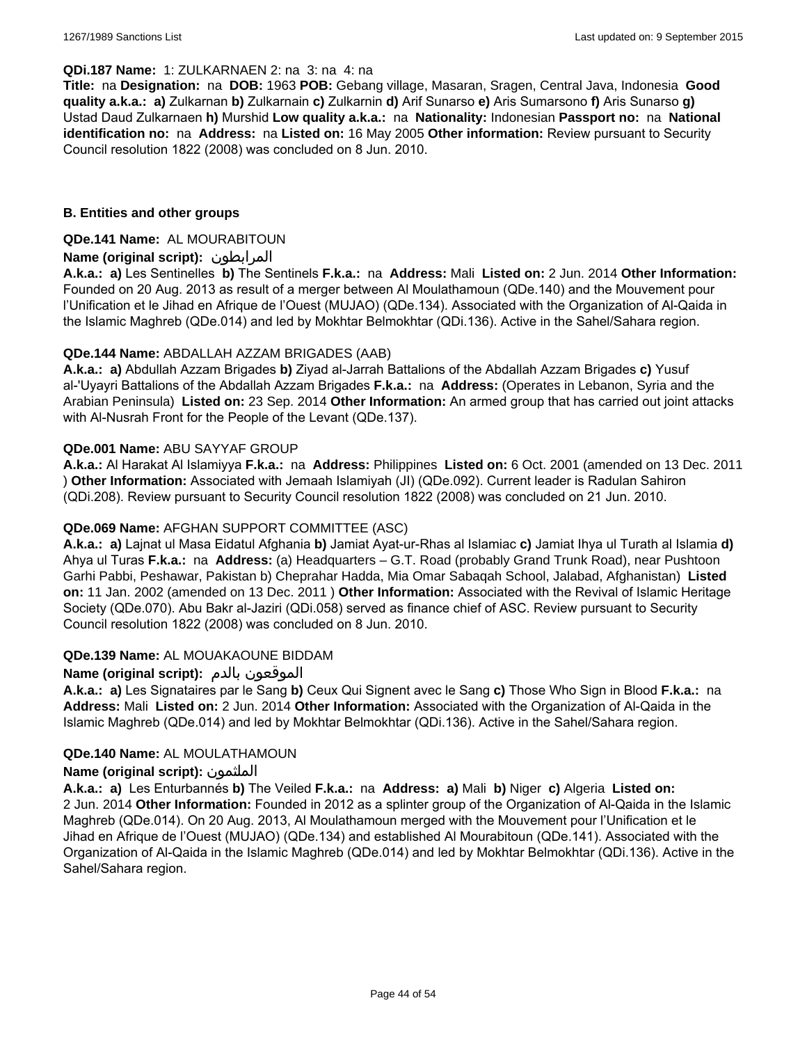**QDi.187 Name:** 1: ZULKARNAEN 2: na 3: na 4: na

**Title:** na **Designation:** na **DOB:** 1963 **POB:** Gebang village, Masaran, Sragen, Central Java, Indonesia **Good quality a.k.a.: a)** Zulkarnan **b)** Zulkarnain **c)** Zulkarnin **d)** Arif Sunarso **e)** Aris Sumarsono **f)** Aris Sunarso **g)** Ustad Daud Zulkarnaen **h)** Murshid **Low quality a.k.a.:** na **Nationality:** Indonesian **Passport no:** na **National identification no:** na **Address:** na **Listed on:** 16 May 2005 **Other information:** Review pursuant to Security Council resolution 1822 (2008) was concluded on 8 Jun. 2010.

### B. Entities and other groups

**QDe.141 Name:** AL MOURABITOUN

**Name (original script):** المرابطون

**A.k.a.: a)** Les Sentinelles **b)** The Sentinels **F.k.a.:** na **Address:** Mali **Listed on:** 2 Jun. 2014 **Other Information:** Founded on 20 Aug. 2013 as result of a merger between Al Moulathamoun (QDe.140) and the Mouvement pour l'Unification et le Jihad en Afrique de l'Ouest (MUJAO) (QDe.134). Associated with the Organization of Al-Qaida in the Islamic Maghreb (QDe.014) and led by Mokhtar Belmokhtar (QDi.136). Active in the Sahel/Sahara region.

**QDe.144 Name:** ABDALLAH AZZAM BRIGADES (AAB)

**A.k.a.: a)** Abdullah Azzam Brigades **b)** Ziyad al-Jarrah Battalions of the Abdallah Azzam Brigades **c)** Yusuf al-'Uyayri Battalions of the Abdallah Azzam Brigades **F.k.a.:** na **Address:** (Operates in Lebanon, Syria and the Arabian Peninsula) **Listed on:** 23 Sep. 2014 **Other Information:** An armed group that has carried out joint attacks with Al-Nusrah Front for the People of the Levant (QDe.137).

**QDe.001 Name:** ABU SAYYAF GROUP

**A.k.a.:** Al Harakat Al Islamiyya **F.k.a.:** na **Address:** Philippines **Listed on:** 6 Oct. 2001 (amended on 13 Dec. 2011 ) **Other Information:** Associated with Jemaah Islamiyah (JI) (QDe.092). Current leader is Radulan Sahiron (QDi.208). Review pursuant to Security Council resolution 1822 (2008) was concluded on 21 Jun. 2010.

**QDe.069 Name:** AFGHAN SUPPORT COMMITTEE (ASC)

**A.k.a.: a)** Lajnat ul Masa Eidatul Afghania **b)** Jamiat Ayat-ur-Rhas al Islamiac **c)** Jamiat Ihya ul Turath al Islamia **d)** Ahya ul Turas **F.k.a.:** na **Address:** (a) Headquarters – G.T. Road (probably Grand Trunk Road), near Pushtoon Garhi Pabbi, Peshawar, Pakistan b) Cheprahar Hadda, Mia Omar Sabaqah School, Jalabad, Afghanistan) **Listed on:** 11 Jan. 2002 (amended on 13 Dec. 2011 ) **Other Information:** Associated with the Revival of Islamic Heritage Society (QDe.070). Abu Bakr al-Jaziri (QDi.058) served as finance chief of ASC. Review pursuant to Security Council resolution 1822 (2008) was concluded on 8 Jun. 2010.

**QDe.139 Name:** AL MOUAKAOUNE BIDDAM

**Name (original script):** الموقعون بالدم

**A.k.a.: a)** Les Signataires par le Sang **b)** Ceux Qui Signent avec le Sang **c)** Those Who Sign in Blood **F.k.a.:** na **Address:** Mali **Listed on:** 2 Jun. 2014 **Other Information:** Associated with the Organization of Al-Qaida in the Islamic Maghreb (QDe.014) and led by Mokhtar Belmokhtar (QDi.136). Active in the Sahel/Sahara region.

**QDe.140 Name:** AL MOULATHAMOUN

**Name (original script):** الملثمون

**A.k.a.: a)** Les Enturbannés **b)** The Veiled **F.k.a.:** na **Address: a)** Mali **b)** Niger **c)** Algeria **Listed on:** 2 Jun. 2014 **Other Information:** Founded in 2012 as a splinter group of the Organization of Al-Qaida in the Islamic Maghreb (QDe.014). On 20 Aug. 2013, Al Moulathamoun merged with the Mouvement pour l'Unification et le Jihad en Afrique de l'Ouest (MUJAO) (QDe.134) and established Al Mourabitoun (QDe.141). Associated with the Organization of Al-Qaida in the Islamic Maghreb (QDe.014) and led by Mokhtar Belmokhtar (QDi.136). Active in the Sahel/Sahara region.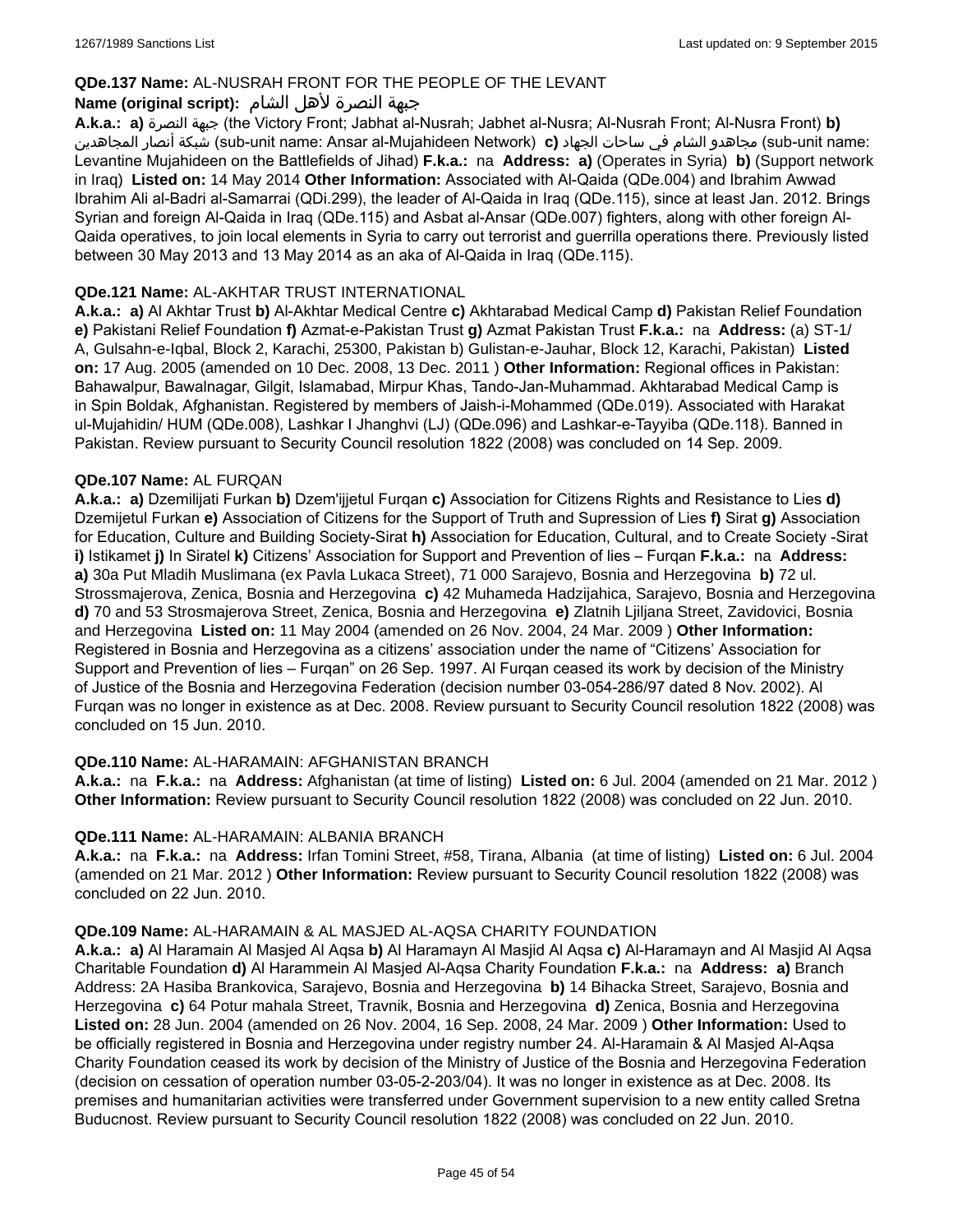**QDe.137 Name:** AL-NUSRAH FRONT FOR THE PEOPLE OF THE LEVANT

**Name (original script):** جبهة النصرة لأهل الشام

**A.k.a.:** **a)** جبهة النصرة (the Victory Front; Jabhat al-Nusrah; Jabhet al-Nusra; Al-Nusrah Front; Al-Nusra Front) **b)** شبكة أنصار المجاهدين (sub-unit name: Ansar al-Mujahideen Network) **c)** مجاهدو الشام في ساحات الجهاد (sub-unit name: Levantine Mujahideen on the Battlefields of Jihad) **F.k.a.:** na **Address:** **a)** (Operates in Syria) **b)** (Support network in Iraq) **Listed on:** 14 May 2014 **Other Information:** Associated with Al-Qaida (QDe.004) and Ibrahim Awwad Ibrahim Ali al-Badri al-Samarrai (QDi.299), the leader of Al-Qaida in Iraq (QDe.115), since at least Jan. 2012. Brings Syrian and foreign Al-Qaida in Iraq (QDe.115) and Asbat al-Ansar (QDe.007) fighters, along with other foreign Al-Qaida operatives, to join local elements in Syria to carry out terrorist and guerrilla operations there. Previously listed between 30 May 2013 and 13 May 2014 as an aka of Al-Qaida in Iraq (QDe.115).

**QDe.121 Name:** AL-AKHTAR TRUST INTERNATIONAL

**A.k.a.:** **a)** Al Akhtar Trust **b)** Al-Akhtar Medical Centre **c)** Akhtarabad Medical Camp **d)** Pakistan Relief Foundation **e)** Pakistani Relief Foundation **f)** Azmat-e-Pakistan Trust **g)** Azmat Pakistan Trust **F.k.a.:** na **Address:** (a) ST-1/ A, Gulsahn-e-Iqbal, Block 2, Karachi, 25300, Pakistan b) Gulistan-e-Jauhar, Block 12, Karachi, Pakistan) **Listed on:** 17 Aug. 2005 (amended on 10 Dec. 2008, 13 Dec. 2011 ) **Other Information:** Regional offices in Pakistan: Bahawalpur, Bawalnagar, Gilgit, Islamabad, Mirpur Khas, Tando-Jan-Muhammad. Akhtarabad Medical Camp is in Spin Boldak, Afghanistan. Registered by members of Jaish-i-Mohammed (QDe.019). Associated with Harakat ul-Mujahidin/ HUM (QDe.008), Lashkar I Jhanghvi (LJ) (QDe.096) and Lashkar-e-Tayyiba (QDe.118). Banned in Pakistan. Review pursuant to Security Council resolution 1822 (2008) was concluded on 14 Sep. 2009.

**QDe.107 Name:** AL FURQAN

**A.k.a.:** **a)** Dzemilijati Furkan **b)** Dzem'ijjetul Furqan **c)** Association for Citizens Rights and Resistance to Lies **d)** Dzemijetul Furkan **e)** Association of Citizens for the Support of Truth and Supression of Lies **f)** Sirat **g)** Association for Education, Culture and Building Society-Sirat **h)** Association for Education, Cultural, and to Create Society -Sirat **i)** Istikamet **j)** In Siratel **k)** Citizens' Association for Support and Prevention of lies – Furqan **F.k.a.:** na **Address:** **a)** 30a Put Mladih Muslimana (ex Pavla Lukaca Street), 71 000 Sarajevo, Bosnia and Herzegovina **b)** 72 ul. Strossmajerova, Zenica, Bosnia and Herzegovina **c)** 42 Muhameda Hadzijahica, Sarajevo, Bosnia and Herzegovina **d)** 70 and 53 Strosmajerova Street, Zenica, Bosnia and Herzegovina **e)** Zlatnih Ljiljana Street, Zavidovici, Bosnia and Herzegovina **Listed on:** 11 May 2004 (amended on 26 Nov. 2004, 24 Mar. 2009 ) **Other Information:** Registered in Bosnia and Herzegovina as a citizens' association under the name of "Citizens' Association for Support and Prevention of lies – Furqan" on 26 Sep. 1997. Al Furqan ceased its work by decision of the Ministry of Justice of the Bosnia and Herzegovina Federation (decision number 03-054-286/97 dated 8 Nov. 2002). Al Furqan was no longer in existence as at Dec. 2008. Review pursuant to Security Council resolution 1822 (2008) was concluded on 15 Jun. 2010.

**QDe.110 Name:** AL-HARAMAIN: AFGHANISTAN BRANCH

**A.k.a.:** na **F.k.a.:** na **Address:** Afghanistan (at time of listing) **Listed on:** 6 Jul. 2004 (amended on 21 Mar. 2012 ) **Other Information:** Review pursuant to Security Council resolution 1822 (2008) was concluded on 22 Jun. 2010.

**QDe.111 Name:** AL-HARAMAIN: ALBANIA BRANCH

**A.k.a.:** na **F.k.a.:** na **Address:** Irfan Tomini Street, #58, Tirana, Albania (at time of listing) **Listed on:** 6 Jul. 2004 (amended on 21 Mar. 2012 ) **Other Information:** Review pursuant to Security Council resolution 1822 (2008) was concluded on 22 Jun. 2010.

**QDe.109 Name:** AL-HARAMAIN & AL MASJED AL-AQSA CHARITY FOUNDATION

**A.k.a.:** **a)** Al Haramain Al Masjed Al Aqsa **b)** Al Haramayn Al Masjid Al Aqsa **c)** Al-Haramayn and Al Masjid Al Aqsa Charitable Foundation **d)** Al Harammein Al Masjed Al-Aqsa Charity Foundation **F.k.a.:** na **Address:** **a)** Branch Address: 2A Hasiba Brankovica, Sarajevo, Bosnia and Herzegovina **b)** 14 Bihacka Street, Sarajevo, Bosnia and Herzegovina **c)** 64 Potur mahala Street, Travnik, Bosnia and Herzegovina **d)** Zenica, Bosnia and Herzegovina **Listed on:** 28 Jun. 2004 (amended on 26 Nov. 2004, 16 Sep. 2008, 24 Mar. 2009 ) **Other Information:** Used to be officially registered in Bosnia and Herzegovina under registry number 24. Al-Haramain & Al Masjed Al-Aqsa Charity Foundation ceased its work by decision of the Ministry of Justice of the Bosnia and Herzegovina Federation (decision on cessation of operation number 03-05-2-203/04). It was no longer in existence as at Dec. 2008. Its premises and humanitarian activities were transferred under Government supervision to a new entity called Sretna Buducnost. Review pursuant to Security Council resolution 1822 (2008) was concluded on 22 Jun. 2010.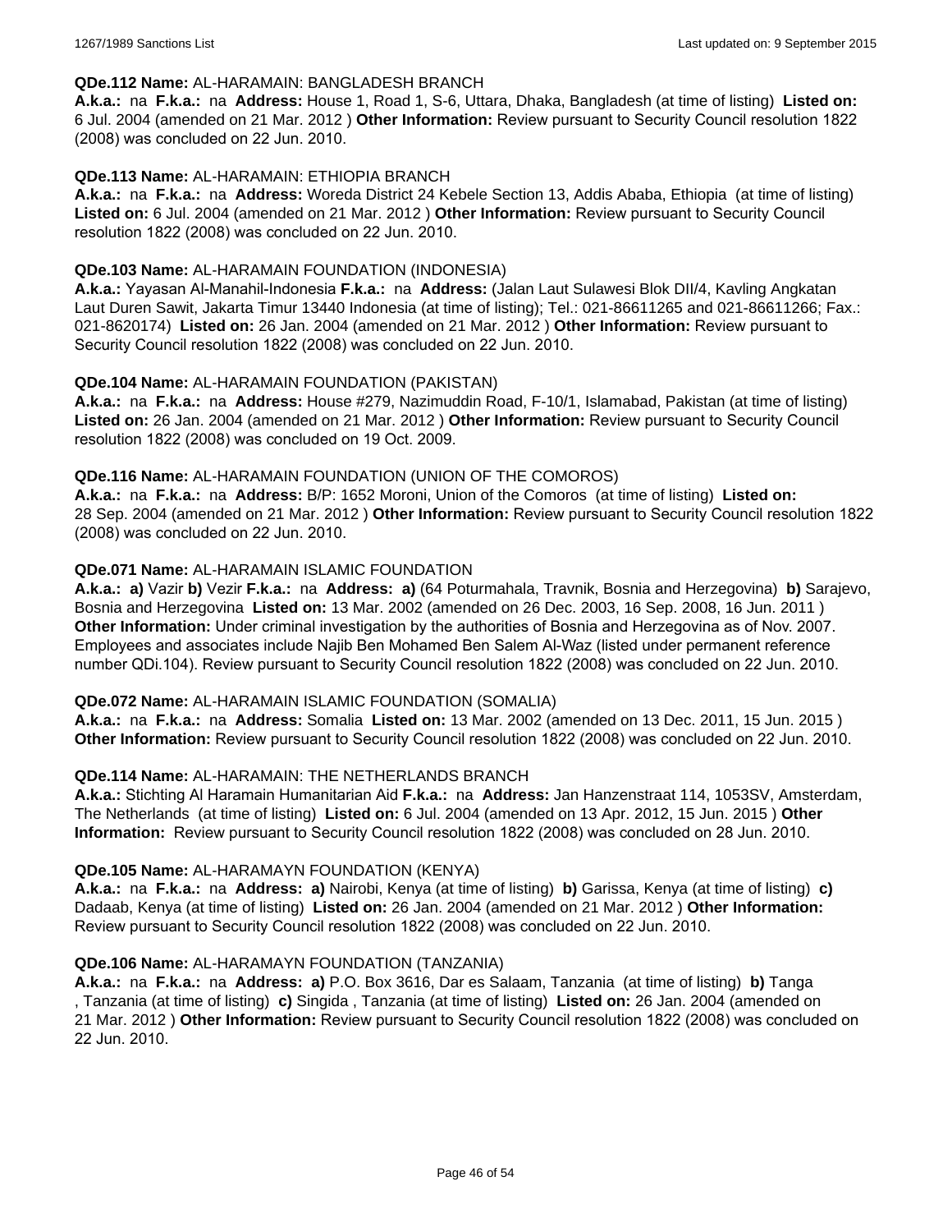**QDe.112 Name:** AL-HARAMAIN: BANGLADESH BRANCH
**A.k.a.:** na **F.k.a.:** na **Address:** House 1, Road 1, S-6, Uttara, Dhaka, Bangladesh (at time of listing) **Listed on:** 6 Jul. 2004 (amended on 21 Mar. 2012 ) **Other Information:** Review pursuant to Security Council resolution 1822 (2008) was concluded on 22 Jun. 2010.

**QDe.113 Name:** AL-HARAMAIN: ETHIOPIA BRANCH
**A.k.a.:** na **F.k.a.:** na **Address:** Woreda District 24 Kebele Section 13, Addis Ababa, Ethiopia (at time of listing) **Listed on:** 6 Jul. 2004 (amended on 21 Mar. 2012 ) **Other Information:** Review pursuant to Security Council resolution 1822 (2008) was concluded on 22 Jun. 2010.

**QDe.103 Name:** AL-HARAMAIN FOUNDATION (INDONESIA)
**A.k.a.:** Yayasan Al-Manahil-Indonesia **F.k.a.:** na **Address:** (Jalan Laut Sulawesi Blok DII/4, Kavling Angkatan Laut Duren Sawit, Jakarta Timur 13440 Indonesia (at time of listing); Tel.: 021-86611265 and 021-86611266; Fax.: 021-8620174) **Listed on:** 26 Jan. 2004 (amended on 21 Mar. 2012 ) **Other Information:** Review pursuant to Security Council resolution 1822 (2008) was concluded on 22 Jun. 2010.

**QDe.104 Name:** AL-HARAMAIN FOUNDATION (PAKISTAN)
**A.k.a.:** na **F.k.a.:** na **Address:** House #279, Nazimuddin Road, F-10/1, Islamabad, Pakistan (at time of listing) **Listed on:** 26 Jan. 2004 (amended on 21 Mar. 2012 ) **Other Information:** Review pursuant to Security Council resolution 1822 (2008) was concluded on 19 Oct. 2009.

**QDe.116 Name:** AL-HARAMAIN FOUNDATION (UNION OF THE COMOROS)
**A.k.a.:** na **F.k.a.:** na **Address:** B/P: 1652 Moroni, Union of the Comoros (at time of listing) **Listed on:** 28 Sep. 2004 (amended on 21 Mar. 2012 ) **Other Information:** Review pursuant to Security Council resolution 1822 (2008) was concluded on 22 Jun. 2010.

**QDe.071 Name:** AL-HARAMAIN ISLAMIC FOUNDATION
**A.k.a.:** **a)** Vazir **b)** Vezir **F.k.a.:** na **Address:** **a)** (64 Poturmahala, Travnik, Bosnia and Herzegovina) **b)** Sarajevo, Bosnia and Herzegovina **Listed on:** 13 Mar. 2002 (amended on 26 Dec. 2003, 16 Sep. 2008, 16 Jun. 2011 ) **Other Information:** Under criminal investigation by the authorities of Bosnia and Herzegovina as of Nov. 2007. Employees and associates include Najib Ben Mohamed Ben Salem Al-Waz (listed under permanent reference number QDi.104). Review pursuant to Security Council resolution 1822 (2008) was concluded on 22 Jun. 2010.

**QDe.072 Name:** AL-HARAMAIN ISLAMIC FOUNDATION (SOMALIA)
**A.k.a.:** na **F.k.a.:** na **Address:** Somalia **Listed on:** 13 Mar. 2002 (amended on 13 Dec. 2011, 15 Jun. 2015 ) **Other Information:** Review pursuant to Security Council resolution 1822 (2008) was concluded on 22 Jun. 2010.

**QDe.114 Name:** AL-HARAMAIN: THE NETHERLANDS BRANCH
**A.k.a.:** Stichting Al Haramain Humanitarian Aid **F.k.a.:** na **Address:** Jan Hanzenstraat 114, 1053SV, Amsterdam, The Netherlands (at time of listing) **Listed on:** 6 Jul. 2004 (amended on 13 Apr. 2012, 15 Jun. 2015 ) **Other Information:** Review pursuant to Security Council resolution 1822 (2008) was concluded on 28 Jun. 2010.

**QDe.105 Name:** AL-HARAMAYN FOUNDATION (KENYA)
**A.k.a.:** na **F.k.a.:** na **Address:** **a)** Nairobi, Kenya (at time of listing) **b)** Garissa, Kenya (at time of listing) **c)** Dadaab, Kenya (at time of listing) **Listed on:** 26 Jan. 2004 (amended on 21 Mar. 2012 ) **Other Information:** Review pursuant to Security Council resolution 1822 (2008) was concluded on 22 Jun. 2010.

**QDe.106 Name:** AL-HARAMAYN FOUNDATION (TANZANIA)
**A.k.a.:** na **F.k.a.:** na **Address:** **a)** P.O. Box 3616, Dar es Salaam, Tanzania (at time of listing) **b)** Tanga , Tanzania (at time of listing) **c)** Singida , Tanzania (at time of listing) **Listed on:** 26 Jan. 2004 (amended on 21 Mar. 2012 ) **Other Information:** Review pursuant to Security Council resolution 1822 (2008) was concluded on 22 Jun. 2010.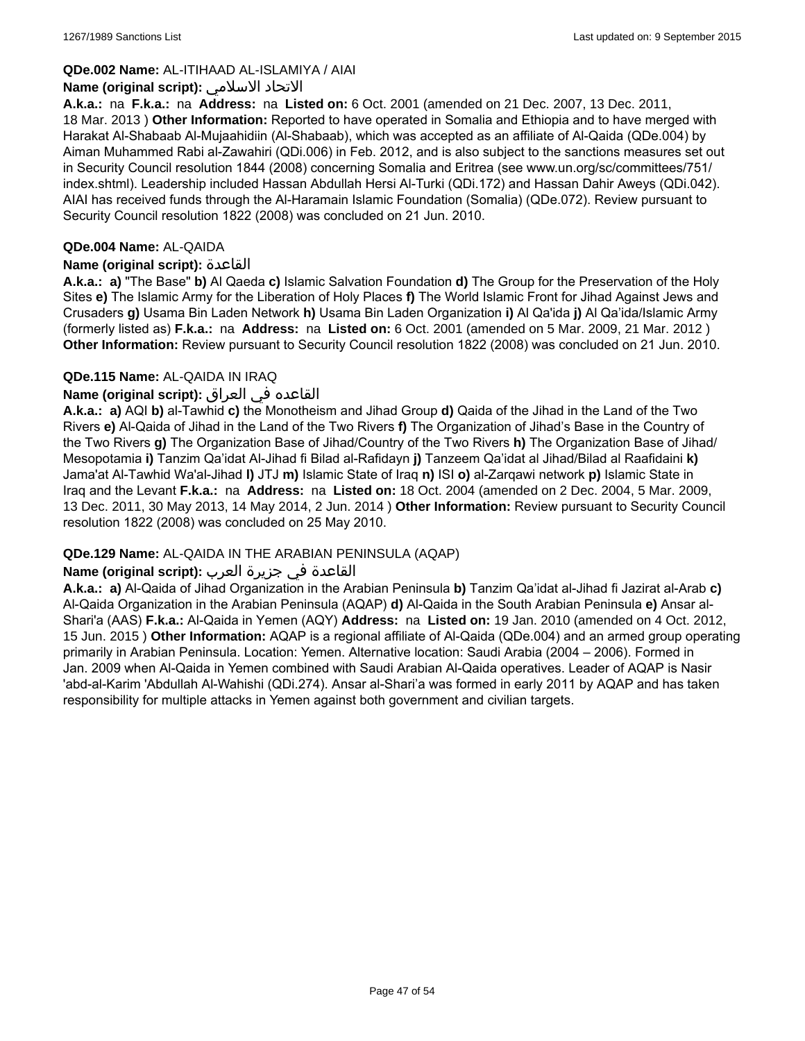**QDe.002 Name:** AL-ITIHAAD AL-ISLAMIYA / AIAI

**Name (original script):** الاتحاد الاسلامي

**A.k.a.:** na **F.k.a.:** na **Address:** na **Listed on:** 6 Oct. 2001 (amended on 21 Dec. 2007, 13 Dec. 2011, 18 Mar. 2013 ) **Other Information:** Reported to have operated in Somalia and Ethiopia and to have merged with Harakat Al-Shabaab Al-Mujaahidiin (Al-Shabaab), which was accepted as an affiliate of Al-Qaida (QDe.004) by Aiman Muhammed Rabi al-Zawahiri (QDi.006) in Feb. 2012, and is also subject to the sanctions measures set out in Security Council resolution 1844 (2008) concerning Somalia and Eritrea (see www.un.org/sc/committees/751/index.shtml). Leadership included Hassan Abdullah Hersi Al-Turki (QDi.172) and Hassan Dahir Aweys (QDi.042). AIAI has received funds through the Al-Haramain Islamic Foundation (Somalia) (QDe.072). Review pursuant to Security Council resolution 1822 (2008) was concluded on 21 Jun. 2010.

**QDe.004 Name:** AL-QAIDA

**Name (original script):** القاعدة

**A.k.a.:** **a)** "The Base" **b)** Al Qaeda **c)** Islamic Salvation Foundation **d)** The Group for the Preservation of the Holy Sites **e)** The Islamic Army for the Liberation of Holy Places **f)** The World Islamic Front for Jihad Against Jews and Crusaders **g)** Usama Bin Laden Network **h)** Usama Bin Laden Organization **i)** Al Qa'ida **j)** Al Qa'ida/Islamic Army (formerly listed as) **F.k.a.:** na **Address:** na **Listed on:** 6 Oct. 2001 (amended on 5 Mar. 2009, 21 Mar. 2012 ) **Other Information:** Review pursuant to Security Council resolution 1822 (2008) was concluded on 21 Jun. 2010.

**QDe.115 Name:** AL-QAIDA IN IRAQ

**Name (original script):** القاعده في العراق

**A.k.a.:** **a)** AQI **b)** al-Tawhid **c)** the Monotheism and Jihad Group **d)** Qaida of the Jihad in the Land of the Two Rivers **e)** Al-Qaida of Jihad in the Land of the Two Rivers **f)** The Organization of Jihad's Base in the Country of the Two Rivers **g)** The Organization Base of Jihad/Country of the Two Rivers **h)** The Organization Base of Jihad/Mesopotamia **i)** Tanzim Qa'idat Al-Jihad fi Bilad al-Rafidayn **j)** Tanzeem Qa'idat al Jihad/Bilad al Raafidaini **k)** Jama'at Al-Tawhid Wa'al-Jihad **l)** JTJ **m)** Islamic State of Iraq **n)** ISI **o)** al-Zarqawi network **p)** Islamic State in Iraq and the Levant **F.k.a.:** na **Address:** na **Listed on:** 18 Oct. 2004 (amended on 2 Dec. 2004, 5 Mar. 2009, 13 Dec. 2011, 30 May 2013, 14 May 2014, 2 Jun. 2014 ) **Other Information:** Review pursuant to Security Council resolution 1822 (2008) was concluded on 25 May 2010.

**QDe.129 Name:** AL-QAIDA IN THE ARABIAN PENINSULA (AQAP)

**Name (original script):** القاعدة في جزيرة العرب

**A.k.a.:** **a)** Al-Qaida of Jihad Organization in the Arabian Peninsula **b)** Tanzim Qa'idat al-Jihad fi Jazirat al-Arab **c)** Al-Qaida Organization in the Arabian Peninsula (AQAP) **d)** Al-Qaida in the South Arabian Peninsula **e)** Ansar al-Shari'a (AAS) **F.k.a.:** Al-Qaida in Yemen (AQY) **Address:** na **Listed on:** 19 Jan. 2010 (amended on 4 Oct. 2012, 15 Jun. 2015 ) **Other Information:** AQAP is a regional affiliate of Al-Qaida (QDe.004) and an armed group operating primarily in Arabian Peninsula. Location: Yemen. Alternative location: Saudi Arabia (2004 – 2006). Formed in Jan. 2009 when Al-Qaida in Yemen combined with Saudi Arabian Al-Qaida operatives. Leader of AQAP is Nasir 'abd-al-Karim 'Abdullah Al-Wahishi (QDi.274). Ansar al-Shari'a was formed in early 2011 by AQAP and has taken responsibility for multiple attacks in Yemen against both government and civilian targets.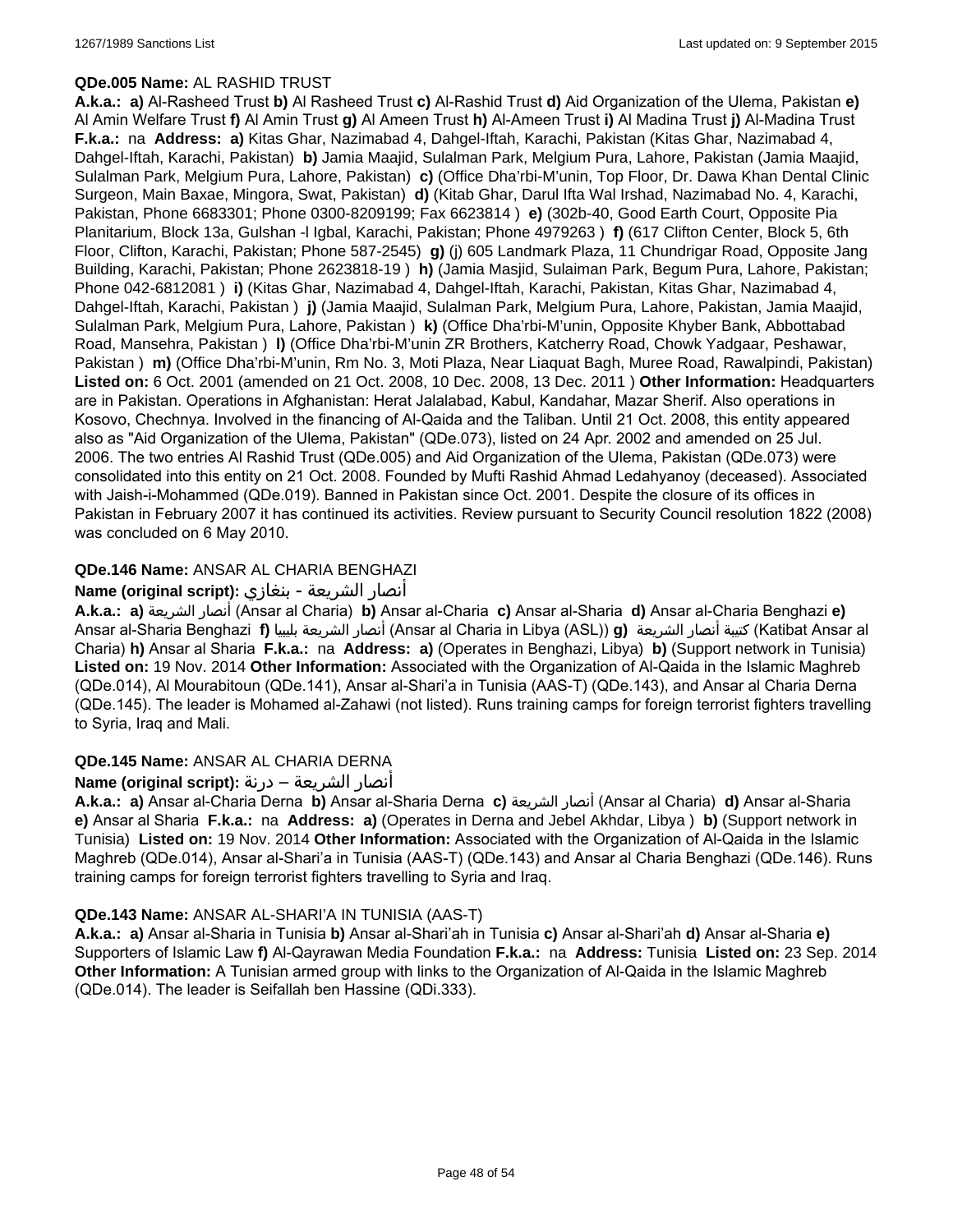**QDe.005 Name:** AL RASHID TRUST

**A.k.a.: a)** Al-Rasheed Trust **b)** Al Rasheed Trust **c)** Al-Rashid Trust **d)** Aid Organization of the Ulema, Pakistan **e)** Al Amin Welfare Trust **f)** Al Amin Trust **g)** Al Ameen Trust **h)** Al-Ameen Trust **i)** Al Madina Trust **j)** Al-Madina Trust **F.k.a.:** na **Address: a)** Kitas Ghar, Nazimabad 4, Dahgel-Iftah, Karachi, Pakistan (Kitas Ghar, Nazimabad 4, Dahgel-Iftah, Karachi, Pakistan) **b)** Jamia Maajid, Sulalman Park, Melgium Pura, Lahore, Pakistan (Jamia Maajid, Sulalman Park, Melgium Pura, Lahore, Pakistan) **c)** (Office Dha'rbi-M'unin, Top Floor, Dr. Dawa Khan Dental Clinic Surgeon, Main Baxae, Mingora, Swat, Pakistan) **d)** (Kitab Ghar, Darul Ifta Wal Irshad, Nazimabad No. 4, Karachi, Pakistan, Phone 6683301; Phone 0300-8209199; Fax 6623814 ) **e)** (302b-40, Good Earth Court, Opposite Pia Planitarium, Block 13a, Gulshan -l Igbal, Karachi, Pakistan; Phone 4979263 ) **f)** (617 Clifton Center, Block 5, 6th Floor, Clifton, Karachi, Pakistan; Phone 587-2545) **g)** (j) 605 Landmark Plaza, 11 Chundrigar Road, Opposite Jang Building, Karachi, Pakistan; Phone 2623818-19 ) **h)** (Jamia Masjid, Sulaiman Park, Begum Pura, Lahore, Pakistan; Phone 042-6812081 ) **i)** (Kitas Ghar, Nazimabad 4, Dahgel-Iftah, Karachi, Pakistan, Kitas Ghar, Nazimabad 4, Dahgel-Iftah, Karachi, Pakistan ) **j)** (Jamia Maajid, Sulalman Park, Melgium Pura, Lahore, Pakistan, Jamia Maajid, Sulalman Park, Melgium Pura, Lahore, Pakistan ) **k)** (Office Dha'rbi-M'unin, Opposite Khyber Bank, Abbottabad Road, Mansehra, Pakistan ) **l)** (Office Dha'rbi-M'unin ZR Brothers, Katcherry Road, Chowk Yadgaar, Peshawar, Pakistan ) **m)** (Office Dha'rbi-M'unin, Rm No. 3, Moti Plaza, Near Liaquat Bagh, Muree Road, Rawalpindi, Pakistan) **Listed on:** 6 Oct. 2001 (amended on 21 Oct. 2008, 10 Dec. 2008, 13 Dec. 2011 ) **Other Information:** Headquarters are in Pakistan. Operations in Afghanistan: Herat Jalalabad, Kabul, Kandahar, Mazar Sherif. Also operations in Kosovo, Chechnya. Involved in the financing of Al-Qaida and the Taliban. Until 21 Oct. 2008, this entity appeared also as "Aid Organization of the Ulema, Pakistan" (QDe.073), listed on 24 Apr. 2002 and amended on 25 Jul. 2006. The two entries Al Rashid Trust (QDe.005) and Aid Organization of the Ulema, Pakistan (QDe.073) were consolidated into this entity on 21 Oct. 2008. Founded by Mufti Rashid Ahmad Ledahyanoy (deceased). Associated with Jaish-i-Mohammed (QDe.019). Banned in Pakistan since Oct. 2001. Despite the closure of its offices in Pakistan in February 2007 it has continued its activities. Review pursuant to Security Council resolution 1822 (2008) was concluded on 6 May 2010.

**QDe.146 Name:** ANSAR AL CHARIA BENGHAZI

**Name (original script):** أنصار الشريعة - بنغازي

**A.k.a.: a)** أنصار الشريعة (Ansar al Charia) **b)** Ansar al-Charia **c)** Ansar al-Sharia **d)** Ansar al-Charia Benghazi **e)** Ansar al-Sharia Benghazi **f)** أنصار الشريعة بليبيا (Ansar al Charia in Libya (ASL)) **g)** كتيبة أنصار الشريعة (Katibat Ansar al Charia) **h)** Ansar al Sharia **F.k.a.:** na **Address: a)** (Operates in Benghazi, Libya) **b)** (Support network in Tunisia) **Listed on:** 19 Nov. 2014 **Other Information:** Associated with the Organization of Al-Qaida in the Islamic Maghreb (QDe.014), Al Mourabitoun (QDe.141), Ansar al-Shari'a in Tunisia (AAS-T) (QDe.143), and Ansar al Charia Derna (QDe.145). The leader is Mohamed al-Zahawi (not listed). Runs training camps for foreign terrorist fighters travelling to Syria, Iraq and Mali.

**QDe.145 Name:** ANSAR AL CHARIA DERNA

**Name (original script):** أنصار الشريعة – درنة

**A.k.a.: a)** Ansar al-Charia Derna **b)** Ansar al-Sharia Derna **c)** أنصار الشريعة (Ansar al Charia) **d)** Ansar al-Sharia **e)** Ansar al Sharia **F.k.a.:** na **Address: a)** (Operates in Derna and Jebel Akhdar, Libya ) **b)** (Support network in Tunisia) **Listed on:** 19 Nov. 2014 **Other Information:** Associated with the Organization of Al-Qaida in the Islamic Maghreb (QDe.014), Ansar al-Shari'a in Tunisia (AAS-T) (QDe.143) and Ansar al Charia Benghazi (QDe.146). Runs training camps for foreign terrorist fighters travelling to Syria and Iraq.

**QDe.143 Name:** ANSAR AL-SHARI'A IN TUNISIA (AAS-T)

**A.k.a.: a)** Ansar al-Sharia in Tunisia **b)** Ansar al-Shari'ah in Tunisia **c)** Ansar al-Shari'ah **d)** Ansar al-Sharia **e)** Supporters of Islamic Law **f)** Al-Qayrawan Media Foundation **F.k.a.:** na **Address:** Tunisia **Listed on:** 23 Sep. 2014 **Other Information:** A Tunisian armed group with links to the Organization of Al-Qaida in the Islamic Maghreb (QDe.014). The leader is Seifallah ben Hassine (QDi.333).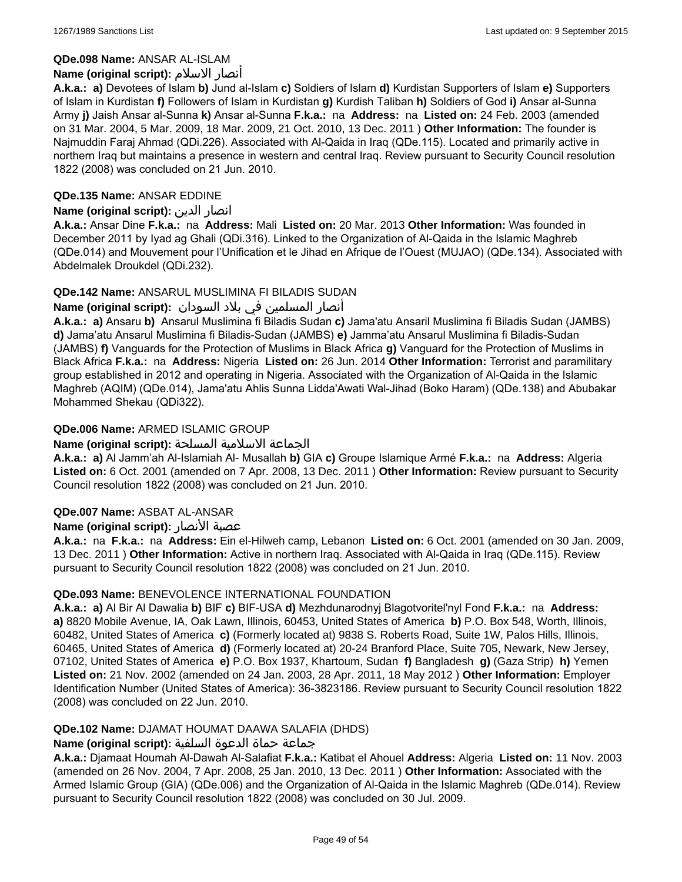**QDe.098 Name:** ANSAR AL-ISLAM

**Name (original script):** أنصار الاسلام

**A.k.a.:** **a)** Devotees of Islam **b)** Jund al-Islam **c)** Soldiers of Islam **d)** Kurdistan Supporters of Islam **e)** Supporters of Islam in Kurdistan **f)** Followers of Islam in Kurdistan **g)** Kurdish Taliban **h)** Soldiers of God **i)** Ansar al-Sunna Army **j)** Jaish Ansar al-Sunna **k)** Ansar al-Sunna **F.k.a.:** na **Address:** na **Listed on:** 24 Feb. 2003 (amended on 31 Mar. 2004, 5 Mar. 2009, 18 Mar. 2009, 21 Oct. 2010, 13 Dec. 2011 ) **Other Information:** The founder is Najmuddin Faraj Ahmad (QDi.226). Associated with Al-Qaida in Iraq (QDe.115). Located and primarily active in northern Iraq but maintains a presence in western and central Iraq. Review pursuant to Security Council resolution 1822 (2008) was concluded on 21 Jun. 2010.

**QDe.135 Name:** ANSAR EDDINE

**Name (original script):** انصار الدين

**A.k.a.:** Ansar Dine **F.k.a.:** na **Address:** Mali **Listed on:** 20 Mar. 2013 **Other Information:** Was founded in December 2011 by Iyad ag Ghali (QDi.316). Linked to the Organization of Al-Qaida in the Islamic Maghreb (QDe.014) and Mouvement pour l'Unification et le Jihad en Afrique de l'Ouest (MUJAO) (QDe.134). Associated with Abdelmalek Droukdel (QDi.232).

**QDe.142 Name:** ANSARUL MUSLIMINA FI BILADIS SUDAN

**Name (original script):** أنصار المسلمين في بلاد السودان

**A.k.a.:** **a)** Ansaru **b)** Ansarul Muslimina fi Biladis Sudan **c)** Jama'atu Ansaril Muslimina fi Biladis Sudan (JAMBS) **d)** Jama'atu Ansarul Muslimina fi Biladis-Sudan (JAMBS) **e)** Jamma'atu Ansarul Muslimina fi Biladis-Sudan (JAMBS) **f)** Vanguards for the Protection of Muslims in Black Africa **g)** Vanguard for the Protection of Muslims in Black Africa **F.k.a.:** na **Address:** Nigeria **Listed on:** 26 Jun. 2014 **Other Information:** Terrorist and paramilitary group established in 2012 and operating in Nigeria. Associated with the Organization of Al-Qaida in the Islamic Maghreb (AQIM) (QDe.014), Jama'atu Ahlis Sunna Lidda'Awati Wal-Jihad (Boko Haram) (QDe.138) and Abubakar Mohammed Shekau (QDi322).

**QDe.006 Name:** ARMED ISLAMIC GROUP

**Name (original script):** الجماعة الاسلامية المسلحة

**A.k.a.:** **a)** Al Jamm'ah Al-Islamiah Al- Musallah **b)** GIA **c)** Groupe Islamique Armé **F.k.a.:** na **Address:** Algeria **Listed on:** 6 Oct. 2001 (amended on 7 Apr. 2008, 13 Dec. 2011 ) **Other Information:** Review pursuant to Security Council resolution 1822 (2008) was concluded on 21 Jun. 2010.

**QDe.007 Name:** ASBAT AL-ANSAR

**Name (original script):** عصبة الأنصار

**A.k.a.:** na **F.k.a.:** na **Address:** Ein el-Hilweh camp, Lebanon **Listed on:** 6 Oct. 2001 (amended on 30 Jan. 2009, 13 Dec. 2011 ) **Other Information:** Active in northern Iraq. Associated with Al-Qaida in Iraq (QDe.115). Review pursuant to Security Council resolution 1822 (2008) was concluded on 21 Jun. 2010.

**QDe.093 Name:** BENEVOLENCE INTERNATIONAL FOUNDATION

**A.k.a.:** **a)** Al Bir Al Dawalia **b)** BIF **c)** BIF-USA **d)** Mezhdunarodnyj Blagotvoritel'nyl Fond **F.k.a.:** na **Address:** **a)** 8820 Mobile Avenue, IA, Oak Lawn, Illinois, 60453, United States of America **b)** P.O. Box 548, Worth, Illinois, 60482, United States of America **c)** (Formerly located at) 9838 S. Roberts Road, Suite 1W, Palos Hills, Illinois, 60465, United States of America **d)** (Formerly located at) 20-24 Branford Place, Suite 705, Newark, New Jersey, 07102, United States of America **e)** P.O. Box 1937, Khartoum, Sudan **f)** Bangladesh **g)** (Gaza Strip) **h)** Yemen **Listed on:** 21 Nov. 2002 (amended on 24 Jan. 2003, 28 Apr. 2011, 18 May 2012 ) **Other Information:** Employer Identification Number (United States of America): 36-3823186. Review pursuant to Security Council resolution 1822 (2008) was concluded on 22 Jun. 2010.

**QDe.102 Name:** DJAMAT HOUMAT DAAWA SALAFIA (DHDS)

**Name (original script):** جماعة حماة الدعوة السلفية

**A.k.a.:** Djamaat Houmah Al-Dawah Al-Salafiat **F.k.a.:** Katibat el Ahouel **Address:** Algeria **Listed on:** 11 Nov. 2003 (amended on 26 Nov. 2004, 7 Apr. 2008, 25 Jan. 2010, 13 Dec. 2011 ) **Other Information:** Associated with the Armed Islamic Group (GIA) (QDe.006) and the Organization of Al-Qaida in the Islamic Maghreb (QDe.014). Review pursuant to Security Council resolution 1822 (2008) was concluded on 30 Jul. 2009.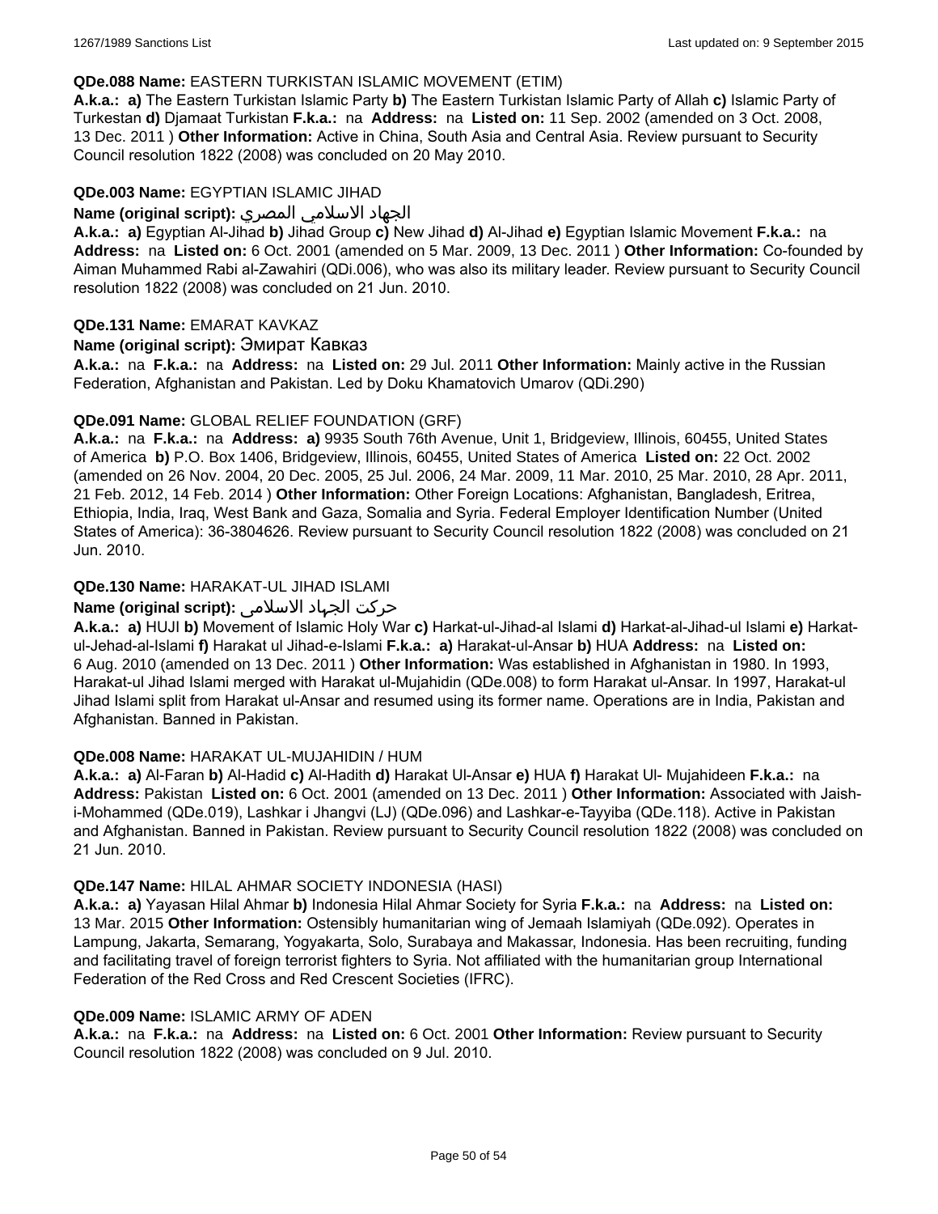**QDe.088 Name:** EASTERN TURKISTAN ISLAMIC MOVEMENT (ETIM)
**A.k.a.:** **a)** The Eastern Turkistan Islamic Party **b)** The Eastern Turkistan Islamic Party of Allah **c)** Islamic Party of Turkestan **d)** Djamaat Turkistan **F.k.a.:** na **Address:** na **Listed on:** 11 Sep. 2002 (amended on 3 Oct. 2008, 13 Dec. 2011 ) **Other Information:** Active in China, South Asia and Central Asia. Review pursuant to Security Council resolution 1822 (2008) was concluded on 20 May 2010.

**QDe.003 Name:** EGYPTIAN ISLAMIC JIHAD
**Name (original script):** الجهاد الاسلامي المصري
**A.k.a.:** **a)** Egyptian Al-Jihad **b)** Jihad Group **c)** New Jihad **d)** Al-Jihad **e)** Egyptian Islamic Movement **F.k.a.:** na **Address:** na **Listed on:** 6 Oct. 2001 (amended on 5 Mar. 2009, 13 Dec. 2011 ) **Other Information:** Co-founded by Aiman Muhammed Rabi al-Zawahiri (QDi.006), who was also its military leader. Review pursuant to Security Council resolution 1822 (2008) was concluded on 21 Jun. 2010.

**QDe.131 Name:** EMARAT KAVKAZ
**Name (original script):** Эмират Кавказ
**A.k.a.:** na **F.k.a.:** na **Address:** na **Listed on:** 29 Jul. 2011 **Other Information:** Mainly active in the Russian Federation, Afghanistan and Pakistan. Led by Doku Khamatovich Umarov (QDi.290)

**QDe.091 Name:** GLOBAL RELIEF FOUNDATION (GRF)
**A.k.a.:** na **F.k.a.:** na **Address:** **a)** 9935 South 76th Avenue, Unit 1, Bridgeview, Illinois, 60455, United States of America **b)** P.O. Box 1406, Bridgeview, Illinois, 60455, United States of America **Listed on:** 22 Oct. 2002 (amended on 26 Nov. 2004, 20 Dec. 2005, 25 Jul. 2006, 24 Mar. 2009, 11 Mar. 2010, 25 Mar. 2010, 28 Apr. 2011, 21 Feb. 2012, 14 Feb. 2014 ) **Other Information:** Other Foreign Locations: Afghanistan, Bangladesh, Eritrea, Ethiopia, India, Iraq, West Bank and Gaza, Somalia and Syria. Federal Employer Identification Number (United States of America): 36-3804626. Review pursuant to Security Council resolution 1822 (2008) was concluded on 21 Jun. 2010.

**QDe.130 Name:** HARAKAT-UL JIHAD ISLAMI
**Name (original script):** حرکت الجهاد الاسلامی
**A.k.a.:** **a)** HUJI **b)** Movement of Islamic Holy War **c)** Harkat-ul-Jihad-al Islami **d)** Harkat-al-Jihad-ul Islami **e)** Harkat-ul-Jehad-al-Islami **f)** Harakat ul Jihad-e-Islami **F.k.a.:** **a)** Harakat-ul-Ansar **b)** HUA **Address:** na **Listed on:** 6 Aug. 2010 (amended on 13 Dec. 2011 ) **Other Information:** Was established in Afghanistan in 1980. In 1993, Harakat-ul Jihad Islami merged with Harakat ul-Mujahidin (QDe.008) to form Harakat ul-Ansar. In 1997, Harakat-ul Jihad Islami split from Harakat ul-Ansar and resumed using its former name. Operations are in India, Pakistan and Afghanistan. Banned in Pakistan.

**QDe.008 Name:** HARAKAT UL-MUJAHIDIN / HUM
**A.k.a.:** **a)** Al-Faran **b)** Al-Hadid **c)** Al-Hadith **d)** Harakat Ul-Ansar **e)** HUA **f)** Harakat Ul- Mujahideen **F.k.a.:** na **Address:** Pakistan **Listed on:** 6 Oct. 2001 (amended on 13 Dec. 2011 ) **Other Information:** Associated with Jaish-i-Mohammed (QDe.019), Lashkar i Jhangvi (LJ) (QDe.096) and Lashkar-e-Tayyiba (QDe.118). Active in Pakistan and Afghanistan. Banned in Pakistan. Review pursuant to Security Council resolution 1822 (2008) was concluded on 21 Jun. 2010.

**QDe.147 Name:** HILAL AHMAR SOCIETY INDONESIA (HASI)
**A.k.a.:** **a)** Yayasan Hilal Ahmar **b)** Indonesia Hilal Ahmar Society for Syria **F.k.a.:** na **Address:** na **Listed on:** 13 Mar. 2015 **Other Information:** Ostensibly humanitarian wing of Jemaah Islamiyah (QDe.092). Operates in Lampung, Jakarta, Semarang, Yogyakarta, Solo, Surabaya and Makassar, Indonesia. Has been recruiting, funding and facilitating travel of foreign terrorist fighters to Syria. Not affiliated with the humanitarian group International Federation of the Red Cross and Red Crescent Societies (IFRC).

**QDe.009 Name:** ISLAMIC ARMY OF ADEN
**A.k.a.:** na **F.k.a.:** na **Address:** na **Listed on:** 6 Oct. 2001 **Other Information:** Review pursuant to Security Council resolution 1822 (2008) was concluded on 9 Jul. 2010.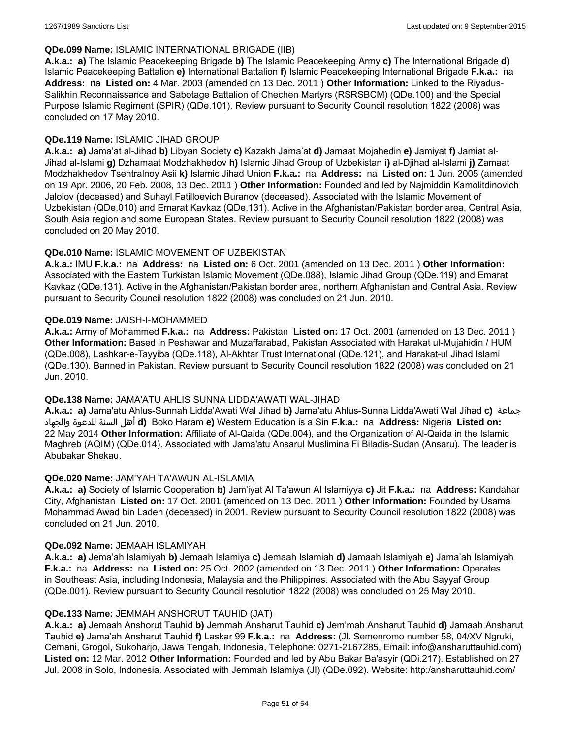**QDe.099 Name:** ISLAMIC INTERNATIONAL BRIGADE (IIB)

**A.k.a.:** **a)** The Islamic Peacekeeping Brigade **b)** The Islamic Peacekeeping Army **c)** The International Brigade **d)** Islamic Peacekeeping Battalion **e)** International Battalion **f)** Islamic Peacekeeping International Brigade **F.k.a.:** na **Address:** na **Listed on:** 4 Mar. 2003 (amended on 13 Dec. 2011 ) **Other Information:** Linked to the Riyadus-Salikhin Reconnaissance and Sabotage Battalion of Chechen Martyrs (RSRSBCM) (QDe.100) and the Special Purpose Islamic Regiment (SPIR) (QDe.101). Review pursuant to Security Council resolution 1822 (2008) was concluded on 17 May 2010.

**QDe.119 Name:** ISLAMIC JIHAD GROUP

**A.k.a.:** **a)** Jama'at al-Jihad **b)** Libyan Society **c)** Kazakh Jama'at **d)** Jamaat Mojahedin **e)** Jamiyat **f)** Jamiat al-Jihad al-Islami **g)** Dzhamaat Modzhakhedov **h)** Islamic Jihad Group of Uzbekistan **i)** al-Djihad al-Islami **j)** Zamaat Modzhakhedov Tsentralnoy Asii **k)** Islamic Jihad Union **F.k.a.:** na **Address:** na **Listed on:** 1 Jun. 2005 (amended on 19 Apr. 2006, 20 Feb. 2008, 13 Dec. 2011 ) **Other Information:** Founded and led by Najmiddin Kamolitdinovich Jalolov (deceased) and Suhayl Fatilloevich Buranov (deceased). Associated with the Islamic Movement of Uzbekistan (QDe.010) and Emarat Kavkaz (QDe.131). Active in the Afghanistan/Pakistan border area, Central Asia, South Asia region and some European States. Review pursuant to Security Council resolution 1822 (2008) was concluded on 20 May 2010.

**QDe.010 Name:** ISLAMIC MOVEMENT OF UZBEKISTAN

**A.k.a.:** IMU **F.k.a.:** na **Address:** na **Listed on:** 6 Oct. 2001 (amended on 13 Dec. 2011 ) **Other Information:** Associated with the Eastern Turkistan Islamic Movement (QDe.088), Islamic Jihad Group (QDe.119) and Emarat Kavkaz (QDe.131). Active in the Afghanistan/Pakistan border area, northern Afghanistan and Central Asia. Review pursuant to Security Council resolution 1822 (2008) was concluded on 21 Jun. 2010.

**QDe.019 Name:** JAISH-I-MOHAMMED

**A.k.a.:** Army of Mohammed **F.k.a.:** na **Address:** Pakistan **Listed on:** 17 Oct. 2001 (amended on 13 Dec. 2011 ) **Other Information:** Based in Peshawar and Muzaffarabad, Pakistan Associated with Harakat ul-Mujahidin / HUM (QDe.008), Lashkar-e-Tayyiba (QDe.118), Al-Akhtar Trust International (QDe.121), and Harakat-ul Jihad Islami (QDe.130). Banned in Pakistan. Review pursuant to Security Council resolution 1822 (2008) was concluded on 21 Jun. 2010.

**QDe.138 Name:** JAMA'ATU AHLIS SUNNA LIDDA'AWATI WAL-JIHAD

**A.k.a.:** **a)** Jama'atu Ahlus-Sunnah Lidda'Awati Wal Jihad **b)** Jama'atu Ahlus-Sunna Lidda'Awati Wal Jihad **c)** جماعة أهل السنة للدعوة والجهاد **d)** Boko Haram **e)** Western Education is a Sin **F.k.a.:** na **Address:** Nigeria **Listed on:** 22 May 2014 **Other Information:** Affiliate of Al-Qaida (QDe.004), and the Organization of Al-Qaida in the Islamic Maghreb (AQIM) (QDe.014). Associated with Jama'atu Ansarul Muslimina Fi Biladis-Sudan (Ansaru). The leader is Abubakar Shekau.

**QDe.020 Name:** JAM'YAH TA'AWUN AL-ISLAMIA

**A.k.a.:** **a)** Society of Islamic Cooperation **b)** Jam'iyat Al Ta'awun Al Islamiyya **c)** Jit **F.k.a.:** na **Address:** Kandahar City, Afghanistan **Listed on:** 17 Oct. 2001 (amended on 13 Dec. 2011 ) **Other Information:** Founded by Usama Mohammad Awad bin Laden (deceased) in 2001. Review pursuant to Security Council resolution 1822 (2008) was concluded on 21 Jun. 2010.

**QDe.092 Name:** JEMAAH ISLAMIYAH

**A.k.a.:** **a)** Jema'ah Islamiyah **b)** Jemaah Islamiya **c)** Jemaah Islamiah **d)** Jamaah Islamiyah **e)** Jama'ah Islamiyah **F.k.a.:** na **Address:** na **Listed on:** 25 Oct. 2002 (amended on 13 Dec. 2011 ) **Other Information:** Operates in Southeast Asia, including Indonesia, Malaysia and the Philippines. Associated with the Abu Sayyaf Group (QDe.001). Review pursuant to Security Council resolution 1822 (2008) was concluded on 25 May 2010.

**QDe.133 Name:** JEMMAH ANSHORUT TAUHID (JAT)

**A.k.a.:** **a)** Jemaah Anshorut Tauhid **b)** Jemmah Ansharut Tauhid **c)** Jem'mah Ansharut Tauhid **d)** Jamaah Ansharut Tauhid **e)** Jama'ah Ansharut Tauhid **f)** Laskar 99 **F.k.a.:** na **Address:** (Jl. Semenromo number 58, 04/XV Ngruki, Cemani, Grogol, Sukoharjo, Jawa Tengah, Indonesia, Telephone: 0271-2167285, Email: info@ansharuttauhid.com) **Listed on:** 12 Mar. 2012 **Other Information:** Founded and led by Abu Bakar Ba'asyir (QDi.217). Established on 27 Jul. 2008 in Solo, Indonesia. Associated with Jemmah Islamiya (JI) (QDe.092). Website: http:/ansharuttauhid.com/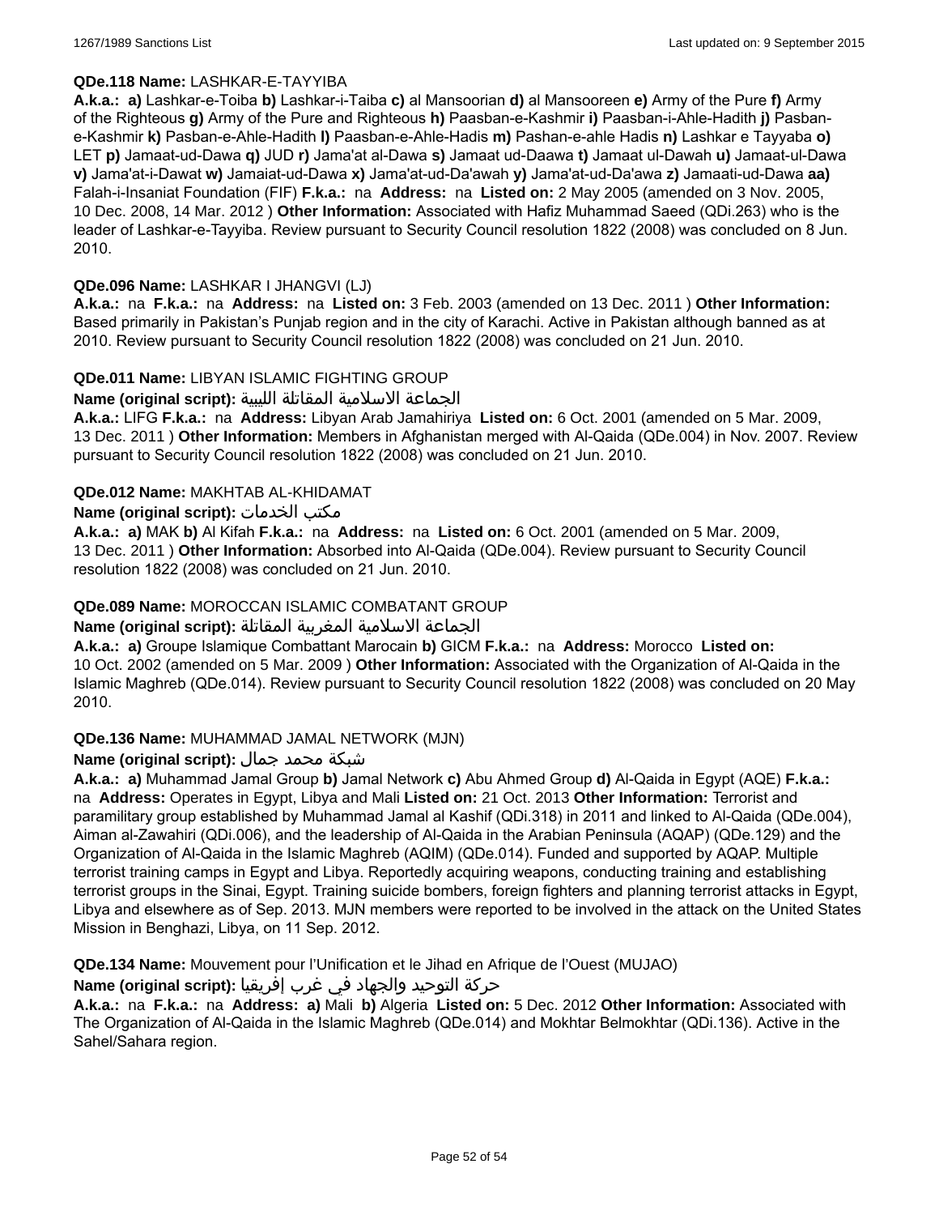**QDe.118 Name:** LASHKAR-E-TAYYIBA

**A.k.a.:** **a)** Lashkar-e-Toiba **b)** Lashkar-i-Taiba **c)** al Mansoorian **d)** al Mansooreen **e)** Army of the Pure **f)** Army of the Righteous **g)** Army of the Pure and Righteous **h)** Paasban-e-Kashmir **i)** Paasban-i-Ahle-Hadith **j)** Pasban-e-Kashmir **k)** Pasban-e-Ahle-Hadith **l)** Paasban-e-Ahle-Hadis **m)** Pashan-e-ahle Hadis **n)** Lashkar e Tayyaba **o)** LET **p)** Jamaat-ud-Dawa **q)** JUD **r)** Jama'at al-Dawa **s)** Jamaat ud-Daawa **t)** Jamaat ul-Dawah **u)** Jamaat-ul-Dawa **v)** Jama'at-i-Dawat **w)** Jamaiat-ud-Dawa **x)** Jama'at-ud-Da'awah **y)** Jama'at-ud-Da'awa **z)** Jamaati-ud-Dawa **aa)** Falah-i-Insaniat Foundation (FIF) **F.k.a.:** na **Address:** na **Listed on:** 2 May 2005 (amended on 3 Nov. 2005, 10 Dec. 2008, 14 Mar. 2012 ) **Other Information:** Associated with Hafiz Muhammad Saeed (QDi.263) who is the leader of Lashkar-e-Tayyiba. Review pursuant to Security Council resolution 1822 (2008) was concluded on 8 Jun. 2010.

**QDe.096 Name:** LASHKAR I JHANGVI (LJ)

**A.k.a.:** na **F.k.a.:** na **Address:** na **Listed on:** 3 Feb. 2003 (amended on 13 Dec. 2011 ) **Other Information:** Based primarily in Pakistan's Punjab region and in the city of Karachi. Active in Pakistan although banned as at 2010. Review pursuant to Security Council resolution 1822 (2008) was concluded on 21 Jun. 2010.

**QDe.011 Name:** LIBYAN ISLAMIC FIGHTING GROUP

**Name (original script):** الجماعة الاسلامية المقاتلة الليبية

**A.k.a.:** LIFG **F.k.a.:** na **Address:** Libyan Arab Jamahiriya **Listed on:** 6 Oct. 2001 (amended on 5 Mar. 2009, 13 Dec. 2011 ) **Other Information:** Members in Afghanistan merged with Al-Qaida (QDe.004) in Nov. 2007. Review pursuant to Security Council resolution 1822 (2008) was concluded on 21 Jun. 2010.

**QDe.012 Name:** MAKHTAB AL-KHIDAMAT

**Name (original script):** مكتب الخدمات

**A.k.a.:** **a)** MAK **b)** Al Kifah **F.k.a.:** na **Address:** na **Listed on:** 6 Oct. 2001 (amended on 5 Mar. 2009, 13 Dec. 2011 ) **Other Information:** Absorbed into Al-Qaida (QDe.004). Review pursuant to Security Council resolution 1822 (2008) was concluded on 21 Jun. 2010.

**QDe.089 Name:** MOROCCAN ISLAMIC COMBATANT GROUP

**Name (original script):** الجماعة الاسلامية المغربية المقاتلة

**A.k.a.:** **a)** Groupe Islamique Combattant Marocain **b)** GICM **F.k.a.:** na **Address:** Morocco **Listed on:** 10 Oct. 2002 (amended on 5 Mar. 2009 ) **Other Information:** Associated with the Organization of Al-Qaida in the Islamic Maghreb (QDe.014). Review pursuant to Security Council resolution 1822 (2008) was concluded on 20 May 2010.

**QDe.136 Name:** MUHAMMAD JAMAL NETWORK (MJN)

**Name (original script):** شبكة محمد جمال

**A.k.a.:** **a)** Muhammad Jamal Group **b)** Jamal Network **c)** Abu Ahmed Group **d)** Al-Qaida in Egypt (AQE) **F.k.a.:** na **Address:** Operates in Egypt, Libya and Mali **Listed on:** 21 Oct. 2013 **Other Information:** Terrorist and paramilitary group established by Muhammad Jamal al Kashif (QDi.318) in 2011 and linked to Al-Qaida (QDe.004), Aiman al-Zawahiri (QDi.006), and the leadership of Al-Qaida in the Arabian Peninsula (AQAP) (QDe.129) and the Organization of Al-Qaida in the Islamic Maghreb (AQIM) (QDe.014). Funded and supported by AQAP. Multiple terrorist training camps in Egypt and Libya. Reportedly acquiring weapons, conducting training and establishing terrorist groups in the Sinai, Egypt. Training suicide bombers, foreign fighters and planning terrorist attacks in Egypt, Libya and elsewhere as of Sep. 2013. MJN members were reported to be involved in the attack on the United States Mission in Benghazi, Libya, on 11 Sep. 2012.

**QDe.134 Name:** Mouvement pour l'Unification et le Jihad en Afrique de l'Ouest (MUJAO)

**Name (original script):** حركة التوحيد والجهاد في غرب إفريقيا

**A.k.a.:** na **F.k.a.:** na **Address:** **a)** Mali **b)** Algeria **Listed on:** 5 Dec. 2012 **Other Information:** Associated with The Organization of Al-Qaida in the Islamic Maghreb (QDe.014) and Mokhtar Belmokhtar (QDi.136). Active in the Sahel/Sahara region.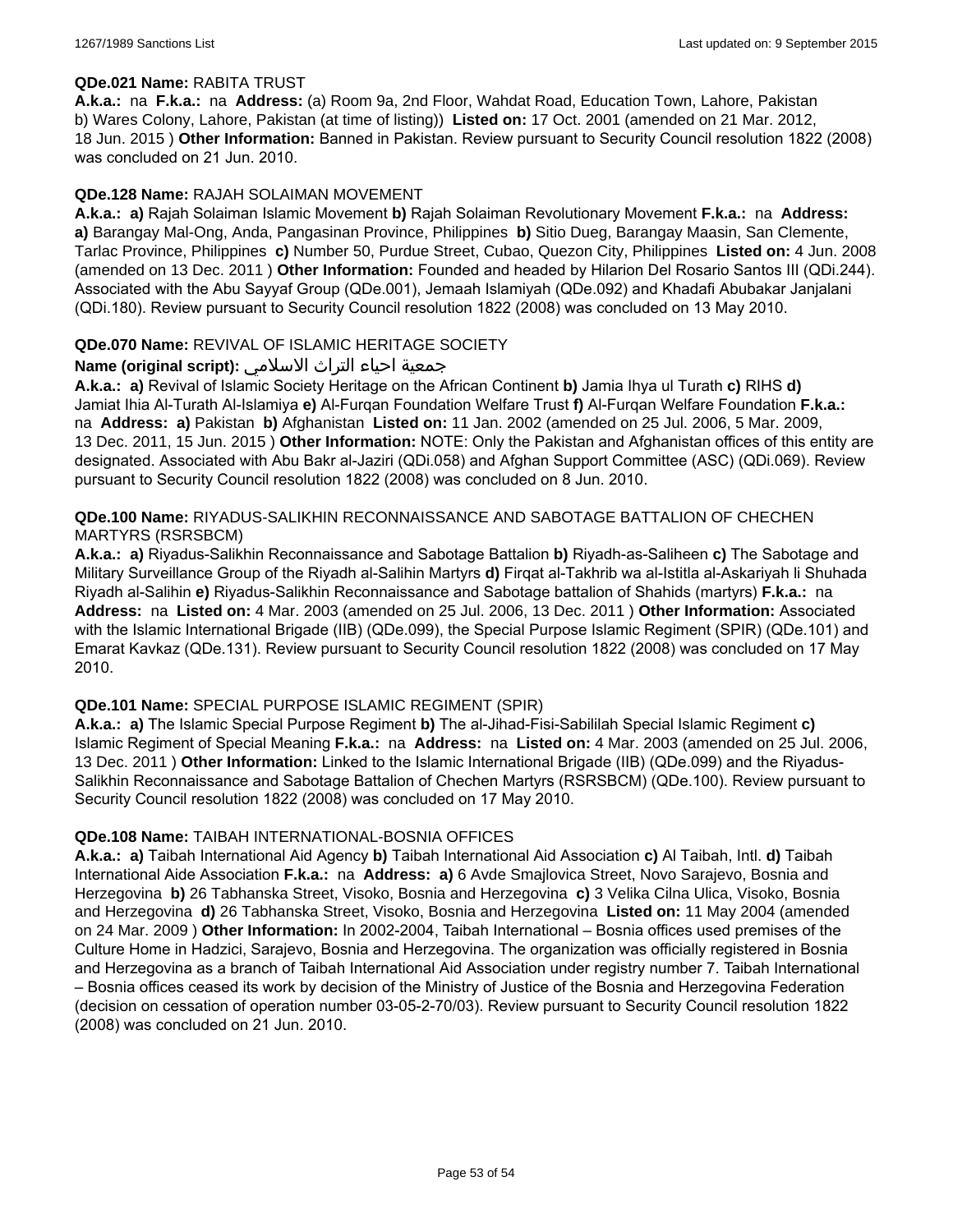**QDe.021 Name:** RABITA TRUST

**A.k.a.:** na **F.k.a.:** na **Address:** (a) Room 9a, 2nd Floor, Wahdat Road, Education Town, Lahore, Pakistan b) Wares Colony, Lahore, Pakistan (at time of listing)) **Listed on:** 17 Oct. 2001 (amended on 21 Mar. 2012, 18 Jun. 2015 ) **Other Information:** Banned in Pakistan. Review pursuant to Security Council resolution 1822 (2008) was concluded on 21 Jun. 2010.

**QDe.128 Name:** RAJAH SOLAIMAN MOVEMENT

**A.k.a.:** **a)** Rajah Solaiman Islamic Movement **b)** Rajah Solaiman Revolutionary Movement **F.k.a.:** na **Address:** **a)** Barangay Mal-Ong, Anda, Pangasinan Province, Philippines **b)** Sitio Dueg, Barangay Maasin, San Clemente, Tarlac Province, Philippines **c)** Number 50, Purdue Street, Cubao, Quezon City, Philippines **Listed on:** 4 Jun. 2008 (amended on 13 Dec. 2011 ) **Other Information:** Founded and headed by Hilarion Del Rosario Santos III (QDi.244). Associated with the Abu Sayyaf Group (QDe.001), Jemaah Islamiyah (QDe.092) and Khadafi Abubakar Janjalani (QDi.180). Review pursuant to Security Council resolution 1822 (2008) was concluded on 13 May 2010.

**QDe.070 Name:** REVIVAL OF ISLAMIC HERITAGE SOCIETY

**Name (original script):** جمعية احياء التراث الاسلامي

**A.k.a.:** **a)** Revival of Islamic Society Heritage on the African Continent **b)** Jamia Ihya ul Turath **c)** RIHS **d)** Jamiat Ihia Al-Turath Al-Islamiya **e)** Al-Furqan Foundation Welfare Trust **f)** Al-Furqan Welfare Foundation **F.k.a.:** na **Address:** **a)** Pakistan **b)** Afghanistan **Listed on:** 11 Jan. 2002 (amended on 25 Jul. 2006, 5 Mar. 2009, 13 Dec. 2011, 15 Jun. 2015 ) **Other Information:** NOTE: Only the Pakistan and Afghanistan offices of this entity are designated. Associated with Abu Bakr al-Jaziri (QDi.058) and Afghan Support Committee (ASC) (QDi.069). Review pursuant to Security Council resolution 1822 (2008) was concluded on 8 Jun. 2010.

**QDe.100 Name:** RIYADUS-SALIKHIN RECONNAISSANCE AND SABOTAGE BATTALION OF CHECHEN MARTYRS (RSRSBCM)

**A.k.a.:** **a)** Riyadus-Salikhin Reconnaissance and Sabotage Battalion **b)** Riyadh-as-Saliheen **c)** The Sabotage and Military Surveillance Group of the Riyadh al-Salihin Martyrs **d)** Firqat al-Takhrib wa al-Istitla al-Askariyah li Shuhada Riyadh al-Salihin **e)** Riyadus-Salikhin Reconnaissance and Sabotage battalion of Shahids (martyrs) **F.k.a.:** na **Address:** na **Listed on:** 4 Mar. 2003 (amended on 25 Jul. 2006, 13 Dec. 2011 ) **Other Information:** Associated with the Islamic International Brigade (IIB) (QDe.099), the Special Purpose Islamic Regiment (SPIR) (QDe.101) and Emarat Kavkaz (QDe.131). Review pursuant to Security Council resolution 1822 (2008) was concluded on 17 May 2010.

**QDe.101 Name:** SPECIAL PURPOSE ISLAMIC REGIMENT (SPIR)

**A.k.a.:** **a)** The Islamic Special Purpose Regiment **b)** The al-Jihad-Fisi-Sabililah Special Islamic Regiment **c)** Islamic Regiment of Special Meaning **F.k.a.:** na **Address:** na **Listed on:** 4 Mar. 2003 (amended on 25 Jul. 2006, 13 Dec. 2011 ) **Other Information:** Linked to the Islamic International Brigade (IIB) (QDe.099) and the Riyadus-Salikhin Reconnaissance and Sabotage Battalion of Chechen Martyrs (RSRSBCM) (QDe.100). Review pursuant to Security Council resolution 1822 (2008) was concluded on 17 May 2010.

**QDe.108 Name:** TAIBAH INTERNATIONAL-BOSNIA OFFICES

**A.k.a.:** **a)** Taibah International Aid Agency **b)** Taibah International Aid Association **c)** Al Taibah, Intl. **d)** Taibah International Aide Association **F.k.a.:** na **Address:** **a)** 6 Avde Smajlovica Street, Novo Sarajevo, Bosnia and Herzegovina **b)** 26 Tabhanska Street, Visoko, Bosnia and Herzegovina **c)** 3 Velika Cilna Ulica, Visoko, Bosnia and Herzegovina **d)** 26 Tabhanska Street, Visoko, Bosnia and Herzegovina **Listed on:** 11 May 2004 (amended on 24 Mar. 2009 ) **Other Information:** In 2002-2004, Taibah International – Bosnia offices used premises of the Culture Home in Hadzici, Sarajevo, Bosnia and Herzegovina. The organization was officially registered in Bosnia and Herzegovina as a branch of Taibah International Aid Association under registry number 7. Taibah International – Bosnia offices ceased its work by decision of the Ministry of Justice of the Bosnia and Herzegovina Federation (decision on cessation of operation number 03-05-2-70/03). Review pursuant to Security Council resolution 1822 (2008) was concluded on 21 Jun. 2010.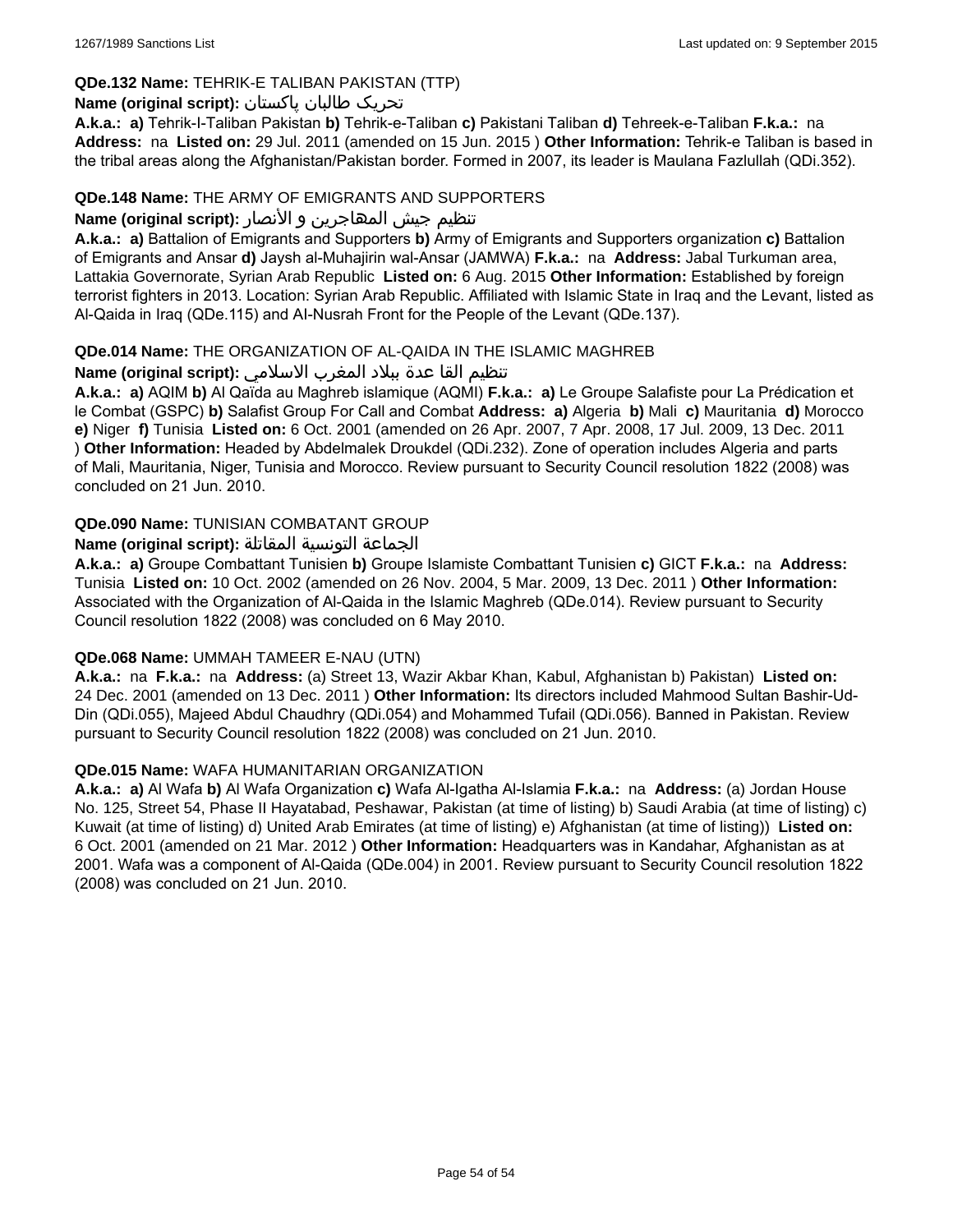**QDe.132 Name:** TEHRIK-E TALIBAN PAKISTAN (TTP)

**Name (original script):** تحریک طالبان پاکستان

**A.k.a.:** **a)** Tehrik-I-Taliban Pakistan **b)** Tehrik-e-Taliban **c)** Pakistani Taliban **d)** Tehreek-e-Taliban **F.k.a.:** na **Address:** na **Listed on:** 29 Jul. 2011 (amended on 15 Jun. 2015 ) **Other Information:** Tehrik-e Taliban is based in the tribal areas along the Afghanistan/Pakistan border. Formed in 2007, its leader is Maulana Fazlullah (QDi.352).

**QDe.148 Name:** THE ARMY OF EMIGRANTS AND SUPPORTERS

**Name (original script):** تنظيم جيش المهاجرين و الأنصار

**A.k.a.:** **a)** Battalion of Emigrants and Supporters **b)** Army of Emigrants and Supporters organization **c)** Battalion of Emigrants and Ansar **d)** Jaysh al-Muhajirin wal-Ansar (JAMWA) **F.k.a.:** na **Address:** Jabal Turkuman area, Lattakia Governorate, Syrian Arab Republic **Listed on:** 6 Aug. 2015 **Other Information:** Established by foreign terrorist fighters in 2013. Location: Syrian Arab Republic. Affiliated with Islamic State in Iraq and the Levant, listed as Al-Qaida in Iraq (QDe.115) and Al-Nusrah Front for the People of the Levant (QDe.137).

**QDe.014 Name:** THE ORGANIZATION OF AL-QAIDA IN THE ISLAMIC MAGHREB

**Name (original script):** تنظيم القا عدة ببلاد المغرب الاسلامي

**A.k.a.:** **a)** AQIM **b)** Al Qaïda au Maghreb islamique (AQMI) **F.k.a.:** **a)** Le Groupe Salafiste pour La Prédication et le Combat (GSPC) **b)** Salafist Group For Call and Combat **Address:** **a)** Algeria **b)** Mali **c)** Mauritania **d)** Morocco **e)** Niger **f)** Tunisia **Listed on:** 6 Oct. 2001 (amended on 26 Apr. 2007, 7 Apr. 2008, 17 Jul. 2009, 13 Dec. 2011 ) **Other Information:** Headed by Abdelmalek Droukdel (QDi.232). Zone of operation includes Algeria and parts of Mali, Mauritania, Niger, Tunisia and Morocco. Review pursuant to Security Council resolution 1822 (2008) was concluded on 21 Jun. 2010.

**QDe.090 Name:** TUNISIAN COMBATANT GROUP

**Name (original script):** الجماعة التونسية المقاتلة

**A.k.a.:** **a)** Groupe Combattant Tunisien **b)** Groupe Islamiste Combattant Tunisien **c)** GICT **F.k.a.:** na **Address:** Tunisia **Listed on:** 10 Oct. 2002 (amended on 26 Nov. 2004, 5 Mar. 2009, 13 Dec. 2011 ) **Other Information:** Associated with the Organization of Al-Qaida in the Islamic Maghreb (QDe.014). Review pursuant to Security Council resolution 1822 (2008) was concluded on 6 May 2010.

**QDe.068 Name:** UMMAH TAMEER E-NAU (UTN)

**A.k.a.:** na **F.k.a.:** na **Address:** (a) Street 13, Wazir Akbar Khan, Kabul, Afghanistan b) Pakistan) **Listed on:** 24 Dec. 2001 (amended on 13 Dec. 2011 ) **Other Information:** Its directors included Mahmood Sultan Bashir-Ud-Din (QDi.055), Majeed Abdul Chaudhry (QDi.054) and Mohammed Tufail (QDi.056). Banned in Pakistan. Review pursuant to Security Council resolution 1822 (2008) was concluded on 21 Jun. 2010.

**QDe.015 Name:** WAFA HUMANITARIAN ORGANIZATION

**A.k.a.:** **a)** Al Wafa **b)** Al Wafa Organization **c)** Wafa Al-Igatha Al-Islamia **F.k.a.:** na **Address:** (a) Jordan House No. 125, Street 54, Phase II Hayatabad, Peshawar, Pakistan (at time of listing) b) Saudi Arabia (at time of listing) c) Kuwait (at time of listing) d) United Arab Emirates (at time of listing) e) Afghanistan (at time of listing)) **Listed on:** 6 Oct. 2001 (amended on 21 Mar. 2012 ) **Other Information:** Headquarters was in Kandahar, Afghanistan as at 2001. Wafa was a component of Al-Qaida (QDe.004) in 2001. Review pursuant to Security Council resolution 1822 (2008) was concluded on 21 Jun. 2010.